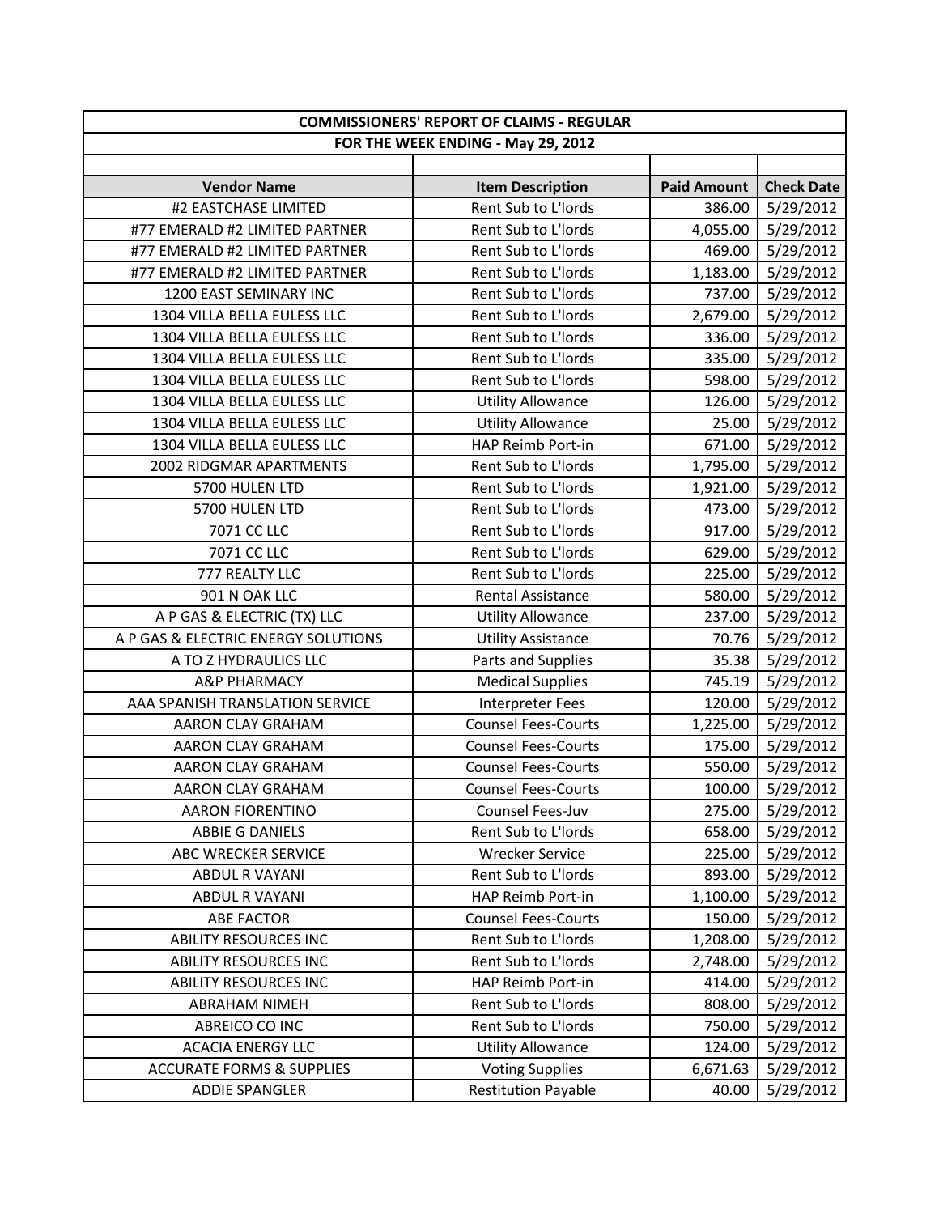| COMMISSIONERS' REPORT OF CLAIMS - REGULAR | | | |
|---|---|---|---|
| FOR THE WEEK ENDING - May 29, 2012 | | | |
| | | | |
| **Vendor Name** | **Item Description** | **Paid Amount** | **Check Date** |
| #2 EASTCHASE LIMITED | Rent Sub to L'lords | 386.00 | 5/29/2012 |
| #77 EMERALD #2 LIMITED PARTNER | Rent Sub to L'lords | 4,055.00 | 5/29/2012 |
| #77 EMERALD #2 LIMITED PARTNER | Rent Sub to L'lords | 469.00 | 5/29/2012 |
| #77 EMERALD #2 LIMITED PARTNER | Rent Sub to L'lords | 1,183.00 | 5/29/2012 |
| 1200 EAST SEMINARY INC | Rent Sub to L'lords | 737.00 | 5/29/2012 |
| 1304 VILLA BELLA EULESS LLC | Rent Sub to L'lords | 2,679.00 | 5/29/2012 |
| 1304 VILLA BELLA EULESS LLC | Rent Sub to L'lords | 336.00 | 5/29/2012 |
| 1304 VILLA BELLA EULESS LLC | Rent Sub to L'lords | 335.00 | 5/29/2012 |
| 1304 VILLA BELLA EULESS LLC | Rent Sub to L'lords | 598.00 | 5/29/2012 |
| 1304 VILLA BELLA EULESS LLC | Utility Allowance | 126.00 | 5/29/2012 |
| 1304 VILLA BELLA EULESS LLC | Utility Allowance | 25.00 | 5/29/2012 |
| 1304 VILLA BELLA EULESS LLC | HAP Reimb Port-in | 671.00 | 5/29/2012 |
| 2002 RIDGMAR APARTMENTS | Rent Sub to L'lords | 1,795.00 | 5/29/2012 |
| 5700 HULEN LTD | Rent Sub to L'lords | 1,921.00 | 5/29/2012 |
| 5700 HULEN LTD | Rent Sub to L'lords | 473.00 | 5/29/2012 |
| 7071 CC LLC | Rent Sub to L'lords | 917.00 | 5/29/2012 |
| 7071 CC LLC | Rent Sub to L'lords | 629.00 | 5/29/2012 |
| 777 REALTY LLC | Rent Sub to L'lords | 225.00 | 5/29/2012 |
| 901 N OAK LLC | Rental Assistance | 580.00 | 5/29/2012 |
| A P GAS & ELECTRIC (TX) LLC | Utility Allowance | 237.00 | 5/29/2012 |
| A P GAS & ELECTRIC ENERGY SOLUTIONS | Utility Assistance | 70.76 | 5/29/2012 |
| A TO Z HYDRAULICS LLC | Parts and Supplies | 35.38 | 5/29/2012 |
| A&P PHARMACY | Medical Supplies | 745.19 | 5/29/2012 |
| AAA SPANISH TRANSLATION SERVICE | Interpreter Fees | 120.00 | 5/29/2012 |
| AARON CLAY GRAHAM | Counsel Fees-Courts | 1,225.00 | 5/29/2012 |
| AARON CLAY GRAHAM | Counsel Fees-Courts | 175.00 | 5/29/2012 |
| AARON CLAY GRAHAM | Counsel Fees-Courts | 550.00 | 5/29/2012 |
| AARON CLAY GRAHAM | Counsel Fees-Courts | 100.00 | 5/29/2012 |
| AARON FIORENTINO | Counsel Fees-Juv | 275.00 | 5/29/2012 |
| ABBIE G DANIELS | Rent Sub to L'lords | 658.00 | 5/29/2012 |
| ABC WRECKER SERVICE | Wrecker Service | 225.00 | 5/29/2012 |
| ABDUL R VAYANI | Rent Sub to L'lords | 893.00 | 5/29/2012 |
| ABDUL R VAYANI | HAP Reimb Port-in | 1,100.00 | 5/29/2012 |
| ABE FACTOR | Counsel Fees-Courts | 150.00 | 5/29/2012 |
| ABILITY RESOURCES INC | Rent Sub to L'lords | 1,208.00 | 5/29/2012 |
| ABILITY RESOURCES INC | Rent Sub to L'lords | 2,748.00 | 5/29/2012 |
| ABILITY RESOURCES INC | HAP Reimb Port-in | 414.00 | 5/29/2012 |
| ABRAHAM NIMEH | Rent Sub to L'lords | 808.00 | 5/29/2012 |
| ABREICO CO INC | Rent Sub to L'lords | 750.00 | 5/29/2012 |
| ACACIA ENERGY LLC | Utility Allowance | 124.00 | 5/29/2012 |
| ACCURATE FORMS & SUPPLIES | Voting Supplies | 6,671.63 | 5/29/2012 |
| ADDIE SPANGLER | Restitution Payable | 40.00 | 5/29/2012 |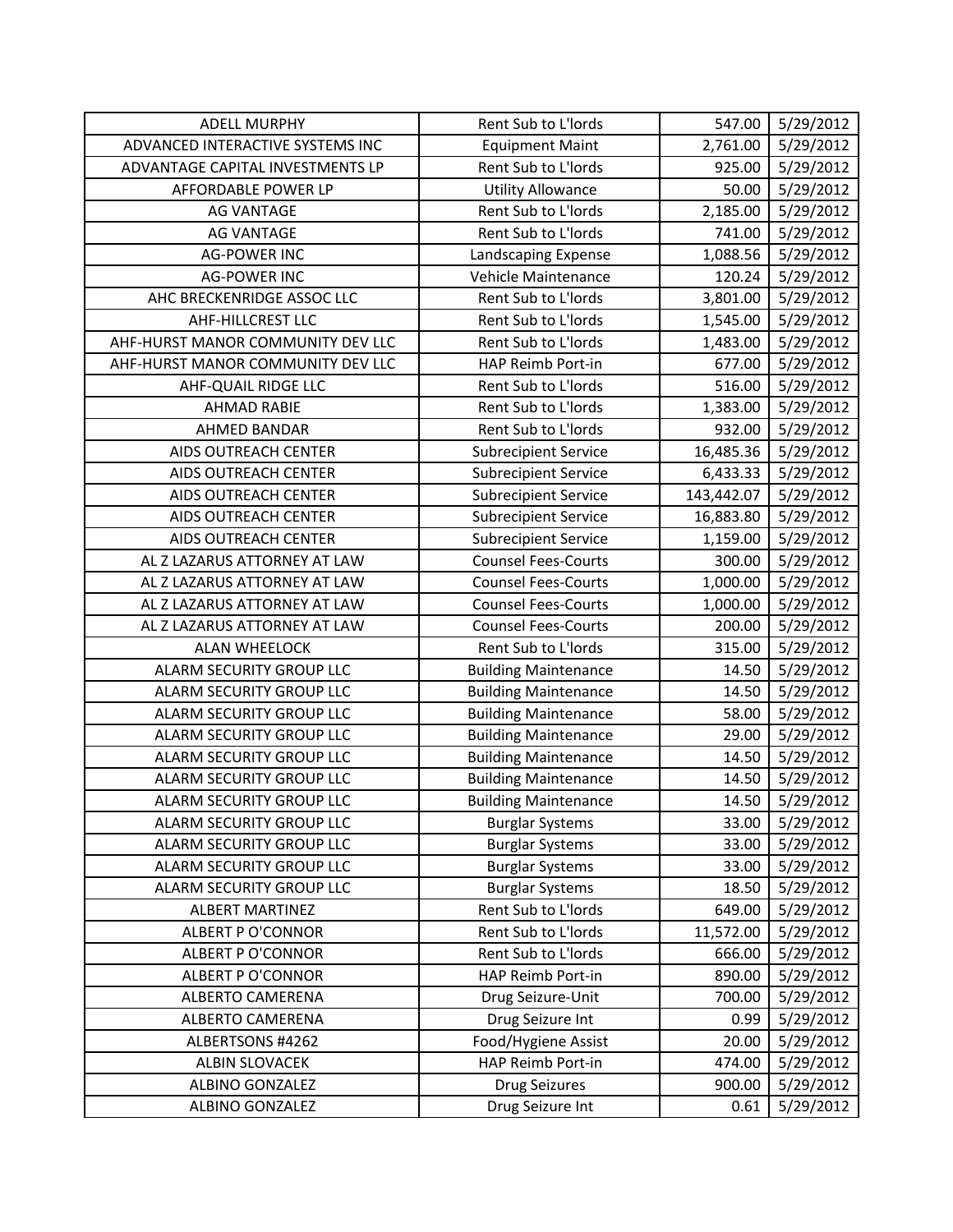| ADELL MURPHY | Rent Sub to L'lords | 547.00 | 5/29/2012 |
|---|---|---|---|
| ADVANCED INTERACTIVE SYSTEMS INC | Equipment Maint | 2,761.00 | 5/29/2012 |
| ADVANTAGE CAPITAL INVESTMENTS LP | Rent Sub to L'lords | 925.00 | 5/29/2012 |
| AFFORDABLE POWER LP | Utility Allowance | 50.00 | 5/29/2012 |
| AG VANTAGE | Rent Sub to L'lords | 2,185.00 | 5/29/2012 |
| AG VANTAGE | Rent Sub to L'lords | 741.00 | 5/29/2012 |
| AG-POWER INC | Landscaping Expense | 1,088.56 | 5/29/2012 |
| AG-POWER INC | Vehicle Maintenance | 120.24 | 5/29/2012 |
| AHC BRECKENRIDGE ASSOC LLC | Rent Sub to L'lords | 3,801.00 | 5/29/2012 |
| AHF-HILLCREST LLC | Rent Sub to L'lords | 1,545.00 | 5/29/2012 |
| AHF-HURST MANOR COMMUNITY DEV LLC | Rent Sub to L'lords | 1,483.00 | 5/29/2012 |
| AHF-HURST MANOR COMMUNITY DEV LLC | HAP Reimb Port-in | 677.00 | 5/29/2012 |
| AHF-QUAIL RIDGE LLC | Rent Sub to L'lords | 516.00 | 5/29/2012 |
| AHMAD RABIE | Rent Sub to L'lords | 1,383.00 | 5/29/2012 |
| AHMED BANDAR | Rent Sub to L'lords | 932.00 | 5/29/2012 |
| AIDS OUTREACH CENTER | Subrecipient Service | 16,485.36 | 5/29/2012 |
| AIDS OUTREACH CENTER | Subrecipient Service | 6,433.33 | 5/29/2012 |
| AIDS OUTREACH CENTER | Subrecipient Service | 143,442.07 | 5/29/2012 |
| AIDS OUTREACH CENTER | Subrecipient Service | 16,883.80 | 5/29/2012 |
| AIDS OUTREACH CENTER | Subrecipient Service | 1,159.00 | 5/29/2012 |
| AL Z LAZARUS ATTORNEY AT LAW | Counsel Fees-Courts | 300.00 | 5/29/2012 |
| AL Z LAZARUS ATTORNEY AT LAW | Counsel Fees-Courts | 1,000.00 | 5/29/2012 |
| AL Z LAZARUS ATTORNEY AT LAW | Counsel Fees-Courts | 1,000.00 | 5/29/2012 |
| AL Z LAZARUS ATTORNEY AT LAW | Counsel Fees-Courts | 200.00 | 5/29/2012 |
| ALAN WHEELOCK | Rent Sub to L'lords | 315.00 | 5/29/2012 |
| ALARM SECURITY GROUP LLC | Building Maintenance | 14.50 | 5/29/2012 |
| ALARM SECURITY GROUP LLC | Building Maintenance | 14.50 | 5/29/2012 |
| ALARM SECURITY GROUP LLC | Building Maintenance | 58.00 | 5/29/2012 |
| ALARM SECURITY GROUP LLC | Building Maintenance | 29.00 | 5/29/2012 |
| ALARM SECURITY GROUP LLC | Building Maintenance | 14.50 | 5/29/2012 |
| ALARM SECURITY GROUP LLC | Building Maintenance | 14.50 | 5/29/2012 |
| ALARM SECURITY GROUP LLC | Building Maintenance | 14.50 | 5/29/2012 |
| ALARM SECURITY GROUP LLC | Burglar Systems | 33.00 | 5/29/2012 |
| ALARM SECURITY GROUP LLC | Burglar Systems | 33.00 | 5/29/2012 |
| ALARM SECURITY GROUP LLC | Burglar Systems | 33.00 | 5/29/2012 |
| ALARM SECURITY GROUP LLC | Burglar Systems | 18.50 | 5/29/2012 |
| ALBERT MARTINEZ | Rent Sub to L'lords | 649.00 | 5/29/2012 |
| ALBERT P O'CONNOR | Rent Sub to L'lords | 11,572.00 | 5/29/2012 |
| ALBERT P O'CONNOR | Rent Sub to L'lords | 666.00 | 5/29/2012 |
| ALBERT P O'CONNOR | HAP Reimb Port-in | 890.00 | 5/29/2012 |
| ALBERTO CAMERENA | Drug Seizure-Unit | 700.00 | 5/29/2012 |
| ALBERTO CAMERENA | Drug Seizure Int | 0.99 | 5/29/2012 |
| ALBERTSONS #4262 | Food/Hygiene Assist | 20.00 | 5/29/2012 |
| ALBIN SLOVACEK | HAP Reimb Port-in | 474.00 | 5/29/2012 |
| ALBINO GONZALEZ | Drug Seizures | 900.00 | 5/29/2012 |
| ALBINO GONZALEZ | Drug Seizure Int | 0.61 | 5/29/2012 |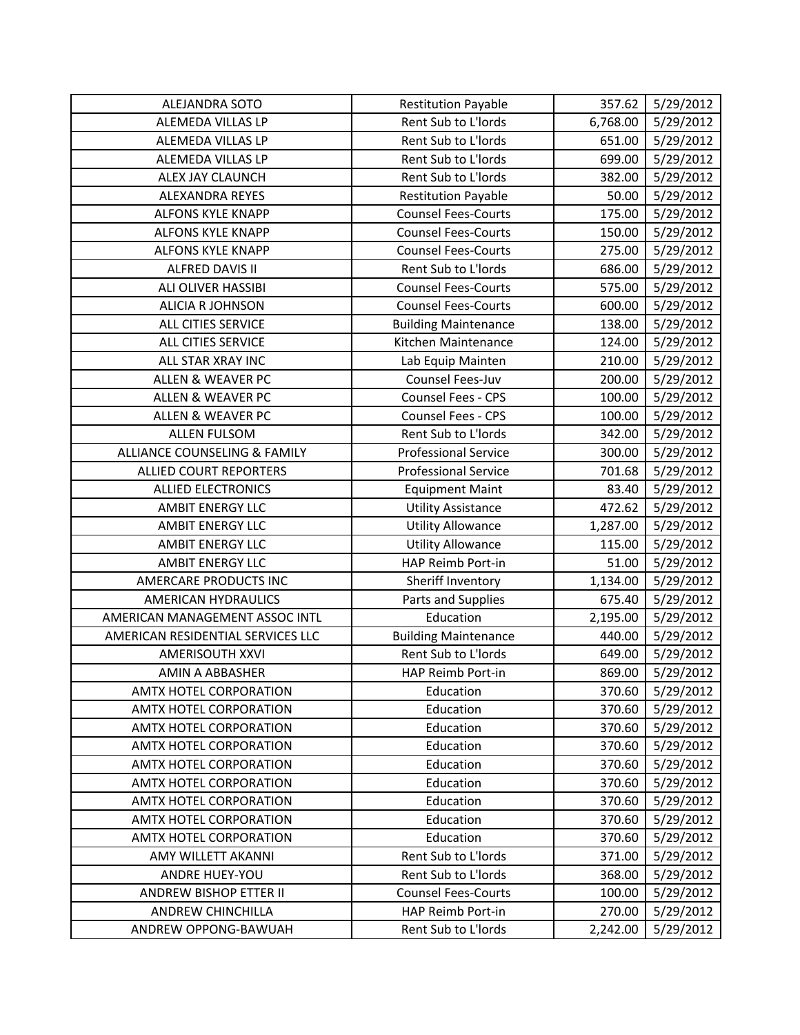| ALEJANDRA SOTO | Restitution Payable | 357.62 | 5/29/2012 |
|---|---|---|---|
| ALEMEDA VILLAS LP | Rent Sub to L'lords | 6,768.00 | 5/29/2012 |
| ALEMEDA VILLAS LP | Rent Sub to L'lords | 651.00 | 5/29/2012 |
| ALEMEDA VILLAS LP | Rent Sub to L'lords | 699.00 | 5/29/2012 |
| ALEX JAY CLAUNCH | Rent Sub to L'lords | 382.00 | 5/29/2012 |
| ALEXANDRA REYES | Restitution Payable | 50.00 | 5/29/2012 |
| ALFONS KYLE KNAPP | Counsel Fees-Courts | 175.00 | 5/29/2012 |
| ALFONS KYLE KNAPP | Counsel Fees-Courts | 150.00 | 5/29/2012 |
| ALFONS KYLE KNAPP | Counsel Fees-Courts | 275.00 | 5/29/2012 |
| ALFRED DAVIS II | Rent Sub to L'lords | 686.00 | 5/29/2012 |
| ALI OLIVER HASSIBI | Counsel Fees-Courts | 575.00 | 5/29/2012 |
| ALICIA R JOHNSON | Counsel Fees-Courts | 600.00 | 5/29/2012 |
| ALL CITIES SERVICE | Building Maintenance | 138.00 | 5/29/2012 |
| ALL CITIES SERVICE | Kitchen Maintenance | 124.00 | 5/29/2012 |
| ALL STAR XRAY INC | Lab Equip Mainten | 210.00 | 5/29/2012 |
| ALLEN & WEAVER PC | Counsel Fees-Juv | 200.00 | 5/29/2012 |
| ALLEN & WEAVER PC | Counsel Fees - CPS | 100.00 | 5/29/2012 |
| ALLEN & WEAVER PC | Counsel Fees - CPS | 100.00 | 5/29/2012 |
| ALLEN FULSOM | Rent Sub to L'lords | 342.00 | 5/29/2012 |
| ALLIANCE COUNSELING & FAMILY | Professional Service | 300.00 | 5/29/2012 |
| ALLIED COURT REPORTERS | Professional Service | 701.68 | 5/29/2012 |
| ALLIED ELECTRONICS | Equipment Maint | 83.40 | 5/29/2012 |
| AMBIT ENERGY LLC | Utility Assistance | 472.62 | 5/29/2012 |
| AMBIT ENERGY LLC | Utility Allowance | 1,287.00 | 5/29/2012 |
| AMBIT ENERGY LLC | Utility Allowance | 115.00 | 5/29/2012 |
| AMBIT ENERGY LLC | HAP Reimb Port-in | 51.00 | 5/29/2012 |
| AMERCARE PRODUCTS INC | Sheriff Inventory | 1,134.00 | 5/29/2012 |
| AMERICAN HYDRAULICS | Parts and Supplies | 675.40 | 5/29/2012 |
| AMERICAN MANAGEMENT ASSOC INTL | Education | 2,195.00 | 5/29/2012 |
| AMERICAN RESIDENTIAL SERVICES LLC | Building Maintenance | 440.00 | 5/29/2012 |
| AMERISOUTH XXVI | Rent Sub to L'lords | 649.00 | 5/29/2012 |
| AMIN A ABBASHER | HAP Reimb Port-in | 869.00 | 5/29/2012 |
| AMTX HOTEL CORPORATION | Education | 370.60 | 5/29/2012 |
| AMTX HOTEL CORPORATION | Education | 370.60 | 5/29/2012 |
| AMTX HOTEL CORPORATION | Education | 370.60 | 5/29/2012 |
| AMTX HOTEL CORPORATION | Education | 370.60 | 5/29/2012 |
| AMTX HOTEL CORPORATION | Education | 370.60 | 5/29/2012 |
| AMTX HOTEL CORPORATION | Education | 370.60 | 5/29/2012 |
| AMTX HOTEL CORPORATION | Education | 370.60 | 5/29/2012 |
| AMTX HOTEL CORPORATION | Education | 370.60 | 5/29/2012 |
| AMTX HOTEL CORPORATION | Education | 370.60 | 5/29/2012 |
| AMY WILLETT AKANNI | Rent Sub to L'lords | 371.00 | 5/29/2012 |
| ANDRE HUEY-YOU | Rent Sub to L'lords | 368.00 | 5/29/2012 |
| ANDREW BISHOP ETTER II | Counsel Fees-Courts | 100.00 | 5/29/2012 |
| ANDREW CHINCHILLA | HAP Reimb Port-in | 270.00 | 5/29/2012 |
| ANDREW OPPONG-BAWUAH | Rent Sub to L'lords | 2,242.00 | 5/29/2012 |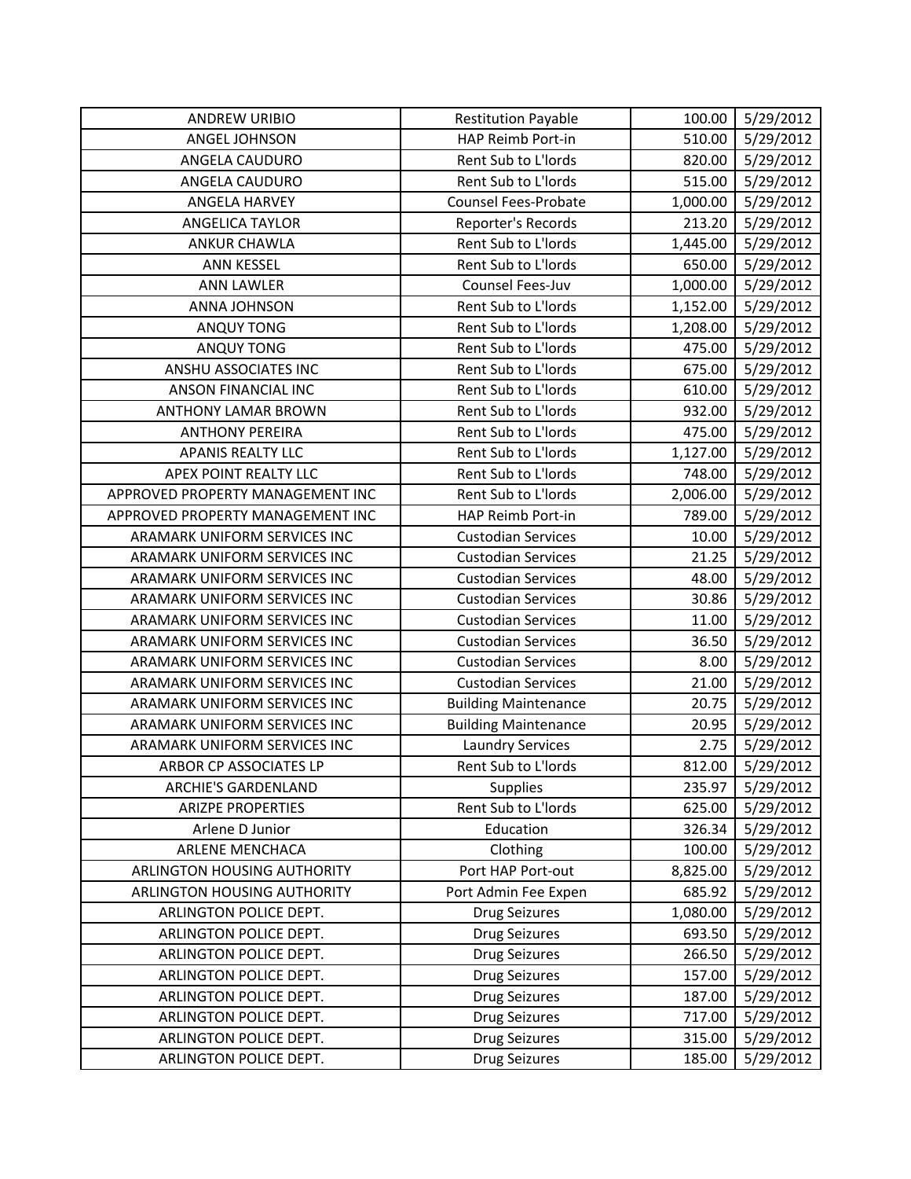| | | | |
|---|---|---|---|
| ANDREW URIBIO | Restitution Payable | 100.00 | 5/29/2012 |
| ANGEL JOHNSON | HAP Reimb Port-in | 510.00 | 5/29/2012 |
| ANGELA CAUDURO | Rent Sub to L'lords | 820.00 | 5/29/2012 |
| ANGELA CAUDURO | Rent Sub to L'lords | 515.00 | 5/29/2012 |
| ANGELA HARVEY | Counsel Fees-Probate | 1,000.00 | 5/29/2012 |
| ANGELICA TAYLOR | Reporter's Records | 213.20 | 5/29/2012 |
| ANKUR CHAWLA | Rent Sub to L'lords | 1,445.00 | 5/29/2012 |
| ANN KESSEL | Rent Sub to L'lords | 650.00 | 5/29/2012 |
| ANN LAWLER | Counsel Fees-Juv | 1,000.00 | 5/29/2012 |
| ANNA JOHNSON | Rent Sub to L'lords | 1,152.00 | 5/29/2012 |
| ANQUY TONG | Rent Sub to L'lords | 1,208.00 | 5/29/2012 |
| ANQUY TONG | Rent Sub to L'lords | 475.00 | 5/29/2012 |
| ANSHU ASSOCIATES INC | Rent Sub to L'lords | 675.00 | 5/29/2012 |
| ANSON FINANCIAL INC | Rent Sub to L'lords | 610.00 | 5/29/2012 |
| ANTHONY LAMAR BROWN | Rent Sub to L'lords | 932.00 | 5/29/2012 |
| ANTHONY PEREIRA | Rent Sub to L'lords | 475.00 | 5/29/2012 |
| APANIS REALTY LLC | Rent Sub to L'lords | 1,127.00 | 5/29/2012 |
| APEX POINT REALTY LLC | Rent Sub to L'lords | 748.00 | 5/29/2012 |
| APPROVED PROPERTY MANAGEMENT INC | Rent Sub to L'lords | 2,006.00 | 5/29/2012 |
| APPROVED PROPERTY MANAGEMENT INC | HAP Reimb Port-in | 789.00 | 5/29/2012 |
| ARAMARK UNIFORM SERVICES INC | Custodian Services | 10.00 | 5/29/2012 |
| ARAMARK UNIFORM SERVICES INC | Custodian Services | 21.25 | 5/29/2012 |
| ARAMARK UNIFORM SERVICES INC | Custodian Services | 48.00 | 5/29/2012 |
| ARAMARK UNIFORM SERVICES INC | Custodian Services | 30.86 | 5/29/2012 |
| ARAMARK UNIFORM SERVICES INC | Custodian Services | 11.00 | 5/29/2012 |
| ARAMARK UNIFORM SERVICES INC | Custodian Services | 36.50 | 5/29/2012 |
| ARAMARK UNIFORM SERVICES INC | Custodian Services | 8.00 | 5/29/2012 |
| ARAMARK UNIFORM SERVICES INC | Custodian Services | 21.00 | 5/29/2012 |
| ARAMARK UNIFORM SERVICES INC | Building Maintenance | 20.75 | 5/29/2012 |
| ARAMARK UNIFORM SERVICES INC | Building Maintenance | 20.95 | 5/29/2012 |
| ARAMARK UNIFORM SERVICES INC | Laundry Services | 2.75 | 5/29/2012 |
| ARBOR CP ASSOCIATES LP | Rent Sub to L'lords | 812.00 | 5/29/2012 |
| ARCHIE'S GARDENLAND | Supplies | 235.97 | 5/29/2012 |
| ARIZPE PROPERTIES | Rent Sub to L'lords | 625.00 | 5/29/2012 |
| Arlene D Junior | Education | 326.34 | 5/29/2012 |
| ARLENE MENCHACA | Clothing | 100.00 | 5/29/2012 |
| ARLINGTON HOUSING AUTHORITY | Port HAP Port-out | 8,825.00 | 5/29/2012 |
| ARLINGTON HOUSING AUTHORITY | Port Admin Fee Expen | 685.92 | 5/29/2012 |
| ARLINGTON POLICE DEPT. | Drug Seizures | 1,080.00 | 5/29/2012 |
| ARLINGTON POLICE DEPT. | Drug Seizures | 693.50 | 5/29/2012 |
| ARLINGTON POLICE DEPT. | Drug Seizures | 266.50 | 5/29/2012 |
| ARLINGTON POLICE DEPT. | Drug Seizures | 157.00 | 5/29/2012 |
| ARLINGTON POLICE DEPT. | Drug Seizures | 187.00 | 5/29/2012 |
| ARLINGTON POLICE DEPT. | Drug Seizures | 717.00 | 5/29/2012 |
| ARLINGTON POLICE DEPT. | Drug Seizures | 315.00 | 5/29/2012 |
| ARLINGTON POLICE DEPT. | Drug Seizures | 185.00 | 5/29/2012 |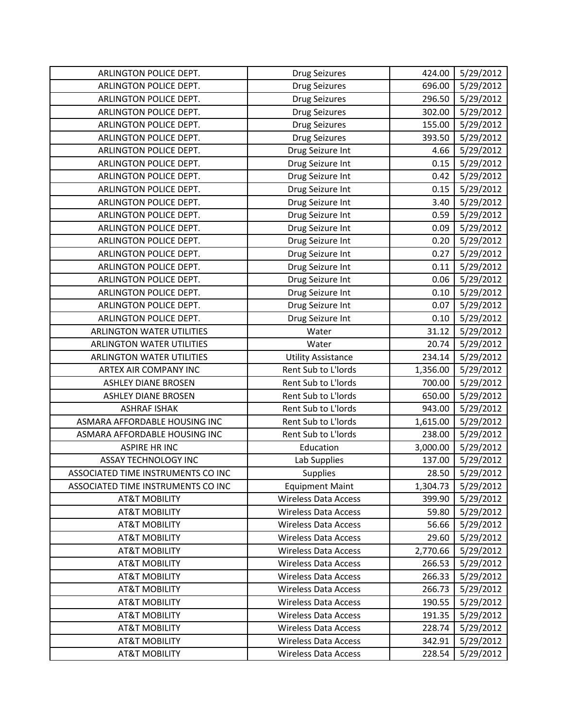| | | | |
|---|---|---|---|
| ARLINGTON POLICE DEPT. | Drug Seizures | 424.00 | 5/29/2012 |
| ARLINGTON POLICE DEPT. | Drug Seizures | 696.00 | 5/29/2012 |
| ARLINGTON POLICE DEPT. | Drug Seizures | 296.50 | 5/29/2012 |
| ARLINGTON POLICE DEPT. | Drug Seizures | 302.00 | 5/29/2012 |
| ARLINGTON POLICE DEPT. | Drug Seizures | 155.00 | 5/29/2012 |
| ARLINGTON POLICE DEPT. | Drug Seizures | 393.50 | 5/29/2012 |
| ARLINGTON POLICE DEPT. | Drug Seizure Int | 4.66 | 5/29/2012 |
| ARLINGTON POLICE DEPT. | Drug Seizure Int | 0.15 | 5/29/2012 |
| ARLINGTON POLICE DEPT. | Drug Seizure Int | 0.42 | 5/29/2012 |
| ARLINGTON POLICE DEPT. | Drug Seizure Int | 0.15 | 5/29/2012 |
| ARLINGTON POLICE DEPT. | Drug Seizure Int | 3.40 | 5/29/2012 |
| ARLINGTON POLICE DEPT. | Drug Seizure Int | 0.59 | 5/29/2012 |
| ARLINGTON POLICE DEPT. | Drug Seizure Int | 0.09 | 5/29/2012 |
| ARLINGTON POLICE DEPT. | Drug Seizure Int | 0.20 | 5/29/2012 |
| ARLINGTON POLICE DEPT. | Drug Seizure Int | 0.27 | 5/29/2012 |
| ARLINGTON POLICE DEPT. | Drug Seizure Int | 0.11 | 5/29/2012 |
| ARLINGTON POLICE DEPT. | Drug Seizure Int | 0.06 | 5/29/2012 |
| ARLINGTON POLICE DEPT. | Drug Seizure Int | 0.10 | 5/29/2012 |
| ARLINGTON POLICE DEPT. | Drug Seizure Int | 0.07 | 5/29/2012 |
| ARLINGTON POLICE DEPT. | Drug Seizure Int | 0.10 | 5/29/2012 |
| ARLINGTON WATER UTILITIES | Water | 31.12 | 5/29/2012 |
| ARLINGTON WATER UTILITIES | Water | 20.74 | 5/29/2012 |
| ARLINGTON WATER UTILITIES | Utility Assistance | 234.14 | 5/29/2012 |
| ARTEX AIR COMPANY INC | Rent Sub to L'lords | 1,356.00 | 5/29/2012 |
| ASHLEY DIANE BROSEN | Rent Sub to L'lords | 700.00 | 5/29/2012 |
| ASHLEY DIANE BROSEN | Rent Sub to L'lords | 650.00 | 5/29/2012 |
| ASHRAF ISHAK | Rent Sub to L'lords | 943.00 | 5/29/2012 |
| ASMARA AFFORDABLE HOUSING INC | Rent Sub to L'lords | 1,615.00 | 5/29/2012 |
| ASMARA AFFORDABLE HOUSING INC | Rent Sub to L'lords | 238.00 | 5/29/2012 |
| ASPIRE HR INC | Education | 3,000.00 | 5/29/2012 |
| ASSAY TECHNOLOGY INC | Lab Supplies | 137.00 | 5/29/2012 |
| ASSOCIATED TIME INSTRUMENTS CO INC | Supplies | 28.50 | 5/29/2012 |
| ASSOCIATED TIME INSTRUMENTS CO INC | Equipment Maint | 1,304.73 | 5/29/2012 |
| AT&T MOBILITY | Wireless Data Access | 399.90 | 5/29/2012 |
| AT&T MOBILITY | Wireless Data Access | 59.80 | 5/29/2012 |
| AT&T MOBILITY | Wireless Data Access | 56.66 | 5/29/2012 |
| AT&T MOBILITY | Wireless Data Access | 29.60 | 5/29/2012 |
| AT&T MOBILITY | Wireless Data Access | 2,770.66 | 5/29/2012 |
| AT&T MOBILITY | Wireless Data Access | 266.53 | 5/29/2012 |
| AT&T MOBILITY | Wireless Data Access | 266.33 | 5/29/2012 |
| AT&T MOBILITY | Wireless Data Access | 266.73 | 5/29/2012 |
| AT&T MOBILITY | Wireless Data Access | 190.55 | 5/29/2012 |
| AT&T MOBILITY | Wireless Data Access | 191.35 | 5/29/2012 |
| AT&T MOBILITY | Wireless Data Access | 228.74 | 5/29/2012 |
| AT&T MOBILITY | Wireless Data Access | 342.91 | 5/29/2012 |
| AT&T MOBILITY | Wireless Data Access | 228.54 | 5/29/2012 |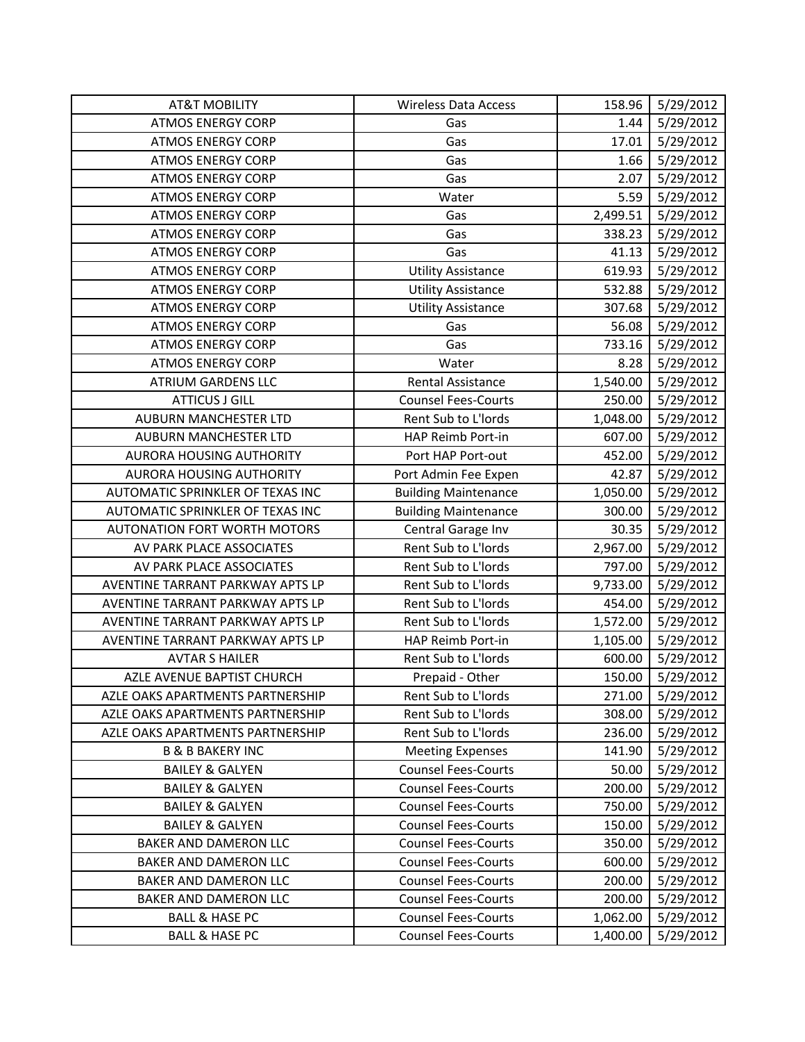| | | | |
|---|---|---|---|
| AT&T MOBILITY | Wireless Data Access | 158.96 | 5/29/2012 |
| ATMOS ENERGY CORP | Gas | 1.44 | 5/29/2012 |
| ATMOS ENERGY CORP | Gas | 17.01 | 5/29/2012 |
| ATMOS ENERGY CORP | Gas | 1.66 | 5/29/2012 |
| ATMOS ENERGY CORP | Gas | 2.07 | 5/29/2012 |
| ATMOS ENERGY CORP | Water | 5.59 | 5/29/2012 |
| ATMOS ENERGY CORP | Gas | 2,499.51 | 5/29/2012 |
| ATMOS ENERGY CORP | Gas | 338.23 | 5/29/2012 |
| ATMOS ENERGY CORP | Gas | 41.13 | 5/29/2012 |
| ATMOS ENERGY CORP | Utility Assistance | 619.93 | 5/29/2012 |
| ATMOS ENERGY CORP | Utility Assistance | 532.88 | 5/29/2012 |
| ATMOS ENERGY CORP | Utility Assistance | 307.68 | 5/29/2012 |
| ATMOS ENERGY CORP | Gas | 56.08 | 5/29/2012 |
| ATMOS ENERGY CORP | Gas | 733.16 | 5/29/2012 |
| ATMOS ENERGY CORP | Water | 8.28 | 5/29/2012 |
| ATRIUM GARDENS LLC | Rental Assistance | 1,540.00 | 5/29/2012 |
| ATTICUS J GILL | Counsel Fees-Courts | 250.00 | 5/29/2012 |
| AUBURN MANCHESTER LTD | Rent Sub to L'lords | 1,048.00 | 5/29/2012 |
| AUBURN MANCHESTER LTD | HAP Reimb Port-in | 607.00 | 5/29/2012 |
| AURORA HOUSING AUTHORITY | Port HAP Port-out | 452.00 | 5/29/2012 |
| AURORA HOUSING AUTHORITY | Port Admin Fee Expen | 42.87 | 5/29/2012 |
| AUTOMATIC SPRINKLER OF TEXAS INC | Building Maintenance | 1,050.00 | 5/29/2012 |
| AUTOMATIC SPRINKLER OF TEXAS INC | Building Maintenance | 300.00 | 5/29/2012 |
| AUTONATION FORT WORTH MOTORS | Central Garage Inv | 30.35 | 5/29/2012 |
| AV PARK PLACE ASSOCIATES | Rent Sub to L'lords | 2,967.00 | 5/29/2012 |
| AV PARK PLACE ASSOCIATES | Rent Sub to L'lords | 797.00 | 5/29/2012 |
| AVENTINE TARRANT PARKWAY APTS LP | Rent Sub to L'lords | 9,733.00 | 5/29/2012 |
| AVENTINE TARRANT PARKWAY APTS LP | Rent Sub to L'lords | 454.00 | 5/29/2012 |
| AVENTINE TARRANT PARKWAY APTS LP | Rent Sub to L'lords | 1,572.00 | 5/29/2012 |
| AVENTINE TARRANT PARKWAY APTS LP | HAP Reimb Port-in | 1,105.00 | 5/29/2012 |
| AVTAR S HAILER | Rent Sub to L'lords | 600.00 | 5/29/2012 |
| AZLE AVENUE BAPTIST CHURCH | Prepaid - Other | 150.00 | 5/29/2012 |
| AZLE OAKS APARTMENTS PARTNERSHIP | Rent Sub to L'lords | 271.00 | 5/29/2012 |
| AZLE OAKS APARTMENTS PARTNERSHIP | Rent Sub to L'lords | 308.00 | 5/29/2012 |
| AZLE OAKS APARTMENTS PARTNERSHIP | Rent Sub to L'lords | 236.00 | 5/29/2012 |
| B & B BAKERY INC | Meeting Expenses | 141.90 | 5/29/2012 |
| BAILEY & GALYEN | Counsel Fees-Courts | 50.00 | 5/29/2012 |
| BAILEY & GALYEN | Counsel Fees-Courts | 200.00 | 5/29/2012 |
| BAILEY & GALYEN | Counsel Fees-Courts | 750.00 | 5/29/2012 |
| BAILEY & GALYEN | Counsel Fees-Courts | 150.00 | 5/29/2012 |
| BAKER AND DAMERON LLC | Counsel Fees-Courts | 350.00 | 5/29/2012 |
| BAKER AND DAMERON LLC | Counsel Fees-Courts | 600.00 | 5/29/2012 |
| BAKER AND DAMERON LLC | Counsel Fees-Courts | 200.00 | 5/29/2012 |
| BAKER AND DAMERON LLC | Counsel Fees-Courts | 200.00 | 5/29/2012 |
| BALL & HASE PC | Counsel Fees-Courts | 1,062.00 | 5/29/2012 |
| BALL & HASE PC | Counsel Fees-Courts | 1,400.00 | 5/29/2012 |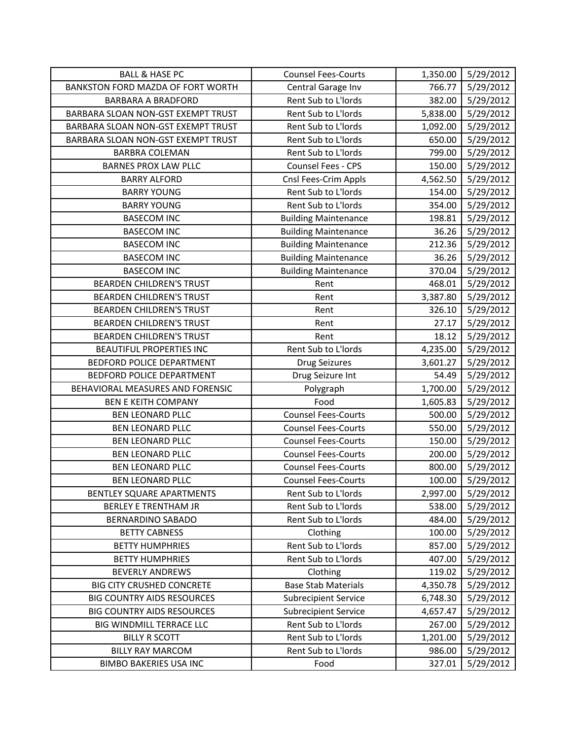| BALL & HASE PC | Counsel Fees-Courts | 1,350.00 | 5/29/2012 |
|---|---|---|---|
| BANKSTON FORD MAZDA OF FORT WORTH | Central Garage Inv | 766.77 | 5/29/2012 |
| BARBARA A BRADFORD | Rent Sub to L'lords | 382.00 | 5/29/2012 |
| BARBARA SLOAN NON-GST EXEMPT TRUST | Rent Sub to L'lords | 5,838.00 | 5/29/2012 |
| BARBARA SLOAN NON-GST EXEMPT TRUST | Rent Sub to L'lords | 1,092.00 | 5/29/2012 |
| BARBARA SLOAN NON-GST EXEMPT TRUST | Rent Sub to L'lords | 650.00 | 5/29/2012 |
| BARBRA COLEMAN | Rent Sub to L'lords | 799.00 | 5/29/2012 |
| BARNES PROX LAW PLLC | Counsel Fees - CPS | 150.00 | 5/29/2012 |
| BARRY ALFORD | Cnsl Fees-Crim Appls | 4,562.50 | 5/29/2012 |
| BARRY YOUNG | Rent Sub to L'lords | 154.00 | 5/29/2012 |
| BARRY YOUNG | Rent Sub to L'lords | 354.00 | 5/29/2012 |
| BASECOM INC | Building Maintenance | 198.81 | 5/29/2012 |
| BASECOM INC | Building Maintenance | 36.26 | 5/29/2012 |
| BASECOM INC | Building Maintenance | 212.36 | 5/29/2012 |
| BASECOM INC | Building Maintenance | 36.26 | 5/29/2012 |
| BASECOM INC | Building Maintenance | 370.04 | 5/29/2012 |
| BEARDEN CHILDREN'S TRUST | Rent | 468.01 | 5/29/2012 |
| BEARDEN CHILDREN'S TRUST | Rent | 3,387.80 | 5/29/2012 |
| BEARDEN CHILDREN'S TRUST | Rent | 326.10 | 5/29/2012 |
| BEARDEN CHILDREN'S TRUST | Rent | 27.17 | 5/29/2012 |
| BEARDEN CHILDREN'S TRUST | Rent | 18.12 | 5/29/2012 |
| BEAUTIFUL PROPERTIES INC | Rent Sub to L'lords | 4,235.00 | 5/29/2012 |
| BEDFORD POLICE DEPARTMENT | Drug Seizures | 3,601.27 | 5/29/2012 |
| BEDFORD POLICE DEPARTMENT | Drug Seizure Int | 54.49 | 5/29/2012 |
| BEHAVIORAL MEASURES AND FORENSIC | Polygraph | 1,700.00 | 5/29/2012 |
| BEN E KEITH COMPANY | Food | 1,605.83 | 5/29/2012 |
| BEN LEONARD PLLC | Counsel Fees-Courts | 500.00 | 5/29/2012 |
| BEN LEONARD PLLC | Counsel Fees-Courts | 550.00 | 5/29/2012 |
| BEN LEONARD PLLC | Counsel Fees-Courts | 150.00 | 5/29/2012 |
| BEN LEONARD PLLC | Counsel Fees-Courts | 200.00 | 5/29/2012 |
| BEN LEONARD PLLC | Counsel Fees-Courts | 800.00 | 5/29/2012 |
| BEN LEONARD PLLC | Counsel Fees-Courts | 100.00 | 5/29/2012 |
| BENTLEY SQUARE APARTMENTS | Rent Sub to L'lords | 2,997.00 | 5/29/2012 |
| BERLEY E TRENTHAM JR | Rent Sub to L'lords | 538.00 | 5/29/2012 |
| BERNARDINO SABADO | Rent Sub to L'lords | 484.00 | 5/29/2012 |
| BETTY CABNESS | Clothing | 100.00 | 5/29/2012 |
| BETTY HUMPHRIES | Rent Sub to L'lords | 857.00 | 5/29/2012 |
| BETTY HUMPHRIES | Rent Sub to L'lords | 407.00 | 5/29/2012 |
| BEVERLY ANDREWS | Clothing | 119.02 | 5/29/2012 |
| BIG CITY CRUSHED CONCRETE | Base Stab Materials | 4,350.78 | 5/29/2012 |
| BIG COUNTRY AIDS RESOURCES | Subrecipient Service | 6,748.30 | 5/29/2012 |
| BIG COUNTRY AIDS RESOURCES | Subrecipient Service | 4,657.47 | 5/29/2012 |
| BIG WINDMILL TERRACE LLC | Rent Sub to L'lords | 267.00 | 5/29/2012 |
| BILLY R SCOTT | Rent Sub to L'lords | 1,201.00 | 5/29/2012 |
| BILLY RAY MARCOM | Rent Sub to L'lords | 986.00 | 5/29/2012 |
| BIMBO BAKERIES USA INC | Food | 327.01 | 5/29/2012 |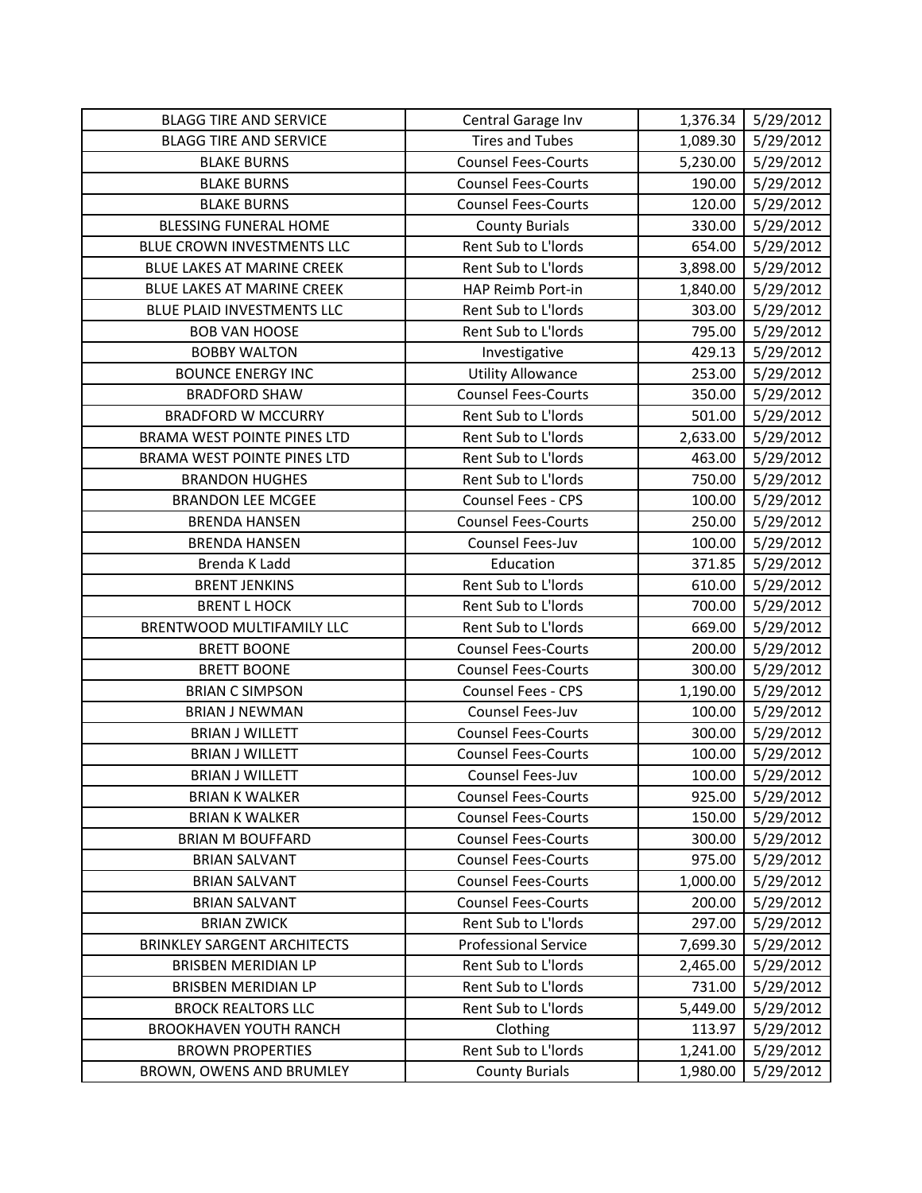| BLAGG TIRE AND SERVICE | Central Garage Inv | 1,376.34 | 5/29/2012 |
|---|---|---|---|
| BLAGG TIRE AND SERVICE | Tires and Tubes | 1,089.30 | 5/29/2012 |
| BLAKE BURNS | Counsel Fees-Courts | 5,230.00 | 5/29/2012 |
| BLAKE BURNS | Counsel Fees-Courts | 190.00 | 5/29/2012 |
| BLAKE BURNS | Counsel Fees-Courts | 120.00 | 5/29/2012 |
| BLESSING FUNERAL HOME | County Burials | 330.00 | 5/29/2012 |
| BLUE CROWN INVESTMENTS LLC | Rent Sub to L'lords | 654.00 | 5/29/2012 |
| BLUE LAKES AT MARINE CREEK | Rent Sub to L'lords | 3,898.00 | 5/29/2012 |
| BLUE LAKES AT MARINE CREEK | HAP Reimb Port-in | 1,840.00 | 5/29/2012 |
| BLUE PLAID INVESTMENTS LLC | Rent Sub to L'lords | 303.00 | 5/29/2012 |
| BOB VAN HOOSE | Rent Sub to L'lords | 795.00 | 5/29/2012 |
| BOBBY WALTON | Investigative | 429.13 | 5/29/2012 |
| BOUNCE ENERGY INC | Utility Allowance | 253.00 | 5/29/2012 |
| BRADFORD SHAW | Counsel Fees-Courts | 350.00 | 5/29/2012 |
| BRADFORD W MCCURRY | Rent Sub to L'lords | 501.00 | 5/29/2012 |
| BRAMA WEST POINTE PINES LTD | Rent Sub to L'lords | 2,633.00 | 5/29/2012 |
| BRAMA WEST POINTE PINES LTD | Rent Sub to L'lords | 463.00 | 5/29/2012 |
| BRANDON HUGHES | Rent Sub to L'lords | 750.00 | 5/29/2012 |
| BRANDON LEE MCGEE | Counsel Fees - CPS | 100.00 | 5/29/2012 |
| BRENDA HANSEN | Counsel Fees-Courts | 250.00 | 5/29/2012 |
| BRENDA HANSEN | Counsel Fees-Juv | 100.00 | 5/29/2012 |
| Brenda K Ladd | Education | 371.85 | 5/29/2012 |
| BRENT JENKINS | Rent Sub to L'lords | 610.00 | 5/29/2012 |
| BRENT L HOCK | Rent Sub to L'lords | 700.00 | 5/29/2012 |
| BRENTWOOD MULTIFAMILY LLC | Rent Sub to L'lords | 669.00 | 5/29/2012 |
| BRETT BOONE | Counsel Fees-Courts | 200.00 | 5/29/2012 |
| BRETT BOONE | Counsel Fees-Courts | 300.00 | 5/29/2012 |
| BRIAN C SIMPSON | Counsel Fees - CPS | 1,190.00 | 5/29/2012 |
| BRIAN J NEWMAN | Counsel Fees-Juv | 100.00 | 5/29/2012 |
| BRIAN J WILLETT | Counsel Fees-Courts | 300.00 | 5/29/2012 |
| BRIAN J WILLETT | Counsel Fees-Courts | 100.00 | 5/29/2012 |
| BRIAN J WILLETT | Counsel Fees-Juv | 100.00 | 5/29/2012 |
| BRIAN K WALKER | Counsel Fees-Courts | 925.00 | 5/29/2012 |
| BRIAN K WALKER | Counsel Fees-Courts | 150.00 | 5/29/2012 |
| BRIAN M BOUFFARD | Counsel Fees-Courts | 300.00 | 5/29/2012 |
| BRIAN SALVANT | Counsel Fees-Courts | 975.00 | 5/29/2012 |
| BRIAN SALVANT | Counsel Fees-Courts | 1,000.00 | 5/29/2012 |
| BRIAN SALVANT | Counsel Fees-Courts | 200.00 | 5/29/2012 |
| BRIAN ZWICK | Rent Sub to L'lords | 297.00 | 5/29/2012 |
| BRINKLEY SARGENT ARCHITECTS | Professional Service | 7,699.30 | 5/29/2012 |
| BRISBEN MERIDIAN LP | Rent Sub to L'lords | 2,465.00 | 5/29/2012 |
| BRISBEN MERIDIAN LP | Rent Sub to L'lords | 731.00 | 5/29/2012 |
| BROCK REALTORS LLC | Rent Sub to L'lords | 5,449.00 | 5/29/2012 |
| BROOKHAVEN YOUTH RANCH | Clothing | 113.97 | 5/29/2012 |
| BROWN PROPERTIES | Rent Sub to L'lords | 1,241.00 | 5/29/2012 |
| BROWN, OWENS AND BRUMLEY | County Burials | 1,980.00 | 5/29/2012 |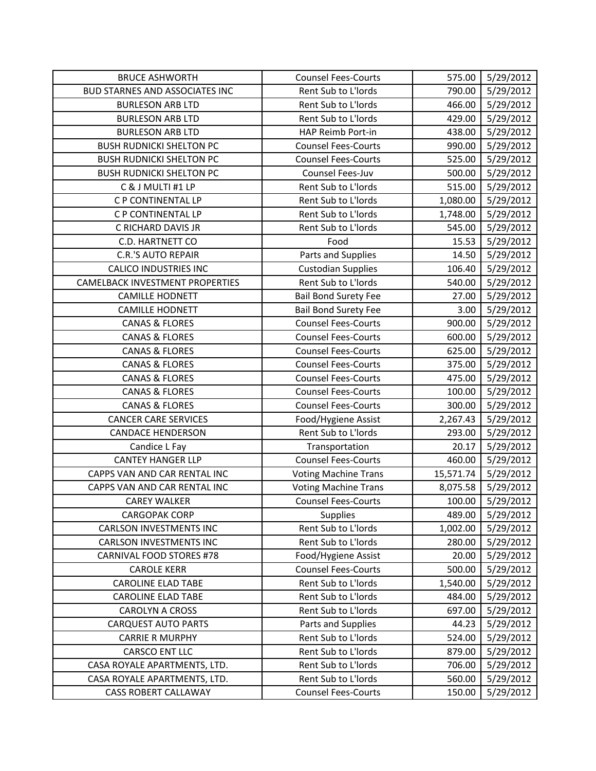| | | | |
|---|---|---|---|
| BRUCE ASHWORTH | Counsel Fees-Courts | 575.00 | 5/29/2012 |
| BUD STARNES AND ASSOCIATES INC | Rent Sub to L'lords | 790.00 | 5/29/2012 |
| BURLESON ARB LTD | Rent Sub to L'lords | 466.00 | 5/29/2012 |
| BURLESON ARB LTD | Rent Sub to L'lords | 429.00 | 5/29/2012 |
| BURLESON ARB LTD | HAP Reimb Port-in | 438.00 | 5/29/2012 |
| BUSH RUDNICKI SHELTON PC | Counsel Fees-Courts | 990.00 | 5/29/2012 |
| BUSH RUDNICKI SHELTON PC | Counsel Fees-Courts | 525.00 | 5/29/2012 |
| BUSH RUDNICKI SHELTON PC | Counsel Fees-Juv | 500.00 | 5/29/2012 |
| C & J MULTI #1 LP | Rent Sub to L'lords | 515.00 | 5/29/2012 |
| C P CONTINENTAL LP | Rent Sub to L'lords | 1,080.00 | 5/29/2012 |
| C P CONTINENTAL LP | Rent Sub to L'lords | 1,748.00 | 5/29/2012 |
| C RICHARD DAVIS JR | Rent Sub to L'lords | 545.00 | 5/29/2012 |
| C.D. HARTNETT CO | Food | 15.53 | 5/29/2012 |
| C.R.'S AUTO REPAIR | Parts and Supplies | 14.50 | 5/29/2012 |
| CALICO INDUSTRIES INC | Custodian Supplies | 106.40 | 5/29/2012 |
| CAMELBACK INVESTMENT PROPERTIES | Rent Sub to L'lords | 540.00 | 5/29/2012 |
| CAMILLE HODNETT | Bail Bond Surety Fee | 27.00 | 5/29/2012 |
| CAMILLE HODNETT | Bail Bond Surety Fee | 3.00 | 5/29/2012 |
| CANAS & FLORES | Counsel Fees-Courts | 900.00 | 5/29/2012 |
| CANAS & FLORES | Counsel Fees-Courts | 600.00 | 5/29/2012 |
| CANAS & FLORES | Counsel Fees-Courts | 625.00 | 5/29/2012 |
| CANAS & FLORES | Counsel Fees-Courts | 375.00 | 5/29/2012 |
| CANAS & FLORES | Counsel Fees-Courts | 475.00 | 5/29/2012 |
| CANAS & FLORES | Counsel Fees-Courts | 100.00 | 5/29/2012 |
| CANAS & FLORES | Counsel Fees-Courts | 300.00 | 5/29/2012 |
| CANCER CARE SERVICES | Food/Hygiene Assist | 2,267.43 | 5/29/2012 |
| CANDACE HENDERSON | Rent Sub to L'lords | 293.00 | 5/29/2012 |
| Candice L Fay | Transportation | 20.17 | 5/29/2012 |
| CANTEY HANGER LLP | Counsel Fees-Courts | 460.00 | 5/29/2012 |
| CAPPS VAN AND CAR RENTAL INC | Voting Machine Trans | 15,571.74 | 5/29/2012 |
| CAPPS VAN AND CAR RENTAL INC | Voting Machine Trans | 8,075.58 | 5/29/2012 |
| CAREY WALKER | Counsel Fees-Courts | 100.00 | 5/29/2012 |
| CARGOPAK CORP | Supplies | 489.00 | 5/29/2012 |
| CARLSON INVESTMENTS INC | Rent Sub to L'lords | 1,002.00 | 5/29/2012 |
| CARLSON INVESTMENTS INC | Rent Sub to L'lords | 280.00 | 5/29/2012 |
| CARNIVAL FOOD STORES #78 | Food/Hygiene Assist | 20.00 | 5/29/2012 |
| CAROLE KERR | Counsel Fees-Courts | 500.00 | 5/29/2012 |
| CAROLINE ELAD TABE | Rent Sub to L'lords | 1,540.00 | 5/29/2012 |
| CAROLINE ELAD TABE | Rent Sub to L'lords | 484.00 | 5/29/2012 |
| CAROLYN A CROSS | Rent Sub to L'lords | 697.00 | 5/29/2012 |
| CARQUEST AUTO PARTS | Parts and Supplies | 44.23 | 5/29/2012 |
| CARRIE R MURPHY | Rent Sub to L'lords | 524.00 | 5/29/2012 |
| CARSCO ENT LLC | Rent Sub to L'lords | 879.00 | 5/29/2012 |
| CASA ROYALE APARTMENTS, LTD. | Rent Sub to L'lords | 706.00 | 5/29/2012 |
| CASA ROYALE APARTMENTS, LTD. | Rent Sub to L'lords | 560.00 | 5/29/2012 |
| CASS ROBERT CALLAWAY | Counsel Fees-Courts | 150.00 | 5/29/2012 |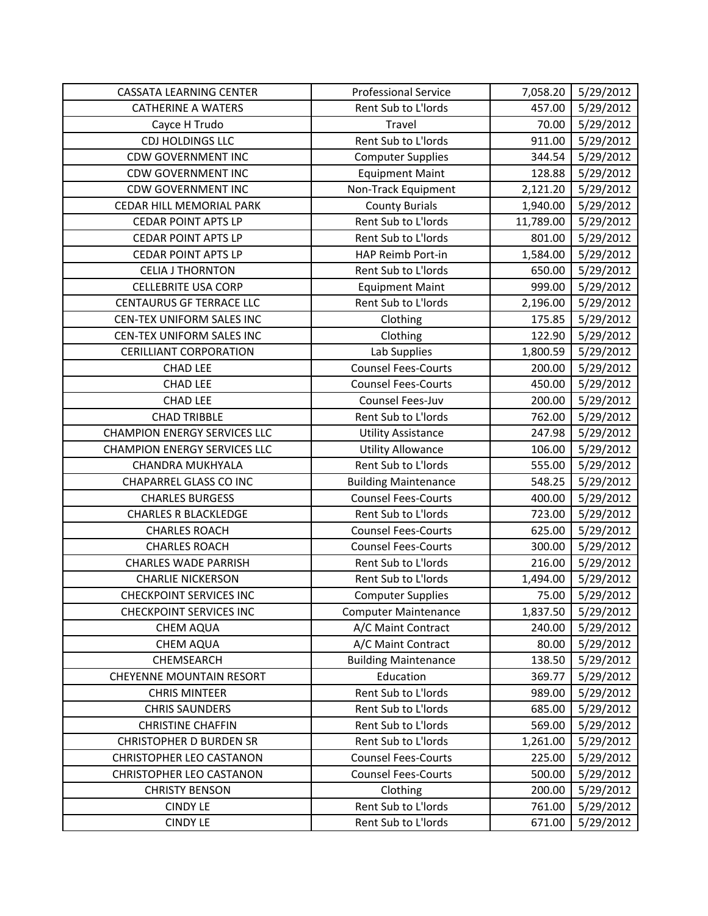| CASSATA LEARNING CENTER | Professional Service | 7,058.20 | 5/29/2012 |
|---|---|---|---|
| CATHERINE A WATERS | Rent Sub to L'lords | 457.00 | 5/29/2012 |
| Cayce H Trudo | Travel | 70.00 | 5/29/2012 |
| CDJ HOLDINGS LLC | Rent Sub to L'lords | 911.00 | 5/29/2012 |
| CDW GOVERNMENT INC | Computer Supplies | 344.54 | 5/29/2012 |
| CDW GOVERNMENT INC | Equipment Maint | 128.88 | 5/29/2012 |
| CDW GOVERNMENT INC | Non-Track Equipment | 2,121.20 | 5/29/2012 |
| CEDAR HILL MEMORIAL PARK | County Burials | 1,940.00 | 5/29/2012 |
| CEDAR POINT APTS LP | Rent Sub to L'lords | 11,789.00 | 5/29/2012 |
| CEDAR POINT APTS LP | Rent Sub to L'lords | 801.00 | 5/29/2012 |
| CEDAR POINT APTS LP | HAP Reimb Port-in | 1,584.00 | 5/29/2012 |
| CELIA J THORNTON | Rent Sub to L'lords | 650.00 | 5/29/2012 |
| CELLEBRITE USA CORP | Equipment Maint | 999.00 | 5/29/2012 |
| CENTAURUS GF TERRACE LLC | Rent Sub to L'lords | 2,196.00 | 5/29/2012 |
| CEN-TEX UNIFORM SALES INC | Clothing | 175.85 | 5/29/2012 |
| CEN-TEX UNIFORM SALES INC | Clothing | 122.90 | 5/29/2012 |
| CERILLIANT CORPORATION | Lab Supplies | 1,800.59 | 5/29/2012 |
| CHAD LEE | Counsel Fees-Courts | 200.00 | 5/29/2012 |
| CHAD LEE | Counsel Fees-Courts | 450.00 | 5/29/2012 |
| CHAD LEE | Counsel Fees-Juv | 200.00 | 5/29/2012 |
| CHAD TRIBBLE | Rent Sub to L'lords | 762.00 | 5/29/2012 |
| CHAMPION ENERGY SERVICES LLC | Utility Assistance | 247.98 | 5/29/2012 |
| CHAMPION ENERGY SERVICES LLC | Utility Allowance | 106.00 | 5/29/2012 |
| CHANDRA MUKHYALA | Rent Sub to L'lords | 555.00 | 5/29/2012 |
| CHAPARREL GLASS CO INC | Building Maintenance | 548.25 | 5/29/2012 |
| CHARLES BURGESS | Counsel Fees-Courts | 400.00 | 5/29/2012 |
| CHARLES R BLACKLEDGE | Rent Sub to L'lords | 723.00 | 5/29/2012 |
| CHARLES ROACH | Counsel Fees-Courts | 625.00 | 5/29/2012 |
| CHARLES ROACH | Counsel Fees-Courts | 300.00 | 5/29/2012 |
| CHARLES WADE PARRISH | Rent Sub to L'lords | 216.00 | 5/29/2012 |
| CHARLIE NICKERSON | Rent Sub to L'lords | 1,494.00 | 5/29/2012 |
| CHECKPOINT SERVICES INC | Computer Supplies | 75.00 | 5/29/2012 |
| CHECKPOINT SERVICES INC | Computer Maintenance | 1,837.50 | 5/29/2012 |
| CHEM AQUA | A/C Maint Contract | 240.00 | 5/29/2012 |
| CHEM AQUA | A/C Maint Contract | 80.00 | 5/29/2012 |
| CHEMSEARCH | Building Maintenance | 138.50 | 5/29/2012 |
| CHEYENNE MOUNTAIN RESORT | Education | 369.77 | 5/29/2012 |
| CHRIS MINTEER | Rent Sub to L'lords | 989.00 | 5/29/2012 |
| CHRIS SAUNDERS | Rent Sub to L'lords | 685.00 | 5/29/2012 |
| CHRISTINE CHAFFIN | Rent Sub to L'lords | 569.00 | 5/29/2012 |
| CHRISTOPHER D BURDEN SR | Rent Sub to L'lords | 1,261.00 | 5/29/2012 |
| CHRISTOPHER LEO CASTANON | Counsel Fees-Courts | 225.00 | 5/29/2012 |
| CHRISTOPHER LEO CASTANON | Counsel Fees-Courts | 500.00 | 5/29/2012 |
| CHRISTY BENSON | Clothing | 200.00 | 5/29/2012 |
| CINDY LE | Rent Sub to L'lords | 761.00 | 5/29/2012 |
| CINDY LE | Rent Sub to L'lords | 671.00 | 5/29/2012 |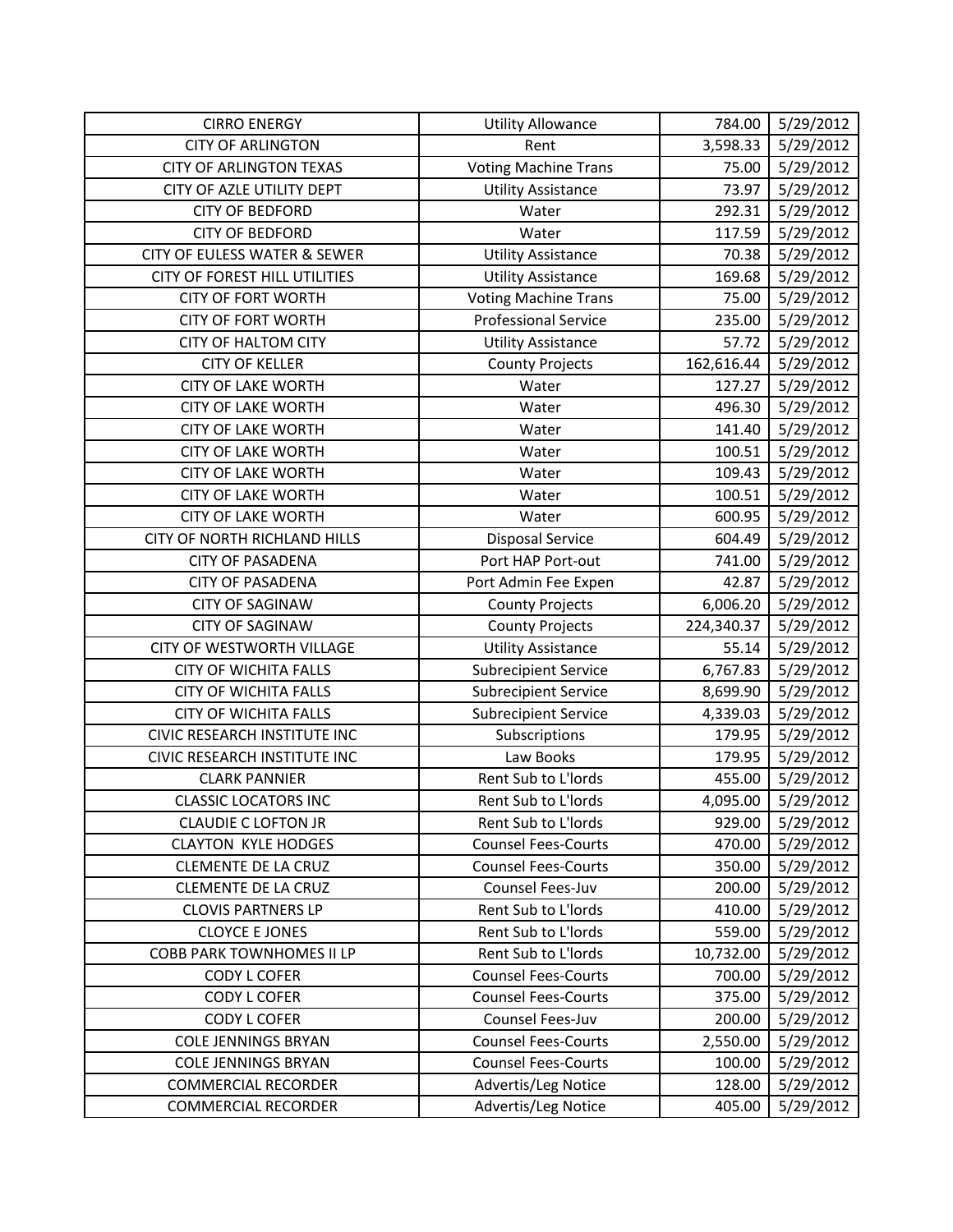| | | | |
|---|---|---|---|
| CIRRO ENERGY | Utility Allowance | 784.00 | 5/29/2012 |
| CITY OF ARLINGTON | Rent | 3,598.33 | 5/29/2012 |
| CITY OF ARLINGTON TEXAS | Voting Machine Trans | 75.00 | 5/29/2012 |
| CITY OF AZLE UTILITY DEPT | Utility Assistance | 73.97 | 5/29/2012 |
| CITY OF BEDFORD | Water | 292.31 | 5/29/2012 |
| CITY OF BEDFORD | Water | 117.59 | 5/29/2012 |
| CITY OF EULESS WATER & SEWER | Utility Assistance | 70.38 | 5/29/2012 |
| CITY OF FOREST HILL UTILITIES | Utility Assistance | 169.68 | 5/29/2012 |
| CITY OF FORT WORTH | Voting Machine Trans | 75.00 | 5/29/2012 |
| CITY OF FORT WORTH | Professional Service | 235.00 | 5/29/2012 |
| CITY OF HALTOM CITY | Utility Assistance | 57.72 | 5/29/2012 |
| CITY OF KELLER | County Projects | 162,616.44 | 5/29/2012 |
| CITY OF LAKE WORTH | Water | 127.27 | 5/29/2012 |
| CITY OF LAKE WORTH | Water | 496.30 | 5/29/2012 |
| CITY OF LAKE WORTH | Water | 141.40 | 5/29/2012 |
| CITY OF LAKE WORTH | Water | 100.51 | 5/29/2012 |
| CITY OF LAKE WORTH | Water | 109.43 | 5/29/2012 |
| CITY OF LAKE WORTH | Water | 100.51 | 5/29/2012 |
| CITY OF LAKE WORTH | Water | 600.95 | 5/29/2012 |
| CITY OF NORTH RICHLAND HILLS | Disposal Service | 604.49 | 5/29/2012 |
| CITY OF PASADENA | Port HAP Port-out | 741.00 | 5/29/2012 |
| CITY OF PASADENA | Port Admin Fee Expen | 42.87 | 5/29/2012 |
| CITY OF SAGINAW | County Projects | 6,006.20 | 5/29/2012 |
| CITY OF SAGINAW | County Projects | 224,340.37 | 5/29/2012 |
| CITY OF WESTWORTH VILLAGE | Utility Assistance | 55.14 | 5/29/2012 |
| CITY OF WICHITA FALLS | Subrecipient Service | 6,767.83 | 5/29/2012 |
| CITY OF WICHITA FALLS | Subrecipient Service | 8,699.90 | 5/29/2012 |
| CITY OF WICHITA FALLS | Subrecipient Service | 4,339.03 | 5/29/2012 |
| CIVIC RESEARCH INSTITUTE INC | Subscriptions | 179.95 | 5/29/2012 |
| CIVIC RESEARCH INSTITUTE INC | Law Books | 179.95 | 5/29/2012 |
| CLARK PANNIER | Rent Sub to L'lords | 455.00 | 5/29/2012 |
| CLASSIC LOCATORS INC | Rent Sub to L'lords | 4,095.00 | 5/29/2012 |
| CLAUDIE C LOFTON JR | Rent Sub to L'lords | 929.00 | 5/29/2012 |
| CLAYTON KYLE HODGES | Counsel Fees-Courts | 470.00 | 5/29/2012 |
| CLEMENTE DE LA CRUZ | Counsel Fees-Courts | 350.00 | 5/29/2012 |
| CLEMENTE DE LA CRUZ | Counsel Fees-Juv | 200.00 | 5/29/2012 |
| CLOVIS PARTNERS LP | Rent Sub to L'lords | 410.00 | 5/29/2012 |
| CLOYCE E JONES | Rent Sub to L'lords | 559.00 | 5/29/2012 |
| COBB PARK TOWNHOMES II LP | Rent Sub to L'lords | 10,732.00 | 5/29/2012 |
| CODY L COFER | Counsel Fees-Courts | 700.00 | 5/29/2012 |
| CODY L COFER | Counsel Fees-Courts | 375.00 | 5/29/2012 |
| CODY L COFER | Counsel Fees-Juv | 200.00 | 5/29/2012 |
| COLE JENNINGS BRYAN | Counsel Fees-Courts | 2,550.00 | 5/29/2012 |
| COLE JENNINGS BRYAN | Counsel Fees-Courts | 100.00 | 5/29/2012 |
| COMMERCIAL RECORDER | Advertis/Leg Notice | 128.00 | 5/29/2012 |
| COMMERCIAL RECORDER | Advertis/Leg Notice | 405.00 | 5/29/2012 |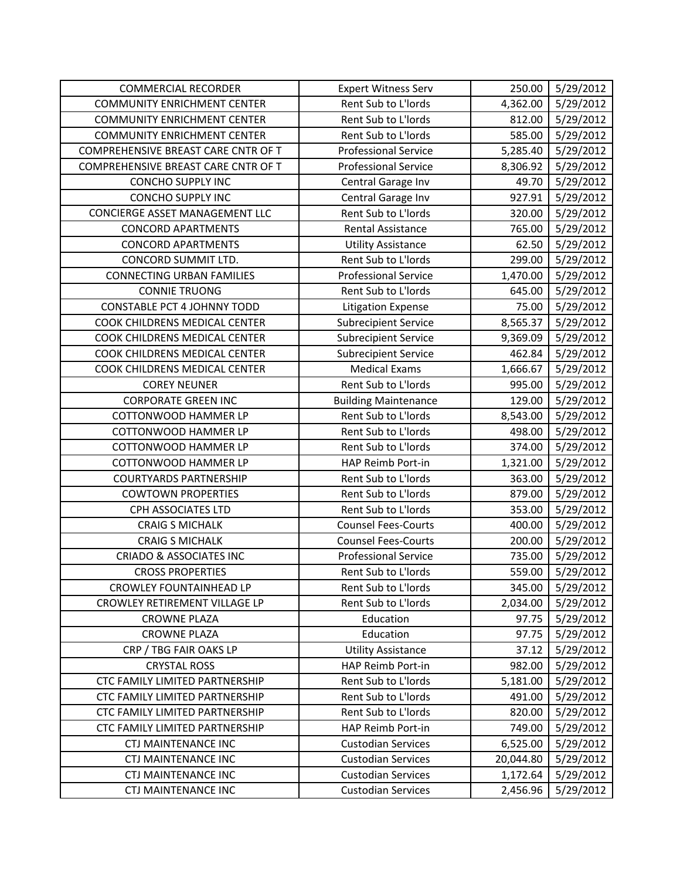| COMMERCIAL RECORDER | Expert Witness Serv | 250.00 | 5/29/2012 |
|---|---|---|---|
| COMMUNITY ENRICHMENT CENTER | Rent Sub to L'lords | 4,362.00 | 5/29/2012 |
| COMMUNITY ENRICHMENT CENTER | Rent Sub to L'lords | 812.00 | 5/29/2012 |
| COMMUNITY ENRICHMENT CENTER | Rent Sub to L'lords | 585.00 | 5/29/2012 |
| COMPREHENSIVE BREAST CARE CNTR OF T | Professional Service | 5,285.40 | 5/29/2012 |
| COMPREHENSIVE BREAST CARE CNTR OF T | Professional Service | 8,306.92 | 5/29/2012 |
| CONCHO SUPPLY INC | Central Garage Inv | 49.70 | 5/29/2012 |
| CONCHO SUPPLY INC | Central Garage Inv | 927.91 | 5/29/2012 |
| CONCIERGE ASSET MANAGEMENT LLC | Rent Sub to L'lords | 320.00 | 5/29/2012 |
| CONCORD APARTMENTS | Rental Assistance | 765.00 | 5/29/2012 |
| CONCORD APARTMENTS | Utility Assistance | 62.50 | 5/29/2012 |
| CONCORD SUMMIT LTD. | Rent Sub to L'lords | 299.00 | 5/29/2012 |
| CONNECTING URBAN FAMILIES | Professional Service | 1,470.00 | 5/29/2012 |
| CONNIE TRUONG | Rent Sub to L'lords | 645.00 | 5/29/2012 |
| CONSTABLE PCT 4 JOHNNY TODD | Litigation Expense | 75.00 | 5/29/2012 |
| COOK CHILDRENS MEDICAL CENTER | Subrecipient Service | 8,565.37 | 5/29/2012 |
| COOK CHILDRENS MEDICAL CENTER | Subrecipient Service | 9,369.09 | 5/29/2012 |
| COOK CHILDRENS MEDICAL CENTER | Subrecipient Service | 462.84 | 5/29/2012 |
| COOK CHILDRENS MEDICAL CENTER | Medical Exams | 1,666.67 | 5/29/2012 |
| COREY NEUNER | Rent Sub to L'lords | 995.00 | 5/29/2012 |
| CORPORATE GREEN INC | Building Maintenance | 129.00 | 5/29/2012 |
| COTTONWOOD HAMMER LP | Rent Sub to L'lords | 8,543.00 | 5/29/2012 |
| COTTONWOOD HAMMER LP | Rent Sub to L'lords | 498.00 | 5/29/2012 |
| COTTONWOOD HAMMER LP | Rent Sub to L'lords | 374.00 | 5/29/2012 |
| COTTONWOOD HAMMER LP | HAP Reimb Port-in | 1,321.00 | 5/29/2012 |
| COURTYARDS PARTNERSHIP | Rent Sub to L'lords | 363.00 | 5/29/2012 |
| COWTOWN PROPERTIES | Rent Sub to L'lords | 879.00 | 5/29/2012 |
| CPH ASSOCIATES LTD | Rent Sub to L'lords | 353.00 | 5/29/2012 |
| CRAIG S MICHALK | Counsel Fees-Courts | 400.00 | 5/29/2012 |
| CRAIG S MICHALK | Counsel Fees-Courts | 200.00 | 5/29/2012 |
| CRIADO & ASSOCIATES INC | Professional Service | 735.00 | 5/29/2012 |
| CROSS PROPERTIES | Rent Sub to L'lords | 559.00 | 5/29/2012 |
| CROWLEY FOUNTAINHEAD LP | Rent Sub to L'lords | 345.00 | 5/29/2012 |
| CROWLEY RETIREMENT VILLAGE LP | Rent Sub to L'lords | 2,034.00 | 5/29/2012 |
| CROWNE PLAZA | Education | 97.75 | 5/29/2012 |
| CROWNE PLAZA | Education | 97.75 | 5/29/2012 |
| CRP / TBG FAIR OAKS LP | Utility Assistance | 37.12 | 5/29/2012 |
| CRYSTAL ROSS | HAP Reimb Port-in | 982.00 | 5/29/2012 |
| CTC FAMILY LIMITED PARTNERSHIP | Rent Sub to L'lords | 5,181.00 | 5/29/2012 |
| CTC FAMILY LIMITED PARTNERSHIP | Rent Sub to L'lords | 491.00 | 5/29/2012 |
| CTC FAMILY LIMITED PARTNERSHIP | Rent Sub to L'lords | 820.00 | 5/29/2012 |
| CTC FAMILY LIMITED PARTNERSHIP | HAP Reimb Port-in | 749.00 | 5/29/2012 |
| CTJ MAINTENANCE INC | Custodian Services | 6,525.00 | 5/29/2012 |
| CTJ MAINTENANCE INC | Custodian Services | 20,044.80 | 5/29/2012 |
| CTJ MAINTENANCE INC | Custodian Services | 1,172.64 | 5/29/2012 |
| CTJ MAINTENANCE INC | Custodian Services | 2,456.96 | 5/29/2012 |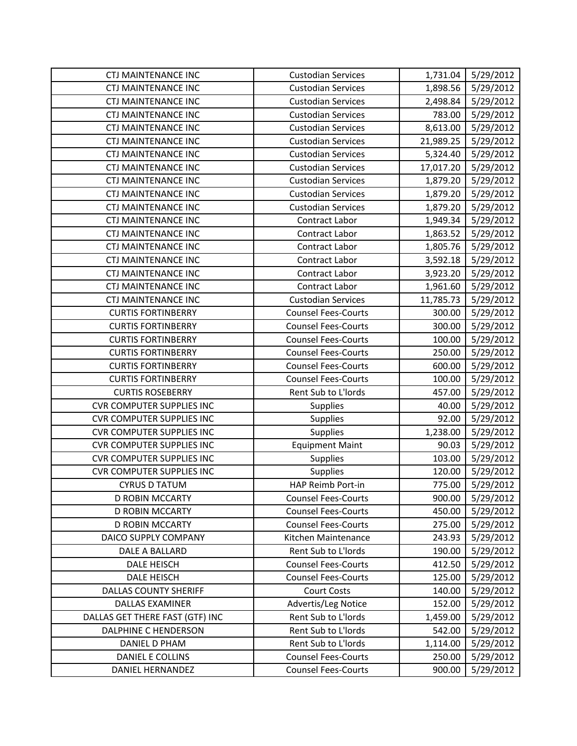| CTJ MAINTENANCE INC | Custodian Services | 1,731.04 | 5/29/2012 |
|---|---|---|---|
| CTJ MAINTENANCE INC | Custodian Services | 1,898.56 | 5/29/2012 |
| CTJ MAINTENANCE INC | Custodian Services | 2,498.84 | 5/29/2012 |
| CTJ MAINTENANCE INC | Custodian Services | 783.00 | 5/29/2012 |
| CTJ MAINTENANCE INC | Custodian Services | 8,613.00 | 5/29/2012 |
| CTJ MAINTENANCE INC | Custodian Services | 21,989.25 | 5/29/2012 |
| CTJ MAINTENANCE INC | Custodian Services | 5,324.40 | 5/29/2012 |
| CTJ MAINTENANCE INC | Custodian Services | 17,017.20 | 5/29/2012 |
| CTJ MAINTENANCE INC | Custodian Services | 1,879.20 | 5/29/2012 |
| CTJ MAINTENANCE INC | Custodian Services | 1,879.20 | 5/29/2012 |
| CTJ MAINTENANCE INC | Custodian Services | 1,879.20 | 5/29/2012 |
| CTJ MAINTENANCE INC | Contract Labor | 1,949.34 | 5/29/2012 |
| CTJ MAINTENANCE INC | Contract Labor | 1,863.52 | 5/29/2012 |
| CTJ MAINTENANCE INC | Contract Labor | 1,805.76 | 5/29/2012 |
| CTJ MAINTENANCE INC | Contract Labor | 3,592.18 | 5/29/2012 |
| CTJ MAINTENANCE INC | Contract Labor | 3,923.20 | 5/29/2012 |
| CTJ MAINTENANCE INC | Contract Labor | 1,961.60 | 5/29/2012 |
| CTJ MAINTENANCE INC | Custodian Services | 11,785.73 | 5/29/2012 |
| CURTIS FORTINBERRY | Counsel Fees-Courts | 300.00 | 5/29/2012 |
| CURTIS FORTINBERRY | Counsel Fees-Courts | 300.00 | 5/29/2012 |
| CURTIS FORTINBERRY | Counsel Fees-Courts | 100.00 | 5/29/2012 |
| CURTIS FORTINBERRY | Counsel Fees-Courts | 250.00 | 5/29/2012 |
| CURTIS FORTINBERRY | Counsel Fees-Courts | 600.00 | 5/29/2012 |
| CURTIS FORTINBERRY | Counsel Fees-Courts | 100.00 | 5/29/2012 |
| CURTIS ROSEBERRY | Rent Sub to L'lords | 457.00 | 5/29/2012 |
| CVR COMPUTER SUPPLIES INC | Supplies | 40.00 | 5/29/2012 |
| CVR COMPUTER SUPPLIES INC | Supplies | 92.00 | 5/29/2012 |
| CVR COMPUTER SUPPLIES INC | Supplies | 1,238.00 | 5/29/2012 |
| CVR COMPUTER SUPPLIES INC | Equipment Maint | 90.03 | 5/29/2012 |
| CVR COMPUTER SUPPLIES INC | Supplies | 103.00 | 5/29/2012 |
| CVR COMPUTER SUPPLIES INC | Supplies | 120.00 | 5/29/2012 |
| CYRUS D TATUM | HAP Reimb Port-in | 775.00 | 5/29/2012 |
| D ROBIN MCCARTY | Counsel Fees-Courts | 900.00 | 5/29/2012 |
| D ROBIN MCCARTY | Counsel Fees-Courts | 450.00 | 5/29/2012 |
| D ROBIN MCCARTY | Counsel Fees-Courts | 275.00 | 5/29/2012 |
| DAICO SUPPLY COMPANY | Kitchen Maintenance | 243.93 | 5/29/2012 |
| DALE A BALLARD | Rent Sub to L'lords | 190.00 | 5/29/2012 |
| DALE HEISCH | Counsel Fees-Courts | 412.50 | 5/29/2012 |
| DALE HEISCH | Counsel Fees-Courts | 125.00 | 5/29/2012 |
| DALLAS COUNTY SHERIFF | Court Costs | 140.00 | 5/29/2012 |
| DALLAS EXAMINER | Advertis/Leg Notice | 152.00 | 5/29/2012 |
| DALLAS GET THERE FAST (GTF) INC | Rent Sub to L'lords | 1,459.00 | 5/29/2012 |
| DALPHINE C HENDERSON | Rent Sub to L'lords | 542.00 | 5/29/2012 |
| DANIEL D PHAM | Rent Sub to L'lords | 1,114.00 | 5/29/2012 |
| DANIEL E COLLINS | Counsel Fees-Courts | 250.00 | 5/29/2012 |
| DANIEL HERNANDEZ | Counsel Fees-Courts | 900.00 | 5/29/2012 |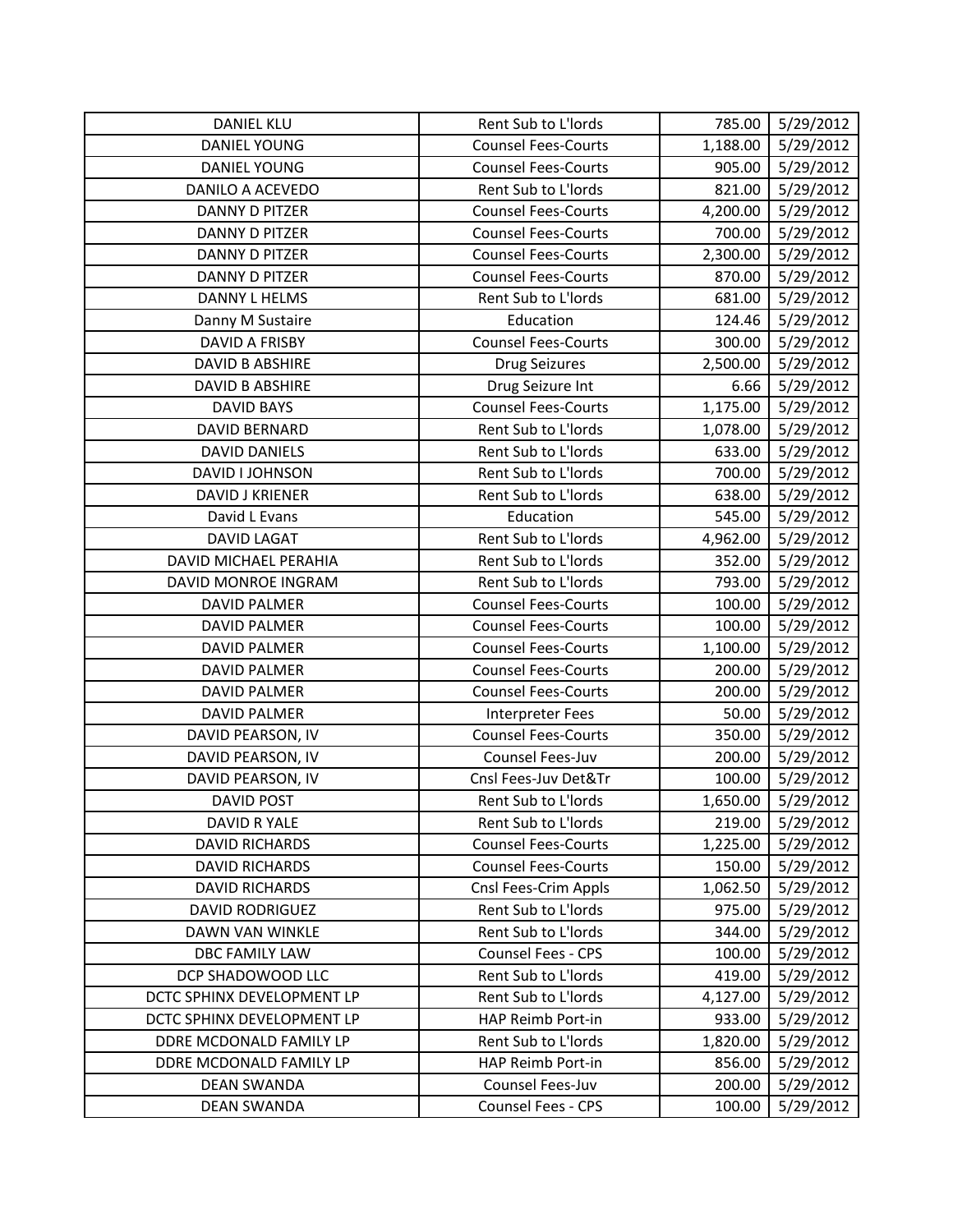| | | | |
|---|---|---|---|
| DANIEL KLU | Rent Sub to L'lords | 785.00 | 5/29/2012 |
| DANIEL YOUNG | Counsel Fees-Courts | 1,188.00 | 5/29/2012 |
| DANIEL YOUNG | Counsel Fees-Courts | 905.00 | 5/29/2012 |
| DANILO A ACEVEDO | Rent Sub to L'lords | 821.00 | 5/29/2012 |
| DANNY D PITZER | Counsel Fees-Courts | 4,200.00 | 5/29/2012 |
| DANNY D PITZER | Counsel Fees-Courts | 700.00 | 5/29/2012 |
| DANNY D PITZER | Counsel Fees-Courts | 2,300.00 | 5/29/2012 |
| DANNY D PITZER | Counsel Fees-Courts | 870.00 | 5/29/2012 |
| DANNY L HELMS | Rent Sub to L'lords | 681.00 | 5/29/2012 |
| Danny M Sustaire | Education | 124.46 | 5/29/2012 |
| DAVID A FRISBY | Counsel Fees-Courts | 300.00 | 5/29/2012 |
| DAVID B ABSHIRE | Drug Seizures | 2,500.00 | 5/29/2012 |
| DAVID B ABSHIRE | Drug Seizure Int | 6.66 | 5/29/2012 |
| DAVID BAYS | Counsel Fees-Courts | 1,175.00 | 5/29/2012 |
| DAVID BERNARD | Rent Sub to L'lords | 1,078.00 | 5/29/2012 |
| DAVID DANIELS | Rent Sub to L'lords | 633.00 | 5/29/2012 |
| DAVID I JOHNSON | Rent Sub to L'lords | 700.00 | 5/29/2012 |
| DAVID J KRIENER | Rent Sub to L'lords | 638.00 | 5/29/2012 |
| David L Evans | Education | 545.00 | 5/29/2012 |
| DAVID LAGAT | Rent Sub to L'lords | 4,962.00 | 5/29/2012 |
| DAVID MICHAEL PERAHIA | Rent Sub to L'lords | 352.00 | 5/29/2012 |
| DAVID MONROE INGRAM | Rent Sub to L'lords | 793.00 | 5/29/2012 |
| DAVID PALMER | Counsel Fees-Courts | 100.00 | 5/29/2012 |
| DAVID PALMER | Counsel Fees-Courts | 100.00 | 5/29/2012 |
| DAVID PALMER | Counsel Fees-Courts | 1,100.00 | 5/29/2012 |
| DAVID PALMER | Counsel Fees-Courts | 200.00 | 5/29/2012 |
| DAVID PALMER | Counsel Fees-Courts | 200.00 | 5/29/2012 |
| DAVID PALMER | Interpreter Fees | 50.00 | 5/29/2012 |
| DAVID PEARSON, IV | Counsel Fees-Courts | 350.00 | 5/29/2012 |
| DAVID PEARSON, IV | Counsel Fees-Juv | 200.00 | 5/29/2012 |
| DAVID PEARSON, IV | Cnsl Fees-Juv Det&Tr | 100.00 | 5/29/2012 |
| DAVID POST | Rent Sub to L'lords | 1,650.00 | 5/29/2012 |
| DAVID R YALE | Rent Sub to L'lords | 219.00 | 5/29/2012 |
| DAVID RICHARDS | Counsel Fees-Courts | 1,225.00 | 5/29/2012 |
| DAVID RICHARDS | Counsel Fees-Courts | 150.00 | 5/29/2012 |
| DAVID RICHARDS | Cnsl Fees-Crim Appls | 1,062.50 | 5/29/2012 |
| DAVID RODRIGUEZ | Rent Sub to L'lords | 975.00 | 5/29/2012 |
| DAWN VAN WINKLE | Rent Sub to L'lords | 344.00 | 5/29/2012 |
| DBC FAMILY LAW | Counsel Fees - CPS | 100.00 | 5/29/2012 |
| DCP SHADOWOOD LLC | Rent Sub to L'lords | 419.00 | 5/29/2012 |
| DCTC SPHINX DEVELOPMENT LP | Rent Sub to L'lords | 4,127.00 | 5/29/2012 |
| DCTC SPHINX DEVELOPMENT LP | HAP Reimb Port-in | 933.00 | 5/29/2012 |
| DDRE MCDONALD FAMILY LP | Rent Sub to L'lords | 1,820.00 | 5/29/2012 |
| DDRE MCDONALD FAMILY LP | HAP Reimb Port-in | 856.00 | 5/29/2012 |
| DEAN SWANDA | Counsel Fees-Juv | 200.00 | 5/29/2012 |
| DEAN SWANDA | Counsel Fees - CPS | 100.00 | 5/29/2012 |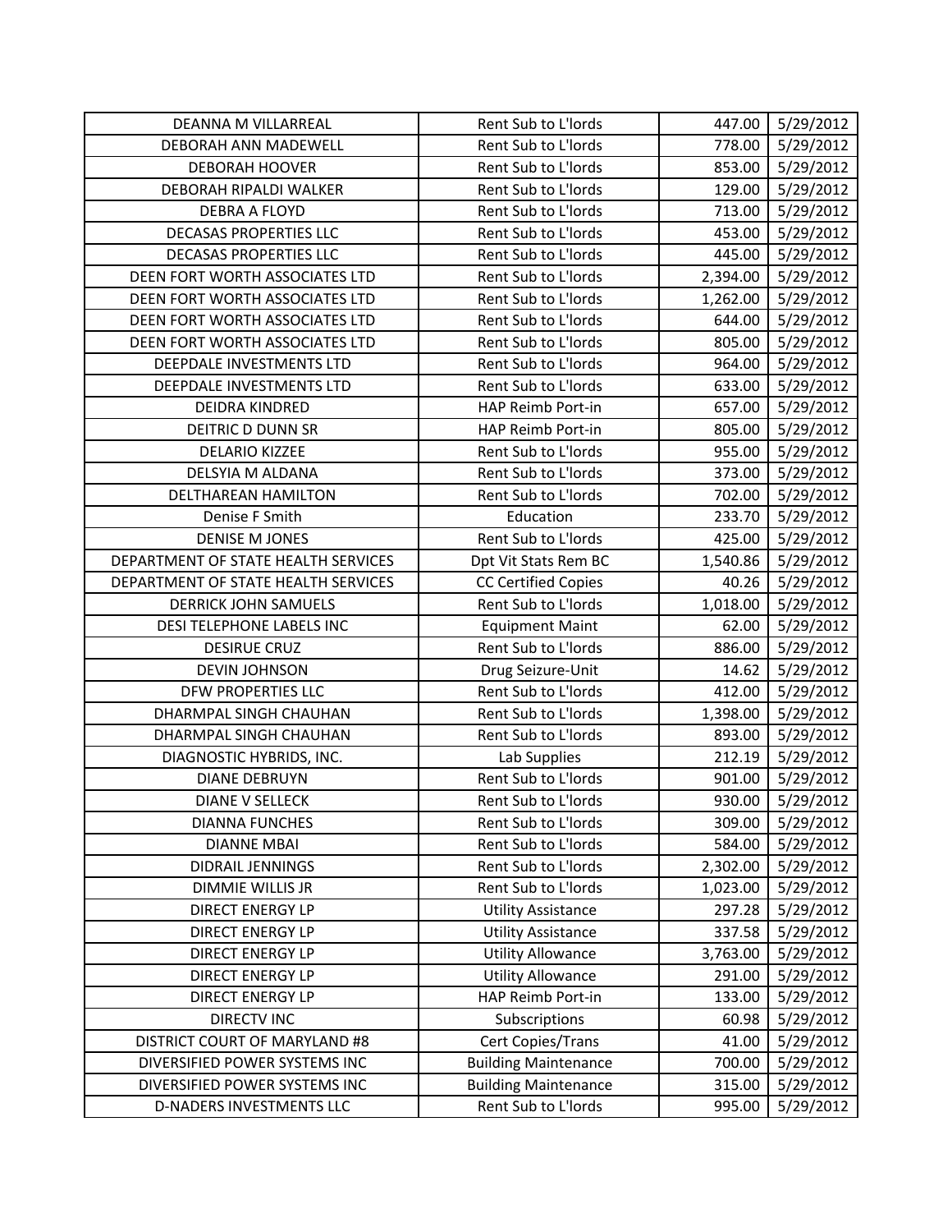| DEANNA M VILLARREAL | Rent Sub to L'lords | 447.00 | 5/29/2012 |
|---|---|---|---|
| DEBORAH ANN MADEWELL | Rent Sub to L'lords | 778.00 | 5/29/2012 |
| DEBORAH HOOVER | Rent Sub to L'lords | 853.00 | 5/29/2012 |
| DEBORAH RIPALDI WALKER | Rent Sub to L'lords | 129.00 | 5/29/2012 |
| DEBRA A FLOYD | Rent Sub to L'lords | 713.00 | 5/29/2012 |
| DECASAS PROPERTIES LLC | Rent Sub to L'lords | 453.00 | 5/29/2012 |
| DECASAS PROPERTIES LLC | Rent Sub to L'lords | 445.00 | 5/29/2012 |
| DEEN FORT WORTH ASSOCIATES LTD | Rent Sub to L'lords | 2,394.00 | 5/29/2012 |
| DEEN FORT WORTH ASSOCIATES LTD | Rent Sub to L'lords | 1,262.00 | 5/29/2012 |
| DEEN FORT WORTH ASSOCIATES LTD | Rent Sub to L'lords | 644.00 | 5/29/2012 |
| DEEN FORT WORTH ASSOCIATES LTD | Rent Sub to L'lords | 805.00 | 5/29/2012 |
| DEEPDALE INVESTMENTS LTD | Rent Sub to L'lords | 964.00 | 5/29/2012 |
| DEEPDALE INVESTMENTS LTD | Rent Sub to L'lords | 633.00 | 5/29/2012 |
| DEIDRA KINDRED | HAP Reimb Port-in | 657.00 | 5/29/2012 |
| DEITRIC D DUNN SR | HAP Reimb Port-in | 805.00 | 5/29/2012 |
| DELARIO KIZZEE | Rent Sub to L'lords | 955.00 | 5/29/2012 |
| DELSYIA M ALDANA | Rent Sub to L'lords | 373.00 | 5/29/2012 |
| DELTHAREAN HAMILTON | Rent Sub to L'lords | 702.00 | 5/29/2012 |
| Denise F Smith | Education | 233.70 | 5/29/2012 |
| DENISE M JONES | Rent Sub to L'lords | 425.00 | 5/29/2012 |
| DEPARTMENT OF STATE HEALTH SERVICES | Dpt Vit Stats Rem BC | 1,540.86 | 5/29/2012 |
| DEPARTMENT OF STATE HEALTH SERVICES | CC Certified Copies | 40.26 | 5/29/2012 |
| DERRICK JOHN SAMUELS | Rent Sub to L'lords | 1,018.00 | 5/29/2012 |
| DESI TELEPHONE LABELS INC | Equipment Maint | 62.00 | 5/29/2012 |
| DESIRUE CRUZ | Rent Sub to L'lords | 886.00 | 5/29/2012 |
| DEVIN JOHNSON | Drug Seizure-Unit | 14.62 | 5/29/2012 |
| DFW PROPERTIES LLC | Rent Sub to L'lords | 412.00 | 5/29/2012 |
| DHARMPAL SINGH CHAUHAN | Rent Sub to L'lords | 1,398.00 | 5/29/2012 |
| DHARMPAL SINGH CHAUHAN | Rent Sub to L'lords | 893.00 | 5/29/2012 |
| DIAGNOSTIC HYBRIDS, INC. | Lab Supplies | 212.19 | 5/29/2012 |
| DIANE DEBRUYN | Rent Sub to L'lords | 901.00 | 5/29/2012 |
| DIANE V SELLECK | Rent Sub to L'lords | 930.00 | 5/29/2012 |
| DIANNA FUNCHES | Rent Sub to L'lords | 309.00 | 5/29/2012 |
| DIANNE MBAI | Rent Sub to L'lords | 584.00 | 5/29/2012 |
| DIDRAIL JENNINGS | Rent Sub to L'lords | 2,302.00 | 5/29/2012 |
| DIMMIE WILLIS JR | Rent Sub to L'lords | 1,023.00 | 5/29/2012 |
| DIRECT ENERGY LP | Utility Assistance | 297.28 | 5/29/2012 |
| DIRECT ENERGY LP | Utility Assistance | 337.58 | 5/29/2012 |
| DIRECT ENERGY LP | Utility Allowance | 3,763.00 | 5/29/2012 |
| DIRECT ENERGY LP | Utility Allowance | 291.00 | 5/29/2012 |
| DIRECT ENERGY LP | HAP Reimb Port-in | 133.00 | 5/29/2012 |
| DIRECTV INC | Subscriptions | 60.98 | 5/29/2012 |
| DISTRICT COURT OF MARYLAND #8 | Cert Copies/Trans | 41.00 | 5/29/2012 |
| DIVERSIFIED POWER SYSTEMS INC | Building Maintenance | 700.00 | 5/29/2012 |
| DIVERSIFIED POWER SYSTEMS INC | Building Maintenance | 315.00 | 5/29/2012 |
| D-NADERS INVESTMENTS LLC | Rent Sub to L'lords | 995.00 | 5/29/2012 |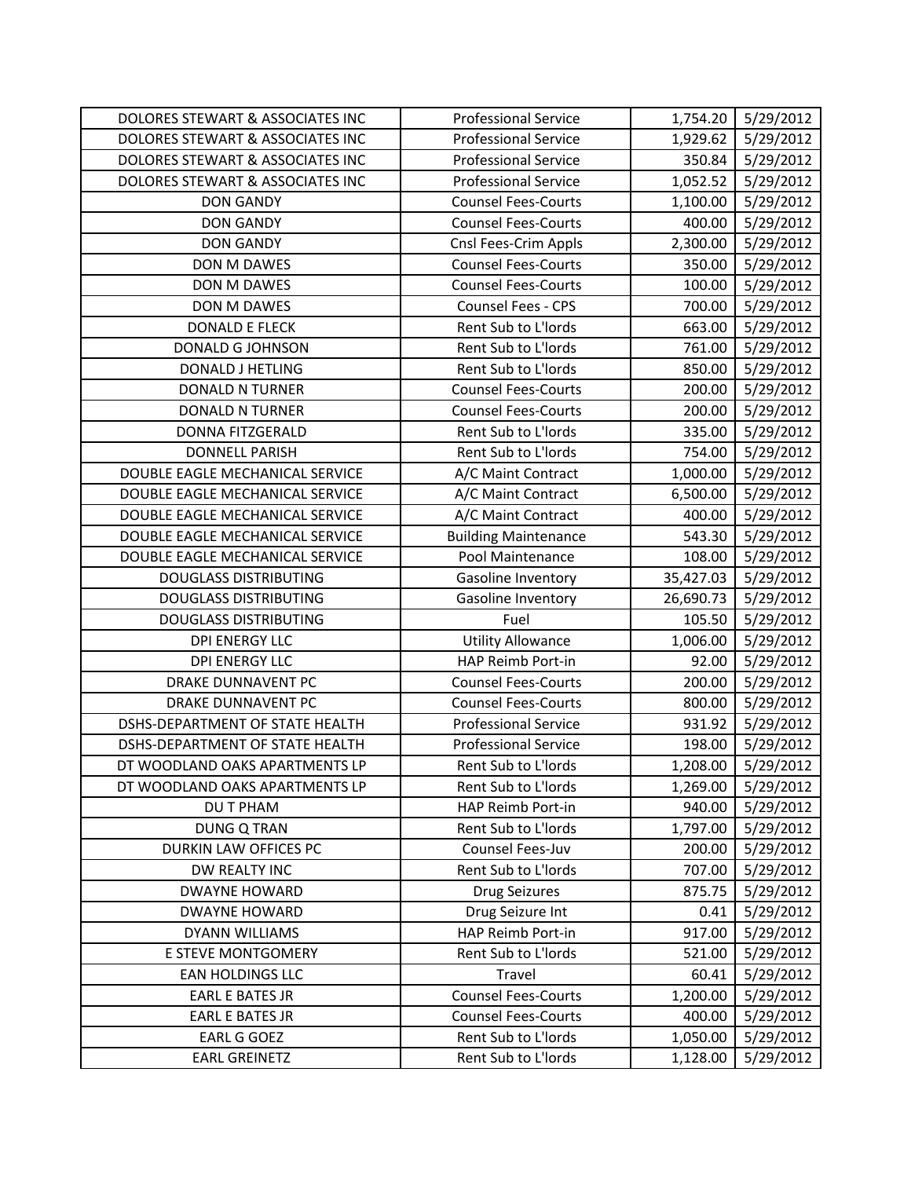| DOLORES STEWART & ASSOCIATES INC | Professional Service | 1,754.20 | 5/29/2012 |
|---|---|---|---|
| DOLORES STEWART & ASSOCIATES INC | Professional Service | 1,929.62 | 5/29/2012 |
| DOLORES STEWART & ASSOCIATES INC | Professional Service | 350.84 | 5/29/2012 |
| DOLORES STEWART & ASSOCIATES INC | Professional Service | 1,052.52 | 5/29/2012 |
| DON GANDY | Counsel Fees-Courts | 1,100.00 | 5/29/2012 |
| DON GANDY | Counsel Fees-Courts | 400.00 | 5/29/2012 |
| DON GANDY | Cnsl Fees-Crim Appls | 2,300.00 | 5/29/2012 |
| DON M DAWES | Counsel Fees-Courts | 350.00 | 5/29/2012 |
| DON M DAWES | Counsel Fees-Courts | 100.00 | 5/29/2012 |
| DON M DAWES | Counsel Fees - CPS | 700.00 | 5/29/2012 |
| DONALD E FLECK | Rent Sub to L'lords | 663.00 | 5/29/2012 |
| DONALD G JOHNSON | Rent Sub to L'lords | 761.00 | 5/29/2012 |
| DONALD J HETLING | Rent Sub to L'lords | 850.00 | 5/29/2012 |
| DONALD N TURNER | Counsel Fees-Courts | 200.00 | 5/29/2012 |
| DONALD N TURNER | Counsel Fees-Courts | 200.00 | 5/29/2012 |
| DONNA FITZGERALD | Rent Sub to L'lords | 335.00 | 5/29/2012 |
| DONNELL PARISH | Rent Sub to L'lords | 754.00 | 5/29/2012 |
| DOUBLE EAGLE MECHANICAL SERVICE | A/C Maint Contract | 1,000.00 | 5/29/2012 |
| DOUBLE EAGLE MECHANICAL SERVICE | A/C Maint Contract | 6,500.00 | 5/29/2012 |
| DOUBLE EAGLE MECHANICAL SERVICE | A/C Maint Contract | 400.00 | 5/29/2012 |
| DOUBLE EAGLE MECHANICAL SERVICE | Building Maintenance | 543.30 | 5/29/2012 |
| DOUBLE EAGLE MECHANICAL SERVICE | Pool Maintenance | 108.00 | 5/29/2012 |
| DOUGLASS DISTRIBUTING | Gasoline Inventory | 35,427.03 | 5/29/2012 |
| DOUGLASS DISTRIBUTING | Gasoline Inventory | 26,690.73 | 5/29/2012 |
| DOUGLASS DISTRIBUTING | Fuel | 105.50 | 5/29/2012 |
| DPI ENERGY LLC | Utility Allowance | 1,006.00 | 5/29/2012 |
| DPI ENERGY LLC | HAP Reimb Port-in | 92.00 | 5/29/2012 |
| DRAKE DUNNAVENT PC | Counsel Fees-Courts | 200.00 | 5/29/2012 |
| DRAKE DUNNAVENT PC | Counsel Fees-Courts | 800.00 | 5/29/2012 |
| DSHS-DEPARTMENT OF STATE HEALTH | Professional Service | 931.92 | 5/29/2012 |
| DSHS-DEPARTMENT OF STATE HEALTH | Professional Service | 198.00 | 5/29/2012 |
| DT WOODLAND OAKS APARTMENTS LP | Rent Sub to L'lords | 1,208.00 | 5/29/2012 |
| DT WOODLAND OAKS APARTMENTS LP | Rent Sub to L'lords | 1,269.00 | 5/29/2012 |
| DU T PHAM | HAP Reimb Port-in | 940.00 | 5/29/2012 |
| DUNG Q TRAN | Rent Sub to L'lords | 1,797.00 | 5/29/2012 |
| DURKIN LAW OFFICES PC | Counsel Fees-Juv | 200.00 | 5/29/2012 |
| DW REALTY INC | Rent Sub to L'lords | 707.00 | 5/29/2012 |
| DWAYNE HOWARD | Drug Seizures | 875.75 | 5/29/2012 |
| DWAYNE HOWARD | Drug Seizure Int | 0.41 | 5/29/2012 |
| DYANN WILLIAMS | HAP Reimb Port-in | 917.00 | 5/29/2012 |
| E STEVE MONTGOMERY | Rent Sub to L'lords | 521.00 | 5/29/2012 |
| EAN HOLDINGS LLC | Travel | 60.41 | 5/29/2012 |
| EARL E BATES JR | Counsel Fees-Courts | 1,200.00 | 5/29/2012 |
| EARL E BATES JR | Counsel Fees-Courts | 400.00 | 5/29/2012 |
| EARL G GOEZ | Rent Sub to L'lords | 1,050.00 | 5/29/2012 |
| EARL GREINETZ | Rent Sub to L'lords | 1,128.00 | 5/29/2012 |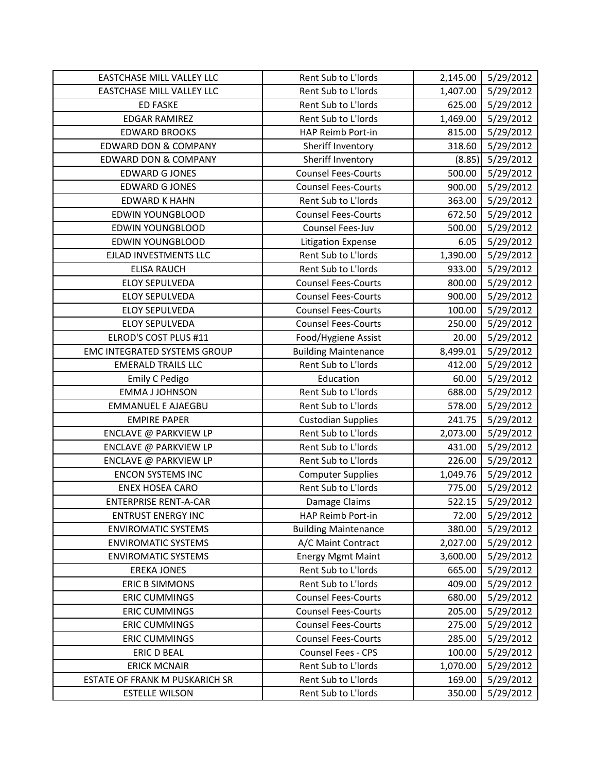| EASTCHASE MILL VALLEY LLC | Rent Sub to L'lords | 2,145.00 | 5/29/2012 |
|---|---|---|---|
| EASTCHASE MILL VALLEY LLC | Rent Sub to L'lords | 1,407.00 | 5/29/2012 |
| ED FASKE | Rent Sub to L'lords | 625.00 | 5/29/2012 |
| EDGAR RAMIREZ | Rent Sub to L'lords | 1,469.00 | 5/29/2012 |
| EDWARD BROOKS | HAP Reimb Port-in | 815.00 | 5/29/2012 |
| EDWARD DON & COMPANY | Sheriff Inventory | 318.60 | 5/29/2012 |
| EDWARD DON & COMPANY | Sheriff Inventory | (8.85) | 5/29/2012 |
| EDWARD G JONES | Counsel Fees-Courts | 500.00 | 5/29/2012 |
| EDWARD G JONES | Counsel Fees-Courts | 900.00 | 5/29/2012 |
| EDWARD K HAHN | Rent Sub to L'lords | 363.00 | 5/29/2012 |
| EDWIN YOUNGBLOOD | Counsel Fees-Courts | 672.50 | 5/29/2012 |
| EDWIN YOUNGBLOOD | Counsel Fees-Juv | 500.00 | 5/29/2012 |
| EDWIN YOUNGBLOOD | Litigation Expense | 6.05 | 5/29/2012 |
| EJLAD INVESTMENTS LLC | Rent Sub to L'lords | 1,390.00 | 5/29/2012 |
| ELISA RAUCH | Rent Sub to L'lords | 933.00 | 5/29/2012 |
| ELOY SEPULVEDA | Counsel Fees-Courts | 800.00 | 5/29/2012 |
| ELOY SEPULVEDA | Counsel Fees-Courts | 900.00 | 5/29/2012 |
| ELOY SEPULVEDA | Counsel Fees-Courts | 100.00 | 5/29/2012 |
| ELOY SEPULVEDA | Counsel Fees-Courts | 250.00 | 5/29/2012 |
| ELROD'S COST PLUS #11 | Food/Hygiene Assist | 20.00 | 5/29/2012 |
| EMC INTEGRATED SYSTEMS GROUP | Building Maintenance | 8,499.01 | 5/29/2012 |
| EMERALD TRAILS LLC | Rent Sub to L'lords | 412.00 | 5/29/2012 |
| Emily C Pedigo | Education | 60.00 | 5/29/2012 |
| EMMA J JOHNSON | Rent Sub to L'lords | 688.00 | 5/29/2012 |
| EMMANUEL E AJAEGBU | Rent Sub to L'lords | 578.00 | 5/29/2012 |
| EMPIRE PAPER | Custodian Supplies | 241.75 | 5/29/2012 |
| ENCLAVE @ PARKVIEW LP | Rent Sub to L'lords | 2,073.00 | 5/29/2012 |
| ENCLAVE @ PARKVIEW LP | Rent Sub to L'lords | 431.00 | 5/29/2012 |
| ENCLAVE @ PARKVIEW LP | Rent Sub to L'lords | 226.00 | 5/29/2012 |
| ENCON SYSTEMS INC | Computer Supplies | 1,049.76 | 5/29/2012 |
| ENEX HOSEA CARO | Rent Sub to L'lords | 775.00 | 5/29/2012 |
| ENTERPRISE RENT-A-CAR | Damage Claims | 522.15 | 5/29/2012 |
| ENTRUST ENERGY INC | HAP Reimb Port-in | 72.00 | 5/29/2012 |
| ENVIROMATIC SYSTEMS | Building Maintenance | 380.00 | 5/29/2012 |
| ENVIROMATIC SYSTEMS | A/C Maint Contract | 2,027.00 | 5/29/2012 |
| ENVIROMATIC SYSTEMS | Energy Mgmt Maint | 3,600.00 | 5/29/2012 |
| EREKA JONES | Rent Sub to L'lords | 665.00 | 5/29/2012 |
| ERIC B SIMMONS | Rent Sub to L'lords | 409.00 | 5/29/2012 |
| ERIC CUMMINGS | Counsel Fees-Courts | 680.00 | 5/29/2012 |
| ERIC CUMMINGS | Counsel Fees-Courts | 205.00 | 5/29/2012 |
| ERIC CUMMINGS | Counsel Fees-Courts | 275.00 | 5/29/2012 |
| ERIC CUMMINGS | Counsel Fees-Courts | 285.00 | 5/29/2012 |
| ERIC D BEAL | Counsel Fees - CPS | 100.00 | 5/29/2012 |
| ERICK MCNAIR | Rent Sub to L'lords | 1,070.00 | 5/29/2012 |
| ESTATE OF FRANK M PUSKARICH SR | Rent Sub to L'lords | 169.00 | 5/29/2012 |
| ESTELLE WILSON | Rent Sub to L'lords | 350.00 | 5/29/2012 |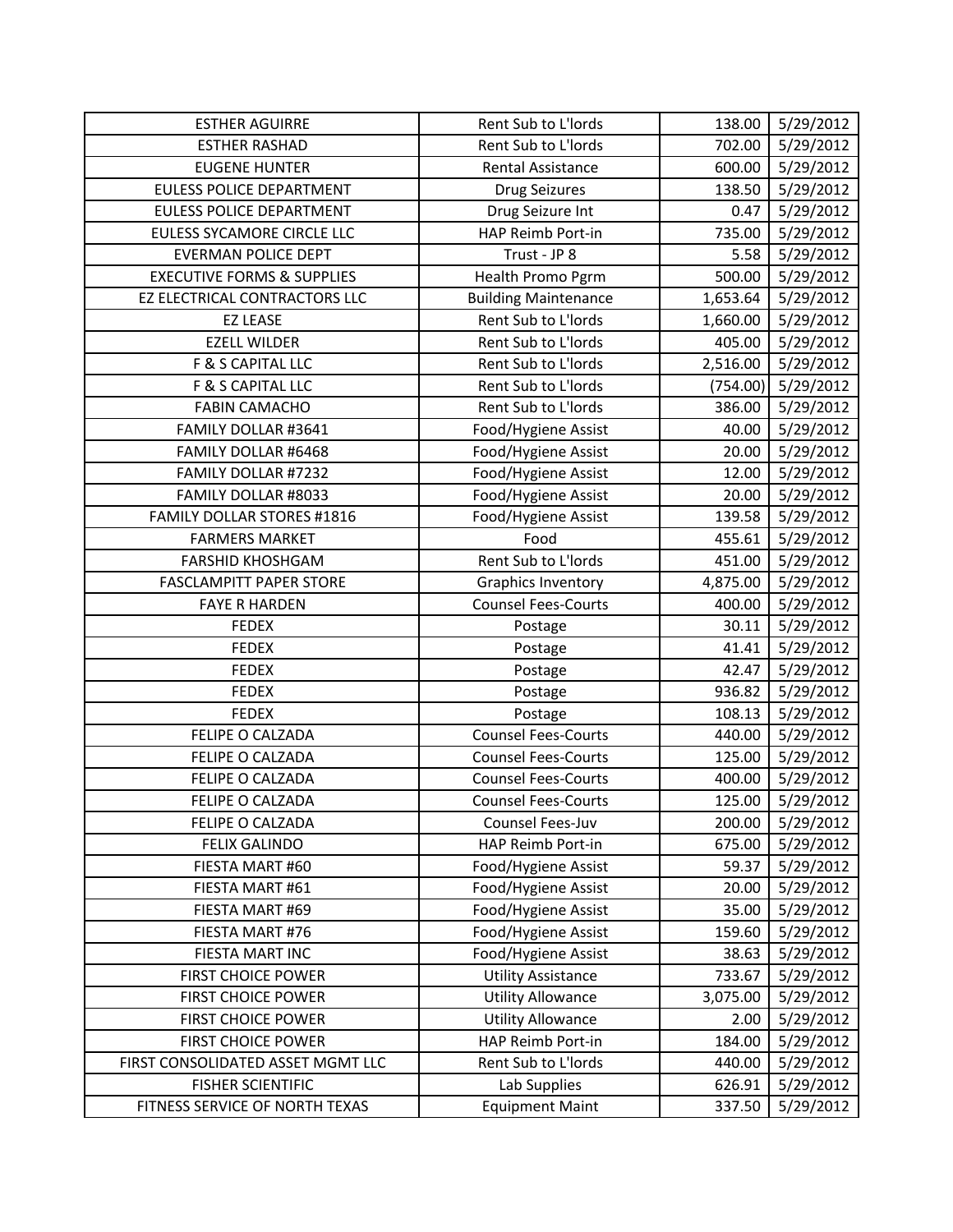| ESTHER AGUIRRE | Rent Sub to L'lords | 138.00 | 5/29/2012 |
|---|---|---|---|
| ESTHER RASHAD | Rent Sub to L'lords | 702.00 | 5/29/2012 |
| EUGENE HUNTER | Rental Assistance | 600.00 | 5/29/2012 |
| EULESS POLICE DEPARTMENT | Drug Seizures | 138.50 | 5/29/2012 |
| EULESS POLICE DEPARTMENT | Drug Seizure Int | 0.47 | 5/29/2012 |
| EULESS SYCAMORE CIRCLE LLC | HAP Reimb Port-in | 735.00 | 5/29/2012 |
| EVERMAN POLICE DEPT | Trust - JP 8 | 5.58 | 5/29/2012 |
| EXECUTIVE FORMS & SUPPLIES | Health Promo Pgrm | 500.00 | 5/29/2012 |
| EZ ELECTRICAL CONTRACTORS LLC | Building Maintenance | 1,653.64 | 5/29/2012 |
| EZ LEASE | Rent Sub to L'lords | 1,660.00 | 5/29/2012 |
| EZELL WILDER | Rent Sub to L'lords | 405.00 | 5/29/2012 |
| F & S CAPITAL LLC | Rent Sub to L'lords | 2,516.00 | 5/29/2012 |
| F & S CAPITAL LLC | Rent Sub to L'lords | (754.00) | 5/29/2012 |
| FABIN CAMACHO | Rent Sub to L'lords | 386.00 | 5/29/2012 |
| FAMILY DOLLAR #3641 | Food/Hygiene Assist | 40.00 | 5/29/2012 |
| FAMILY DOLLAR #6468 | Food/Hygiene Assist | 20.00 | 5/29/2012 |
| FAMILY DOLLAR #7232 | Food/Hygiene Assist | 12.00 | 5/29/2012 |
| FAMILY DOLLAR #8033 | Food/Hygiene Assist | 20.00 | 5/29/2012 |
| FAMILY DOLLAR STORES #1816 | Food/Hygiene Assist | 139.58 | 5/29/2012 |
| FARMERS MARKET | Food | 455.61 | 5/29/2012 |
| FARSHID KHOSHGAM | Rent Sub to L'lords | 451.00 | 5/29/2012 |
| FASCLAMPITT PAPER STORE | Graphics Inventory | 4,875.00 | 5/29/2012 |
| FAYE R HARDEN | Counsel Fees-Courts | 400.00 | 5/29/2012 |
| FEDEX | Postage | 30.11 | 5/29/2012 |
| FEDEX | Postage | 41.41 | 5/29/2012 |
| FEDEX | Postage | 42.47 | 5/29/2012 |
| FEDEX | Postage | 936.82 | 5/29/2012 |
| FEDEX | Postage | 108.13 | 5/29/2012 |
| FELIPE O CALZADA | Counsel Fees-Courts | 440.00 | 5/29/2012 |
| FELIPE O CALZADA | Counsel Fees-Courts | 125.00 | 5/29/2012 |
| FELIPE O CALZADA | Counsel Fees-Courts | 400.00 | 5/29/2012 |
| FELIPE O CALZADA | Counsel Fees-Courts | 125.00 | 5/29/2012 |
| FELIPE O CALZADA | Counsel Fees-Juv | 200.00 | 5/29/2012 |
| FELIX GALINDO | HAP Reimb Port-in | 675.00 | 5/29/2012 |
| FIESTA MART #60 | Food/Hygiene Assist | 59.37 | 5/29/2012 |
| FIESTA MART #61 | Food/Hygiene Assist | 20.00 | 5/29/2012 |
| FIESTA MART #69 | Food/Hygiene Assist | 35.00 | 5/29/2012 |
| FIESTA MART #76 | Food/Hygiene Assist | 159.60 | 5/29/2012 |
| FIESTA MART INC | Food/Hygiene Assist | 38.63 | 5/29/2012 |
| FIRST CHOICE POWER | Utility Assistance | 733.67 | 5/29/2012 |
| FIRST CHOICE POWER | Utility Allowance | 3,075.00 | 5/29/2012 |
| FIRST CHOICE POWER | Utility Allowance | 2.00 | 5/29/2012 |
| FIRST CHOICE POWER | HAP Reimb Port-in | 184.00 | 5/29/2012 |
| FIRST CONSOLIDATED ASSET MGMT LLC | Rent Sub to L'lords | 440.00 | 5/29/2012 |
| FISHER SCIENTIFIC | Lab Supplies | 626.91 | 5/29/2012 |
| FITNESS SERVICE OF NORTH TEXAS | Equipment Maint | 337.50 | 5/29/2012 |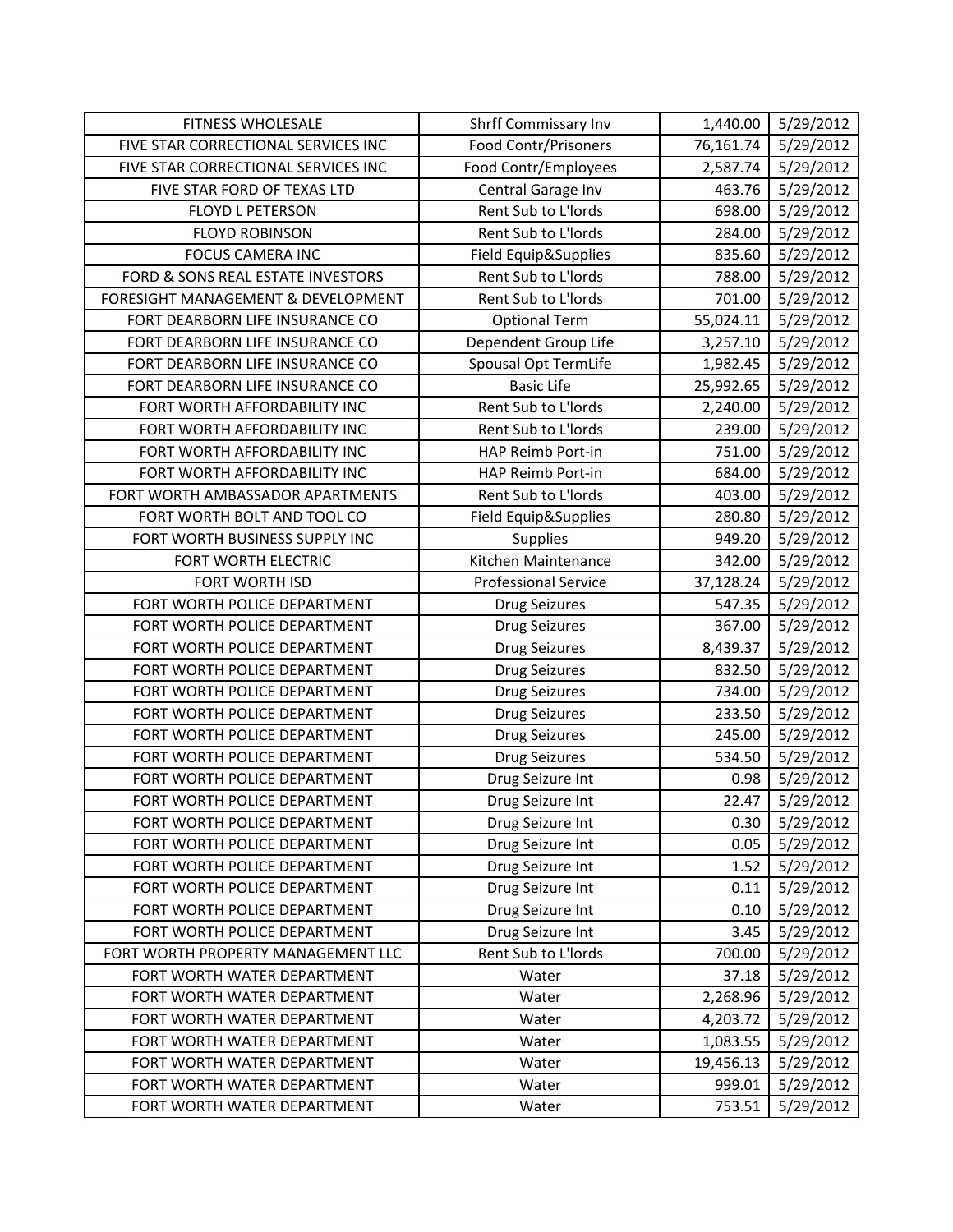| | | | |
|---|---|---|---|
| FITNESS WHOLESALE | Shrff Commissary Inv | 1,440.00 | 5/29/2012 |
| FIVE STAR CORRECTIONAL SERVICES INC | Food Contr/Prisoners | 76,161.74 | 5/29/2012 |
| FIVE STAR CORRECTIONAL SERVICES INC | Food Contr/Employees | 2,587.74 | 5/29/2012 |
| FIVE STAR FORD OF TEXAS LTD | Central Garage Inv | 463.76 | 5/29/2012 |
| FLOYD L PETERSON | Rent Sub to L'lords | 698.00 | 5/29/2012 |
| FLOYD ROBINSON | Rent Sub to L'lords | 284.00 | 5/29/2012 |
| FOCUS CAMERA INC | Field Equip&Supplies | 835.60 | 5/29/2012 |
| FORD & SONS REAL ESTATE INVESTORS | Rent Sub to L'lords | 788.00 | 5/29/2012 |
| FORESIGHT MANAGEMENT & DEVELOPMENT | Rent Sub to L'lords | 701.00 | 5/29/2012 |
| FORT DEARBORN LIFE INSURANCE CO | Optional Term | 55,024.11 | 5/29/2012 |
| FORT DEARBORN LIFE INSURANCE CO | Dependent Group Life | 3,257.10 | 5/29/2012 |
| FORT DEARBORN LIFE INSURANCE CO | Spousal Opt TermLife | 1,982.45 | 5/29/2012 |
| FORT DEARBORN LIFE INSURANCE CO | Basic Life | 25,992.65 | 5/29/2012 |
| FORT WORTH AFFORDABILITY INC | Rent Sub to L'lords | 2,240.00 | 5/29/2012 |
| FORT WORTH AFFORDABILITY INC | Rent Sub to L'lords | 239.00 | 5/29/2012 |
| FORT WORTH AFFORDABILITY INC | HAP Reimb Port-in | 751.00 | 5/29/2012 |
| FORT WORTH AFFORDABILITY INC | HAP Reimb Port-in | 684.00 | 5/29/2012 |
| FORT WORTH AMBASSADOR APARTMENTS | Rent Sub to L'lords | 403.00 | 5/29/2012 |
| FORT WORTH BOLT AND TOOL CO | Field Equip&Supplies | 280.80 | 5/29/2012 |
| FORT WORTH BUSINESS SUPPLY INC | Supplies | 949.20 | 5/29/2012 |
| FORT WORTH ELECTRIC | Kitchen Maintenance | 342.00 | 5/29/2012 |
| FORT WORTH ISD | Professional Service | 37,128.24 | 5/29/2012 |
| FORT WORTH POLICE DEPARTMENT | Drug Seizures | 547.35 | 5/29/2012 |
| FORT WORTH POLICE DEPARTMENT | Drug Seizures | 367.00 | 5/29/2012 |
| FORT WORTH POLICE DEPARTMENT | Drug Seizures | 8,439.37 | 5/29/2012 |
| FORT WORTH POLICE DEPARTMENT | Drug Seizures | 832.50 | 5/29/2012 |
| FORT WORTH POLICE DEPARTMENT | Drug Seizures | 734.00 | 5/29/2012 |
| FORT WORTH POLICE DEPARTMENT | Drug Seizures | 233.50 | 5/29/2012 |
| FORT WORTH POLICE DEPARTMENT | Drug Seizures | 245.00 | 5/29/2012 |
| FORT WORTH POLICE DEPARTMENT | Drug Seizures | 534.50 | 5/29/2012 |
| FORT WORTH POLICE DEPARTMENT | Drug Seizure Int | 0.98 | 5/29/2012 |
| FORT WORTH POLICE DEPARTMENT | Drug Seizure Int | 22.47 | 5/29/2012 |
| FORT WORTH POLICE DEPARTMENT | Drug Seizure Int | 0.30 | 5/29/2012 |
| FORT WORTH POLICE DEPARTMENT | Drug Seizure Int | 0.05 | 5/29/2012 |
| FORT WORTH POLICE DEPARTMENT | Drug Seizure Int | 1.52 | 5/29/2012 |
| FORT WORTH POLICE DEPARTMENT | Drug Seizure Int | 0.11 | 5/29/2012 |
| FORT WORTH POLICE DEPARTMENT | Drug Seizure Int | 0.10 | 5/29/2012 |
| FORT WORTH POLICE DEPARTMENT | Drug Seizure Int | 3.45 | 5/29/2012 |
| FORT WORTH PROPERTY MANAGEMENT LLC | Rent Sub to L'lords | 700.00 | 5/29/2012 |
| FORT WORTH WATER DEPARTMENT | Water | 37.18 | 5/29/2012 |
| FORT WORTH WATER DEPARTMENT | Water | 2,268.96 | 5/29/2012 |
| FORT WORTH WATER DEPARTMENT | Water | 4,203.72 | 5/29/2012 |
| FORT WORTH WATER DEPARTMENT | Water | 1,083.55 | 5/29/2012 |
| FORT WORTH WATER DEPARTMENT | Water | 19,456.13 | 5/29/2012 |
| FORT WORTH WATER DEPARTMENT | Water | 999.01 | 5/29/2012 |
| FORT WORTH WATER DEPARTMENT | Water | 753.51 | 5/29/2012 |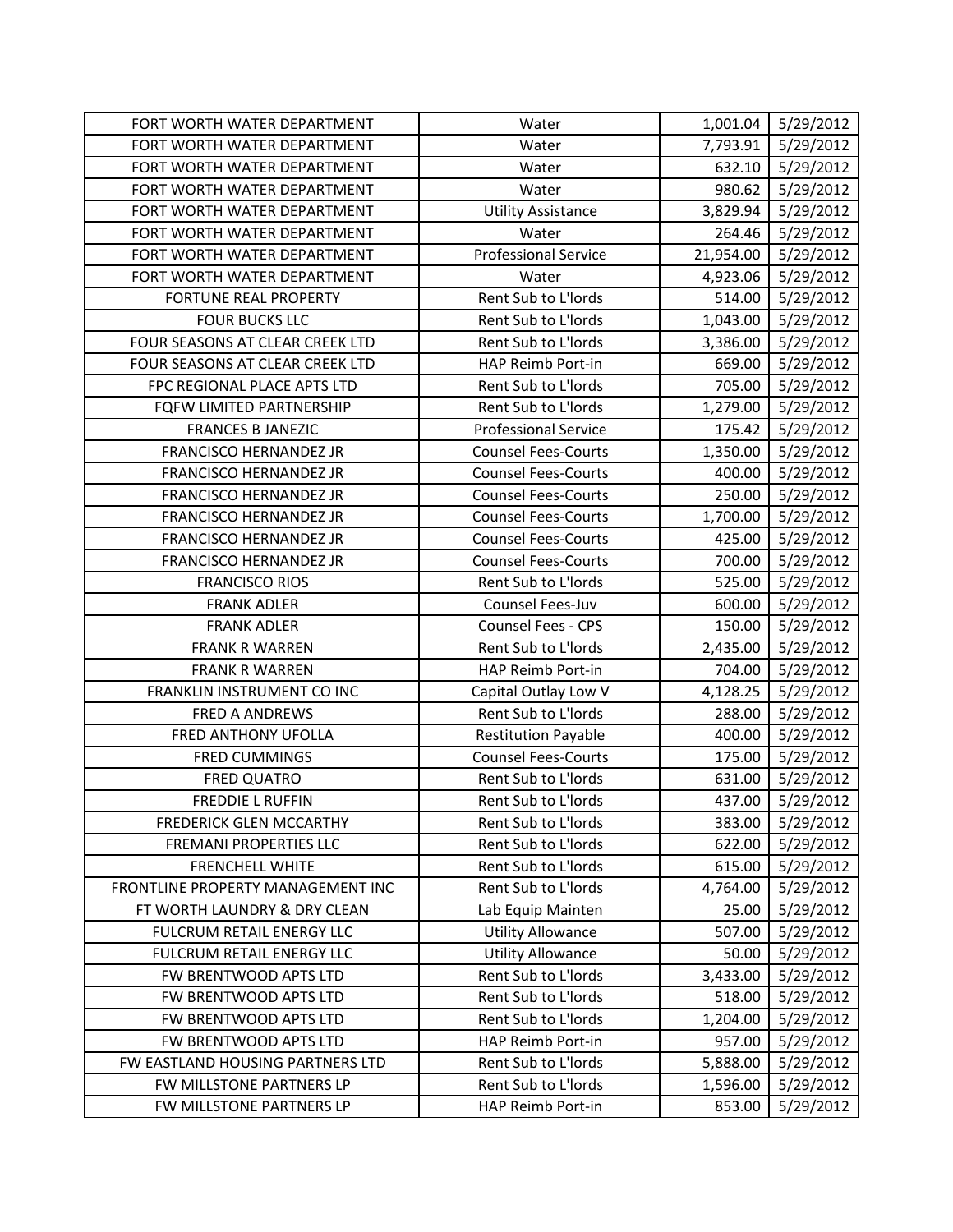| | | | |
|---|---|---|---|
| FORT WORTH WATER DEPARTMENT | Water | 1,001.04 | 5/29/2012 |
| FORT WORTH WATER DEPARTMENT | Water | 7,793.91 | 5/29/2012 |
| FORT WORTH WATER DEPARTMENT | Water | 632.10 | 5/29/2012 |
| FORT WORTH WATER DEPARTMENT | Water | 980.62 | 5/29/2012 |
| FORT WORTH WATER DEPARTMENT | Utility Assistance | 3,829.94 | 5/29/2012 |
| FORT WORTH WATER DEPARTMENT | Water | 264.46 | 5/29/2012 |
| FORT WORTH WATER DEPARTMENT | Professional Service | 21,954.00 | 5/29/2012 |
| FORT WORTH WATER DEPARTMENT | Water | 4,923.06 | 5/29/2012 |
| FORTUNE REAL PROPERTY | Rent Sub to L'lords | 514.00 | 5/29/2012 |
| FOUR BUCKS LLC | Rent Sub to L'lords | 1,043.00 | 5/29/2012 |
| FOUR SEASONS AT CLEAR CREEK LTD | Rent Sub to L'lords | 3,386.00 | 5/29/2012 |
| FOUR SEASONS AT CLEAR CREEK LTD | HAP Reimb Port-in | 669.00 | 5/29/2012 |
| FPC REGIONAL PLACE APTS LTD | Rent Sub to L'lords | 705.00 | 5/29/2012 |
| FQFW LIMITED PARTNERSHIP | Rent Sub to L'lords | 1,279.00 | 5/29/2012 |
| FRANCES B JANEZIC | Professional Service | 175.42 | 5/29/2012 |
| FRANCISCO HERNANDEZ JR | Counsel Fees-Courts | 1,350.00 | 5/29/2012 |
| FRANCISCO HERNANDEZ JR | Counsel Fees-Courts | 400.00 | 5/29/2012 |
| FRANCISCO HERNANDEZ JR | Counsel Fees-Courts | 250.00 | 5/29/2012 |
| FRANCISCO HERNANDEZ JR | Counsel Fees-Courts | 1,700.00 | 5/29/2012 |
| FRANCISCO HERNANDEZ JR | Counsel Fees-Courts | 425.00 | 5/29/2012 |
| FRANCISCO HERNANDEZ JR | Counsel Fees-Courts | 700.00 | 5/29/2012 |
| FRANCISCO RIOS | Rent Sub to L'lords | 525.00 | 5/29/2012 |
| FRANK ADLER | Counsel Fees-Juv | 600.00 | 5/29/2012 |
| FRANK ADLER | Counsel Fees - CPS | 150.00 | 5/29/2012 |
| FRANK R WARREN | Rent Sub to L'lords | 2,435.00 | 5/29/2012 |
| FRANK R WARREN | HAP Reimb Port-in | 704.00 | 5/29/2012 |
| FRANKLIN INSTRUMENT CO INC | Capital Outlay Low V | 4,128.25 | 5/29/2012 |
| FRED A ANDREWS | Rent Sub to L'lords | 288.00 | 5/29/2012 |
| FRED ANTHONY UFOLLA | Restitution Payable | 400.00 | 5/29/2012 |
| FRED CUMMINGS | Counsel Fees-Courts | 175.00 | 5/29/2012 |
| FRED QUATRO | Rent Sub to L'lords | 631.00 | 5/29/2012 |
| FREDDIE L RUFFIN | Rent Sub to L'lords | 437.00 | 5/29/2012 |
| FREDERICK GLEN MCCARTHY | Rent Sub to L'lords | 383.00 | 5/29/2012 |
| FREMANI PROPERTIES LLC | Rent Sub to L'lords | 622.00 | 5/29/2012 |
| FRENCHELL WHITE | Rent Sub to L'lords | 615.00 | 5/29/2012 |
| FRONTLINE PROPERTY MANAGEMENT INC | Rent Sub to L'lords | 4,764.00 | 5/29/2012 |
| FT WORTH LAUNDRY & DRY CLEAN | Lab Equip Mainten | 25.00 | 5/29/2012 |
| FULCRUM RETAIL ENERGY LLC | Utility Allowance | 507.00 | 5/29/2012 |
| FULCRUM RETAIL ENERGY LLC | Utility Allowance | 50.00 | 5/29/2012 |
| FW BRENTWOOD APTS LTD | Rent Sub to L'lords | 3,433.00 | 5/29/2012 |
| FW BRENTWOOD APTS LTD | Rent Sub to L'lords | 518.00 | 5/29/2012 |
| FW BRENTWOOD APTS LTD | Rent Sub to L'lords | 1,204.00 | 5/29/2012 |
| FW BRENTWOOD APTS LTD | HAP Reimb Port-in | 957.00 | 5/29/2012 |
| FW EASTLAND HOUSING PARTNERS LTD | Rent Sub to L'lords | 5,888.00 | 5/29/2012 |
| FW MILLSTONE PARTNERS LP | Rent Sub to L'lords | 1,596.00 | 5/29/2012 |
| FW MILLSTONE PARTNERS LP | HAP Reimb Port-in | 853.00 | 5/29/2012 |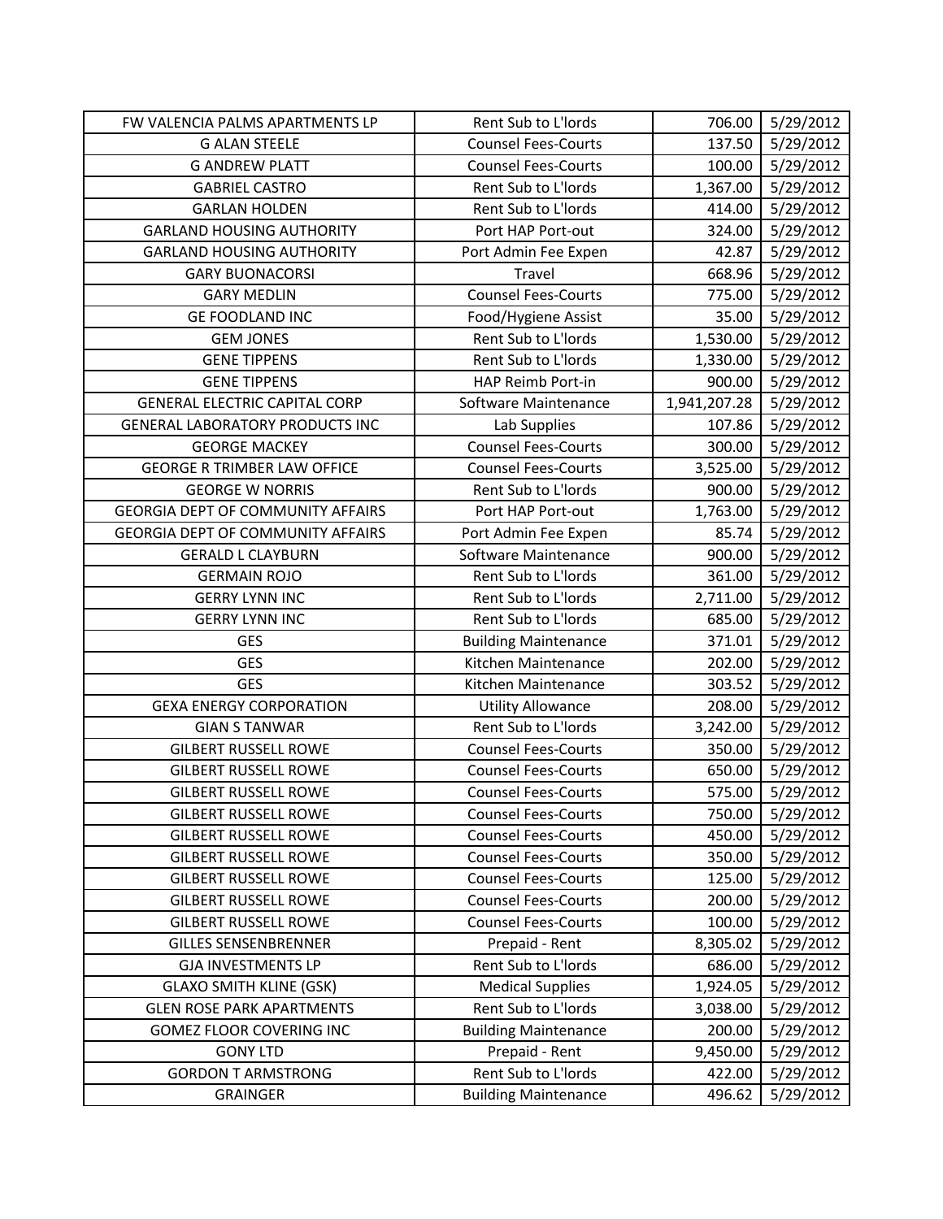| FW VALENCIA PALMS APARTMENTS LP | Rent Sub to L'lords | 706.00 | 5/29/2012 |
|---|---|---|---|
| G ALAN STEELE | Counsel Fees-Courts | 137.50 | 5/29/2012 |
| G ANDREW PLATT | Counsel Fees-Courts | 100.00 | 5/29/2012 |
| GABRIEL CASTRO | Rent Sub to L'lords | 1,367.00 | 5/29/2012 |
| GARLAN HOLDEN | Rent Sub to L'lords | 414.00 | 5/29/2012 |
| GARLAND HOUSING AUTHORITY | Port HAP Port-out | 324.00 | 5/29/2012 |
| GARLAND HOUSING AUTHORITY | Port Admin Fee Expen | 42.87 | 5/29/2012 |
| GARY BUONACORSI | Travel | 668.96 | 5/29/2012 |
| GARY MEDLIN | Counsel Fees-Courts | 775.00 | 5/29/2012 |
| GE FOODLAND INC | Food/Hygiene Assist | 35.00 | 5/29/2012 |
| GEM JONES | Rent Sub to L'lords | 1,530.00 | 5/29/2012 |
| GENE TIPPENS | Rent Sub to L'lords | 1,330.00 | 5/29/2012 |
| GENE TIPPENS | HAP Reimb Port-in | 900.00 | 5/29/2012 |
| GENERAL ELECTRIC CAPITAL CORP | Software Maintenance | 1,941,207.28 | 5/29/2012 |
| GENERAL LABORATORY PRODUCTS INC | Lab Supplies | 107.86 | 5/29/2012 |
| GEORGE MACKEY | Counsel Fees-Courts | 300.00 | 5/29/2012 |
| GEORGE R TRIMBER LAW OFFICE | Counsel Fees-Courts | 3,525.00 | 5/29/2012 |
| GEORGE W NORRIS | Rent Sub to L'lords | 900.00 | 5/29/2012 |
| GEORGIA DEPT OF COMMUNITY AFFAIRS | Port HAP Port-out | 1,763.00 | 5/29/2012 |
| GEORGIA DEPT OF COMMUNITY AFFAIRS | Port Admin Fee Expen | 85.74 | 5/29/2012 |
| GERALD L CLAYBURN | Software Maintenance | 900.00 | 5/29/2012 |
| GERMAIN ROJO | Rent Sub to L'lords | 361.00 | 5/29/2012 |
| GERRY LYNN INC | Rent Sub to L'lords | 2,711.00 | 5/29/2012 |
| GERRY LYNN INC | Rent Sub to L'lords | 685.00 | 5/29/2012 |
| GES | Building Maintenance | 371.01 | 5/29/2012 |
| GES | Kitchen Maintenance | 202.00 | 5/29/2012 |
| GES | Kitchen Maintenance | 303.52 | 5/29/2012 |
| GEXA ENERGY CORPORATION | Utility Allowance | 208.00 | 5/29/2012 |
| GIAN S TANWAR | Rent Sub to L'lords | 3,242.00 | 5/29/2012 |
| GILBERT RUSSELL ROWE | Counsel Fees-Courts | 350.00 | 5/29/2012 |
| GILBERT RUSSELL ROWE | Counsel Fees-Courts | 650.00 | 5/29/2012 |
| GILBERT RUSSELL ROWE | Counsel Fees-Courts | 575.00 | 5/29/2012 |
| GILBERT RUSSELL ROWE | Counsel Fees-Courts | 750.00 | 5/29/2012 |
| GILBERT RUSSELL ROWE | Counsel Fees-Courts | 450.00 | 5/29/2012 |
| GILBERT RUSSELL ROWE | Counsel Fees-Courts | 350.00 | 5/29/2012 |
| GILBERT RUSSELL ROWE | Counsel Fees-Courts | 125.00 | 5/29/2012 |
| GILBERT RUSSELL ROWE | Counsel Fees-Courts | 200.00 | 5/29/2012 |
| GILBERT RUSSELL ROWE | Counsel Fees-Courts | 100.00 | 5/29/2012 |
| GILLES SENSENBRENNER | Prepaid - Rent | 8,305.02 | 5/29/2012 |
| GJA INVESTMENTS LP | Rent Sub to L'lords | 686.00 | 5/29/2012 |
| GLAXO SMITH KLINE (GSK) | Medical Supplies | 1,924.05 | 5/29/2012 |
| GLEN ROSE PARK APARTMENTS | Rent Sub to L'lords | 3,038.00 | 5/29/2012 |
| GOMEZ FLOOR COVERING INC | Building Maintenance | 200.00 | 5/29/2012 |
| GONY LTD | Prepaid - Rent | 9,450.00 | 5/29/2012 |
| GORDON T ARMSTRONG | Rent Sub to L'lords | 422.00 | 5/29/2012 |
| GRAINGER | Building Maintenance | 496.62 | 5/29/2012 |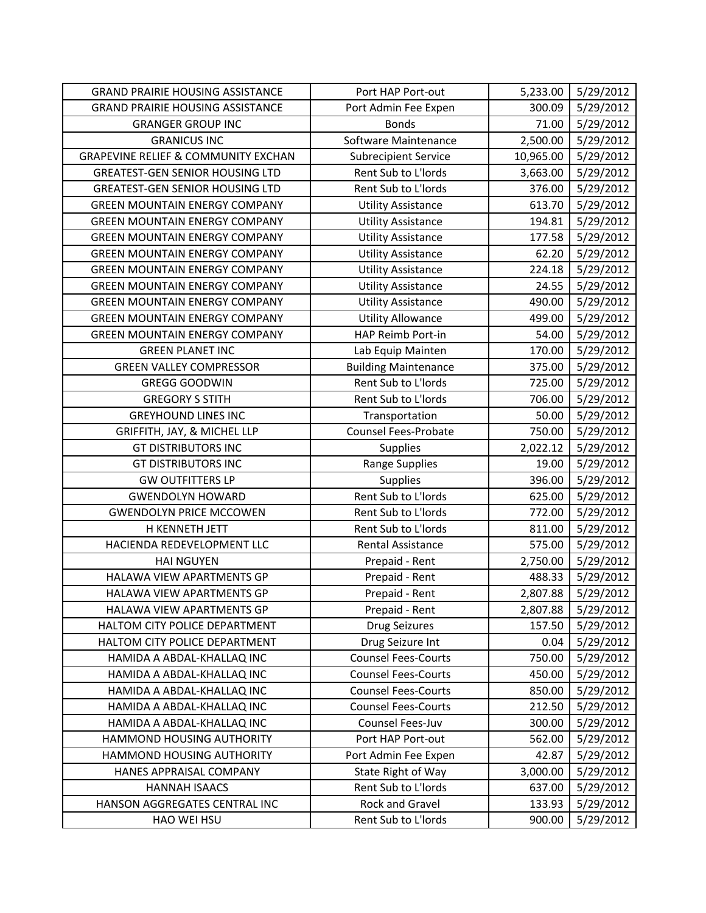| | | | |
|---|---|---|---|
| GRAND PRAIRIE HOUSING ASSISTANCE | Port HAP Port-out | 5,233.00 | 5/29/2012 |
| GRAND PRAIRIE HOUSING ASSISTANCE | Port Admin Fee Expen | 300.09 | 5/29/2012 |
| GRANGER GROUP INC | Bonds | 71.00 | 5/29/2012 |
| GRANICUS INC | Software Maintenance | 2,500.00 | 5/29/2012 |
| GRAPEVINE RELIEF & COMMUNITY EXCHAN | Subrecipient Service | 10,965.00 | 5/29/2012 |
| GREATEST-GEN SENIOR HOUSING LTD | Rent Sub to L'lords | 3,663.00 | 5/29/2012 |
| GREATEST-GEN SENIOR HOUSING LTD | Rent Sub to L'lords | 376.00 | 5/29/2012 |
| GREEN MOUNTAIN ENERGY COMPANY | Utility Assistance | 613.70 | 5/29/2012 |
| GREEN MOUNTAIN ENERGY COMPANY | Utility Assistance | 194.81 | 5/29/2012 |
| GREEN MOUNTAIN ENERGY COMPANY | Utility Assistance | 177.58 | 5/29/2012 |
| GREEN MOUNTAIN ENERGY COMPANY | Utility Assistance | 62.20 | 5/29/2012 |
| GREEN MOUNTAIN ENERGY COMPANY | Utility Assistance | 224.18 | 5/29/2012 |
| GREEN MOUNTAIN ENERGY COMPANY | Utility Assistance | 24.55 | 5/29/2012 |
| GREEN MOUNTAIN ENERGY COMPANY | Utility Assistance | 490.00 | 5/29/2012 |
| GREEN MOUNTAIN ENERGY COMPANY | Utility Allowance | 499.00 | 5/29/2012 |
| GREEN MOUNTAIN ENERGY COMPANY | HAP Reimb Port-in | 54.00 | 5/29/2012 |
| GREEN PLANET INC | Lab Equip Mainten | 170.00 | 5/29/2012 |
| GREEN VALLEY COMPRESSOR | Building Maintenance | 375.00 | 5/29/2012 |
| GREGG GOODWIN | Rent Sub to L'lords | 725.00 | 5/29/2012 |
| GREGORY S STITH | Rent Sub to L'lords | 706.00 | 5/29/2012 |
| GREYHOUND LINES INC | Transportation | 50.00 | 5/29/2012 |
| GRIFFITH, JAY, & MICHEL LLP | Counsel Fees-Probate | 750.00 | 5/29/2012 |
| GT DISTRIBUTORS INC | Supplies | 2,022.12 | 5/29/2012 |
| GT DISTRIBUTORS INC | Range Supplies | 19.00 | 5/29/2012 |
| GW OUTFITTERS LP | Supplies | 396.00 | 5/29/2012 |
| GWENDOLYN HOWARD | Rent Sub to L'lords | 625.00 | 5/29/2012 |
| GWENDOLYN PRICE MCCOWEN | Rent Sub to L'lords | 772.00 | 5/29/2012 |
| H KENNETH JETT | Rent Sub to L'lords | 811.00 | 5/29/2012 |
| HACIENDA REDEVELOPMENT LLC | Rental Assistance | 575.00 | 5/29/2012 |
| HAI NGUYEN | Prepaid - Rent | 2,750.00 | 5/29/2012 |
| HALAWA VIEW APARTMENTS GP | Prepaid - Rent | 488.33 | 5/29/2012 |
| HALAWA VIEW APARTMENTS GP | Prepaid - Rent | 2,807.88 | 5/29/2012 |
| HALAWA VIEW APARTMENTS GP | Prepaid - Rent | 2,807.88 | 5/29/2012 |
| HALTOM CITY POLICE DEPARTMENT | Drug Seizures | 157.50 | 5/29/2012 |
| HALTOM CITY POLICE DEPARTMENT | Drug Seizure Int | 0.04 | 5/29/2012 |
| HAMIDA A ABDAL-KHALLAQ INC | Counsel Fees-Courts | 750.00 | 5/29/2012 |
| HAMIDA A ABDAL-KHALLAQ INC | Counsel Fees-Courts | 450.00 | 5/29/2012 |
| HAMIDA A ABDAL-KHALLAQ INC | Counsel Fees-Courts | 850.00 | 5/29/2012 |
| HAMIDA A ABDAL-KHALLAQ INC | Counsel Fees-Courts | 212.50 | 5/29/2012 |
| HAMIDA A ABDAL-KHALLAQ INC | Counsel Fees-Juv | 300.00 | 5/29/2012 |
| HAMMOND HOUSING AUTHORITY | Port HAP Port-out | 562.00 | 5/29/2012 |
| HAMMOND HOUSING AUTHORITY | Port Admin Fee Expen | 42.87 | 5/29/2012 |
| HANES APPRAISAL COMPANY | State Right of Way | 3,000.00 | 5/29/2012 |
| HANNAH ISAACS | Rent Sub to L'lords | 637.00 | 5/29/2012 |
| HANSON AGGREGATES CENTRAL INC | Rock and Gravel | 133.93 | 5/29/2012 |
| HAO WEI HSU | Rent Sub to L'lords | 900.00 | 5/29/2012 |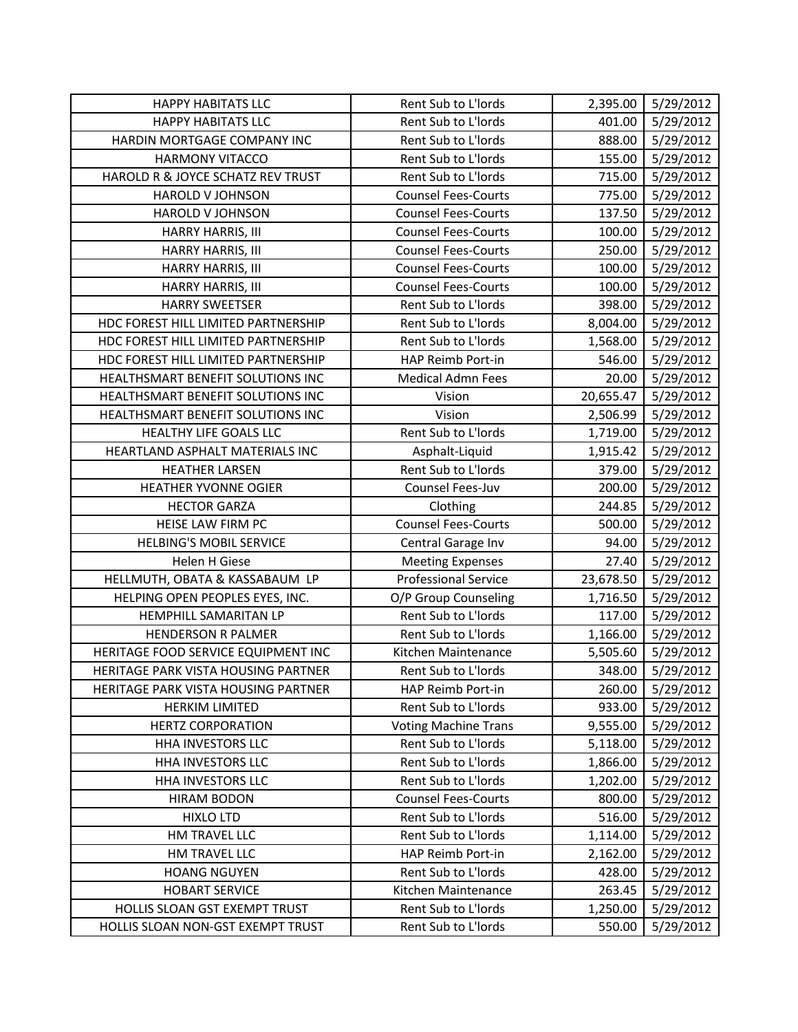| HAPPY HABITATS LLC | Rent Sub to L'lords | 2,395.00 | 5/29/2012 |
|---|---|---|---|
| HAPPY HABITATS LLC | Rent Sub to L'lords | 401.00 | 5/29/2012 |
| HARDIN MORTGAGE COMPANY INC | Rent Sub to L'lords | 888.00 | 5/29/2012 |
| HARMONY VITACCO | Rent Sub to L'lords | 155.00 | 5/29/2012 |
| HAROLD R & JOYCE SCHATZ REV TRUST | Rent Sub to L'lords | 715.00 | 5/29/2012 |
| HAROLD V JOHNSON | Counsel Fees-Courts | 775.00 | 5/29/2012 |
| HAROLD V JOHNSON | Counsel Fees-Courts | 137.50 | 5/29/2012 |
| HARRY HARRIS, III | Counsel Fees-Courts | 100.00 | 5/29/2012 |
| HARRY HARRIS, III | Counsel Fees-Courts | 250.00 | 5/29/2012 |
| HARRY HARRIS, III | Counsel Fees-Courts | 100.00 | 5/29/2012 |
| HARRY HARRIS, III | Counsel Fees-Courts | 100.00 | 5/29/2012 |
| HARRY SWEETSER | Rent Sub to L'lords | 398.00 | 5/29/2012 |
| HDC FOREST HILL LIMITED PARTNERSHIP | Rent Sub to L'lords | 8,004.00 | 5/29/2012 |
| HDC FOREST HILL LIMITED PARTNERSHIP | Rent Sub to L'lords | 1,568.00 | 5/29/2012 |
| HDC FOREST HILL LIMITED PARTNERSHIP | HAP Reimb Port-in | 546.00 | 5/29/2012 |
| HEALTHSMART BENEFIT SOLUTIONS INC | Medical Admn Fees | 20.00 | 5/29/2012 |
| HEALTHSMART BENEFIT SOLUTIONS INC | Vision | 20,655.47 | 5/29/2012 |
| HEALTHSMART BENEFIT SOLUTIONS INC | Vision | 2,506.99 | 5/29/2012 |
| HEALTHY LIFE GOALS LLC | Rent Sub to L'lords | 1,719.00 | 5/29/2012 |
| HEARTLAND ASPHALT MATERIALS INC | Asphalt-Liquid | 1,915.42 | 5/29/2012 |
| HEATHER LARSEN | Rent Sub to L'lords | 379.00 | 5/29/2012 |
| HEATHER YVONNE OGIER | Counsel Fees-Juv | 200.00 | 5/29/2012 |
| HECTOR GARZA | Clothing | 244.85 | 5/29/2012 |
| HEISE LAW FIRM PC | Counsel Fees-Courts | 500.00 | 5/29/2012 |
| HELBING'S MOBIL SERVICE | Central Garage Inv | 94.00 | 5/29/2012 |
| Helen H Giese | Meeting Expenses | 27.40 | 5/29/2012 |
| HELLMUTH, OBATA & KASSABAUM LP | Professional Service | 23,678.50 | 5/29/2012 |
| HELPING OPEN PEOPLES EYES, INC. | O/P Group Counseling | 1,716.50 | 5/29/2012 |
| HEMPHILL SAMARITAN LP | Rent Sub to L'lords | 117.00 | 5/29/2012 |
| HENDERSON R PALMER | Rent Sub to L'lords | 1,166.00 | 5/29/2012 |
| HERITAGE FOOD SERVICE EQUIPMENT INC | Kitchen Maintenance | 5,505.60 | 5/29/2012 |
| HERITAGE PARK VISTA HOUSING PARTNER | Rent Sub to L'lords | 348.00 | 5/29/2012 |
| HERITAGE PARK VISTA HOUSING PARTNER | HAP Reimb Port-in | 260.00 | 5/29/2012 |
| HERKIM LIMITED | Rent Sub to L'lords | 933.00 | 5/29/2012 |
| HERTZ CORPORATION | Voting Machine Trans | 9,555.00 | 5/29/2012 |
| HHA INVESTORS LLC | Rent Sub to L'lords | 5,118.00 | 5/29/2012 |
| HHA INVESTORS LLC | Rent Sub to L'lords | 1,866.00 | 5/29/2012 |
| HHA INVESTORS LLC | Rent Sub to L'lords | 1,202.00 | 5/29/2012 |
| HIRAM BODON | Counsel Fees-Courts | 800.00 | 5/29/2012 |
| HIXLO LTD | Rent Sub to L'lords | 516.00 | 5/29/2012 |
| HM TRAVEL LLC | Rent Sub to L'lords | 1,114.00 | 5/29/2012 |
| HM TRAVEL LLC | HAP Reimb Port-in | 2,162.00 | 5/29/2012 |
| HOANG NGUYEN | Rent Sub to L'lords | 428.00 | 5/29/2012 |
| HOBART SERVICE | Kitchen Maintenance | 263.45 | 5/29/2012 |
| HOLLIS SLOAN GST EXEMPT TRUST | Rent Sub to L'lords | 1,250.00 | 5/29/2012 |
| HOLLIS SLOAN NON-GST EXEMPT TRUST | Rent Sub to L'lords | 550.00 | 5/29/2012 |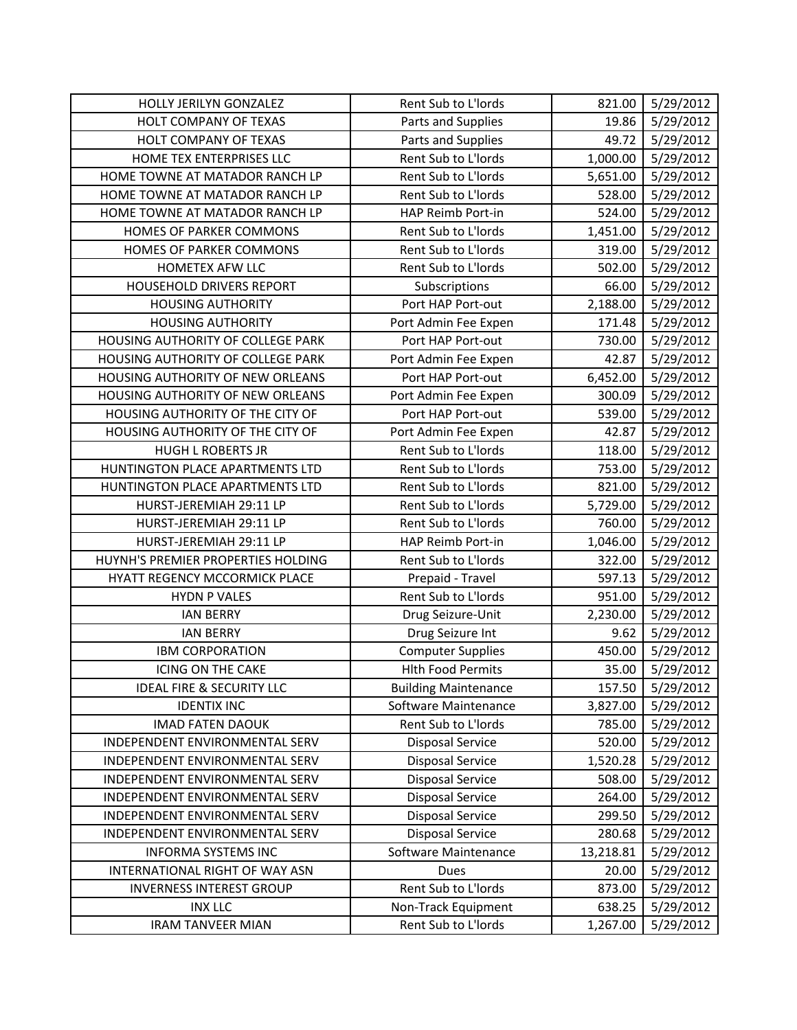| HOLLY JERILYN GONZALEZ | Rent Sub to L'lords | 821.00 | 5/29/2012 |
|---|---|---|---|
| HOLT COMPANY OF TEXAS | Parts and Supplies | 19.86 | 5/29/2012 |
| HOLT COMPANY OF TEXAS | Parts and Supplies | 49.72 | 5/29/2012 |
| HOME TEX ENTERPRISES LLC | Rent Sub to L'lords | 1,000.00 | 5/29/2012 |
| HOME TOWNE AT MATADOR RANCH LP | Rent Sub to L'lords | 5,651.00 | 5/29/2012 |
| HOME TOWNE AT MATADOR RANCH LP | Rent Sub to L'lords | 528.00 | 5/29/2012 |
| HOME TOWNE AT MATADOR RANCH LP | HAP Reimb Port-in | 524.00 | 5/29/2012 |
| HOMES OF PARKER COMMONS | Rent Sub to L'lords | 1,451.00 | 5/29/2012 |
| HOMES OF PARKER COMMONS | Rent Sub to L'lords | 319.00 | 5/29/2012 |
| HOMETEX AFW LLC | Rent Sub to L'lords | 502.00 | 5/29/2012 |
| HOUSEHOLD DRIVERS REPORT | Subscriptions | 66.00 | 5/29/2012 |
| HOUSING AUTHORITY | Port HAP Port-out | 2,188.00 | 5/29/2012 |
| HOUSING AUTHORITY | Port Admin Fee Expen | 171.48 | 5/29/2012 |
| HOUSING AUTHORITY OF COLLEGE PARK | Port HAP Port-out | 730.00 | 5/29/2012 |
| HOUSING AUTHORITY OF COLLEGE PARK | Port Admin Fee Expen | 42.87 | 5/29/2012 |
| HOUSING AUTHORITY OF NEW ORLEANS | Port HAP Port-out | 6,452.00 | 5/29/2012 |
| HOUSING AUTHORITY OF NEW ORLEANS | Port Admin Fee Expen | 300.09 | 5/29/2012 |
| HOUSING AUTHORITY OF THE CITY OF | Port HAP Port-out | 539.00 | 5/29/2012 |
| HOUSING AUTHORITY OF THE CITY OF | Port Admin Fee Expen | 42.87 | 5/29/2012 |
| HUGH L ROBERTS JR | Rent Sub to L'lords | 118.00 | 5/29/2012 |
| HUNTINGTON PLACE APARTMENTS LTD | Rent Sub to L'lords | 753.00 | 5/29/2012 |
| HUNTINGTON PLACE APARTMENTS LTD | Rent Sub to L'lords | 821.00 | 5/29/2012 |
| HURST-JEREMIAH 29:11 LP | Rent Sub to L'lords | 5,729.00 | 5/29/2012 |
| HURST-JEREMIAH 29:11 LP | Rent Sub to L'lords | 760.00 | 5/29/2012 |
| HURST-JEREMIAH 29:11 LP | HAP Reimb Port-in | 1,046.00 | 5/29/2012 |
| HUYNH'S PREMIER PROPERTIES HOLDING | Rent Sub to L'lords | 322.00 | 5/29/2012 |
| HYATT REGENCY MCCORMICK PLACE | Prepaid - Travel | 597.13 | 5/29/2012 |
| HYDN P VALES | Rent Sub to L'lords | 951.00 | 5/29/2012 |
| IAN BERRY | Drug Seizure-Unit | 2,230.00 | 5/29/2012 |
| IAN BERRY | Drug Seizure Int | 9.62 | 5/29/2012 |
| IBM CORPORATION | Computer Supplies | 450.00 | 5/29/2012 |
| ICING ON THE CAKE | Hlth Food Permits | 35.00 | 5/29/2012 |
| IDEAL FIRE & SECURITY LLC | Building Maintenance | 157.50 | 5/29/2012 |
| IDENTIX INC | Software Maintenance | 3,827.00 | 5/29/2012 |
| IMAD FATEN DAOUK | Rent Sub to L'lords | 785.00 | 5/29/2012 |
| INDEPENDENT ENVIRONMENTAL SERV | Disposal Service | 520.00 | 5/29/2012 |
| INDEPENDENT ENVIRONMENTAL SERV | Disposal Service | 1,520.28 | 5/29/2012 |
| INDEPENDENT ENVIRONMENTAL SERV | Disposal Service | 508.00 | 5/29/2012 |
| INDEPENDENT ENVIRONMENTAL SERV | Disposal Service | 264.00 | 5/29/2012 |
| INDEPENDENT ENVIRONMENTAL SERV | Disposal Service | 299.50 | 5/29/2012 |
| INDEPENDENT ENVIRONMENTAL SERV | Disposal Service | 280.68 | 5/29/2012 |
| INFORMA SYSTEMS INC | Software Maintenance | 13,218.81 | 5/29/2012 |
| INTERNATIONAL RIGHT OF WAY ASN | Dues | 20.00 | 5/29/2012 |
| INVERNESS INTEREST GROUP | Rent Sub to L'lords | 873.00 | 5/29/2012 |
| INX LLC | Non-Track Equipment | 638.25 | 5/29/2012 |
| IRAM TANVEER MIAN | Rent Sub to L'lords | 1,267.00 | 5/29/2012 |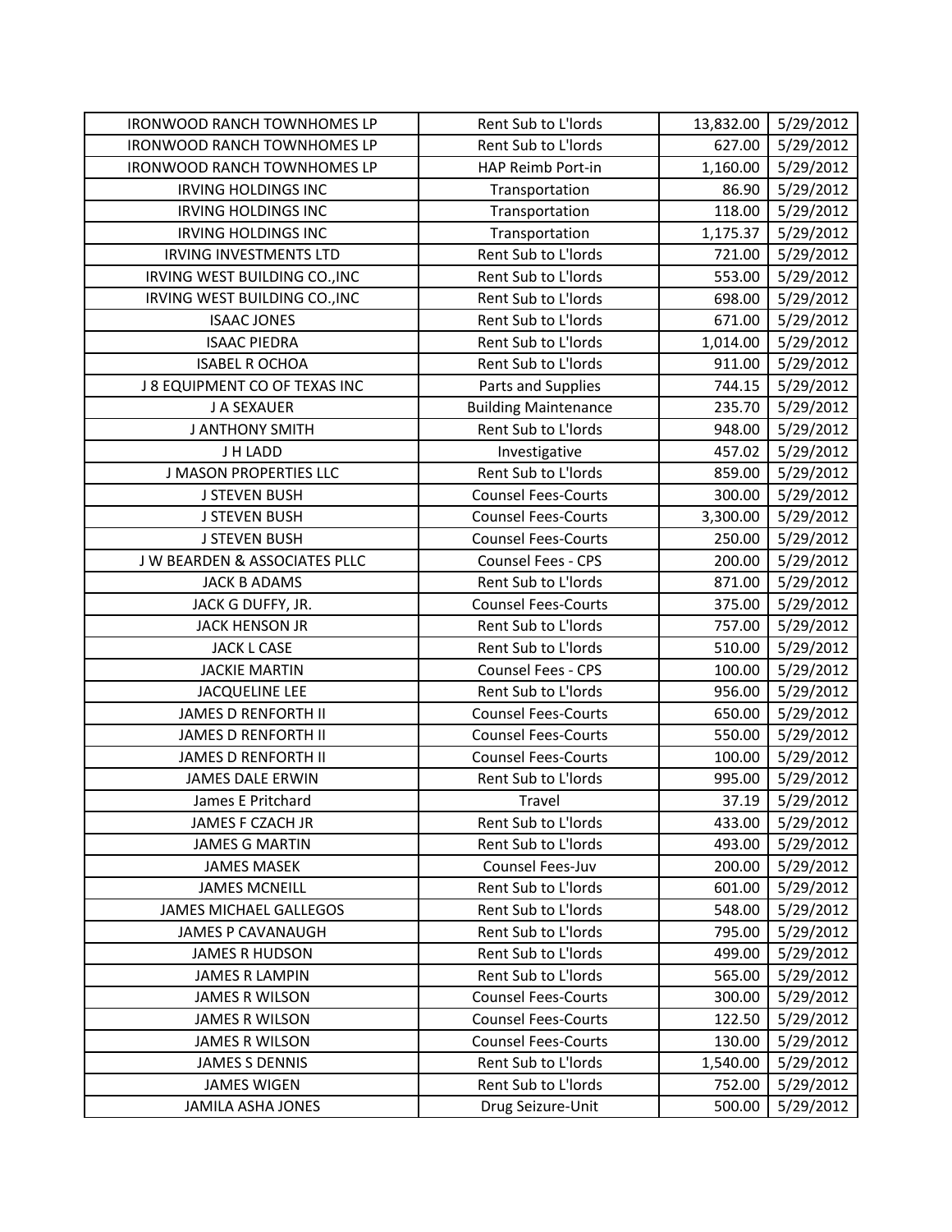| IRONWOOD RANCH TOWNHOMES LP | Rent Sub to L'lords | 13,832.00 | 5/29/2012 |
|---|---|---|---|
| IRONWOOD RANCH TOWNHOMES LP | Rent Sub to L'lords | 627.00 | 5/29/2012 |
| IRONWOOD RANCH TOWNHOMES LP | HAP Reimb Port-in | 1,160.00 | 5/29/2012 |
| IRVING HOLDINGS INC | Transportation | 86.90 | 5/29/2012 |
| IRVING HOLDINGS INC | Transportation | 118.00 | 5/29/2012 |
| IRVING HOLDINGS INC | Transportation | 1,175.37 | 5/29/2012 |
| IRVING INVESTMENTS LTD | Rent Sub to L'lords | 721.00 | 5/29/2012 |
| IRVING WEST BUILDING CO.,INC | Rent Sub to L'lords | 553.00 | 5/29/2012 |
| IRVING WEST BUILDING CO.,INC | Rent Sub to L'lords | 698.00 | 5/29/2012 |
| ISAAC JONES | Rent Sub to L'lords | 671.00 | 5/29/2012 |
| ISAAC PIEDRA | Rent Sub to L'lords | 1,014.00 | 5/29/2012 |
| ISABEL R OCHOA | Rent Sub to L'lords | 911.00 | 5/29/2012 |
| J 8 EQUIPMENT CO OF TEXAS INC | Parts and Supplies | 744.15 | 5/29/2012 |
| J A SEXAUER | Building Maintenance | 235.70 | 5/29/2012 |
| J ANTHONY SMITH | Rent Sub to L'lords | 948.00 | 5/29/2012 |
| J H LADD | Investigative | 457.02 | 5/29/2012 |
| J MASON PROPERTIES LLC | Rent Sub to L'lords | 859.00 | 5/29/2012 |
| J STEVEN BUSH | Counsel Fees-Courts | 300.00 | 5/29/2012 |
| J STEVEN BUSH | Counsel Fees-Courts | 3,300.00 | 5/29/2012 |
| J STEVEN BUSH | Counsel Fees-Courts | 250.00 | 5/29/2012 |
| J W BEARDEN & ASSOCIATES PLLC | Counsel Fees - CPS | 200.00 | 5/29/2012 |
| JACK B ADAMS | Rent Sub to L'lords | 871.00 | 5/29/2012 |
| JACK G DUFFY, JR. | Counsel Fees-Courts | 375.00 | 5/29/2012 |
| JACK HENSON JR | Rent Sub to L'lords | 757.00 | 5/29/2012 |
| JACK L CASE | Rent Sub to L'lords | 510.00 | 5/29/2012 |
| JACKIE MARTIN | Counsel Fees - CPS | 100.00 | 5/29/2012 |
| JACQUELINE LEE | Rent Sub to L'lords | 956.00 | 5/29/2012 |
| JAMES D RENFORTH II | Counsel Fees-Courts | 650.00 | 5/29/2012 |
| JAMES D RENFORTH II | Counsel Fees-Courts | 550.00 | 5/29/2012 |
| JAMES D RENFORTH II | Counsel Fees-Courts | 100.00 | 5/29/2012 |
| JAMES DALE ERWIN | Rent Sub to L'lords | 995.00 | 5/29/2012 |
| James E Pritchard | Travel | 37.19 | 5/29/2012 |
| JAMES F CZACH JR | Rent Sub to L'lords | 433.00 | 5/29/2012 |
| JAMES G MARTIN | Rent Sub to L'lords | 493.00 | 5/29/2012 |
| JAMES MASEK | Counsel Fees-Juv | 200.00 | 5/29/2012 |
| JAMES MCNEILL | Rent Sub to L'lords | 601.00 | 5/29/2012 |
| JAMES MICHAEL GALLEGOS | Rent Sub to L'lords | 548.00 | 5/29/2012 |
| JAMES P CAVANAUGH | Rent Sub to L'lords | 795.00 | 5/29/2012 |
| JAMES R HUDSON | Rent Sub to L'lords | 499.00 | 5/29/2012 |
| JAMES R LAMPIN | Rent Sub to L'lords | 565.00 | 5/29/2012 |
| JAMES R WILSON | Counsel Fees-Courts | 300.00 | 5/29/2012 |
| JAMES R WILSON | Counsel Fees-Courts | 122.50 | 5/29/2012 |
| JAMES R WILSON | Counsel Fees-Courts | 130.00 | 5/29/2012 |
| JAMES S DENNIS | Rent Sub to L'lords | 1,540.00 | 5/29/2012 |
| JAMES WIGEN | Rent Sub to L'lords | 752.00 | 5/29/2012 |
| JAMILA ASHA JONES | Drug Seizure-Unit | 500.00 | 5/29/2012 |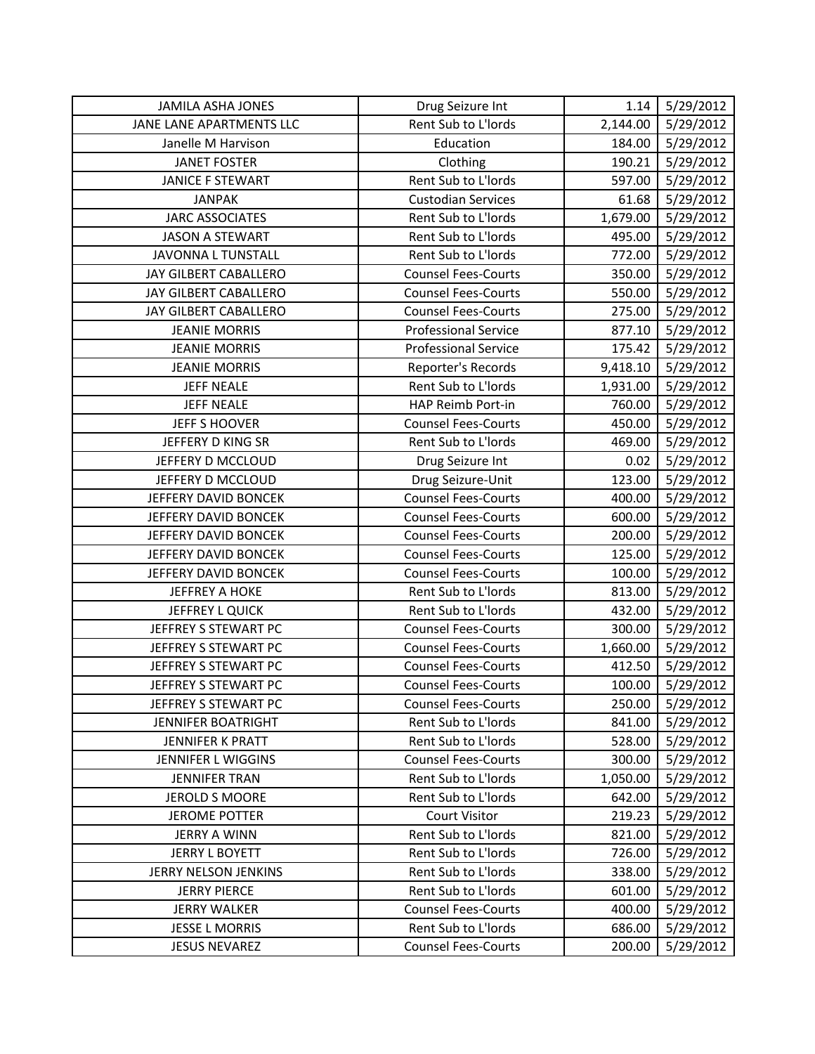| JAMILA ASHA JONES | Drug Seizure Int | 1.14 | 5/29/2012 |
|---|---|---|---|
| JANE LANE APARTMENTS LLC | Rent Sub to L'lords | 2,144.00 | 5/29/2012 |
| Janelle M Harvison | Education | 184.00 | 5/29/2012 |
| JANET FOSTER | Clothing | 190.21 | 5/29/2012 |
| JANICE F STEWART | Rent Sub to L'lords | 597.00 | 5/29/2012 |
| JANPAK | Custodian Services | 61.68 | 5/29/2012 |
| JARC ASSOCIATES | Rent Sub to L'lords | 1,679.00 | 5/29/2012 |
| JASON A STEWART | Rent Sub to L'lords | 495.00 | 5/29/2012 |
| JAVONNA L TUNSTALL | Rent Sub to L'lords | 772.00 | 5/29/2012 |
| JAY GILBERT CABALLERO | Counsel Fees-Courts | 350.00 | 5/29/2012 |
| JAY GILBERT CABALLERO | Counsel Fees-Courts | 550.00 | 5/29/2012 |
| JAY GILBERT CABALLERO | Counsel Fees-Courts | 275.00 | 5/29/2012 |
| JEANIE MORRIS | Professional Service | 877.10 | 5/29/2012 |
| JEANIE MORRIS | Professional Service | 175.42 | 5/29/2012 |
| JEANIE MORRIS | Reporter's Records | 9,418.10 | 5/29/2012 |
| JEFF NEALE | Rent Sub to L'lords | 1,931.00 | 5/29/2012 |
| JEFF NEALE | HAP Reimb Port-in | 760.00 | 5/29/2012 |
| JEFF S HOOVER | Counsel Fees-Courts | 450.00 | 5/29/2012 |
| JEFFERY D KING SR | Rent Sub to L'lords | 469.00 | 5/29/2012 |
| JEFFERY D MCCLOUD | Drug Seizure Int | 0.02 | 5/29/2012 |
| JEFFERY D MCCLOUD | Drug Seizure-Unit | 123.00 | 5/29/2012 |
| JEFFERY DAVID BONCEK | Counsel Fees-Courts | 400.00 | 5/29/2012 |
| JEFFERY DAVID BONCEK | Counsel Fees-Courts | 600.00 | 5/29/2012 |
| JEFFERY DAVID BONCEK | Counsel Fees-Courts | 200.00 | 5/29/2012 |
| JEFFERY DAVID BONCEK | Counsel Fees-Courts | 125.00 | 5/29/2012 |
| JEFFERY DAVID BONCEK | Counsel Fees-Courts | 100.00 | 5/29/2012 |
| JEFFREY A HOKE | Rent Sub to L'lords | 813.00 | 5/29/2012 |
| JEFFREY L QUICK | Rent Sub to L'lords | 432.00 | 5/29/2012 |
| JEFFREY S STEWART PC | Counsel Fees-Courts | 300.00 | 5/29/2012 |
| JEFFREY S STEWART PC | Counsel Fees-Courts | 1,660.00 | 5/29/2012 |
| JEFFREY S STEWART PC | Counsel Fees-Courts | 412.50 | 5/29/2012 |
| JEFFREY S STEWART PC | Counsel Fees-Courts | 100.00 | 5/29/2012 |
| JEFFREY S STEWART PC | Counsel Fees-Courts | 250.00 | 5/29/2012 |
| JENNIFER BOATRIGHT | Rent Sub to L'lords | 841.00 | 5/29/2012 |
| JENNIFER K PRATT | Rent Sub to L'lords | 528.00 | 5/29/2012 |
| JENNIFER L WIGGINS | Counsel Fees-Courts | 300.00 | 5/29/2012 |
| JENNIFER TRAN | Rent Sub to L'lords | 1,050.00 | 5/29/2012 |
| JEROLD S MOORE | Rent Sub to L'lords | 642.00 | 5/29/2012 |
| JEROME POTTER | Court Visitor | 219.23 | 5/29/2012 |
| JERRY A WINN | Rent Sub to L'lords | 821.00 | 5/29/2012 |
| JERRY L BOYETT | Rent Sub to L'lords | 726.00 | 5/29/2012 |
| JERRY NELSON JENKINS | Rent Sub to L'lords | 338.00 | 5/29/2012 |
| JERRY PIERCE | Rent Sub to L'lords | 601.00 | 5/29/2012 |
| JERRY WALKER | Counsel Fees-Courts | 400.00 | 5/29/2012 |
| JESSE L MORRIS | Rent Sub to L'lords | 686.00 | 5/29/2012 |
| JESUS NEVAREZ | Counsel Fees-Courts | 200.00 | 5/29/2012 |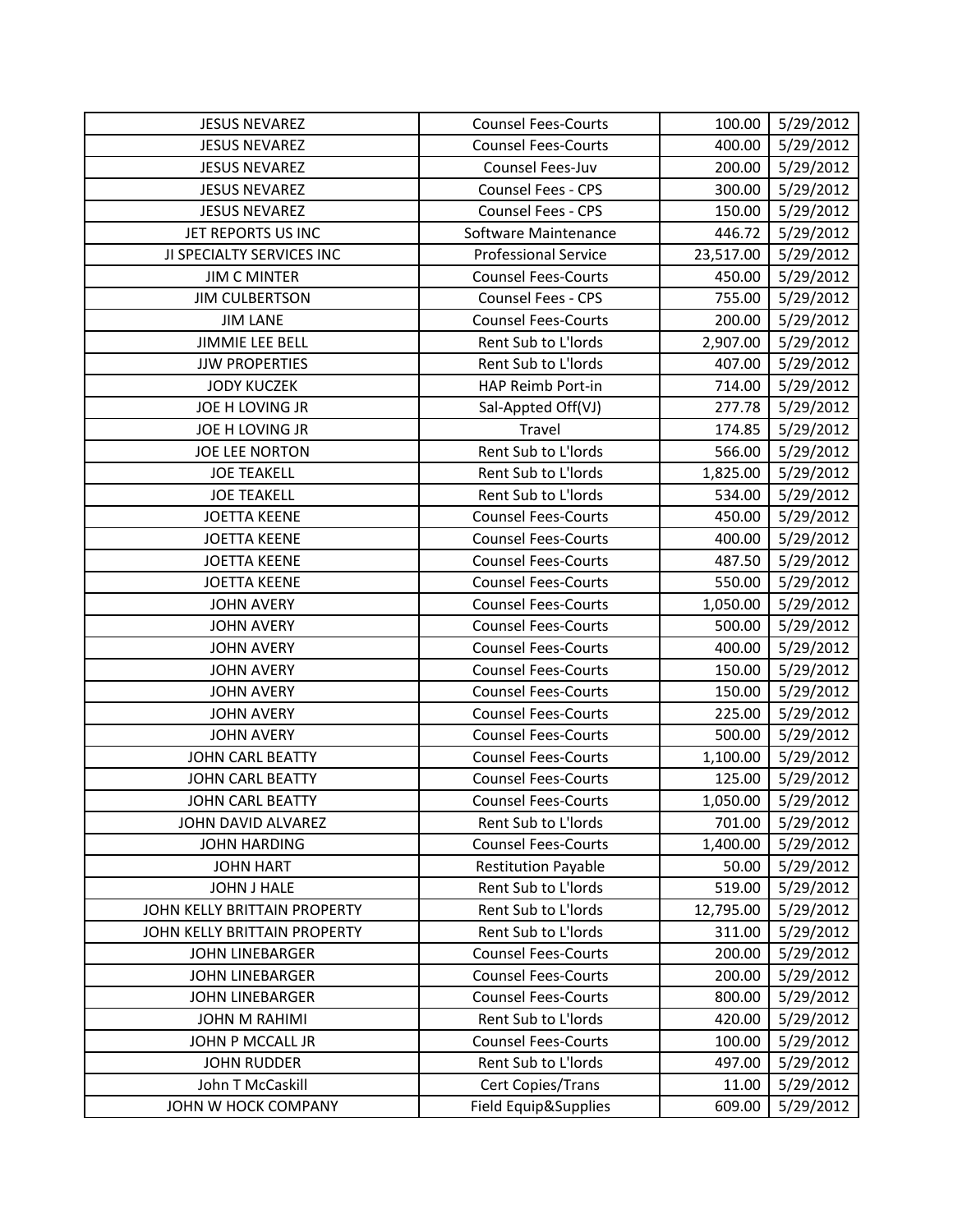| JESUS NEVAREZ | Counsel Fees-Courts | 100.00 | 5/29/2012 |
|---|---|---|---|
| JESUS NEVAREZ | Counsel Fees-Courts | 400.00 | 5/29/2012 |
| JESUS NEVAREZ | Counsel Fees-Juv | 200.00 | 5/29/2012 |
| JESUS NEVAREZ | Counsel Fees - CPS | 300.00 | 5/29/2012 |
| JESUS NEVAREZ | Counsel Fees - CPS | 150.00 | 5/29/2012 |
| JET REPORTS US INC | Software Maintenance | 446.72 | 5/29/2012 |
| JI SPECIALTY SERVICES INC | Professional Service | 23,517.00 | 5/29/2012 |
| JIM C MINTER | Counsel Fees-Courts | 450.00 | 5/29/2012 |
| JIM CULBERTSON | Counsel Fees - CPS | 755.00 | 5/29/2012 |
| JIM LANE | Counsel Fees-Courts | 200.00 | 5/29/2012 |
| JIMMIE LEE BELL | Rent Sub to L'lords | 2,907.00 | 5/29/2012 |
| JJW PROPERTIES | Rent Sub to L'lords | 407.00 | 5/29/2012 |
| JODY KUCZEK | HAP Reimb Port-in | 714.00 | 5/29/2012 |
| JOE H LOVING JR | Sal-Appted Off(VJ) | 277.78 | 5/29/2012 |
| JOE H LOVING JR | Travel | 174.85 | 5/29/2012 |
| JOE LEE NORTON | Rent Sub to L'lords | 566.00 | 5/29/2012 |
| JOE TEAKELL | Rent Sub to L'lords | 1,825.00 | 5/29/2012 |
| JOE TEAKELL | Rent Sub to L'lords | 534.00 | 5/29/2012 |
| JOETTA KEENE | Counsel Fees-Courts | 450.00 | 5/29/2012 |
| JOETTA KEENE | Counsel Fees-Courts | 400.00 | 5/29/2012 |
| JOETTA KEENE | Counsel Fees-Courts | 487.50 | 5/29/2012 |
| JOETTA KEENE | Counsel Fees-Courts | 550.00 | 5/29/2012 |
| JOHN AVERY | Counsel Fees-Courts | 1,050.00 | 5/29/2012 |
| JOHN AVERY | Counsel Fees-Courts | 500.00 | 5/29/2012 |
| JOHN AVERY | Counsel Fees-Courts | 400.00 | 5/29/2012 |
| JOHN AVERY | Counsel Fees-Courts | 150.00 | 5/29/2012 |
| JOHN AVERY | Counsel Fees-Courts | 150.00 | 5/29/2012 |
| JOHN AVERY | Counsel Fees-Courts | 225.00 | 5/29/2012 |
| JOHN AVERY | Counsel Fees-Courts | 500.00 | 5/29/2012 |
| JOHN CARL BEATTY | Counsel Fees-Courts | 1,100.00 | 5/29/2012 |
| JOHN CARL BEATTY | Counsel Fees-Courts | 125.00 | 5/29/2012 |
| JOHN CARL BEATTY | Counsel Fees-Courts | 1,050.00 | 5/29/2012 |
| JOHN DAVID ALVAREZ | Rent Sub to L'lords | 701.00 | 5/29/2012 |
| JOHN HARDING | Counsel Fees-Courts | 1,400.00 | 5/29/2012 |
| JOHN HART | Restitution Payable | 50.00 | 5/29/2012 |
| JOHN J HALE | Rent Sub to L'lords | 519.00 | 5/29/2012 |
| JOHN KELLY BRITTAIN PROPERTY | Rent Sub to L'lords | 12,795.00 | 5/29/2012 |
| JOHN KELLY BRITTAIN PROPERTY | Rent Sub to L'lords | 311.00 | 5/29/2012 |
| JOHN LINEBARGER | Counsel Fees-Courts | 200.00 | 5/29/2012 |
| JOHN LINEBARGER | Counsel Fees-Courts | 200.00 | 5/29/2012 |
| JOHN LINEBARGER | Counsel Fees-Courts | 800.00 | 5/29/2012 |
| JOHN M RAHIMI | Rent Sub to L'lords | 420.00 | 5/29/2012 |
| JOHN P MCCALL JR | Counsel Fees-Courts | 100.00 | 5/29/2012 |
| JOHN RUDDER | Rent Sub to L'lords | 497.00 | 5/29/2012 |
| John T McCaskill | Cert Copies/Trans | 11.00 | 5/29/2012 |
| JOHN W HOCK COMPANY | Field Equip&Supplies | 609.00 | 5/29/2012 |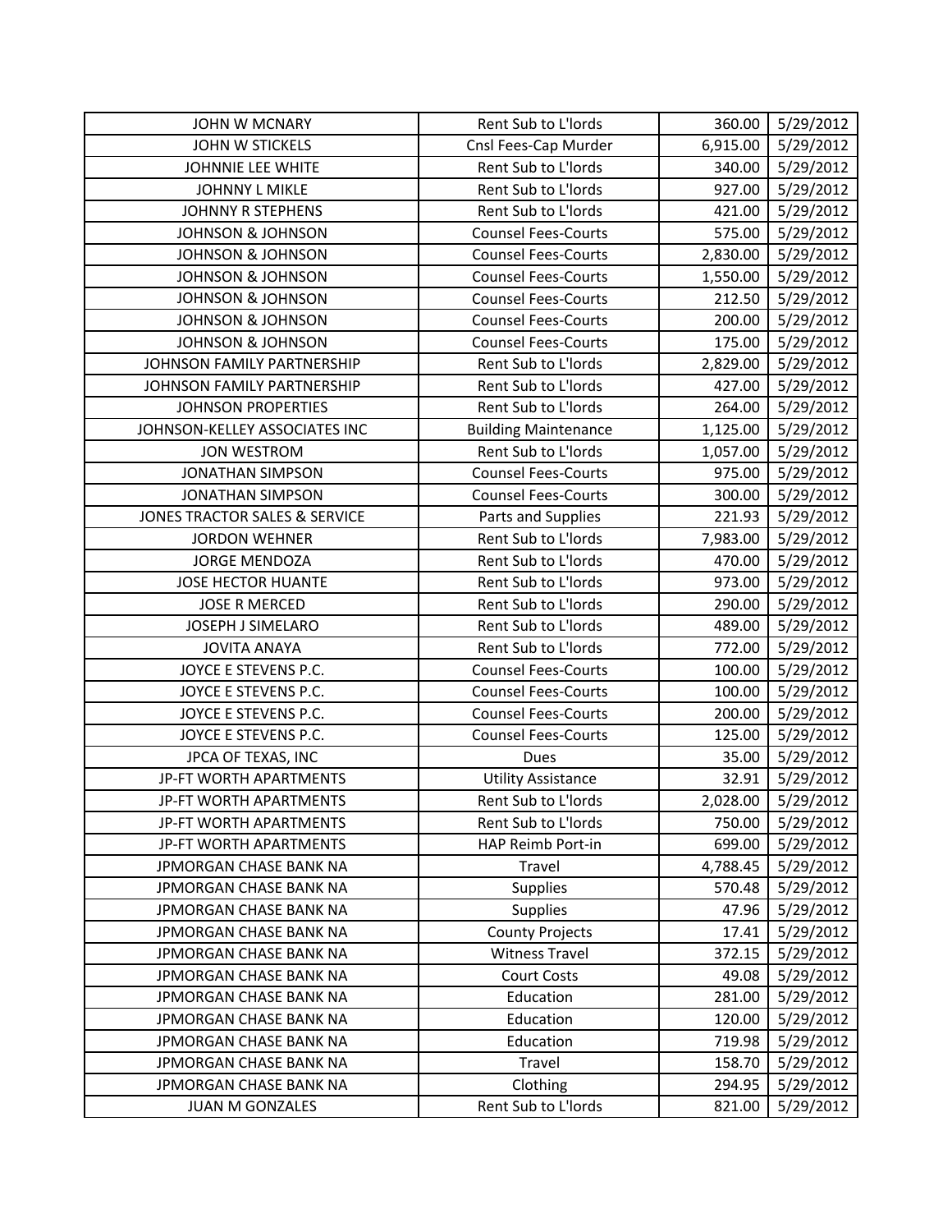| JOHN W MCNARY | Rent Sub to L'lords | 360.00 | 5/29/2012 |
|---|---|---|---|
| JOHN W STICKELS | Cnsl Fees-Cap Murder | 6,915.00 | 5/29/2012 |
| JOHNNIE LEE WHITE | Rent Sub to L'lords | 340.00 | 5/29/2012 |
| JOHNNY L MIKLE | Rent Sub to L'lords | 927.00 | 5/29/2012 |
| JOHNNY R STEPHENS | Rent Sub to L'lords | 421.00 | 5/29/2012 |
| JOHNSON & JOHNSON | Counsel Fees-Courts | 575.00 | 5/29/2012 |
| JOHNSON & JOHNSON | Counsel Fees-Courts | 2,830.00 | 5/29/2012 |
| JOHNSON & JOHNSON | Counsel Fees-Courts | 1,550.00 | 5/29/2012 |
| JOHNSON & JOHNSON | Counsel Fees-Courts | 212.50 | 5/29/2012 |
| JOHNSON & JOHNSON | Counsel Fees-Courts | 200.00 | 5/29/2012 |
| JOHNSON & JOHNSON | Counsel Fees-Courts | 175.00 | 5/29/2012 |
| JOHNSON FAMILY PARTNERSHIP | Rent Sub to L'lords | 2,829.00 | 5/29/2012 |
| JOHNSON FAMILY PARTNERSHIP | Rent Sub to L'lords | 427.00 | 5/29/2012 |
| JOHNSON PROPERTIES | Rent Sub to L'lords | 264.00 | 5/29/2012 |
| JOHNSON-KELLEY ASSOCIATES INC | Building Maintenance | 1,125.00 | 5/29/2012 |
| JON WESTROM | Rent Sub to L'lords | 1,057.00 | 5/29/2012 |
| JONATHAN SIMPSON | Counsel Fees-Courts | 975.00 | 5/29/2012 |
| JONATHAN SIMPSON | Counsel Fees-Courts | 300.00 | 5/29/2012 |
| JONES TRACTOR SALES & SERVICE | Parts and Supplies | 221.93 | 5/29/2012 |
| JORDON WEHNER | Rent Sub to L'lords | 7,983.00 | 5/29/2012 |
| JORGE MENDOZA | Rent Sub to L'lords | 470.00 | 5/29/2012 |
| JOSE HECTOR HUANTE | Rent Sub to L'lords | 973.00 | 5/29/2012 |
| JOSE R MERCED | Rent Sub to L'lords | 290.00 | 5/29/2012 |
| JOSEPH J SIMELARO | Rent Sub to L'lords | 489.00 | 5/29/2012 |
| JOVITA ANAYA | Rent Sub to L'lords | 772.00 | 5/29/2012 |
| JOYCE E STEVENS P.C. | Counsel Fees-Courts | 100.00 | 5/29/2012 |
| JOYCE E STEVENS P.C. | Counsel Fees-Courts | 100.00 | 5/29/2012 |
| JOYCE E STEVENS P.C. | Counsel Fees-Courts | 200.00 | 5/29/2012 |
| JOYCE E STEVENS P.C. | Counsel Fees-Courts | 125.00 | 5/29/2012 |
| JPCA OF TEXAS, INC | Dues | 35.00 | 5/29/2012 |
| JP-FT WORTH APARTMENTS | Utility Assistance | 32.91 | 5/29/2012 |
| JP-FT WORTH APARTMENTS | Rent Sub to L'lords | 2,028.00 | 5/29/2012 |
| JP-FT WORTH APARTMENTS | Rent Sub to L'lords | 750.00 | 5/29/2012 |
| JP-FT WORTH APARTMENTS | HAP Reimb Port-in | 699.00 | 5/29/2012 |
| JPMORGAN CHASE BANK NA | Travel | 4,788.45 | 5/29/2012 |
| JPMORGAN CHASE BANK NA | Supplies | 570.48 | 5/29/2012 |
| JPMORGAN CHASE BANK NA | Supplies | 47.96 | 5/29/2012 |
| JPMORGAN CHASE BANK NA | County Projects | 17.41 | 5/29/2012 |
| JPMORGAN CHASE BANK NA | Witness Travel | 372.15 | 5/29/2012 |
| JPMORGAN CHASE BANK NA | Court Costs | 49.08 | 5/29/2012 |
| JPMORGAN CHASE BANK NA | Education | 281.00 | 5/29/2012 |
| JPMORGAN CHASE BANK NA | Education | 120.00 | 5/29/2012 |
| JPMORGAN CHASE BANK NA | Education | 719.98 | 5/29/2012 |
| JPMORGAN CHASE BANK NA | Travel | 158.70 | 5/29/2012 |
| JPMORGAN CHASE BANK NA | Clothing | 294.95 | 5/29/2012 |
| JUAN M GONZALES | Rent Sub to L'lords | 821.00 | 5/29/2012 |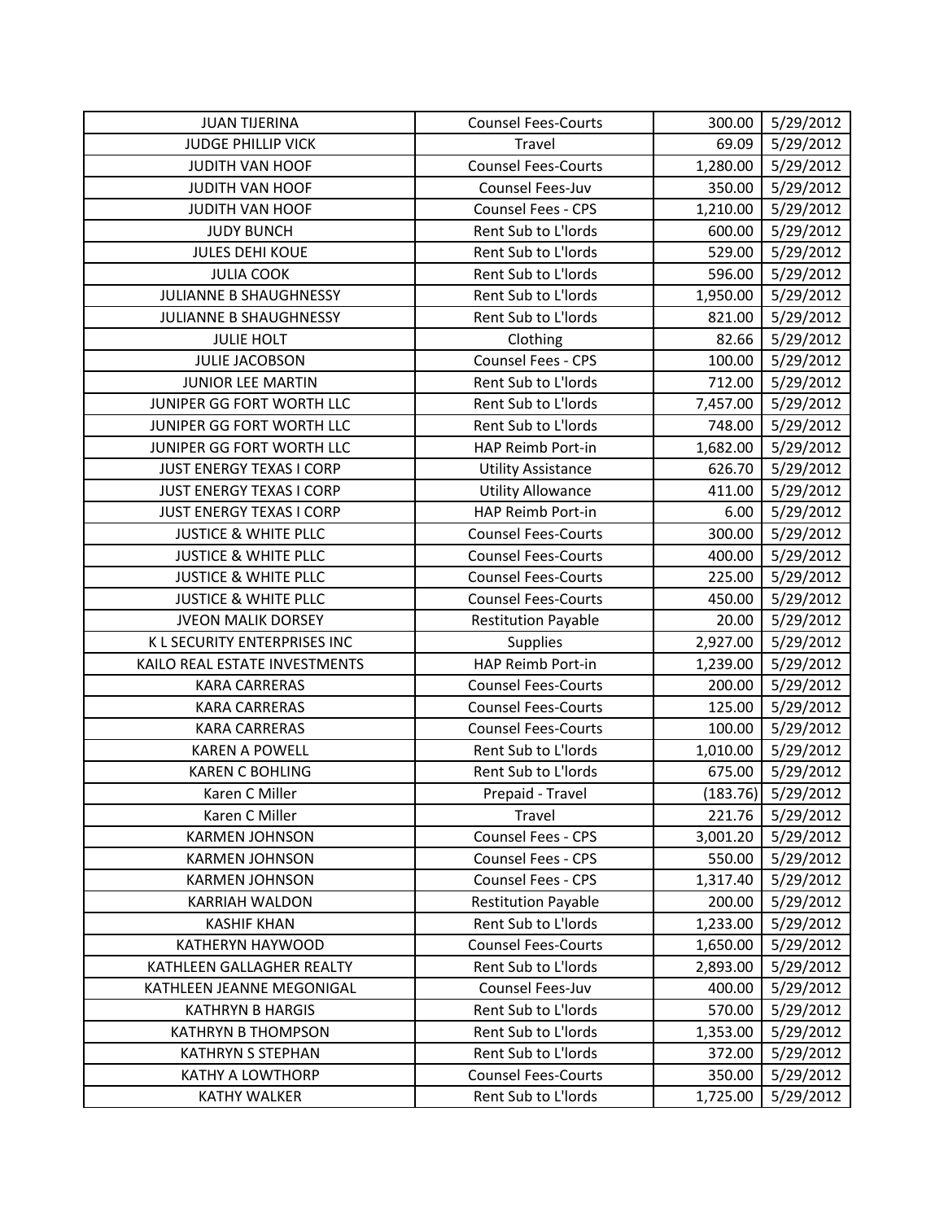| JUAN TIJERINA | Counsel Fees-Courts | 300.00 | 5/29/2012 |
|---|---|---|---|
| JUDGE PHILLIP VICK | Travel | 69.09 | 5/29/2012 |
| JUDITH VAN HOOF | Counsel Fees-Courts | 1,280.00 | 5/29/2012 |
| JUDITH VAN HOOF | Counsel Fees-Juv | 350.00 | 5/29/2012 |
| JUDITH VAN HOOF | Counsel Fees - CPS | 1,210.00 | 5/29/2012 |
| JUDY BUNCH | Rent Sub to L'lords | 600.00 | 5/29/2012 |
| JULES DEHI KOUE | Rent Sub to L'lords | 529.00 | 5/29/2012 |
| JULIA COOK | Rent Sub to L'lords | 596.00 | 5/29/2012 |
| JULIANNE B SHAUGHNESSY | Rent Sub to L'lords | 1,950.00 | 5/29/2012 |
| JULIANNE B SHAUGHNESSY | Rent Sub to L'lords | 821.00 | 5/29/2012 |
| JULIE HOLT | Clothing | 82.66 | 5/29/2012 |
| JULIE JACOBSON | Counsel Fees - CPS | 100.00 | 5/29/2012 |
| JUNIOR LEE MARTIN | Rent Sub to L'lords | 712.00 | 5/29/2012 |
| JUNIPER GG FORT WORTH LLC | Rent Sub to L'lords | 7,457.00 | 5/29/2012 |
| JUNIPER GG FORT WORTH LLC | Rent Sub to L'lords | 748.00 | 5/29/2012 |
| JUNIPER GG FORT WORTH LLC | HAP Reimb Port-in | 1,682.00 | 5/29/2012 |
| JUST ENERGY TEXAS I CORP | Utility Assistance | 626.70 | 5/29/2012 |
| JUST ENERGY TEXAS I CORP | Utility Allowance | 411.00 | 5/29/2012 |
| JUST ENERGY TEXAS I CORP | HAP Reimb Port-in | 6.00 | 5/29/2012 |
| JUSTICE & WHITE PLLC | Counsel Fees-Courts | 300.00 | 5/29/2012 |
| JUSTICE & WHITE PLLC | Counsel Fees-Courts | 400.00 | 5/29/2012 |
| JUSTICE & WHITE PLLC | Counsel Fees-Courts | 225.00 | 5/29/2012 |
| JUSTICE & WHITE PLLC | Counsel Fees-Courts | 450.00 | 5/29/2012 |
| JVEON MALIK DORSEY | Restitution Payable | 20.00 | 5/29/2012 |
| K L SECURITY ENTERPRISES INC | Supplies | 2,927.00 | 5/29/2012 |
| KAILO REAL ESTATE INVESTMENTS | HAP Reimb Port-in | 1,239.00 | 5/29/2012 |
| KARA CARRERAS | Counsel Fees-Courts | 200.00 | 5/29/2012 |
| KARA CARRERAS | Counsel Fees-Courts | 125.00 | 5/29/2012 |
| KARA CARRERAS | Counsel Fees-Courts | 100.00 | 5/29/2012 |
| KAREN A POWELL | Rent Sub to L'lords | 1,010.00 | 5/29/2012 |
| KAREN C BOHLING | Rent Sub to L'lords | 675.00 | 5/29/2012 |
| Karen C Miller | Prepaid - Travel | (183.76) | 5/29/2012 |
| Karen C Miller | Travel | 221.76 | 5/29/2012 |
| KARMEN JOHNSON | Counsel Fees - CPS | 3,001.20 | 5/29/2012 |
| KARMEN JOHNSON | Counsel Fees - CPS | 550.00 | 5/29/2012 |
| KARMEN JOHNSON | Counsel Fees - CPS | 1,317.40 | 5/29/2012 |
| KARRIAH WALDON | Restitution Payable | 200.00 | 5/29/2012 |
| KASHIF KHAN | Rent Sub to L'lords | 1,233.00 | 5/29/2012 |
| KATHERYN HAYWOOD | Counsel Fees-Courts | 1,650.00 | 5/29/2012 |
| KATHLEEN GALLAGHER REALTY | Rent Sub to L'lords | 2,893.00 | 5/29/2012 |
| KATHLEEN JEANNE MEGONIGAL | Counsel Fees-Juv | 400.00 | 5/29/2012 |
| KATHRYN B HARGIS | Rent Sub to L'lords | 570.00 | 5/29/2012 |
| KATHRYN B THOMPSON | Rent Sub to L'lords | 1,353.00 | 5/29/2012 |
| KATHRYN S STEPHAN | Rent Sub to L'lords | 372.00 | 5/29/2012 |
| KATHY A LOWTHORP | Counsel Fees-Courts | 350.00 | 5/29/2012 |
| KATHY WALKER | Rent Sub to L'lords | 1,725.00 | 5/29/2012 |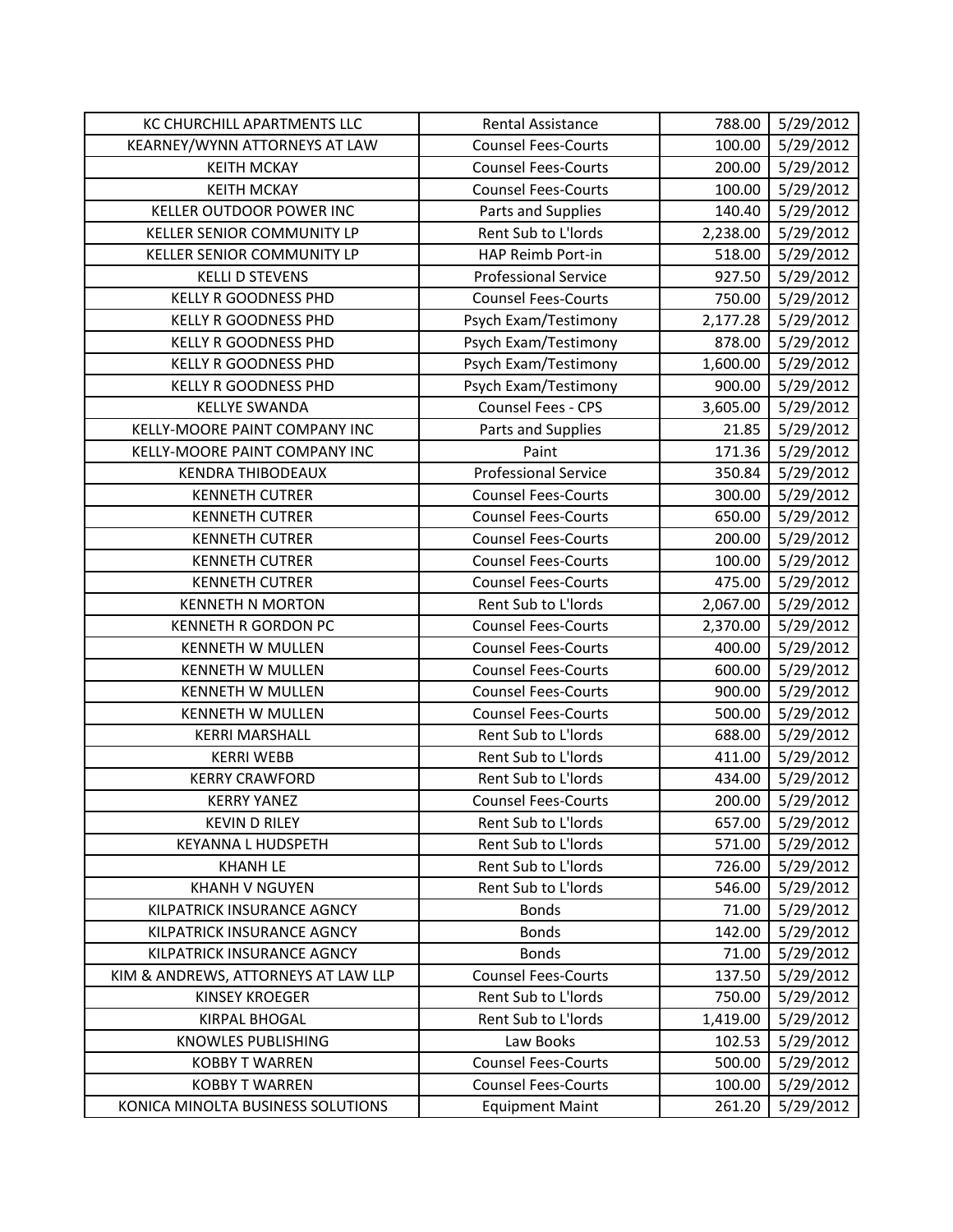| KC CHURCHILL APARTMENTS LLC | Rental Assistance | 788.00 | 5/29/2012 |
|---|---|---|---|
| KEARNEY/WYNN ATTORNEYS AT LAW | Counsel Fees-Courts | 100.00 | 5/29/2012 |
| KEITH MCKAY | Counsel Fees-Courts | 200.00 | 5/29/2012 |
| KEITH MCKAY | Counsel Fees-Courts | 100.00 | 5/29/2012 |
| KELLER OUTDOOR POWER INC | Parts and Supplies | 140.40 | 5/29/2012 |
| KELLER SENIOR COMMUNITY LP | Rent Sub to L'lords | 2,238.00 | 5/29/2012 |
| KELLER SENIOR COMMUNITY LP | HAP Reimb Port-in | 518.00 | 5/29/2012 |
| KELLI D STEVENS | Professional Service | 927.50 | 5/29/2012 |
| KELLY R GOODNESS PHD | Counsel Fees-Courts | 750.00 | 5/29/2012 |
| KELLY R GOODNESS PHD | Psych Exam/Testimony | 2,177.28 | 5/29/2012 |
| KELLY R GOODNESS PHD | Psych Exam/Testimony | 878.00 | 5/29/2012 |
| KELLY R GOODNESS PHD | Psych Exam/Testimony | 1,600.00 | 5/29/2012 |
| KELLY R GOODNESS PHD | Psych Exam/Testimony | 900.00 | 5/29/2012 |
| KELLYE SWANDA | Counsel Fees - CPS | 3,605.00 | 5/29/2012 |
| KELLY-MOORE PAINT COMPANY INC | Parts and Supplies | 21.85 | 5/29/2012 |
| KELLY-MOORE PAINT COMPANY INC | Paint | 171.36 | 5/29/2012 |
| KENDRA THIBODEAUX | Professional Service | 350.84 | 5/29/2012 |
| KENNETH CUTRER | Counsel Fees-Courts | 300.00 | 5/29/2012 |
| KENNETH CUTRER | Counsel Fees-Courts | 650.00 | 5/29/2012 |
| KENNETH CUTRER | Counsel Fees-Courts | 200.00 | 5/29/2012 |
| KENNETH CUTRER | Counsel Fees-Courts | 100.00 | 5/29/2012 |
| KENNETH CUTRER | Counsel Fees-Courts | 475.00 | 5/29/2012 |
| KENNETH N MORTON | Rent Sub to L'lords | 2,067.00 | 5/29/2012 |
| KENNETH R GORDON PC | Counsel Fees-Courts | 2,370.00 | 5/29/2012 |
| KENNETH W MULLEN | Counsel Fees-Courts | 400.00 | 5/29/2012 |
| KENNETH W MULLEN | Counsel Fees-Courts | 600.00 | 5/29/2012 |
| KENNETH W MULLEN | Counsel Fees-Courts | 900.00 | 5/29/2012 |
| KENNETH W MULLEN | Counsel Fees-Courts | 500.00 | 5/29/2012 |
| KERRI MARSHALL | Rent Sub to L'lords | 688.00 | 5/29/2012 |
| KERRI WEBB | Rent Sub to L'lords | 411.00 | 5/29/2012 |
| KERRY CRAWFORD | Rent Sub to L'lords | 434.00 | 5/29/2012 |
| KERRY YANEZ | Counsel Fees-Courts | 200.00 | 5/29/2012 |
| KEVIN D RILEY | Rent Sub to L'lords | 657.00 | 5/29/2012 |
| KEYANNA L HUDSPETH | Rent Sub to L'lords | 571.00 | 5/29/2012 |
| KHANH LE | Rent Sub to L'lords | 726.00 | 5/29/2012 |
| KHANH V NGUYEN | Rent Sub to L'lords | 546.00 | 5/29/2012 |
| KILPATRICK INSURANCE AGNCY | Bonds | 71.00 | 5/29/2012 |
| KILPATRICK INSURANCE AGNCY | Bonds | 142.00 | 5/29/2012 |
| KILPATRICK INSURANCE AGNCY | Bonds | 71.00 | 5/29/2012 |
| KIM & ANDREWS, ATTORNEYS AT LAW LLP | Counsel Fees-Courts | 137.50 | 5/29/2012 |
| KINSEY KROEGER | Rent Sub to L'lords | 750.00 | 5/29/2012 |
| KIRPAL BHOGAL | Rent Sub to L'lords | 1,419.00 | 5/29/2012 |
| KNOWLES PUBLISHING | Law Books | 102.53 | 5/29/2012 |
| KOBBY T WARREN | Counsel Fees-Courts | 500.00 | 5/29/2012 |
| KOBBY T WARREN | Counsel Fees-Courts | 100.00 | 5/29/2012 |
| KONICA MINOLTA BUSINESS SOLUTIONS | Equipment Maint | 261.20 | 5/29/2012 |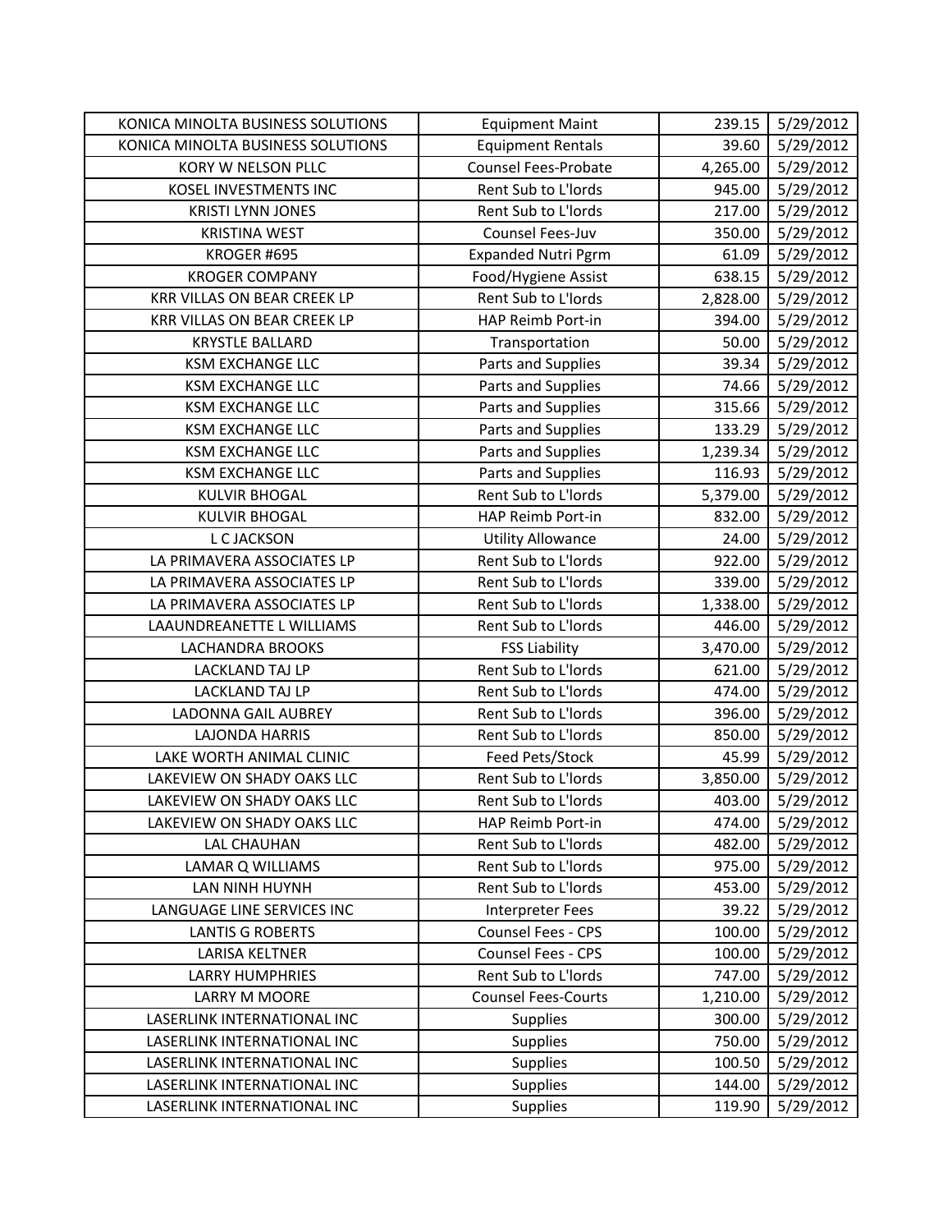| KONICA MINOLTA BUSINESS SOLUTIONS | Equipment Maint | 239.15 | 5/29/2012 |
|---|---|---|---|
| KONICA MINOLTA BUSINESS SOLUTIONS | Equipment Rentals | 39.60 | 5/29/2012 |
| KORY W NELSON PLLC | Counsel Fees-Probate | 4,265.00 | 5/29/2012 |
| KOSEL INVESTMENTS INC | Rent Sub to L'lords | 945.00 | 5/29/2012 |
| KRISTI LYNN JONES | Rent Sub to L'lords | 217.00 | 5/29/2012 |
| KRISTINA WEST | Counsel Fees-Juv | 350.00 | 5/29/2012 |
| KROGER #695 | Expanded Nutri Pgrm | 61.09 | 5/29/2012 |
| KROGER COMPANY | Food/Hygiene Assist | 638.15 | 5/29/2012 |
| KRR VILLAS ON BEAR CREEK LP | Rent Sub to L'lords | 2,828.00 | 5/29/2012 |
| KRR VILLAS ON BEAR CREEK LP | HAP Reimb Port-in | 394.00 | 5/29/2012 |
| KRYSTLE BALLARD | Transportation | 50.00 | 5/29/2012 |
| KSM EXCHANGE LLC | Parts and Supplies | 39.34 | 5/29/2012 |
| KSM EXCHANGE LLC | Parts and Supplies | 74.66 | 5/29/2012 |
| KSM EXCHANGE LLC | Parts and Supplies | 315.66 | 5/29/2012 |
| KSM EXCHANGE LLC | Parts and Supplies | 133.29 | 5/29/2012 |
| KSM EXCHANGE LLC | Parts and Supplies | 1,239.34 | 5/29/2012 |
| KSM EXCHANGE LLC | Parts and Supplies | 116.93 | 5/29/2012 |
| KULVIR BHOGAL | Rent Sub to L'lords | 5,379.00 | 5/29/2012 |
| KULVIR BHOGAL | HAP Reimb Port-in | 832.00 | 5/29/2012 |
| L C JACKSON | Utility Allowance | 24.00 | 5/29/2012 |
| LA PRIMAVERA ASSOCIATES LP | Rent Sub to L'lords | 922.00 | 5/29/2012 |
| LA PRIMAVERA ASSOCIATES LP | Rent Sub to L'lords | 339.00 | 5/29/2012 |
| LA PRIMAVERA ASSOCIATES LP | Rent Sub to L'lords | 1,338.00 | 5/29/2012 |
| LAAUNDREANETTE L WILLIAMS | Rent Sub to L'lords | 446.00 | 5/29/2012 |
| LACHANDRA BROOKS | FSS Liability | 3,470.00 | 5/29/2012 |
| LACKLAND TAJ LP | Rent Sub to L'lords | 621.00 | 5/29/2012 |
| LACKLAND TAJ LP | Rent Sub to L'lords | 474.00 | 5/29/2012 |
| LADONNA GAIL AUBREY | Rent Sub to L'lords | 396.00 | 5/29/2012 |
| LAJONDA HARRIS | Rent Sub to L'lords | 850.00 | 5/29/2012 |
| LAKE WORTH ANIMAL CLINIC | Feed Pets/Stock | 45.99 | 5/29/2012 |
| LAKEVIEW ON SHADY OAKS LLC | Rent Sub to L'lords | 3,850.00 | 5/29/2012 |
| LAKEVIEW ON SHADY OAKS LLC | Rent Sub to L'lords | 403.00 | 5/29/2012 |
| LAKEVIEW ON SHADY OAKS LLC | HAP Reimb Port-in | 474.00 | 5/29/2012 |
| LAL CHAUHAN | Rent Sub to L'lords | 482.00 | 5/29/2012 |
| LAMAR Q WILLIAMS | Rent Sub to L'lords | 975.00 | 5/29/2012 |
| LAN NINH HUYNH | Rent Sub to L'lords | 453.00 | 5/29/2012 |
| LANGUAGE LINE SERVICES INC | Interpreter Fees | 39.22 | 5/29/2012 |
| LANTIS G ROBERTS | Counsel Fees - CPS | 100.00 | 5/29/2012 |
| LARISA KELTNER | Counsel Fees - CPS | 100.00 | 5/29/2012 |
| LARRY HUMPHRIES | Rent Sub to L'lords | 747.00 | 5/29/2012 |
| LARRY M MOORE | Counsel Fees-Courts | 1,210.00 | 5/29/2012 |
| LASERLINK INTERNATIONAL INC | Supplies | 300.00 | 5/29/2012 |
| LASERLINK INTERNATIONAL INC | Supplies | 750.00 | 5/29/2012 |
| LASERLINK INTERNATIONAL INC | Supplies | 100.50 | 5/29/2012 |
| LASERLINK INTERNATIONAL INC | Supplies | 144.00 | 5/29/2012 |
| LASERLINK INTERNATIONAL INC | Supplies | 119.90 | 5/29/2012 |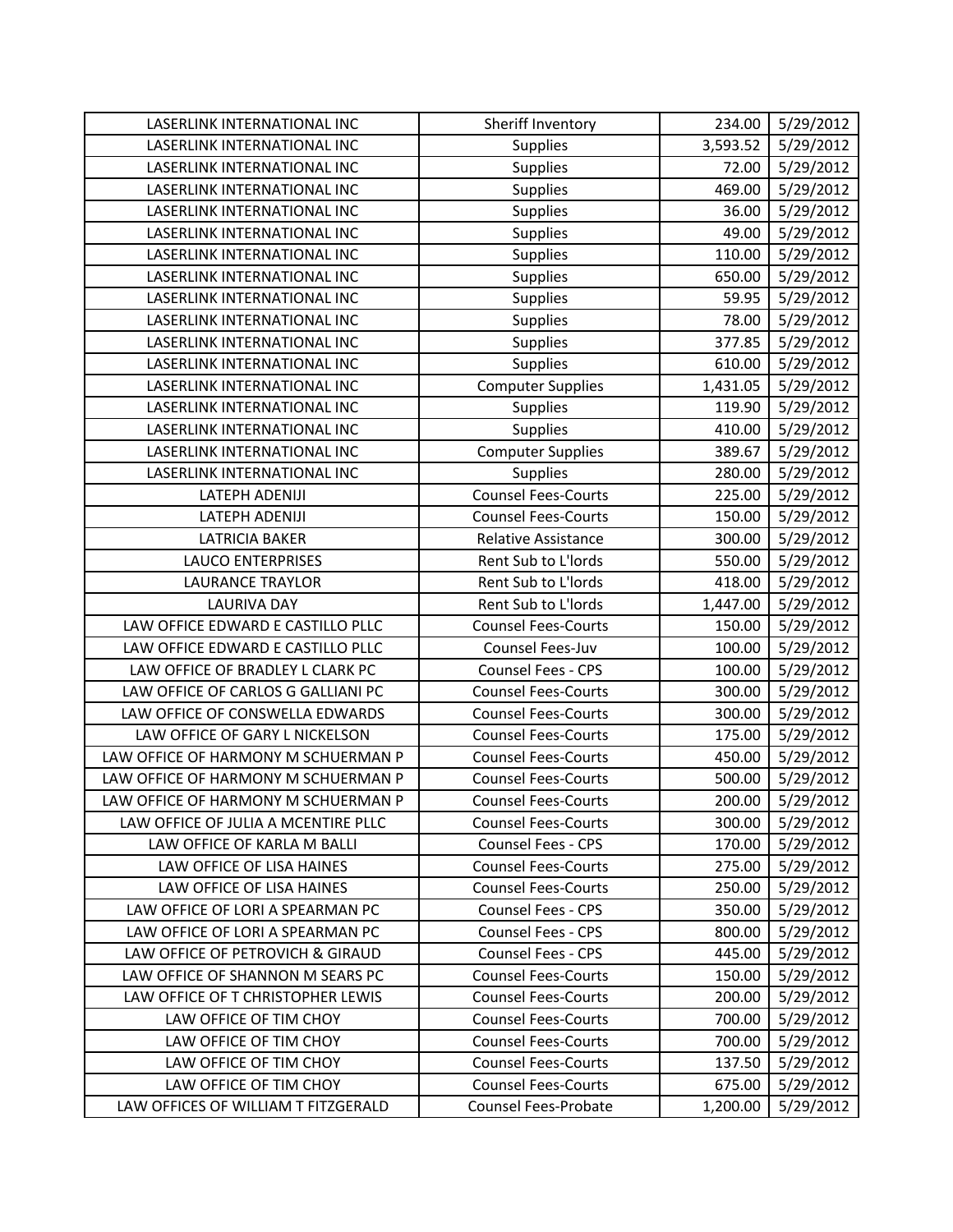| | | | |
|---|---|---|---|
| LASERLINK INTERNATIONAL INC | Sheriff Inventory | 234.00 | 5/29/2012 |
| LASERLINK INTERNATIONAL INC | Supplies | 3,593.52 | 5/29/2012 |
| LASERLINK INTERNATIONAL INC | Supplies | 72.00 | 5/29/2012 |
| LASERLINK INTERNATIONAL INC | Supplies | 469.00 | 5/29/2012 |
| LASERLINK INTERNATIONAL INC | Supplies | 36.00 | 5/29/2012 |
| LASERLINK INTERNATIONAL INC | Supplies | 49.00 | 5/29/2012 |
| LASERLINK INTERNATIONAL INC | Supplies | 110.00 | 5/29/2012 |
| LASERLINK INTERNATIONAL INC | Supplies | 650.00 | 5/29/2012 |
| LASERLINK INTERNATIONAL INC | Supplies | 59.95 | 5/29/2012 |
| LASERLINK INTERNATIONAL INC | Supplies | 78.00 | 5/29/2012 |
| LASERLINK INTERNATIONAL INC | Supplies | 377.85 | 5/29/2012 |
| LASERLINK INTERNATIONAL INC | Supplies | 610.00 | 5/29/2012 |
| LASERLINK INTERNATIONAL INC | Computer Supplies | 1,431.05 | 5/29/2012 |
| LASERLINK INTERNATIONAL INC | Supplies | 119.90 | 5/29/2012 |
| LASERLINK INTERNATIONAL INC | Supplies | 410.00 | 5/29/2012 |
| LASERLINK INTERNATIONAL INC | Computer Supplies | 389.67 | 5/29/2012 |
| LASERLINK INTERNATIONAL INC | Supplies | 280.00 | 5/29/2012 |
| LATEPH ADENIJI | Counsel Fees-Courts | 225.00 | 5/29/2012 |
| LATEPH ADENIJI | Counsel Fees-Courts | 150.00 | 5/29/2012 |
| LATRICIA BAKER | Relative Assistance | 300.00 | 5/29/2012 |
| LAUCO ENTERPRISES | Rent Sub to L'lords | 550.00 | 5/29/2012 |
| LAURANCE TRAYLOR | Rent Sub to L'lords | 418.00 | 5/29/2012 |
| LAURIVA DAY | Rent Sub to L'lords | 1,447.00 | 5/29/2012 |
| LAW OFFICE EDWARD E CASTILLO PLLC | Counsel Fees-Courts | 150.00 | 5/29/2012 |
| LAW OFFICE EDWARD E CASTILLO PLLC | Counsel Fees-Juv | 100.00 | 5/29/2012 |
| LAW OFFICE OF BRADLEY L CLARK PC | Counsel Fees - CPS | 100.00 | 5/29/2012 |
| LAW OFFICE OF CARLOS G GALLIANI PC | Counsel Fees-Courts | 300.00 | 5/29/2012 |
| LAW OFFICE OF CONSWELLA EDWARDS | Counsel Fees-Courts | 300.00 | 5/29/2012 |
| LAW OFFICE OF GARY L NICKELSON | Counsel Fees-Courts | 175.00 | 5/29/2012 |
| LAW OFFICE OF HARMONY M SCHUERMAN P | Counsel Fees-Courts | 450.00 | 5/29/2012 |
| LAW OFFICE OF HARMONY M SCHUERMAN P | Counsel Fees-Courts | 500.00 | 5/29/2012 |
| LAW OFFICE OF HARMONY M SCHUERMAN P | Counsel Fees-Courts | 200.00 | 5/29/2012 |
| LAW OFFICE OF JULIA A MCENTIRE PLLC | Counsel Fees-Courts | 300.00 | 5/29/2012 |
| LAW OFFICE OF KARLA M BALLI | Counsel Fees - CPS | 170.00 | 5/29/2012 |
| LAW OFFICE OF LISA HAINES | Counsel Fees-Courts | 275.00 | 5/29/2012 |
| LAW OFFICE OF LISA HAINES | Counsel Fees-Courts | 250.00 | 5/29/2012 |
| LAW OFFICE OF LORI A SPEARMAN PC | Counsel Fees - CPS | 350.00 | 5/29/2012 |
| LAW OFFICE OF LORI A SPEARMAN PC | Counsel Fees - CPS | 800.00 | 5/29/2012 |
| LAW OFFICE OF PETROVICH & GIRAUD | Counsel Fees - CPS | 445.00 | 5/29/2012 |
| LAW OFFICE OF SHANNON M SEARS PC | Counsel Fees-Courts | 150.00 | 5/29/2012 |
| LAW OFFICE OF T CHRISTOPHER LEWIS | Counsel Fees-Courts | 200.00 | 5/29/2012 |
| LAW OFFICE OF TIM CHOY | Counsel Fees-Courts | 700.00 | 5/29/2012 |
| LAW OFFICE OF TIM CHOY | Counsel Fees-Courts | 700.00 | 5/29/2012 |
| LAW OFFICE OF TIM CHOY | Counsel Fees-Courts | 137.50 | 5/29/2012 |
| LAW OFFICE OF TIM CHOY | Counsel Fees-Courts | 675.00 | 5/29/2012 |
| LAW OFFICES OF WILLIAM T FITZGERALD | Counsel Fees-Probate | 1,200.00 | 5/29/2012 |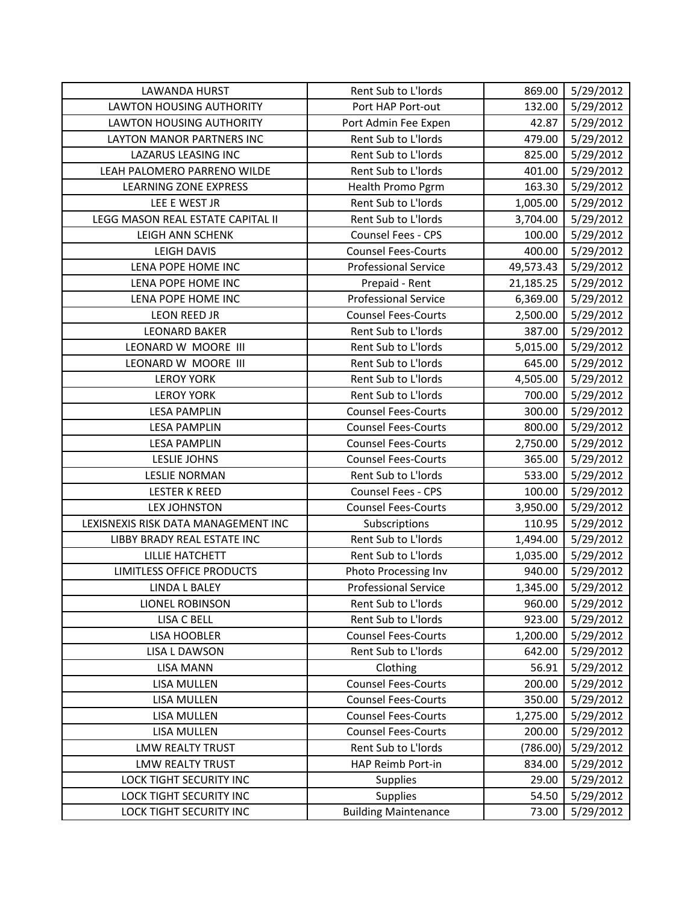| LAWANDA HURST | Rent Sub to L'lords | 869.00 | 5/29/2012 |
|---|---|---|---|
| LAWTON HOUSING AUTHORITY | Port HAP Port-out | 132.00 | 5/29/2012 |
| LAWTON HOUSING AUTHORITY | Port Admin Fee Expen | 42.87 | 5/29/2012 |
| LAYTON MANOR PARTNERS INC | Rent Sub to L'lords | 479.00 | 5/29/2012 |
| LAZARUS LEASING INC | Rent Sub to L'lords | 825.00 | 5/29/2012 |
| LEAH PALOMERO PARRENO WILDE | Rent Sub to L'lords | 401.00 | 5/29/2012 |
| LEARNING ZONE EXPRESS | Health Promo Pgrm | 163.30 | 5/29/2012 |
| LEE E WEST JR | Rent Sub to L'lords | 1,005.00 | 5/29/2012 |
| LEGG MASON REAL ESTATE CAPITAL II | Rent Sub to L'lords | 3,704.00 | 5/29/2012 |
| LEIGH ANN SCHENK | Counsel Fees - CPS | 100.00 | 5/29/2012 |
| LEIGH DAVIS | Counsel Fees-Courts | 400.00 | 5/29/2012 |
| LENA POPE HOME INC | Professional Service | 49,573.43 | 5/29/2012 |
| LENA POPE HOME INC | Prepaid - Rent | 21,185.25 | 5/29/2012 |
| LENA POPE HOME INC | Professional Service | 6,369.00 | 5/29/2012 |
| LEON REED JR | Counsel Fees-Courts | 2,500.00 | 5/29/2012 |
| LEONARD BAKER | Rent Sub to L'lords | 387.00 | 5/29/2012 |
| LEONARD W MOORE III | Rent Sub to L'lords | 5,015.00 | 5/29/2012 |
| LEONARD W MOORE III | Rent Sub to L'lords | 645.00 | 5/29/2012 |
| LEROY YORK | Rent Sub to L'lords | 4,505.00 | 5/29/2012 |
| LEROY YORK | Rent Sub to L'lords | 700.00 | 5/29/2012 |
| LESA PAMPLIN | Counsel Fees-Courts | 300.00 | 5/29/2012 |
| LESA PAMPLIN | Counsel Fees-Courts | 800.00 | 5/29/2012 |
| LESA PAMPLIN | Counsel Fees-Courts | 2,750.00 | 5/29/2012 |
| LESLIE JOHNS | Counsel Fees-Courts | 365.00 | 5/29/2012 |
| LESLIE NORMAN | Rent Sub to L'lords | 533.00 | 5/29/2012 |
| LESTER K REED | Counsel Fees - CPS | 100.00 | 5/29/2012 |
| LEX JOHNSTON | Counsel Fees-Courts | 3,950.00 | 5/29/2012 |
| LEXISNEXIS RISK DATA MANAGEMENT INC | Subscriptions | 110.95 | 5/29/2012 |
| LIBBY BRADY REAL ESTATE INC | Rent Sub to L'lords | 1,494.00 | 5/29/2012 |
| LILLIE HATCHETT | Rent Sub to L'lords | 1,035.00 | 5/29/2012 |
| LIMITLESS OFFICE PRODUCTS | Photo Processing Inv | 940.00 | 5/29/2012 |
| LINDA L BALEY | Professional Service | 1,345.00 | 5/29/2012 |
| LIONEL ROBINSON | Rent Sub to L'lords | 960.00 | 5/29/2012 |
| LISA C BELL | Rent Sub to L'lords | 923.00 | 5/29/2012 |
| LISA HOOBLER | Counsel Fees-Courts | 1,200.00 | 5/29/2012 |
| LISA L DAWSON | Rent Sub to L'lords | 642.00 | 5/29/2012 |
| LISA MANN | Clothing | 56.91 | 5/29/2012 |
| LISA MULLEN | Counsel Fees-Courts | 200.00 | 5/29/2012 |
| LISA MULLEN | Counsel Fees-Courts | 350.00 | 5/29/2012 |
| LISA MULLEN | Counsel Fees-Courts | 1,275.00 | 5/29/2012 |
| LISA MULLEN | Counsel Fees-Courts | 200.00 | 5/29/2012 |
| LMW REALTY TRUST | Rent Sub to L'lords | (786.00) | 5/29/2012 |
| LMW REALTY TRUST | HAP Reimb Port-in | 834.00 | 5/29/2012 |
| LOCK TIGHT SECURITY INC | Supplies | 29.00 | 5/29/2012 |
| LOCK TIGHT SECURITY INC | Supplies | 54.50 | 5/29/2012 |
| LOCK TIGHT SECURITY INC | Building Maintenance | 73.00 | 5/29/2012 |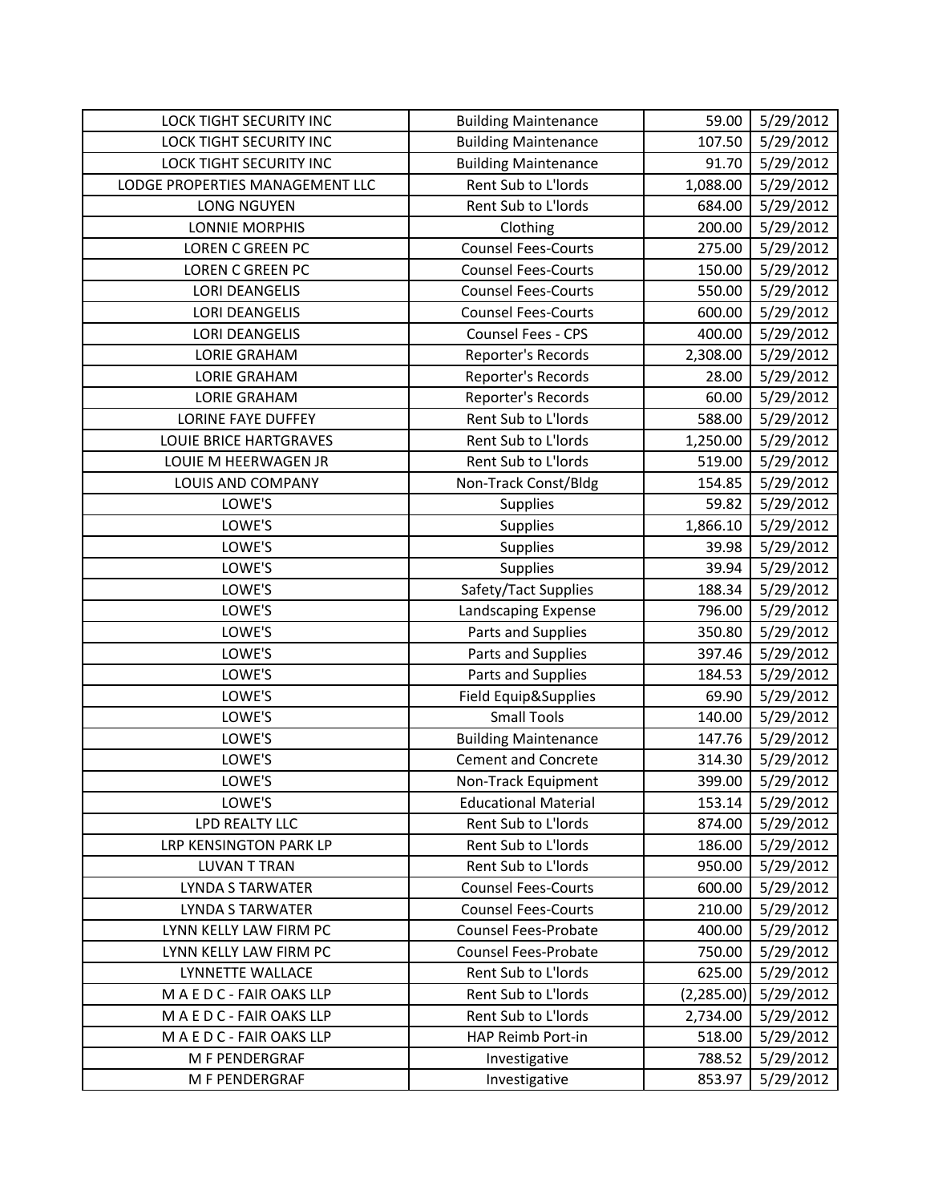| LOCK TIGHT SECURITY INC | Building Maintenance | 59.00 | 5/29/2012 |
|---|---|---|---|
| LOCK TIGHT SECURITY INC | Building Maintenance | 107.50 | 5/29/2012 |
| LOCK TIGHT SECURITY INC | Building Maintenance | 91.70 | 5/29/2012 |
| LODGE PROPERTIES MANAGEMENT LLC | Rent Sub to L'lords | 1,088.00 | 5/29/2012 |
| LONG NGUYEN | Rent Sub to L'lords | 684.00 | 5/29/2012 |
| LONNIE MORPHIS | Clothing | 200.00 | 5/29/2012 |
| LOREN C GREEN PC | Counsel Fees-Courts | 275.00 | 5/29/2012 |
| LOREN C GREEN PC | Counsel Fees-Courts | 150.00 | 5/29/2012 |
| LORI DEANGELIS | Counsel Fees-Courts | 550.00 | 5/29/2012 |
| LORI DEANGELIS | Counsel Fees-Courts | 600.00 | 5/29/2012 |
| LORI DEANGELIS | Counsel Fees - CPS | 400.00 | 5/29/2012 |
| LORIE GRAHAM | Reporter's Records | 2,308.00 | 5/29/2012 |
| LORIE GRAHAM | Reporter's Records | 28.00 | 5/29/2012 |
| LORIE GRAHAM | Reporter's Records | 60.00 | 5/29/2012 |
| LORINE FAYE DUFFEY | Rent Sub to L'lords | 588.00 | 5/29/2012 |
| LOUIE BRICE HARTGRAVES | Rent Sub to L'lords | 1,250.00 | 5/29/2012 |
| LOUIE M HEERWAGEN JR | Rent Sub to L'lords | 519.00 | 5/29/2012 |
| LOUIS AND COMPANY | Non-Track Const/Bldg | 154.85 | 5/29/2012 |
| LOWE'S | Supplies | 59.82 | 5/29/2012 |
| LOWE'S | Supplies | 1,866.10 | 5/29/2012 |
| LOWE'S | Supplies | 39.98 | 5/29/2012 |
| LOWE'S | Supplies | 39.94 | 5/29/2012 |
| LOWE'S | Safety/Tact Supplies | 188.34 | 5/29/2012 |
| LOWE'S | Landscaping Expense | 796.00 | 5/29/2012 |
| LOWE'S | Parts and Supplies | 350.80 | 5/29/2012 |
| LOWE'S | Parts and Supplies | 397.46 | 5/29/2012 |
| LOWE'S | Parts and Supplies | 184.53 | 5/29/2012 |
| LOWE'S | Field Equip&Supplies | 69.90 | 5/29/2012 |
| LOWE'S | Small Tools | 140.00 | 5/29/2012 |
| LOWE'S | Building Maintenance | 147.76 | 5/29/2012 |
| LOWE'S | Cement and Concrete | 314.30 | 5/29/2012 |
| LOWE'S | Non-Track Equipment | 399.00 | 5/29/2012 |
| LOWE'S | Educational Material | 153.14 | 5/29/2012 |
| LPD REALTY LLC | Rent Sub to L'lords | 874.00 | 5/29/2012 |
| LRP KENSINGTON PARK LP | Rent Sub to L'lords | 186.00 | 5/29/2012 |
| LUVAN T TRAN | Rent Sub to L'lords | 950.00 | 5/29/2012 |
| LYNDA S TARWATER | Counsel Fees-Courts | 600.00 | 5/29/2012 |
| LYNDA S TARWATER | Counsel Fees-Courts | 210.00 | 5/29/2012 |
| LYNN KELLY LAW FIRM PC | Counsel Fees-Probate | 400.00 | 5/29/2012 |
| LYNN KELLY LAW FIRM PC | Counsel Fees-Probate | 750.00 | 5/29/2012 |
| LYNNETTE WALLACE | Rent Sub to L'lords | 625.00 | 5/29/2012 |
| M A E D C - FAIR OAKS LLP | Rent Sub to L'lords | (2,285.00) | 5/29/2012 |
| M A E D C - FAIR OAKS LLP | Rent Sub to L'lords | 2,734.00 | 5/29/2012 |
| M A E D C - FAIR OAKS LLP | HAP Reimb Port-in | 518.00 | 5/29/2012 |
| M F PENDERGRAF | Investigative | 788.52 | 5/29/2012 |
| M F PENDERGRAF | Investigative | 853.97 | 5/29/2012 |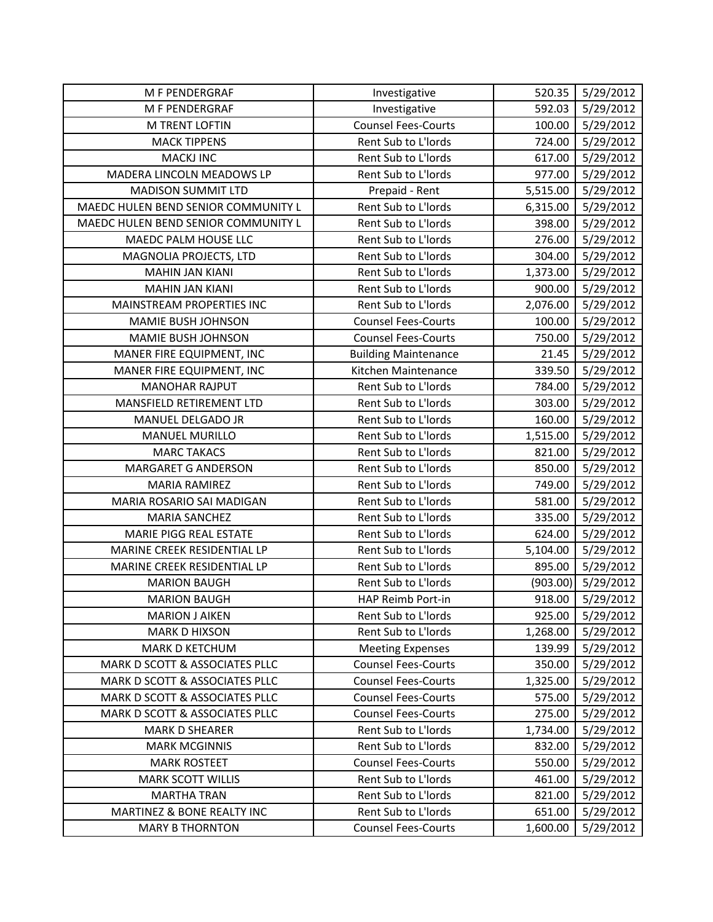| | | | |
|---|---|---|---|
| M F PENDERGRAF | Investigative | 520.35 | 5/29/2012 |
| M F PENDERGRAF | Investigative | 592.03 | 5/29/2012 |
| M TRENT LOFTIN | Counsel Fees-Courts | 100.00 | 5/29/2012 |
| MACK TIPPENS | Rent Sub to L'lords | 724.00 | 5/29/2012 |
| MACKJ INC | Rent Sub to L'lords | 617.00 | 5/29/2012 |
| MADERA LINCOLN MEADOWS LP | Rent Sub to L'lords | 977.00 | 5/29/2012 |
| MADISON SUMMIT LTD | Prepaid - Rent | 5,515.00 | 5/29/2012 |
| MAEDC HULEN BEND SENIOR COMMUNITY L | Rent Sub to L'lords | 6,315.00 | 5/29/2012 |
| MAEDC HULEN BEND SENIOR COMMUNITY L | Rent Sub to L'lords | 398.00 | 5/29/2012 |
| MAEDC PALM HOUSE LLC | Rent Sub to L'lords | 276.00 | 5/29/2012 |
| MAGNOLIA PROJECTS, LTD | Rent Sub to L'lords | 304.00 | 5/29/2012 |
| MAHIN JAN KIANI | Rent Sub to L'lords | 1,373.00 | 5/29/2012 |
| MAHIN JAN KIANI | Rent Sub to L'lords | 900.00 | 5/29/2012 |
| MAINSTREAM PROPERTIES INC | Rent Sub to L'lords | 2,076.00 | 5/29/2012 |
| MAMIE BUSH JOHNSON | Counsel Fees-Courts | 100.00 | 5/29/2012 |
| MAMIE BUSH JOHNSON | Counsel Fees-Courts | 750.00 | 5/29/2012 |
| MANER FIRE EQUIPMENT, INC | Building Maintenance | 21.45 | 5/29/2012 |
| MANER FIRE EQUIPMENT, INC | Kitchen Maintenance | 339.50 | 5/29/2012 |
| MANOHAR RAJPUT | Rent Sub to L'lords | 784.00 | 5/29/2012 |
| MANSFIELD RETIREMENT LTD | Rent Sub to L'lords | 303.00 | 5/29/2012 |
| MANUEL DELGADO JR | Rent Sub to L'lords | 160.00 | 5/29/2012 |
| MANUEL MURILLO | Rent Sub to L'lords | 1,515.00 | 5/29/2012 |
| MARC TAKACS | Rent Sub to L'lords | 821.00 | 5/29/2012 |
| MARGARET G ANDERSON | Rent Sub to L'lords | 850.00 | 5/29/2012 |
| MARIA RAMIREZ | Rent Sub to L'lords | 749.00 | 5/29/2012 |
| MARIA ROSARIO SAI MADIGAN | Rent Sub to L'lords | 581.00 | 5/29/2012 |
| MARIA SANCHEZ | Rent Sub to L'lords | 335.00 | 5/29/2012 |
| MARIE PIGG REAL ESTATE | Rent Sub to L'lords | 624.00 | 5/29/2012 |
| MARINE CREEK RESIDENTIAL LP | Rent Sub to L'lords | 5,104.00 | 5/29/2012 |
| MARINE CREEK RESIDENTIAL LP | Rent Sub to L'lords | 895.00 | 5/29/2012 |
| MARION BAUGH | Rent Sub to L'lords | (903.00) | 5/29/2012 |
| MARION BAUGH | HAP Reimb Port-in | 918.00 | 5/29/2012 |
| MARION J AIKEN | Rent Sub to L'lords | 925.00 | 5/29/2012 |
| MARK D HIXSON | Rent Sub to L'lords | 1,268.00 | 5/29/2012 |
| MARK D KETCHUM | Meeting Expenses | 139.99 | 5/29/2012 |
| MARK D SCOTT & ASSOCIATES PLLC | Counsel Fees-Courts | 350.00 | 5/29/2012 |
| MARK D SCOTT & ASSOCIATES PLLC | Counsel Fees-Courts | 1,325.00 | 5/29/2012 |
| MARK D SCOTT & ASSOCIATES PLLC | Counsel Fees-Courts | 575.00 | 5/29/2012 |
| MARK D SCOTT & ASSOCIATES PLLC | Counsel Fees-Courts | 275.00 | 5/29/2012 |
| MARK D SHEARER | Rent Sub to L'lords | 1,734.00 | 5/29/2012 |
| MARK MCGINNIS | Rent Sub to L'lords | 832.00 | 5/29/2012 |
| MARK ROSTEET | Counsel Fees-Courts | 550.00 | 5/29/2012 |
| MARK SCOTT WILLIS | Rent Sub to L'lords | 461.00 | 5/29/2012 |
| MARTHA TRAN | Rent Sub to L'lords | 821.00 | 5/29/2012 |
| MARTINEZ & BONE REALTY INC | Rent Sub to L'lords | 651.00 | 5/29/2012 |
| MARY B THORNTON | Counsel Fees-Courts | 1,600.00 | 5/29/2012 |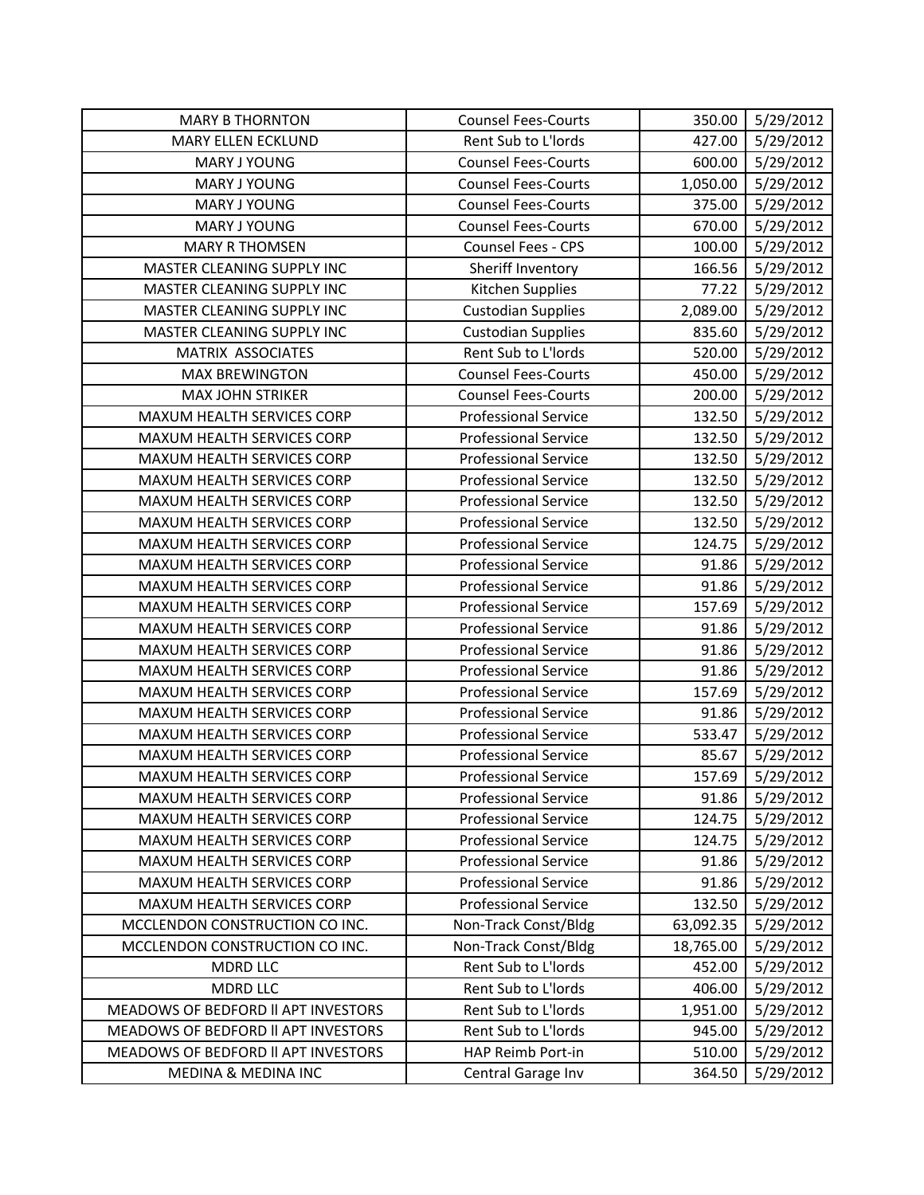| MARY B THORNTON | Counsel Fees-Courts | 350.00 | 5/29/2012 |
|---|---|---|---|
| MARY ELLEN ECKLUND | Rent Sub to L'lords | 427.00 | 5/29/2012 |
| MARY J YOUNG | Counsel Fees-Courts | 600.00 | 5/29/2012 |
| MARY J YOUNG | Counsel Fees-Courts | 1,050.00 | 5/29/2012 |
| MARY J YOUNG | Counsel Fees-Courts | 375.00 | 5/29/2012 |
| MARY J YOUNG | Counsel Fees-Courts | 670.00 | 5/29/2012 |
| MARY R THOMSEN | Counsel Fees - CPS | 100.00 | 5/29/2012 |
| MASTER CLEANING SUPPLY INC | Sheriff Inventory | 166.56 | 5/29/2012 |
| MASTER CLEANING SUPPLY INC | Kitchen Supplies | 77.22 | 5/29/2012 |
| MASTER CLEANING SUPPLY INC | Custodian Supplies | 2,089.00 | 5/29/2012 |
| MASTER CLEANING SUPPLY INC | Custodian Supplies | 835.60 | 5/29/2012 |
| MATRIX ASSOCIATES | Rent Sub to L'lords | 520.00 | 5/29/2012 |
| MAX BREWINGTON | Counsel Fees-Courts | 450.00 | 5/29/2012 |
| MAX JOHN STRIKER | Counsel Fees-Courts | 200.00 | 5/29/2012 |
| MAXUM HEALTH SERVICES CORP | Professional Service | 132.50 | 5/29/2012 |
| MAXUM HEALTH SERVICES CORP | Professional Service | 132.50 | 5/29/2012 |
| MAXUM HEALTH SERVICES CORP | Professional Service | 132.50 | 5/29/2012 |
| MAXUM HEALTH SERVICES CORP | Professional Service | 132.50 | 5/29/2012 |
| MAXUM HEALTH SERVICES CORP | Professional Service | 132.50 | 5/29/2012 |
| MAXUM HEALTH SERVICES CORP | Professional Service | 132.50 | 5/29/2012 |
| MAXUM HEALTH SERVICES CORP | Professional Service | 124.75 | 5/29/2012 |
| MAXUM HEALTH SERVICES CORP | Professional Service | 91.86 | 5/29/2012 |
| MAXUM HEALTH SERVICES CORP | Professional Service | 91.86 | 5/29/2012 |
| MAXUM HEALTH SERVICES CORP | Professional Service | 157.69 | 5/29/2012 |
| MAXUM HEALTH SERVICES CORP | Professional Service | 91.86 | 5/29/2012 |
| MAXUM HEALTH SERVICES CORP | Professional Service | 91.86 | 5/29/2012 |
| MAXUM HEALTH SERVICES CORP | Professional Service | 91.86 | 5/29/2012 |
| MAXUM HEALTH SERVICES CORP | Professional Service | 157.69 | 5/29/2012 |
| MAXUM HEALTH SERVICES CORP | Professional Service | 91.86 | 5/29/2012 |
| MAXUM HEALTH SERVICES CORP | Professional Service | 533.47 | 5/29/2012 |
| MAXUM HEALTH SERVICES CORP | Professional Service | 85.67 | 5/29/2012 |
| MAXUM HEALTH SERVICES CORP | Professional Service | 157.69 | 5/29/2012 |
| MAXUM HEALTH SERVICES CORP | Professional Service | 91.86 | 5/29/2012 |
| MAXUM HEALTH SERVICES CORP | Professional Service | 124.75 | 5/29/2012 |
| MAXUM HEALTH SERVICES CORP | Professional Service | 124.75 | 5/29/2012 |
| MAXUM HEALTH SERVICES CORP | Professional Service | 91.86 | 5/29/2012 |
| MAXUM HEALTH SERVICES CORP | Professional Service | 91.86 | 5/29/2012 |
| MAXUM HEALTH SERVICES CORP | Professional Service | 132.50 | 5/29/2012 |
| MCCLENDON CONSTRUCTION CO INC. | Non-Track Const/Bldg | 63,092.35 | 5/29/2012 |
| MCCLENDON CONSTRUCTION CO INC. | Non-Track Const/Bldg | 18,765.00 | 5/29/2012 |
| MDRD LLC | Rent Sub to L'lords | 452.00 | 5/29/2012 |
| MDRD LLC | Rent Sub to L'lords | 406.00 | 5/29/2012 |
| MEADOWS OF BEDFORD II APT INVESTORS | Rent Sub to L'lords | 1,951.00 | 5/29/2012 |
| MEADOWS OF BEDFORD II APT INVESTORS | Rent Sub to L'lords | 945.00 | 5/29/2012 |
| MEADOWS OF BEDFORD II APT INVESTORS | HAP Reimb Port-in | 510.00 | 5/29/2012 |
| MEDINA & MEDINA INC | Central Garage Inv | 364.50 | 5/29/2012 |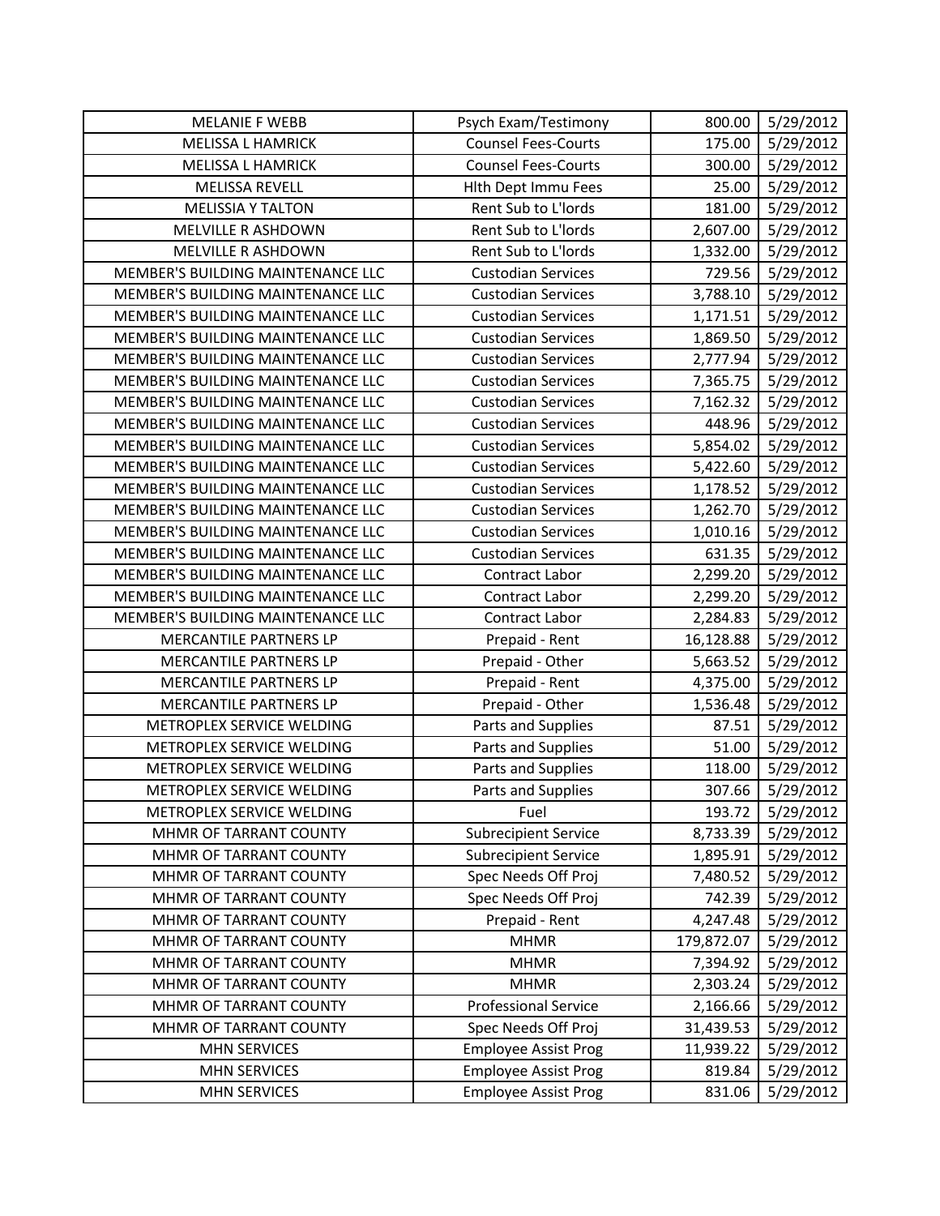| | | | |
|---|---|---|---|
| MELANIE F WEBB | Psych Exam/Testimony | 800.00 | 5/29/2012 |
| MELISSA L HAMRICK | Counsel Fees-Courts | 175.00 | 5/29/2012 |
| MELISSA L HAMRICK | Counsel Fees-Courts | 300.00 | 5/29/2012 |
| MELISSA REVELL | Hlth Dept Immu Fees | 25.00 | 5/29/2012 |
| MELISSIA Y TALTON | Rent Sub to L'lords | 181.00 | 5/29/2012 |
| MELVILLE R ASHDOWN | Rent Sub to L'lords | 2,607.00 | 5/29/2012 |
| MELVILLE R ASHDOWN | Rent Sub to L'lords | 1,332.00 | 5/29/2012 |
| MEMBER'S BUILDING MAINTENANCE LLC | Custodian Services | 729.56 | 5/29/2012 |
| MEMBER'S BUILDING MAINTENANCE LLC | Custodian Services | 3,788.10 | 5/29/2012 |
| MEMBER'S BUILDING MAINTENANCE LLC | Custodian Services | 1,171.51 | 5/29/2012 |
| MEMBER'S BUILDING MAINTENANCE LLC | Custodian Services | 1,869.50 | 5/29/2012 |
| MEMBER'S BUILDING MAINTENANCE LLC | Custodian Services | 2,777.94 | 5/29/2012 |
| MEMBER'S BUILDING MAINTENANCE LLC | Custodian Services | 7,365.75 | 5/29/2012 |
| MEMBER'S BUILDING MAINTENANCE LLC | Custodian Services | 7,162.32 | 5/29/2012 |
| MEMBER'S BUILDING MAINTENANCE LLC | Custodian Services | 448.96 | 5/29/2012 |
| MEMBER'S BUILDING MAINTENANCE LLC | Custodian Services | 5,854.02 | 5/29/2012 |
| MEMBER'S BUILDING MAINTENANCE LLC | Custodian Services | 5,422.60 | 5/29/2012 |
| MEMBER'S BUILDING MAINTENANCE LLC | Custodian Services | 1,178.52 | 5/29/2012 |
| MEMBER'S BUILDING MAINTENANCE LLC | Custodian Services | 1,262.70 | 5/29/2012 |
| MEMBER'S BUILDING MAINTENANCE LLC | Custodian Services | 1,010.16 | 5/29/2012 |
| MEMBER'S BUILDING MAINTENANCE LLC | Custodian Services | 631.35 | 5/29/2012 |
| MEMBER'S BUILDING MAINTENANCE LLC | Contract Labor | 2,299.20 | 5/29/2012 |
| MEMBER'S BUILDING MAINTENANCE LLC | Contract Labor | 2,299.20 | 5/29/2012 |
| MEMBER'S BUILDING MAINTENANCE LLC | Contract Labor | 2,284.83 | 5/29/2012 |
| MERCANTILE PARTNERS LP | Prepaid - Rent | 16,128.88 | 5/29/2012 |
| MERCANTILE PARTNERS LP | Prepaid - Other | 5,663.52 | 5/29/2012 |
| MERCANTILE PARTNERS LP | Prepaid - Rent | 4,375.00 | 5/29/2012 |
| MERCANTILE PARTNERS LP | Prepaid - Other | 1,536.48 | 5/29/2012 |
| METROPLEX SERVICE WELDING | Parts and Supplies | 87.51 | 5/29/2012 |
| METROPLEX SERVICE WELDING | Parts and Supplies | 51.00 | 5/29/2012 |
| METROPLEX SERVICE WELDING | Parts and Supplies | 118.00 | 5/29/2012 |
| METROPLEX SERVICE WELDING | Parts and Supplies | 307.66 | 5/29/2012 |
| METROPLEX SERVICE WELDING | Fuel | 193.72 | 5/29/2012 |
| MHMR OF TARRANT COUNTY | Subrecipient Service | 8,733.39 | 5/29/2012 |
| MHMR OF TARRANT COUNTY | Subrecipient Service | 1,895.91 | 5/29/2012 |
| MHMR OF TARRANT COUNTY | Spec Needs Off Proj | 7,480.52 | 5/29/2012 |
| MHMR OF TARRANT COUNTY | Spec Needs Off Proj | 742.39 | 5/29/2012 |
| MHMR OF TARRANT COUNTY | Prepaid - Rent | 4,247.48 | 5/29/2012 |
| MHMR OF TARRANT COUNTY | MHMR | 179,872.07 | 5/29/2012 |
| MHMR OF TARRANT COUNTY | MHMR | 7,394.92 | 5/29/2012 |
| MHMR OF TARRANT COUNTY | MHMR | 2,303.24 | 5/29/2012 |
| MHMR OF TARRANT COUNTY | Professional Service | 2,166.66 | 5/29/2012 |
| MHMR OF TARRANT COUNTY | Spec Needs Off Proj | 31,439.53 | 5/29/2012 |
| MHN SERVICES | Employee Assist Prog | 11,939.22 | 5/29/2012 |
| MHN SERVICES | Employee Assist Prog | 819.84 | 5/29/2012 |
| MHN SERVICES | Employee Assist Prog | 831.06 | 5/29/2012 |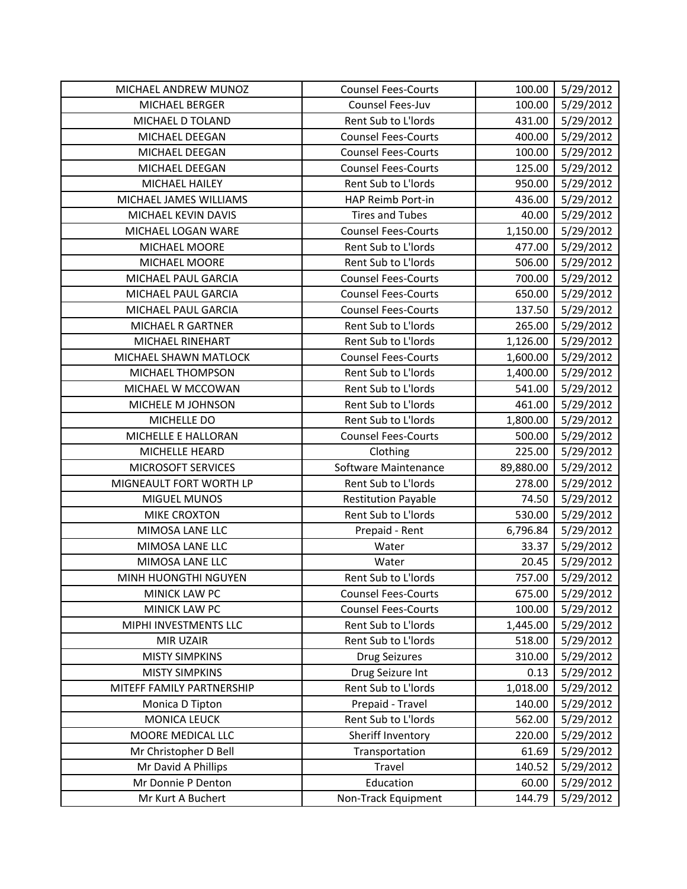| MICHAEL ANDREW MUNOZ | Counsel Fees-Courts | 100.00 | 5/29/2012 |
|---|---|---|---|
| MICHAEL BERGER | Counsel Fees-Juv | 100.00 | 5/29/2012 |
| MICHAEL D TOLAND | Rent Sub to L'lords | 431.00 | 5/29/2012 |
| MICHAEL DEEGAN | Counsel Fees-Courts | 400.00 | 5/29/2012 |
| MICHAEL DEEGAN | Counsel Fees-Courts | 100.00 | 5/29/2012 |
| MICHAEL DEEGAN | Counsel Fees-Courts | 125.00 | 5/29/2012 |
| MICHAEL HAILEY | Rent Sub to L'lords | 950.00 | 5/29/2012 |
| MICHAEL JAMES WILLIAMS | HAP Reimb Port-in | 436.00 | 5/29/2012 |
| MICHAEL KEVIN DAVIS | Tires and Tubes | 40.00 | 5/29/2012 |
| MICHAEL LOGAN WARE | Counsel Fees-Courts | 1,150.00 | 5/29/2012 |
| MICHAEL MOORE | Rent Sub to L'lords | 477.00 | 5/29/2012 |
| MICHAEL MOORE | Rent Sub to L'lords | 506.00 | 5/29/2012 |
| MICHAEL PAUL GARCIA | Counsel Fees-Courts | 700.00 | 5/29/2012 |
| MICHAEL PAUL GARCIA | Counsel Fees-Courts | 650.00 | 5/29/2012 |
| MICHAEL PAUL GARCIA | Counsel Fees-Courts | 137.50 | 5/29/2012 |
| MICHAEL R GARTNER | Rent Sub to L'lords | 265.00 | 5/29/2012 |
| MICHAEL RINEHART | Rent Sub to L'lords | 1,126.00 | 5/29/2012 |
| MICHAEL SHAWN MATLOCK | Counsel Fees-Courts | 1,600.00 | 5/29/2012 |
| MICHAEL THOMPSON | Rent Sub to L'lords | 1,400.00 | 5/29/2012 |
| MICHAEL W MCCOWAN | Rent Sub to L'lords | 541.00 | 5/29/2012 |
| MICHELE M JOHNSON | Rent Sub to L'lords | 461.00 | 5/29/2012 |
| MICHELLE DO | Rent Sub to L'lords | 1,800.00 | 5/29/2012 |
| MICHELLE E HALLORAN | Counsel Fees-Courts | 500.00 | 5/29/2012 |
| MICHELLE HEARD | Clothing | 225.00 | 5/29/2012 |
| MICROSOFT SERVICES | Software Maintenance | 89,880.00 | 5/29/2012 |
| MIGNEAULT FORT WORTH LP | Rent Sub to L'lords | 278.00 | 5/29/2012 |
| MIGUEL MUNOS | Restitution Payable | 74.50 | 5/29/2012 |
| MIKE CROXTON | Rent Sub to L'lords | 530.00 | 5/29/2012 |
| MIMOSA LANE LLC | Prepaid - Rent | 6,796.84 | 5/29/2012 |
| MIMOSA LANE LLC | Water | 33.37 | 5/29/2012 |
| MIMOSA LANE LLC | Water | 20.45 | 5/29/2012 |
| MINH HUONGTHI NGUYEN | Rent Sub to L'lords | 757.00 | 5/29/2012 |
| MINICK LAW PC | Counsel Fees-Courts | 675.00 | 5/29/2012 |
| MINICK LAW PC | Counsel Fees-Courts | 100.00 | 5/29/2012 |
| MIPHI INVESTMENTS LLC | Rent Sub to L'lords | 1,445.00 | 5/29/2012 |
| MIR UZAIR | Rent Sub to L'lords | 518.00 | 5/29/2012 |
| MISTY SIMPKINS | Drug Seizures | 310.00 | 5/29/2012 |
| MISTY SIMPKINS | Drug Seizure Int | 0.13 | 5/29/2012 |
| MITEFF FAMILY PARTNERSHIP | Rent Sub to L'lords | 1,018.00 | 5/29/2012 |
| Monica D Tipton | Prepaid - Travel | 140.00 | 5/29/2012 |
| MONICA LEUCK | Rent Sub to L'lords | 562.00 | 5/29/2012 |
| MOORE MEDICAL LLC | Sheriff Inventory | 220.00 | 5/29/2012 |
| Mr Christopher D Bell | Transportation | 61.69 | 5/29/2012 |
| Mr David A Phillips | Travel | 140.52 | 5/29/2012 |
| Mr Donnie P Denton | Education | 60.00 | 5/29/2012 |
| Mr Kurt A Buchert | Non-Track Equipment | 144.79 | 5/29/2012 |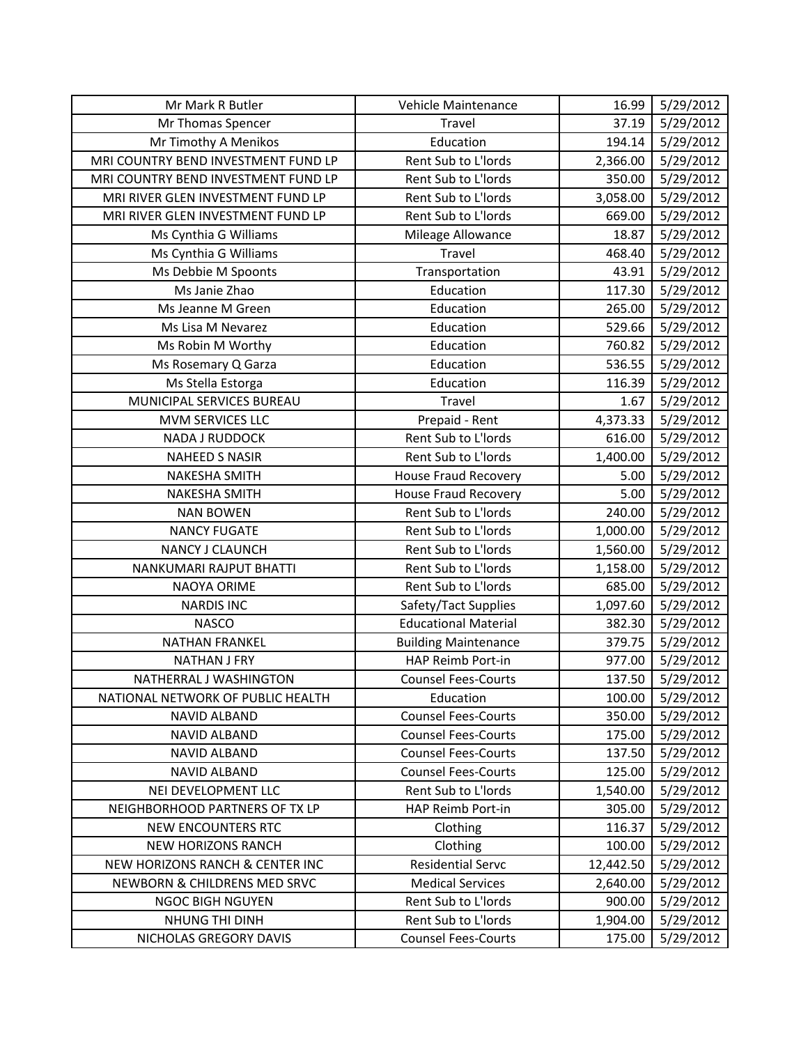| | | | |
|---|---|---|---|
| Mr Mark R Butler | Vehicle Maintenance | 16.99 | 5/29/2012 |
| Mr Thomas Spencer | Travel | 37.19 | 5/29/2012 |
| Mr Timothy A Menikos | Education | 194.14 | 5/29/2012 |
| MRI COUNTRY BEND INVESTMENT FUND LP | Rent Sub to L'lords | 2,366.00 | 5/29/2012 |
| MRI COUNTRY BEND INVESTMENT FUND LP | Rent Sub to L'lords | 350.00 | 5/29/2012 |
| MRI RIVER GLEN INVESTMENT FUND LP | Rent Sub to L'lords | 3,058.00 | 5/29/2012 |
| MRI RIVER GLEN INVESTMENT FUND LP | Rent Sub to L'lords | 669.00 | 5/29/2012 |
| Ms Cynthia G Williams | Mileage Allowance | 18.87 | 5/29/2012 |
| Ms Cynthia G Williams | Travel | 468.40 | 5/29/2012 |
| Ms Debbie M Spoonts | Transportation | 43.91 | 5/29/2012 |
| Ms Janie Zhao | Education | 117.30 | 5/29/2012 |
| Ms Jeanne M Green | Education | 265.00 | 5/29/2012 |
| Ms Lisa M Nevarez | Education | 529.66 | 5/29/2012 |
| Ms Robin M Worthy | Education | 760.82 | 5/29/2012 |
| Ms Rosemary Q Garza | Education | 536.55 | 5/29/2012 |
| Ms Stella Estorga | Education | 116.39 | 5/29/2012 |
| MUNICIPAL SERVICES BUREAU | Travel | 1.67 | 5/29/2012 |
| MVM SERVICES LLC | Prepaid - Rent | 4,373.33 | 5/29/2012 |
| NADA J RUDDOCK | Rent Sub to L'lords | 616.00 | 5/29/2012 |
| NAHEED S NASIR | Rent Sub to L'lords | 1,400.00 | 5/29/2012 |
| NAKESHA SMITH | House Fraud Recovery | 5.00 | 5/29/2012 |
| NAKESHA SMITH | House Fraud Recovery | 5.00 | 5/29/2012 |
| NAN BOWEN | Rent Sub to L'lords | 240.00 | 5/29/2012 |
| NANCY FUGATE | Rent Sub to L'lords | 1,000.00 | 5/29/2012 |
| NANCY J CLAUNCH | Rent Sub to L'lords | 1,560.00 | 5/29/2012 |
| NANKUMARI RAJPUT BHATTI | Rent Sub to L'lords | 1,158.00 | 5/29/2012 |
| NAOYA ORIME | Rent Sub to L'lords | 685.00 | 5/29/2012 |
| NARDIS INC | Safety/Tact Supplies | 1,097.60 | 5/29/2012 |
| NASCO | Educational Material | 382.30 | 5/29/2012 |
| NATHAN FRANKEL | Building Maintenance | 379.75 | 5/29/2012 |
| NATHAN J FRY | HAP Reimb Port-in | 977.00 | 5/29/2012 |
| NATHERRAL J WASHINGTON | Counsel Fees-Courts | 137.50 | 5/29/2012 |
| NATIONAL NETWORK OF PUBLIC HEALTH | Education | 100.00 | 5/29/2012 |
| NAVID ALBAND | Counsel Fees-Courts | 350.00 | 5/29/2012 |
| NAVID ALBAND | Counsel Fees-Courts | 175.00 | 5/29/2012 |
| NAVID ALBAND | Counsel Fees-Courts | 137.50 | 5/29/2012 |
| NAVID ALBAND | Counsel Fees-Courts | 125.00 | 5/29/2012 |
| NEI DEVELOPMENT LLC | Rent Sub to L'lords | 1,540.00 | 5/29/2012 |
| NEIGHBORHOOD PARTNERS OF TX LP | HAP Reimb Port-in | 305.00 | 5/29/2012 |
| NEW ENCOUNTERS RTC | Clothing | 116.37 | 5/29/2012 |
| NEW HORIZONS RANCH | Clothing | 100.00 | 5/29/2012 |
| NEW HORIZONS RANCH & CENTER INC | Residential Servc | 12,442.50 | 5/29/2012 |
| NEWBORN & CHILDRENS MED SRVC | Medical Services | 2,640.00 | 5/29/2012 |
| NGOC BIGH NGUYEN | Rent Sub to L'lords | 900.00 | 5/29/2012 |
| NHUNG THI DINH | Rent Sub to L'lords | 1,904.00 | 5/29/2012 |
| NICHOLAS GREGORY DAVIS | Counsel Fees-Courts | 175.00 | 5/29/2012 |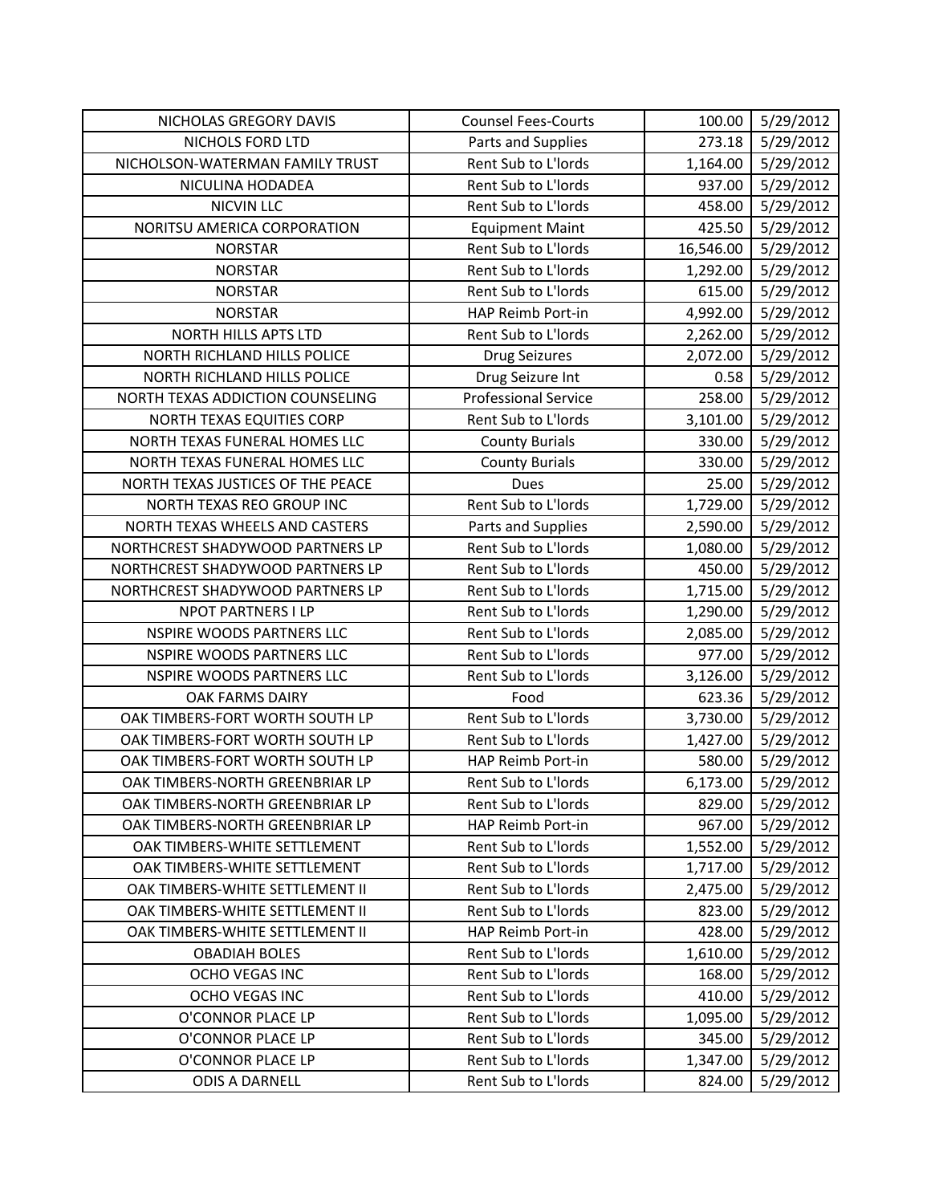| NICHOLAS GREGORY DAVIS | Counsel Fees-Courts | 100.00 | 5/29/2012 |
|---|---|---|---|
| NICHOLS FORD LTD | Parts and Supplies | 273.18 | 5/29/2012 |
| NICHOLSON-WATERMAN FAMILY TRUST | Rent Sub to L'lords | 1,164.00 | 5/29/2012 |
| NICULINA HODADEA | Rent Sub to L'lords | 937.00 | 5/29/2012 |
| NICVIN LLC | Rent Sub to L'lords | 458.00 | 5/29/2012 |
| NORITSU AMERICA CORPORATION | Equipment Maint | 425.50 | 5/29/2012 |
| NORSTAR | Rent Sub to L'lords | 16,546.00 | 5/29/2012 |
| NORSTAR | Rent Sub to L'lords | 1,292.00 | 5/29/2012 |
| NORSTAR | Rent Sub to L'lords | 615.00 | 5/29/2012 |
| NORSTAR | HAP Reimb Port-in | 4,992.00 | 5/29/2012 |
| NORTH HILLS APTS LTD | Rent Sub to L'lords | 2,262.00 | 5/29/2012 |
| NORTH RICHLAND HILLS POLICE | Drug Seizures | 2,072.00 | 5/29/2012 |
| NORTH RICHLAND HILLS POLICE | Drug Seizure Int | 0.58 | 5/29/2012 |
| NORTH TEXAS ADDICTION COUNSELING | Professional Service | 258.00 | 5/29/2012 |
| NORTH TEXAS EQUITIES CORP | Rent Sub to L'lords | 3,101.00 | 5/29/2012 |
| NORTH TEXAS FUNERAL HOMES LLC | County Burials | 330.00 | 5/29/2012 |
| NORTH TEXAS FUNERAL HOMES LLC | County Burials | 330.00 | 5/29/2012 |
| NORTH TEXAS JUSTICES OF THE PEACE | Dues | 25.00 | 5/29/2012 |
| NORTH TEXAS REO GROUP INC | Rent Sub to L'lords | 1,729.00 | 5/29/2012 |
| NORTH TEXAS WHEELS AND CASTERS | Parts and Supplies | 2,590.00 | 5/29/2012 |
| NORTHCREST SHADYWOOD PARTNERS LP | Rent Sub to L'lords | 1,080.00 | 5/29/2012 |
| NORTHCREST SHADYWOOD PARTNERS LP | Rent Sub to L'lords | 450.00 | 5/29/2012 |
| NORTHCREST SHADYWOOD PARTNERS LP | Rent Sub to L'lords | 1,715.00 | 5/29/2012 |
| NPOT PARTNERS I LP | Rent Sub to L'lords | 1,290.00 | 5/29/2012 |
| NSPIRE WOODS PARTNERS LLC | Rent Sub to L'lords | 2,085.00 | 5/29/2012 |
| NSPIRE WOODS PARTNERS LLC | Rent Sub to L'lords | 977.00 | 5/29/2012 |
| NSPIRE WOODS PARTNERS LLC | Rent Sub to L'lords | 3,126.00 | 5/29/2012 |
| OAK FARMS DAIRY | Food | 623.36 | 5/29/2012 |
| OAK TIMBERS-FORT WORTH SOUTH LP | Rent Sub to L'lords | 3,730.00 | 5/29/2012 |
| OAK TIMBERS-FORT WORTH SOUTH LP | Rent Sub to L'lords | 1,427.00 | 5/29/2012 |
| OAK TIMBERS-FORT WORTH SOUTH LP | HAP Reimb Port-in | 580.00 | 5/29/2012 |
| OAK TIMBERS-NORTH GREENBRIAR LP | Rent Sub to L'lords | 6,173.00 | 5/29/2012 |
| OAK TIMBERS-NORTH GREENBRIAR LP | Rent Sub to L'lords | 829.00 | 5/29/2012 |
| OAK TIMBERS-NORTH GREENBRIAR LP | HAP Reimb Port-in | 967.00 | 5/29/2012 |
| OAK TIMBERS-WHITE SETTLEMENT | Rent Sub to L'lords | 1,552.00 | 5/29/2012 |
| OAK TIMBERS-WHITE SETTLEMENT | Rent Sub to L'lords | 1,717.00 | 5/29/2012 |
| OAK TIMBERS-WHITE SETTLEMENT II | Rent Sub to L'lords | 2,475.00 | 5/29/2012 |
| OAK TIMBERS-WHITE SETTLEMENT II | Rent Sub to L'lords | 823.00 | 5/29/2012 |
| OAK TIMBERS-WHITE SETTLEMENT II | HAP Reimb Port-in | 428.00 | 5/29/2012 |
| OBADIAH BOLES | Rent Sub to L'lords | 1,610.00 | 5/29/2012 |
| OCHO VEGAS INC | Rent Sub to L'lords | 168.00 | 5/29/2012 |
| OCHO VEGAS INC | Rent Sub to L'lords | 410.00 | 5/29/2012 |
| O'CONNOR PLACE LP | Rent Sub to L'lords | 1,095.00 | 5/29/2012 |
| O'CONNOR PLACE LP | Rent Sub to L'lords | 345.00 | 5/29/2012 |
| O'CONNOR PLACE LP | Rent Sub to L'lords | 1,347.00 | 5/29/2012 |
| ODIS A DARNELL | Rent Sub to L'lords | 824.00 | 5/29/2012 |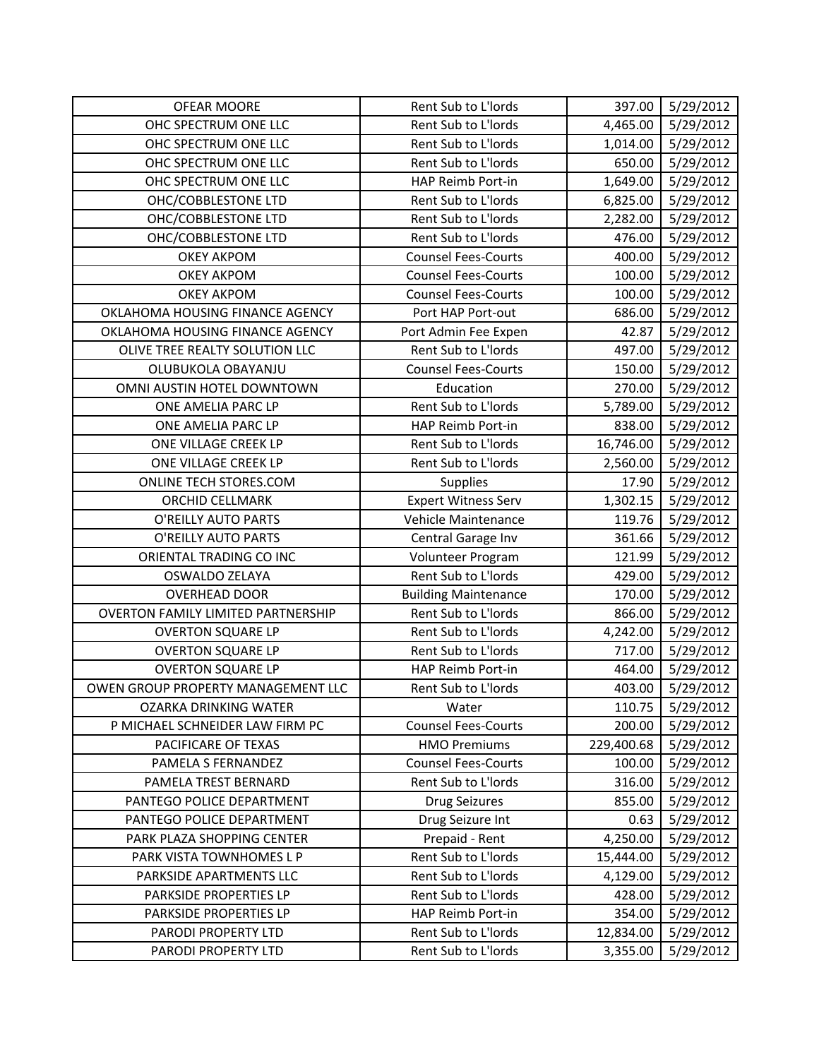| | | | |
|---|---|---|---|
| OFEAR MOORE | Rent Sub to L'lords | 397.00 | 5/29/2012 |
| OHC SPECTRUM ONE LLC | Rent Sub to L'lords | 4,465.00 | 5/29/2012 |
| OHC SPECTRUM ONE LLC | Rent Sub to L'lords | 1,014.00 | 5/29/2012 |
| OHC SPECTRUM ONE LLC | Rent Sub to L'lords | 650.00 | 5/29/2012 |
| OHC SPECTRUM ONE LLC | HAP Reimb Port-in | 1,649.00 | 5/29/2012 |
| OHC/COBBLESTONE LTD | Rent Sub to L'lords | 6,825.00 | 5/29/2012 |
| OHC/COBBLESTONE LTD | Rent Sub to L'lords | 2,282.00 | 5/29/2012 |
| OHC/COBBLESTONE LTD | Rent Sub to L'lords | 476.00 | 5/29/2012 |
| OKEY AKPOM | Counsel Fees-Courts | 400.00 | 5/29/2012 |
| OKEY AKPOM | Counsel Fees-Courts | 100.00 | 5/29/2012 |
| OKEY AKPOM | Counsel Fees-Courts | 100.00 | 5/29/2012 |
| OKLAHOMA HOUSING FINANCE AGENCY | Port HAP Port-out | 686.00 | 5/29/2012 |
| OKLAHOMA HOUSING FINANCE AGENCY | Port Admin Fee Expen | 42.87 | 5/29/2012 |
| OLIVE TREE REALTY SOLUTION LLC | Rent Sub to L'lords | 497.00 | 5/29/2012 |
| OLUBUKOLA OBAYANJU | Counsel Fees-Courts | 150.00 | 5/29/2012 |
| OMNI AUSTIN HOTEL DOWNTOWN | Education | 270.00 | 5/29/2012 |
| ONE AMELIA PARC LP | Rent Sub to L'lords | 5,789.00 | 5/29/2012 |
| ONE AMELIA PARC LP | HAP Reimb Port-in | 838.00 | 5/29/2012 |
| ONE VILLAGE CREEK LP | Rent Sub to L'lords | 16,746.00 | 5/29/2012 |
| ONE VILLAGE CREEK LP | Rent Sub to L'lords | 2,560.00 | 5/29/2012 |
| ONLINE TECH STORES.COM | Supplies | 17.90 | 5/29/2012 |
| ORCHID CELLMARK | Expert Witness Serv | 1,302.15 | 5/29/2012 |
| O'REILLY AUTO PARTS | Vehicle Maintenance | 119.76 | 5/29/2012 |
| O'REILLY AUTO PARTS | Central Garage Inv | 361.66 | 5/29/2012 |
| ORIENTAL TRADING CO INC | Volunteer Program | 121.99 | 5/29/2012 |
| OSWALDO ZELAYA | Rent Sub to L'lords | 429.00 | 5/29/2012 |
| OVERHEAD DOOR | Building Maintenance | 170.00 | 5/29/2012 |
| OVERTON FAMILY LIMITED PARTNERSHIP | Rent Sub to L'lords | 866.00 | 5/29/2012 |
| OVERTON SQUARE LP | Rent Sub to L'lords | 4,242.00 | 5/29/2012 |
| OVERTON SQUARE LP | Rent Sub to L'lords | 717.00 | 5/29/2012 |
| OVERTON SQUARE LP | HAP Reimb Port-in | 464.00 | 5/29/2012 |
| OWEN GROUP PROPERTY MANAGEMENT LLC | Rent Sub to L'lords | 403.00 | 5/29/2012 |
| OZARKA DRINKING WATER | Water | 110.75 | 5/29/2012 |
| P MICHAEL SCHNEIDER LAW FIRM PC | Counsel Fees-Courts | 200.00 | 5/29/2012 |
| PACIFICARE OF TEXAS | HMO Premiums | 229,400.68 | 5/29/2012 |
| PAMELA S FERNANDEZ | Counsel Fees-Courts | 100.00 | 5/29/2012 |
| PAMELA TREST BERNARD | Rent Sub to L'lords | 316.00 | 5/29/2012 |
| PANTEGO POLICE DEPARTMENT | Drug Seizures | 855.00 | 5/29/2012 |
| PANTEGO POLICE DEPARTMENT | Drug Seizure Int | 0.63 | 5/29/2012 |
| PARK PLAZA SHOPPING CENTER | Prepaid - Rent | 4,250.00 | 5/29/2012 |
| PARK VISTA TOWNHOMES L P | Rent Sub to L'lords | 15,444.00 | 5/29/2012 |
| PARKSIDE APARTMENTS LLC | Rent Sub to L'lords | 4,129.00 | 5/29/2012 |
| PARKSIDE PROPERTIES LP | Rent Sub to L'lords | 428.00 | 5/29/2012 |
| PARKSIDE PROPERTIES LP | HAP Reimb Port-in | 354.00 | 5/29/2012 |
| PARODI PROPERTY LTD | Rent Sub to L'lords | 12,834.00 | 5/29/2012 |
| PARODI PROPERTY LTD | Rent Sub to L'lords | 3,355.00 | 5/29/2012 |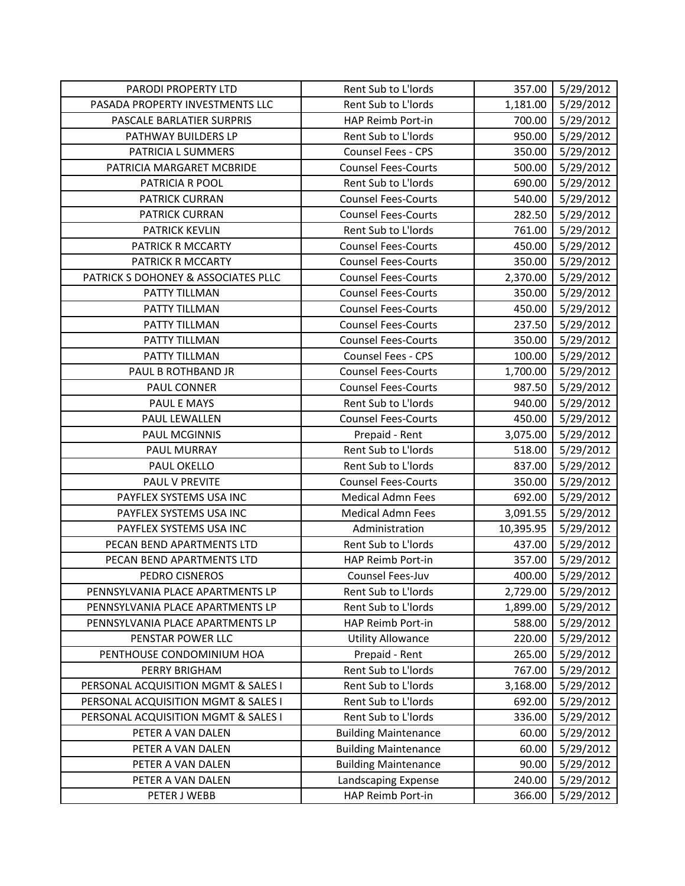| PARODI PROPERTY LTD | Rent Sub to L'lords | 357.00 | 5/29/2012 |
|---|---|---|---|
| PASADA PROPERTY INVESTMENTS LLC | Rent Sub to L'lords | 1,181.00 | 5/29/2012 |
| PASCALE BARLATIER SURPRIS | HAP Reimb Port-in | 700.00 | 5/29/2012 |
| PATHWAY BUILDERS LP | Rent Sub to L'lords | 950.00 | 5/29/2012 |
| PATRICIA L SUMMERS | Counsel Fees - CPS | 350.00 | 5/29/2012 |
| PATRICIA MARGARET MCBRIDE | Counsel Fees-Courts | 500.00 | 5/29/2012 |
| PATRICIA R POOL | Rent Sub to L'lords | 690.00 | 5/29/2012 |
| PATRICK CURRAN | Counsel Fees-Courts | 540.00 | 5/29/2012 |
| PATRICK CURRAN | Counsel Fees-Courts | 282.50 | 5/29/2012 |
| PATRICK KEVLIN | Rent Sub to L'lords | 761.00 | 5/29/2012 |
| PATRICK R MCCARTY | Counsel Fees-Courts | 450.00 | 5/29/2012 |
| PATRICK R MCCARTY | Counsel Fees-Courts | 350.00 | 5/29/2012 |
| PATRICK S DOHONEY & ASSOCIATES PLLC | Counsel Fees-Courts | 2,370.00 | 5/29/2012 |
| PATTY TILLMAN | Counsel Fees-Courts | 350.00 | 5/29/2012 |
| PATTY TILLMAN | Counsel Fees-Courts | 450.00 | 5/29/2012 |
| PATTY TILLMAN | Counsel Fees-Courts | 237.50 | 5/29/2012 |
| PATTY TILLMAN | Counsel Fees-Courts | 350.00 | 5/29/2012 |
| PATTY TILLMAN | Counsel Fees - CPS | 100.00 | 5/29/2012 |
| PAUL B ROTHBAND JR | Counsel Fees-Courts | 1,700.00 | 5/29/2012 |
| PAUL CONNER | Counsel Fees-Courts | 987.50 | 5/29/2012 |
| PAUL E MAYS | Rent Sub to L'lords | 940.00 | 5/29/2012 |
| PAUL LEWALLEN | Counsel Fees-Courts | 450.00 | 5/29/2012 |
| PAUL MCGINNIS | Prepaid - Rent | 3,075.00 | 5/29/2012 |
| PAUL MURRAY | Rent Sub to L'lords | 518.00 | 5/29/2012 |
| PAUL OKELLO | Rent Sub to L'lords | 837.00 | 5/29/2012 |
| PAUL V PREVITE | Counsel Fees-Courts | 350.00 | 5/29/2012 |
| PAYFLEX SYSTEMS USA INC | Medical Admn Fees | 692.00 | 5/29/2012 |
| PAYFLEX SYSTEMS USA INC | Medical Admn Fees | 3,091.55 | 5/29/2012 |
| PAYFLEX SYSTEMS USA INC | Administration | 10,395.95 | 5/29/2012 |
| PECAN BEND APARTMENTS LTD | Rent Sub to L'lords | 437.00 | 5/29/2012 |
| PECAN BEND APARTMENTS LTD | HAP Reimb Port-in | 357.00 | 5/29/2012 |
| PEDRO CISNEROS | Counsel Fees-Juv | 400.00 | 5/29/2012 |
| PENNSYLVANIA PLACE APARTMENTS LP | Rent Sub to L'lords | 2,729.00 | 5/29/2012 |
| PENNSYLVANIA PLACE APARTMENTS LP | Rent Sub to L'lords | 1,899.00 | 5/29/2012 |
| PENNSYLVANIA PLACE APARTMENTS LP | HAP Reimb Port-in | 588.00 | 5/29/2012 |
| PENSTAR POWER LLC | Utility Allowance | 220.00 | 5/29/2012 |
| PENTHOUSE CONDOMINIUM HOA | Prepaid - Rent | 265.00 | 5/29/2012 |
| PERRY BRIGHAM | Rent Sub to L'lords | 767.00 | 5/29/2012 |
| PERSONAL ACQUISITION MGMT & SALES I | Rent Sub to L'lords | 3,168.00 | 5/29/2012 |
| PERSONAL ACQUISITION MGMT & SALES I | Rent Sub to L'lords | 692.00 | 5/29/2012 |
| PERSONAL ACQUISITION MGMT & SALES I | Rent Sub to L'lords | 336.00 | 5/29/2012 |
| PETER A VAN DALEN | Building Maintenance | 60.00 | 5/29/2012 |
| PETER A VAN DALEN | Building Maintenance | 60.00 | 5/29/2012 |
| PETER A VAN DALEN | Building Maintenance | 90.00 | 5/29/2012 |
| PETER A VAN DALEN | Landscaping Expense | 240.00 | 5/29/2012 |
| PETER J WEBB | HAP Reimb Port-in | 366.00 | 5/29/2012 |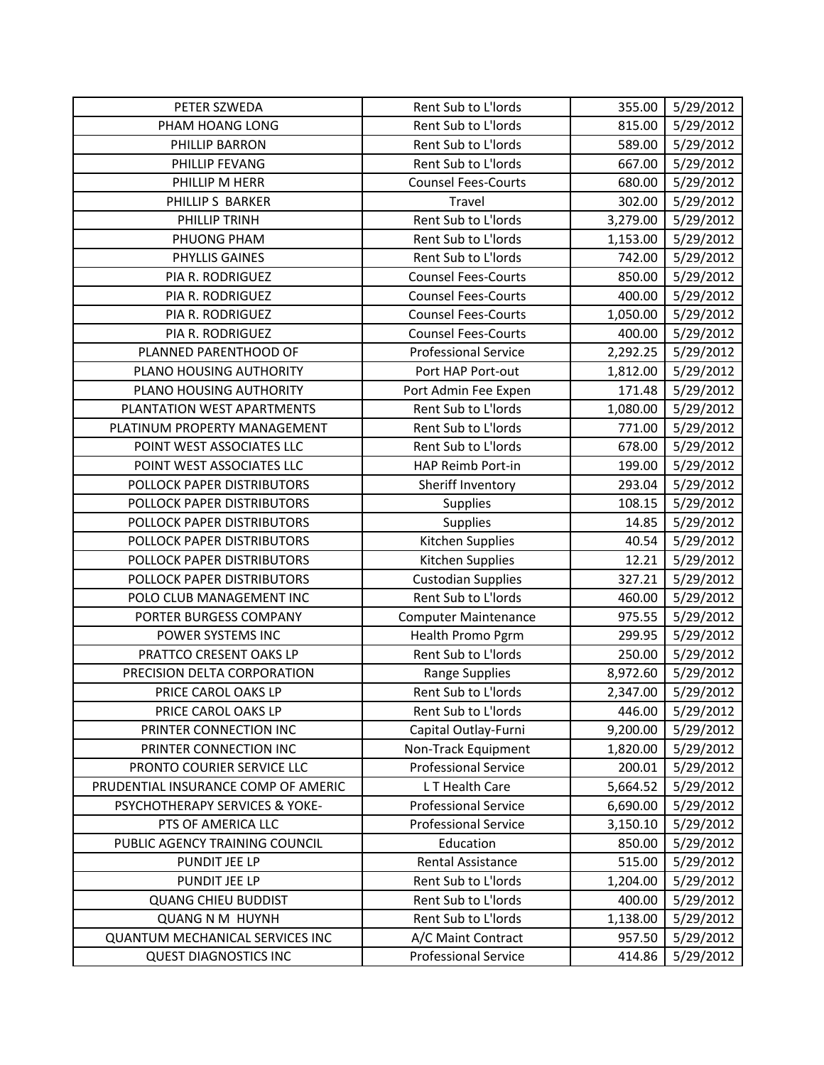| PETER SZWEDA | Rent Sub to L'lords | 355.00 | 5/29/2012 |
|---|---|---|---|
| PHAM HOANG LONG | Rent Sub to L'lords | 815.00 | 5/29/2012 |
| PHILLIP BARRON | Rent Sub to L'lords | 589.00 | 5/29/2012 |
| PHILLIP FEVANG | Rent Sub to L'lords | 667.00 | 5/29/2012 |
| PHILLIP M HERR | Counsel Fees-Courts | 680.00 | 5/29/2012 |
| PHILLIP S BARKER | Travel | 302.00 | 5/29/2012 |
| PHILLIP TRINH | Rent Sub to L'lords | 3,279.00 | 5/29/2012 |
| PHUONG PHAM | Rent Sub to L'lords | 1,153.00 | 5/29/2012 |
| PHYLLIS GAINES | Rent Sub to L'lords | 742.00 | 5/29/2012 |
| PIA R. RODRIGUEZ | Counsel Fees-Courts | 850.00 | 5/29/2012 |
| PIA R. RODRIGUEZ | Counsel Fees-Courts | 400.00 | 5/29/2012 |
| PIA R. RODRIGUEZ | Counsel Fees-Courts | 1,050.00 | 5/29/2012 |
| PIA R. RODRIGUEZ | Counsel Fees-Courts | 400.00 | 5/29/2012 |
| PLANNED PARENTHOOD OF | Professional Service | 2,292.25 | 5/29/2012 |
| PLANO HOUSING AUTHORITY | Port HAP Port-out | 1,812.00 | 5/29/2012 |
| PLANO HOUSING AUTHORITY | Port Admin Fee Expen | 171.48 | 5/29/2012 |
| PLANTATION WEST APARTMENTS | Rent Sub to L'lords | 1,080.00 | 5/29/2012 |
| PLATINUM PROPERTY MANAGEMENT | Rent Sub to L'lords | 771.00 | 5/29/2012 |
| POINT WEST ASSOCIATES LLC | Rent Sub to L'lords | 678.00 | 5/29/2012 |
| POINT WEST ASSOCIATES LLC | HAP Reimb Port-in | 199.00 | 5/29/2012 |
| POLLOCK PAPER DISTRIBUTORS | Sheriff Inventory | 293.04 | 5/29/2012 |
| POLLOCK PAPER DISTRIBUTORS | Supplies | 108.15 | 5/29/2012 |
| POLLOCK PAPER DISTRIBUTORS | Supplies | 14.85 | 5/29/2012 |
| POLLOCK PAPER DISTRIBUTORS | Kitchen Supplies | 40.54 | 5/29/2012 |
| POLLOCK PAPER DISTRIBUTORS | Kitchen Supplies | 12.21 | 5/29/2012 |
| POLLOCK PAPER DISTRIBUTORS | Custodian Supplies | 327.21 | 5/29/2012 |
| POLO CLUB MANAGEMENT INC | Rent Sub to L'lords | 460.00 | 5/29/2012 |
| PORTER BURGESS COMPANY | Computer Maintenance | 975.55 | 5/29/2012 |
| POWER SYSTEMS INC | Health Promo Pgrm | 299.95 | 5/29/2012 |
| PRATTCO CRESENT OAKS LP | Rent Sub to L'lords | 250.00 | 5/29/2012 |
| PRECISION DELTA CORPORATION | Range Supplies | 8,972.60 | 5/29/2012 |
| PRICE CAROL OAKS LP | Rent Sub to L'lords | 2,347.00 | 5/29/2012 |
| PRICE CAROL OAKS LP | Rent Sub to L'lords | 446.00 | 5/29/2012 |
| PRINTER CONNECTION INC | Capital Outlay-Furni | 9,200.00 | 5/29/2012 |
| PRINTER CONNECTION INC | Non-Track Equipment | 1,820.00 | 5/29/2012 |
| PRONTO COURIER SERVICE LLC | Professional Service | 200.01 | 5/29/2012 |
| PRUDENTIAL INSURANCE COMP OF AMERIC | L T Health Care | 5,664.52 | 5/29/2012 |
| PSYCHOTHERAPY SERVICES & YOKE- | Professional Service | 6,690.00 | 5/29/2012 |
| PTS OF AMERICA LLC | Professional Service | 3,150.10 | 5/29/2012 |
| PUBLIC AGENCY TRAINING COUNCIL | Education | 850.00 | 5/29/2012 |
| PUNDIT JEE LP | Rental Assistance | 515.00 | 5/29/2012 |
| PUNDIT JEE LP | Rent Sub to L'lords | 1,204.00 | 5/29/2012 |
| QUANG CHIEU BUDDIST | Rent Sub to L'lords | 400.00 | 5/29/2012 |
| QUANG N M HUYNH | Rent Sub to L'lords | 1,138.00 | 5/29/2012 |
| QUANTUM MECHANICAL SERVICES INC | A/C Maint Contract | 957.50 | 5/29/2012 |
| QUEST DIAGNOSTICS INC | Professional Service | 414.86 | 5/29/2012 |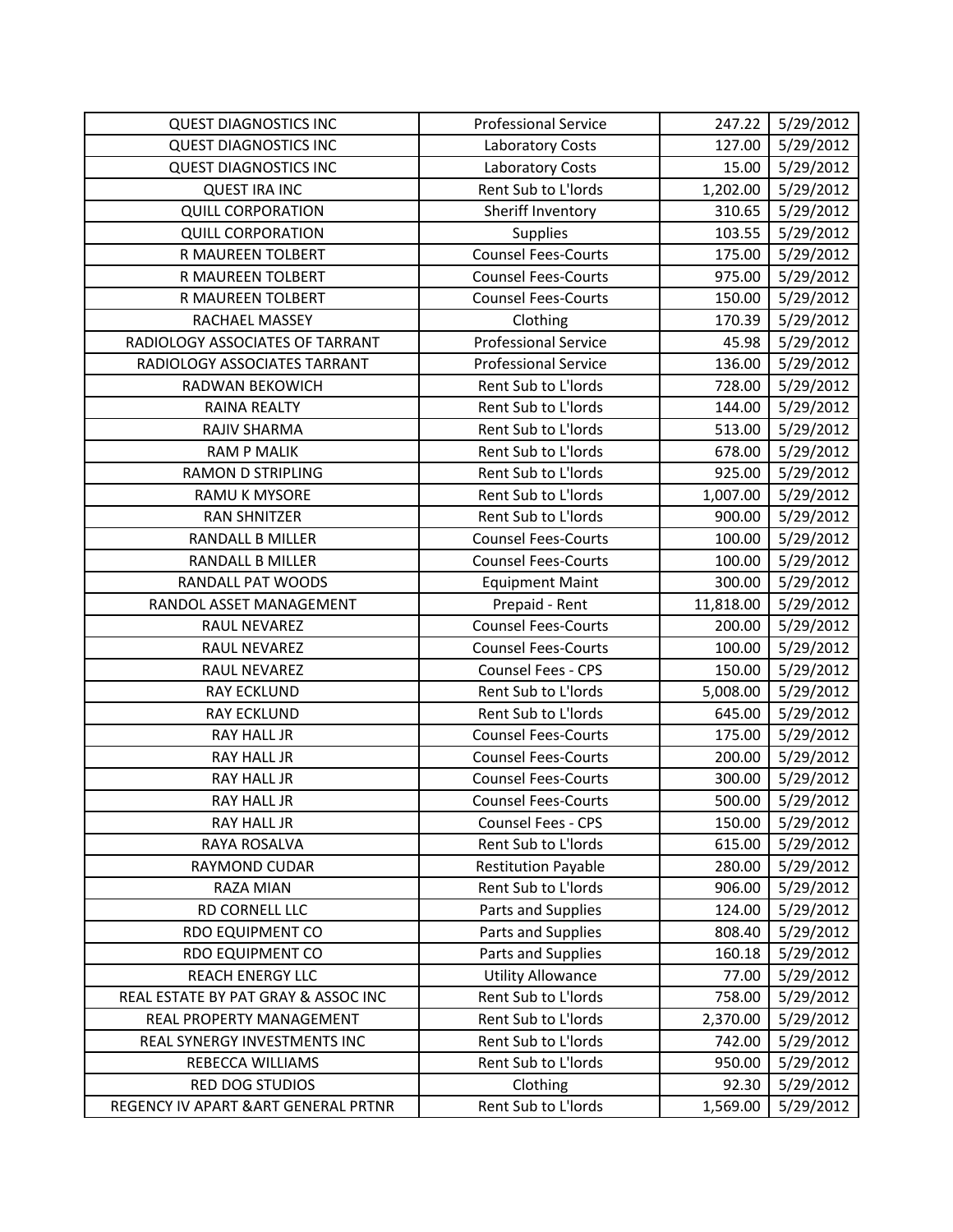| QUEST DIAGNOSTICS INC | Professional Service | 247.22 | 5/29/2012 |
|---|---|---|---|
| QUEST DIAGNOSTICS INC | Laboratory Costs | 127.00 | 5/29/2012 |
| QUEST DIAGNOSTICS INC | Laboratory Costs | 15.00 | 5/29/2012 |
| QUEST IRA INC | Rent Sub to L'lords | 1,202.00 | 5/29/2012 |
| QUILL CORPORATION | Sheriff Inventory | 310.65 | 5/29/2012 |
| QUILL CORPORATION | Supplies | 103.55 | 5/29/2012 |
| R MAUREEN TOLBERT | Counsel Fees-Courts | 175.00 | 5/29/2012 |
| R MAUREEN TOLBERT | Counsel Fees-Courts | 975.00 | 5/29/2012 |
| R MAUREEN TOLBERT | Counsel Fees-Courts | 150.00 | 5/29/2012 |
| RACHAEL MASSEY | Clothing | 170.39 | 5/29/2012 |
| RADIOLOGY ASSOCIATES OF TARRANT | Professional Service | 45.98 | 5/29/2012 |
| RADIOLOGY ASSOCIATES TARRANT | Professional Service | 136.00 | 5/29/2012 |
| RADWAN BEKOWICH | Rent Sub to L'lords | 728.00 | 5/29/2012 |
| RAINA REALTY | Rent Sub to L'lords | 144.00 | 5/29/2012 |
| RAJIV SHARMA | Rent Sub to L'lords | 513.00 | 5/29/2012 |
| RAM P MALIK | Rent Sub to L'lords | 678.00 | 5/29/2012 |
| RAMON D STRIPLING | Rent Sub to L'lords | 925.00 | 5/29/2012 |
| RAMU K MYSORE | Rent Sub to L'lords | 1,007.00 | 5/29/2012 |
| RAN SHNITZER | Rent Sub to L'lords | 900.00 | 5/29/2012 |
| RANDALL B MILLER | Counsel Fees-Courts | 100.00 | 5/29/2012 |
| RANDALL B MILLER | Counsel Fees-Courts | 100.00 | 5/29/2012 |
| RANDALL PAT WOODS | Equipment Maint | 300.00 | 5/29/2012 |
| RANDOL ASSET MANAGEMENT | Prepaid - Rent | 11,818.00 | 5/29/2012 |
| RAUL NEVAREZ | Counsel Fees-Courts | 200.00 | 5/29/2012 |
| RAUL NEVAREZ | Counsel Fees-Courts | 100.00 | 5/29/2012 |
| RAUL NEVAREZ | Counsel Fees - CPS | 150.00 | 5/29/2012 |
| RAY ECKLUND | Rent Sub to L'lords | 5,008.00 | 5/29/2012 |
| RAY ECKLUND | Rent Sub to L'lords | 645.00 | 5/29/2012 |
| RAY HALL JR | Counsel Fees-Courts | 175.00 | 5/29/2012 |
| RAY HALL JR | Counsel Fees-Courts | 200.00 | 5/29/2012 |
| RAY HALL JR | Counsel Fees-Courts | 300.00 | 5/29/2012 |
| RAY HALL JR | Counsel Fees-Courts | 500.00 | 5/29/2012 |
| RAY HALL JR | Counsel Fees - CPS | 150.00 | 5/29/2012 |
| RAYA ROSALVA | Rent Sub to L'lords | 615.00 | 5/29/2012 |
| RAYMOND CUDAR | Restitution Payable | 280.00 | 5/29/2012 |
| RAZA MIAN | Rent Sub to L'lords | 906.00 | 5/29/2012 |
| RD CORNELL LLC | Parts and Supplies | 124.00 | 5/29/2012 |
| RDO EQUIPMENT CO | Parts and Supplies | 808.40 | 5/29/2012 |
| RDO EQUIPMENT CO | Parts and Supplies | 160.18 | 5/29/2012 |
| REACH ENERGY LLC | Utility Allowance | 77.00 | 5/29/2012 |
| REAL ESTATE BY PAT GRAY & ASSOC INC | Rent Sub to L'lords | 758.00 | 5/29/2012 |
| REAL PROPERTY MANAGEMENT | Rent Sub to L'lords | 2,370.00 | 5/29/2012 |
| REAL SYNERGY INVESTMENTS INC | Rent Sub to L'lords | 742.00 | 5/29/2012 |
| REBECCA WILLIAMS | Rent Sub to L'lords | 950.00 | 5/29/2012 |
| RED DOG STUDIOS | Clothing | 92.30 | 5/29/2012 |
| REGENCY IV APART &ART GENERAL PRTNR | Rent Sub to L'lords | 1,569.00 | 5/29/2012 |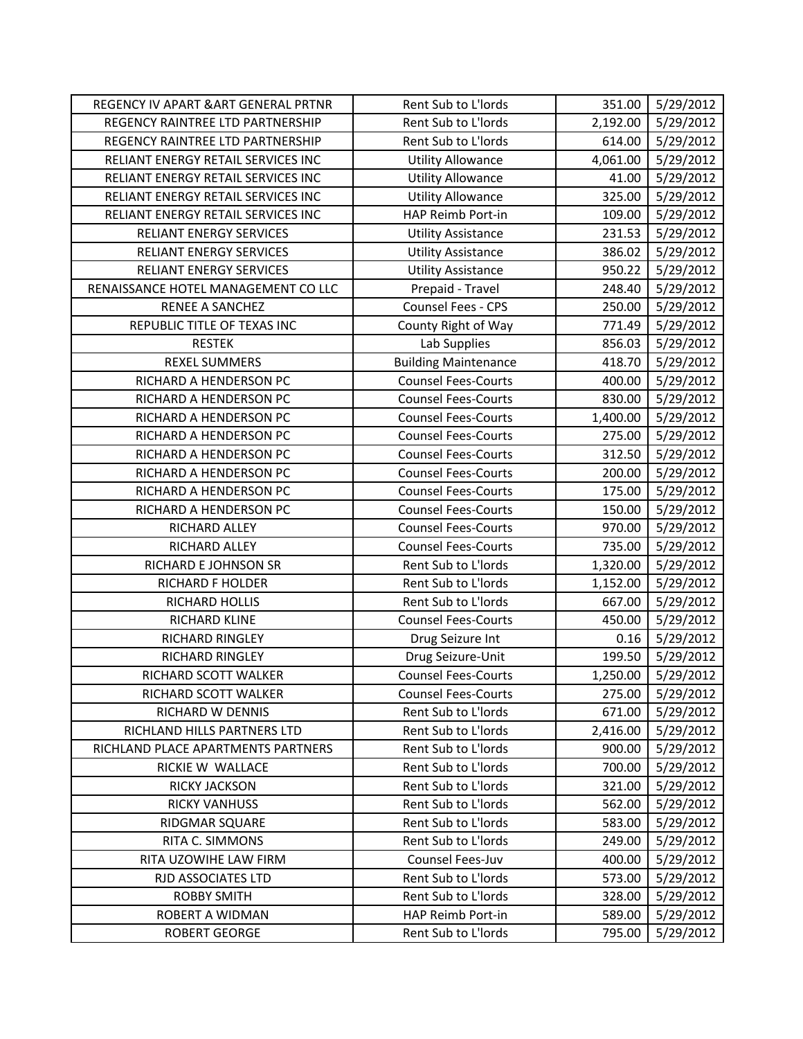| | | | |
|---|---|---|---|
| REGENCY IV APART &ART GENERAL PRTNR | Rent Sub to L'lords | 351.00 | 5/29/2012 |
| REGENCY RAINTREE LTD PARTNERSHIP | Rent Sub to L'lords | 2,192.00 | 5/29/2012 |
| REGENCY RAINTREE LTD PARTNERSHIP | Rent Sub to L'lords | 614.00 | 5/29/2012 |
| RELIANT ENERGY RETAIL SERVICES INC | Utility Allowance | 4,061.00 | 5/29/2012 |
| RELIANT ENERGY RETAIL SERVICES INC | Utility Allowance | 41.00 | 5/29/2012 |
| RELIANT ENERGY RETAIL SERVICES INC | Utility Allowance | 325.00 | 5/29/2012 |
| RELIANT ENERGY RETAIL SERVICES INC | HAP Reimb Port-in | 109.00 | 5/29/2012 |
| RELIANT ENERGY SERVICES | Utility Assistance | 231.53 | 5/29/2012 |
| RELIANT ENERGY SERVICES | Utility Assistance | 386.02 | 5/29/2012 |
| RELIANT ENERGY SERVICES | Utility Assistance | 950.22 | 5/29/2012 |
| RENAISSANCE HOTEL MANAGEMENT CO LLC | Prepaid - Travel | 248.40 | 5/29/2012 |
| RENEE A SANCHEZ | Counsel Fees - CPS | 250.00 | 5/29/2012 |
| REPUBLIC TITLE OF TEXAS INC | County Right of Way | 771.49 | 5/29/2012 |
| RESTEK | Lab Supplies | 856.03 | 5/29/2012 |
| REXEL SUMMERS | Building Maintenance | 418.70 | 5/29/2012 |
| RICHARD A HENDERSON PC | Counsel Fees-Courts | 400.00 | 5/29/2012 |
| RICHARD A HENDERSON PC | Counsel Fees-Courts | 830.00 | 5/29/2012 |
| RICHARD A HENDERSON PC | Counsel Fees-Courts | 1,400.00 | 5/29/2012 |
| RICHARD A HENDERSON PC | Counsel Fees-Courts | 275.00 | 5/29/2012 |
| RICHARD A HENDERSON PC | Counsel Fees-Courts | 312.50 | 5/29/2012 |
| RICHARD A HENDERSON PC | Counsel Fees-Courts | 200.00 | 5/29/2012 |
| RICHARD A HENDERSON PC | Counsel Fees-Courts | 175.00 | 5/29/2012 |
| RICHARD A HENDERSON PC | Counsel Fees-Courts | 150.00 | 5/29/2012 |
| RICHARD ALLEY | Counsel Fees-Courts | 970.00 | 5/29/2012 |
| RICHARD ALLEY | Counsel Fees-Courts | 735.00 | 5/29/2012 |
| RICHARD E JOHNSON SR | Rent Sub to L'lords | 1,320.00 | 5/29/2012 |
| RICHARD F HOLDER | Rent Sub to L'lords | 1,152.00 | 5/29/2012 |
| RICHARD HOLLIS | Rent Sub to L'lords | 667.00 | 5/29/2012 |
| RICHARD KLINE | Counsel Fees-Courts | 450.00 | 5/29/2012 |
| RICHARD RINGLEY | Drug Seizure Int | 0.16 | 5/29/2012 |
| RICHARD RINGLEY | Drug Seizure-Unit | 199.50 | 5/29/2012 |
| RICHARD SCOTT WALKER | Counsel Fees-Courts | 1,250.00 | 5/29/2012 |
| RICHARD SCOTT WALKER | Counsel Fees-Courts | 275.00 | 5/29/2012 |
| RICHARD W DENNIS | Rent Sub to L'lords | 671.00 | 5/29/2012 |
| RICHLAND HILLS PARTNERS LTD | Rent Sub to L'lords | 2,416.00 | 5/29/2012 |
| RICHLAND PLACE APARTMENTS PARTNERS | Rent Sub to L'lords | 900.00 | 5/29/2012 |
| RICKIE W WALLACE | Rent Sub to L'lords | 700.00 | 5/29/2012 |
| RICKY JACKSON | Rent Sub to L'lords | 321.00 | 5/29/2012 |
| RICKY VANHUSS | Rent Sub to L'lords | 562.00 | 5/29/2012 |
| RIDGMAR SQUARE | Rent Sub to L'lords | 583.00 | 5/29/2012 |
| RITA C. SIMMONS | Rent Sub to L'lords | 249.00 | 5/29/2012 |
| RITA UZOWIHE LAW FIRM | Counsel Fees-Juv | 400.00 | 5/29/2012 |
| RJD ASSOCIATES LTD | Rent Sub to L'lords | 573.00 | 5/29/2012 |
| ROBBY SMITH | Rent Sub to L'lords | 328.00 | 5/29/2012 |
| ROBERT A WIDMAN | HAP Reimb Port-in | 589.00 | 5/29/2012 |
| ROBERT GEORGE | Rent Sub to L'lords | 795.00 | 5/29/2012 |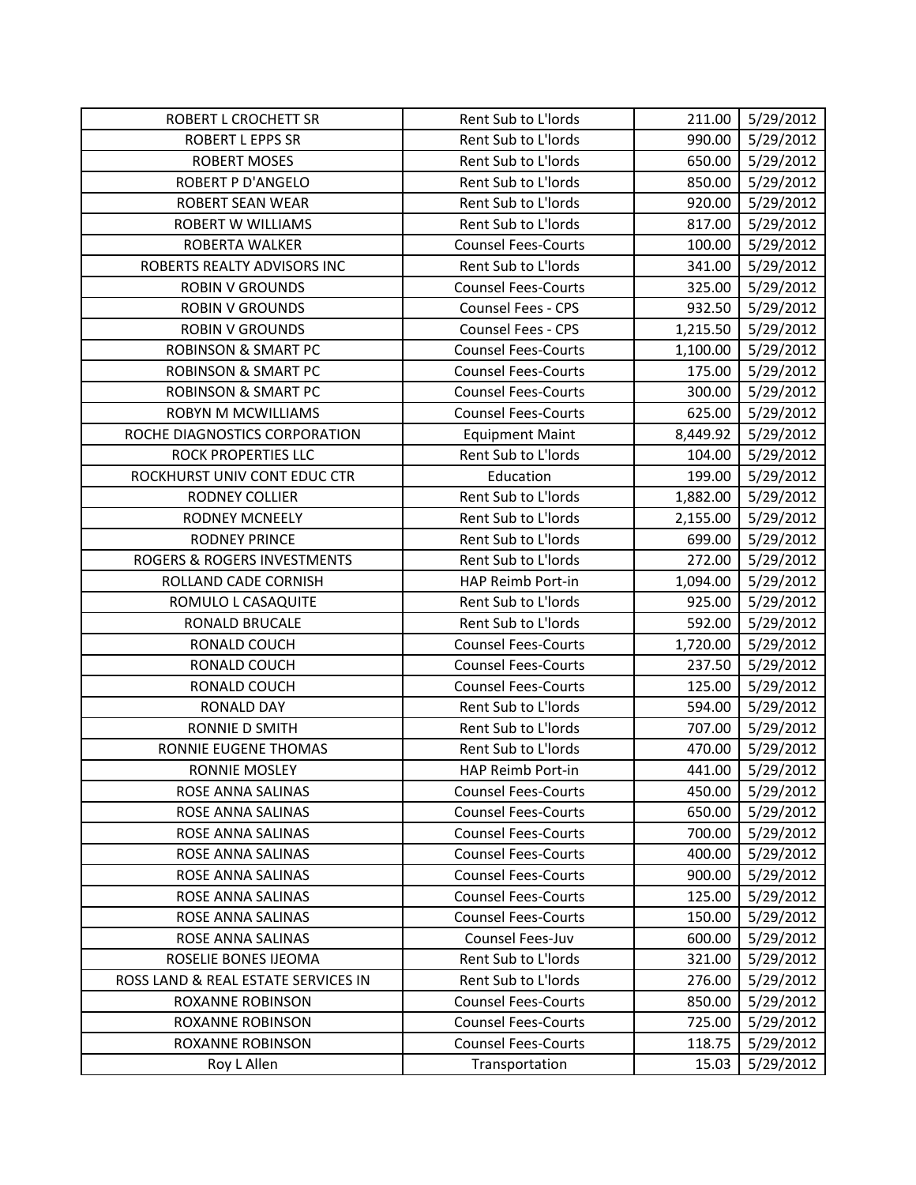| ROBERT L CROCHETT SR | Rent Sub to L'lords | 211.00 | 5/29/2012 |
|---|---|---|---|
| ROBERT L EPPS SR | Rent Sub to L'lords | 990.00 | 5/29/2012 |
| ROBERT MOSES | Rent Sub to L'lords | 650.00 | 5/29/2012 |
| ROBERT P D'ANGELO | Rent Sub to L'lords | 850.00 | 5/29/2012 |
| ROBERT SEAN WEAR | Rent Sub to L'lords | 920.00 | 5/29/2012 |
| ROBERT W WILLIAMS | Rent Sub to L'lords | 817.00 | 5/29/2012 |
| ROBERTA WALKER | Counsel Fees-Courts | 100.00 | 5/29/2012 |
| ROBERTS REALTY ADVISORS INC | Rent Sub to L'lords | 341.00 | 5/29/2012 |
| ROBIN V GROUNDS | Counsel Fees-Courts | 325.00 | 5/29/2012 |
| ROBIN V GROUNDS | Counsel Fees - CPS | 932.50 | 5/29/2012 |
| ROBIN V GROUNDS | Counsel Fees - CPS | 1,215.50 | 5/29/2012 |
| ROBINSON & SMART PC | Counsel Fees-Courts | 1,100.00 | 5/29/2012 |
| ROBINSON & SMART PC | Counsel Fees-Courts | 175.00 | 5/29/2012 |
| ROBINSON & SMART PC | Counsel Fees-Courts | 300.00 | 5/29/2012 |
| ROBYN M MCWILLIAMS | Counsel Fees-Courts | 625.00 | 5/29/2012 |
| ROCHE DIAGNOSTICS CORPORATION | Equipment Maint | 8,449.92 | 5/29/2012 |
| ROCK PROPERTIES LLC | Rent Sub to L'lords | 104.00 | 5/29/2012 |
| ROCKHURST UNIV CONT EDUC CTR | Education | 199.00 | 5/29/2012 |
| RODNEY COLLIER | Rent Sub to L'lords | 1,882.00 | 5/29/2012 |
| RODNEY MCNEELY | Rent Sub to L'lords | 2,155.00 | 5/29/2012 |
| RODNEY PRINCE | Rent Sub to L'lords | 699.00 | 5/29/2012 |
| ROGERS & ROGERS INVESTMENTS | Rent Sub to L'lords | 272.00 | 5/29/2012 |
| ROLLAND CADE CORNISH | HAP Reimb Port-in | 1,094.00 | 5/29/2012 |
| ROMULO L CASAQUITE | Rent Sub to L'lords | 925.00 | 5/29/2012 |
| RONALD BRUCALE | Rent Sub to L'lords | 592.00 | 5/29/2012 |
| RONALD COUCH | Counsel Fees-Courts | 1,720.00 | 5/29/2012 |
| RONALD COUCH | Counsel Fees-Courts | 237.50 | 5/29/2012 |
| RONALD COUCH | Counsel Fees-Courts | 125.00 | 5/29/2012 |
| RONALD DAY | Rent Sub to L'lords | 594.00 | 5/29/2012 |
| RONNIE D SMITH | Rent Sub to L'lords | 707.00 | 5/29/2012 |
| RONNIE EUGENE THOMAS | Rent Sub to L'lords | 470.00 | 5/29/2012 |
| RONNIE MOSLEY | HAP Reimb Port-in | 441.00 | 5/29/2012 |
| ROSE ANNA SALINAS | Counsel Fees-Courts | 450.00 | 5/29/2012 |
| ROSE ANNA SALINAS | Counsel Fees-Courts | 650.00 | 5/29/2012 |
| ROSE ANNA SALINAS | Counsel Fees-Courts | 700.00 | 5/29/2012 |
| ROSE ANNA SALINAS | Counsel Fees-Courts | 400.00 | 5/29/2012 |
| ROSE ANNA SALINAS | Counsel Fees-Courts | 900.00 | 5/29/2012 |
| ROSE ANNA SALINAS | Counsel Fees-Courts | 125.00 | 5/29/2012 |
| ROSE ANNA SALINAS | Counsel Fees-Courts | 150.00 | 5/29/2012 |
| ROSE ANNA SALINAS | Counsel Fees-Juv | 600.00 | 5/29/2012 |
| ROSELIE BONES IJEOMA | Rent Sub to L'lords | 321.00 | 5/29/2012 |
| ROSS LAND & REAL ESTATE SERVICES IN | Rent Sub to L'lords | 276.00 | 5/29/2012 |
| ROXANNE ROBINSON | Counsel Fees-Courts | 850.00 | 5/29/2012 |
| ROXANNE ROBINSON | Counsel Fees-Courts | 725.00 | 5/29/2012 |
| ROXANNE ROBINSON | Counsel Fees-Courts | 118.75 | 5/29/2012 |
| Roy L Allen | Transportation | 15.03 | 5/29/2012 |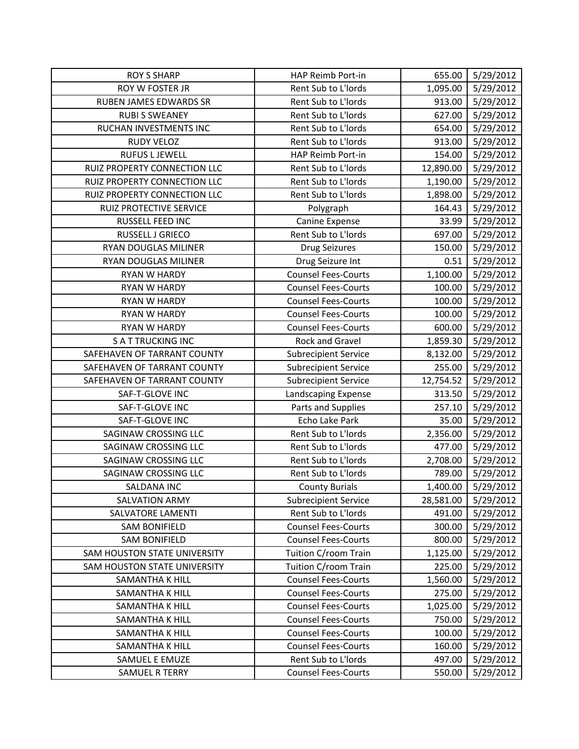| ROY S SHARP | HAP Reimb Port-in | 655.00 | 5/29/2012 |
|---|---|---|---|
| ROY W FOSTER JR | Rent Sub to L'lords | 1,095.00 | 5/29/2012 |
| RUBEN JAMES EDWARDS SR | Rent Sub to L'lords | 913.00 | 5/29/2012 |
| RUBI S SWEANEY | Rent Sub to L'lords | 627.00 | 5/29/2012 |
| RUCHAN INVESTMENTS INC | Rent Sub to L'lords | 654.00 | 5/29/2012 |
| RUDY VELOZ | Rent Sub to L'lords | 913.00 | 5/29/2012 |
| RUFUS L JEWELL | HAP Reimb Port-in | 154.00 | 5/29/2012 |
| RUIZ PROPERTY CONNECTION LLC | Rent Sub to L'lords | 12,890.00 | 5/29/2012 |
| RUIZ PROPERTY CONNECTION LLC | Rent Sub to L'lords | 1,190.00 | 5/29/2012 |
| RUIZ PROPERTY CONNECTION LLC | Rent Sub to L'lords | 1,898.00 | 5/29/2012 |
| RUIZ PROTECTIVE SERVICE | Polygraph | 164.43 | 5/29/2012 |
| RUSSELL FEED INC | Canine Expense | 33.99 | 5/29/2012 |
| RUSSELL J GRIECO | Rent Sub to L'lords | 697.00 | 5/29/2012 |
| RYAN DOUGLAS MILINER | Drug Seizures | 150.00 | 5/29/2012 |
| RYAN DOUGLAS MILINER | Drug Seizure Int | 0.51 | 5/29/2012 |
| RYAN W HARDY | Counsel Fees-Courts | 1,100.00 | 5/29/2012 |
| RYAN W HARDY | Counsel Fees-Courts | 100.00 | 5/29/2012 |
| RYAN W HARDY | Counsel Fees-Courts | 100.00 | 5/29/2012 |
| RYAN W HARDY | Counsel Fees-Courts | 100.00 | 5/29/2012 |
| RYAN W HARDY | Counsel Fees-Courts | 600.00 | 5/29/2012 |
| S A T TRUCKING INC | Rock and Gravel | 1,859.30 | 5/29/2012 |
| SAFEHAVEN OF TARRANT COUNTY | Subrecipient Service | 8,132.00 | 5/29/2012 |
| SAFEHAVEN OF TARRANT COUNTY | Subrecipient Service | 255.00 | 5/29/2012 |
| SAFEHAVEN OF TARRANT COUNTY | Subrecipient Service | 12,754.52 | 5/29/2012 |
| SAF-T-GLOVE INC | Landscaping Expense | 313.50 | 5/29/2012 |
| SAF-T-GLOVE INC | Parts and Supplies | 257.10 | 5/29/2012 |
| SAF-T-GLOVE INC | Echo Lake Park | 35.00 | 5/29/2012 |
| SAGINAW CROSSING LLC | Rent Sub to L'lords | 2,356.00 | 5/29/2012 |
| SAGINAW CROSSING LLC | Rent Sub to L'lords | 477.00 | 5/29/2012 |
| SAGINAW CROSSING LLC | Rent Sub to L'lords | 2,708.00 | 5/29/2012 |
| SAGINAW CROSSING LLC | Rent Sub to L'lords | 789.00 | 5/29/2012 |
| SALDANA INC | County Burials | 1,400.00 | 5/29/2012 |
| SALVATION ARMY | Subrecipient Service | 28,581.00 | 5/29/2012 |
| SALVATORE LAMENTI | Rent Sub to L'lords | 491.00 | 5/29/2012 |
| SAM BONIFIELD | Counsel Fees-Courts | 300.00 | 5/29/2012 |
| SAM BONIFIELD | Counsel Fees-Courts | 800.00 | 5/29/2012 |
| SAM HOUSTON STATE UNIVERSITY | Tuition C/room Train | 1,125.00 | 5/29/2012 |
| SAM HOUSTON STATE UNIVERSITY | Tuition C/room Train | 225.00 | 5/29/2012 |
| SAMANTHA K HILL | Counsel Fees-Courts | 1,560.00 | 5/29/2012 |
| SAMANTHA K HILL | Counsel Fees-Courts | 275.00 | 5/29/2012 |
| SAMANTHA K HILL | Counsel Fees-Courts | 1,025.00 | 5/29/2012 |
| SAMANTHA K HILL | Counsel Fees-Courts | 750.00 | 5/29/2012 |
| SAMANTHA K HILL | Counsel Fees-Courts | 100.00 | 5/29/2012 |
| SAMANTHA K HILL | Counsel Fees-Courts | 160.00 | 5/29/2012 |
| SAMUEL E EMUZE | Rent Sub to L'lords | 497.00 | 5/29/2012 |
| SAMUEL R TERRY | Counsel Fees-Courts | 550.00 | 5/29/2012 |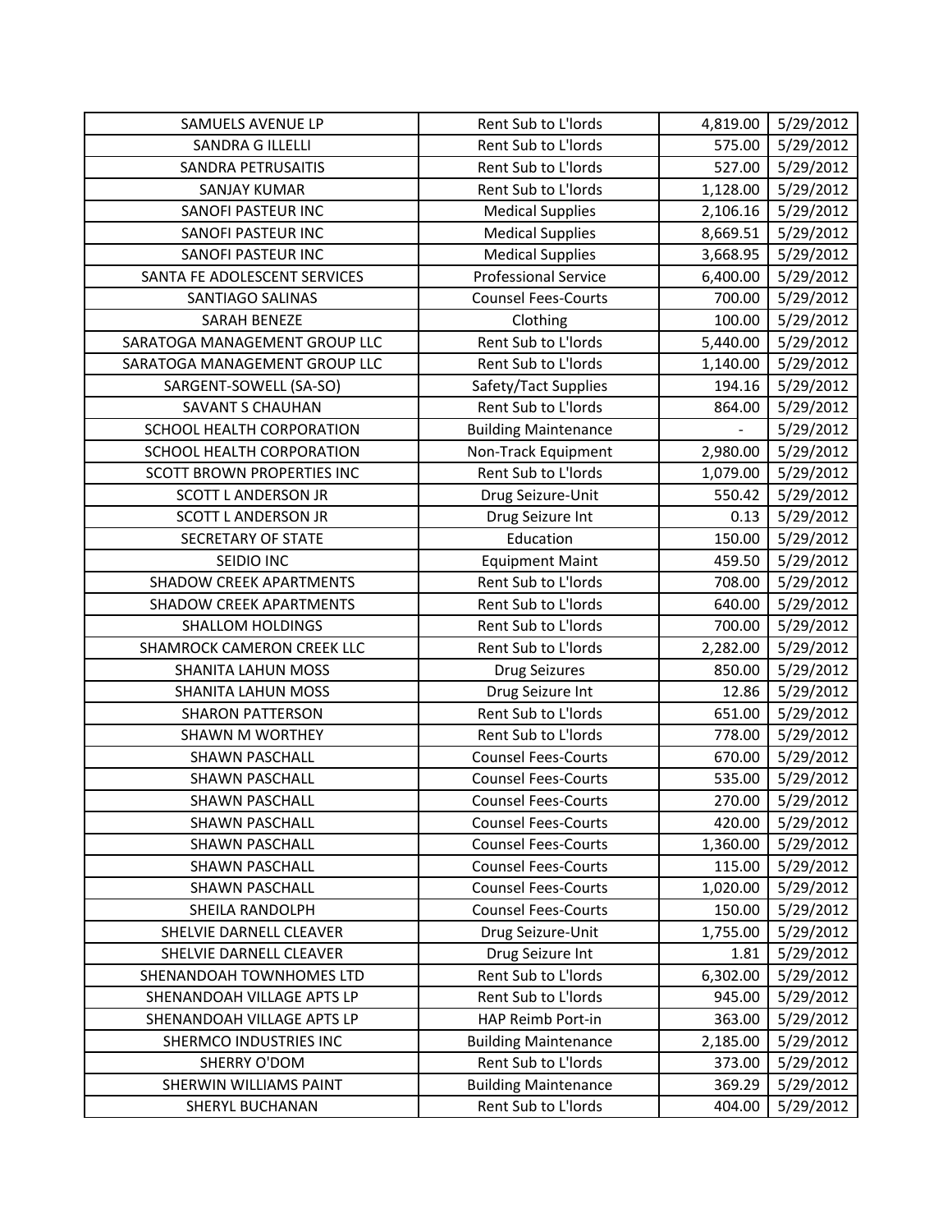| SAMUELS AVENUE LP | Rent Sub to L'lords | 4,819.00 | 5/29/2012 |
|---|---|---|---|
| SANDRA G ILLELLI | Rent Sub to L'lords | 575.00 | 5/29/2012 |
| SANDRA PETRUSAITIS | Rent Sub to L'lords | 527.00 | 5/29/2012 |
| SANJAY KUMAR | Rent Sub to L'lords | 1,128.00 | 5/29/2012 |
| SANOFI PASTEUR INC | Medical Supplies | 2,106.16 | 5/29/2012 |
| SANOFI PASTEUR INC | Medical Supplies | 8,669.51 | 5/29/2012 |
| SANOFI PASTEUR INC | Medical Supplies | 3,668.95 | 5/29/2012 |
| SANTA FE ADOLESCENT SERVICES | Professional Service | 6,400.00 | 5/29/2012 |
| SANTIAGO SALINAS | Counsel Fees-Courts | 700.00 | 5/29/2012 |
| SARAH BENEZE | Clothing | 100.00 | 5/29/2012 |
| SARATOGA MANAGEMENT GROUP LLC | Rent Sub to L'lords | 5,440.00 | 5/29/2012 |
| SARATOGA MANAGEMENT GROUP LLC | Rent Sub to L'lords | 1,140.00 | 5/29/2012 |
| SARGENT-SOWELL (SA-SO) | Safety/Tact Supplies | 194.16 | 5/29/2012 |
| SAVANT S CHAUHAN | Rent Sub to L'lords | 864.00 | 5/29/2012 |
| SCHOOL HEALTH CORPORATION | Building Maintenance | - | 5/29/2012 |
| SCHOOL HEALTH CORPORATION | Non-Track Equipment | 2,980.00 | 5/29/2012 |
| SCOTT BROWN PROPERTIES INC | Rent Sub to L'lords | 1,079.00 | 5/29/2012 |
| SCOTT L ANDERSON JR | Drug Seizure-Unit | 550.42 | 5/29/2012 |
| SCOTT L ANDERSON JR | Drug Seizure Int | 0.13 | 5/29/2012 |
| SECRETARY OF STATE | Education | 150.00 | 5/29/2012 |
| SEIDIO INC | Equipment Maint | 459.50 | 5/29/2012 |
| SHADOW CREEK APARTMENTS | Rent Sub to L'lords | 708.00 | 5/29/2012 |
| SHADOW CREEK APARTMENTS | Rent Sub to L'lords | 640.00 | 5/29/2012 |
| SHALLOM HOLDINGS | Rent Sub to L'lords | 700.00 | 5/29/2012 |
| SHAMROCK CAMERON CREEK LLC | Rent Sub to L'lords | 2,282.00 | 5/29/2012 |
| SHANITA LAHUN MOSS | Drug Seizures | 850.00 | 5/29/2012 |
| SHANITA LAHUN MOSS | Drug Seizure Int | 12.86 | 5/29/2012 |
| SHARON PATTERSON | Rent Sub to L'lords | 651.00 | 5/29/2012 |
| SHAWN M WORTHEY | Rent Sub to L'lords | 778.00 | 5/29/2012 |
| SHAWN PASCHALL | Counsel Fees-Courts | 670.00 | 5/29/2012 |
| SHAWN PASCHALL | Counsel Fees-Courts | 535.00 | 5/29/2012 |
| SHAWN PASCHALL | Counsel Fees-Courts | 270.00 | 5/29/2012 |
| SHAWN PASCHALL | Counsel Fees-Courts | 420.00 | 5/29/2012 |
| SHAWN PASCHALL | Counsel Fees-Courts | 1,360.00 | 5/29/2012 |
| SHAWN PASCHALL | Counsel Fees-Courts | 115.00 | 5/29/2012 |
| SHAWN PASCHALL | Counsel Fees-Courts | 1,020.00 | 5/29/2012 |
| SHEILA RANDOLPH | Counsel Fees-Courts | 150.00 | 5/29/2012 |
| SHELVIE DARNELL CLEAVER | Drug Seizure-Unit | 1,755.00 | 5/29/2012 |
| SHELVIE DARNELL CLEAVER | Drug Seizure Int | 1.81 | 5/29/2012 |
| SHENANDOAH TOWNHOMES LTD | Rent Sub to L'lords | 6,302.00 | 5/29/2012 |
| SHENANDOAH VILLAGE APTS LP | Rent Sub to L'lords | 945.00 | 5/29/2012 |
| SHENANDOAH VILLAGE APTS LP | HAP Reimb Port-in | 363.00 | 5/29/2012 |
| SHERMCO INDUSTRIES INC | Building Maintenance | 2,185.00 | 5/29/2012 |
| SHERRY O'DOM | Rent Sub to L'lords | 373.00 | 5/29/2012 |
| SHERWIN WILLIAMS PAINT | Building Maintenance | 369.29 | 5/29/2012 |
| SHERYL BUCHANAN | Rent Sub to L'lords | 404.00 | 5/29/2012 |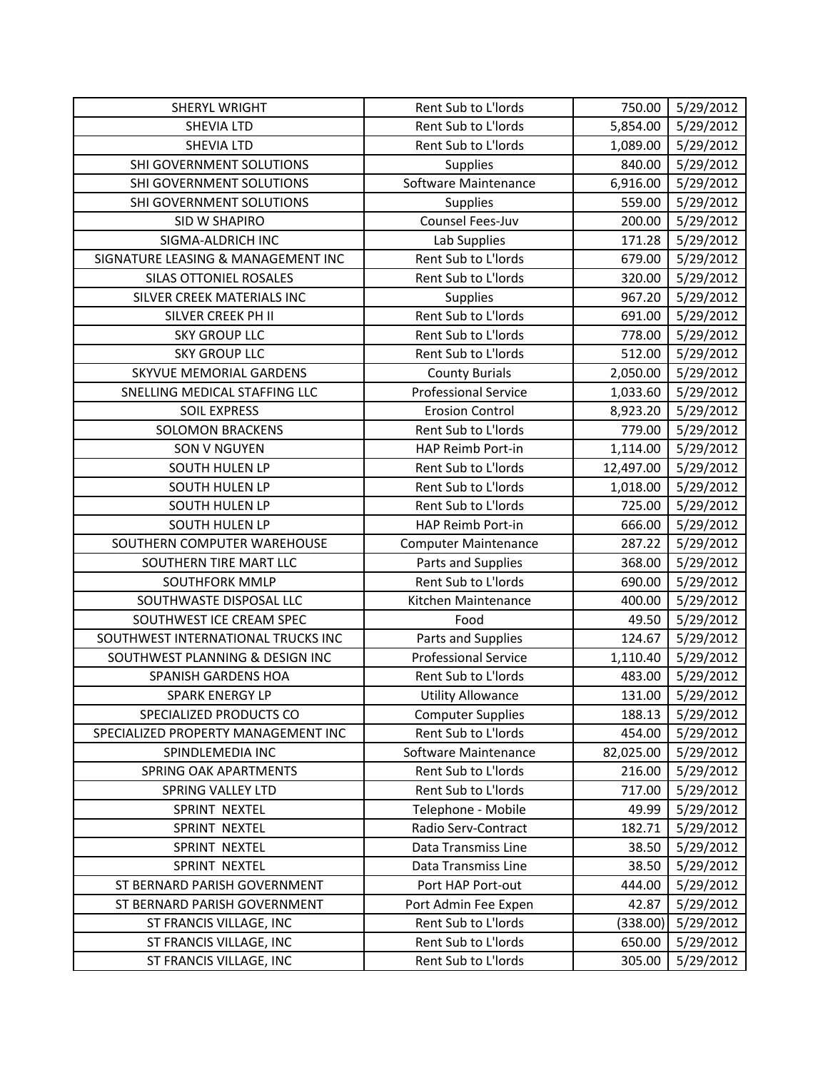| SHERYL WRIGHT | Rent Sub to L'lords | 750.00 | 5/29/2012 |
|---|---|---|---|
| SHEVIA LTD | Rent Sub to L'lords | 5,854.00 | 5/29/2012 |
| SHEVIA LTD | Rent Sub to L'lords | 1,089.00 | 5/29/2012 |
| SHI GOVERNMENT SOLUTIONS | Supplies | 840.00 | 5/29/2012 |
| SHI GOVERNMENT SOLUTIONS | Software Maintenance | 6,916.00 | 5/29/2012 |
| SHI GOVERNMENT SOLUTIONS | Supplies | 559.00 | 5/29/2012 |
| SID W SHAPIRO | Counsel Fees-Juv | 200.00 | 5/29/2012 |
| SIGMA-ALDRICH INC | Lab Supplies | 171.28 | 5/29/2012 |
| SIGNATURE LEASING & MANAGEMENT INC | Rent Sub to L'lords | 679.00 | 5/29/2012 |
| SILAS OTTONIEL ROSALES | Rent Sub to L'lords | 320.00 | 5/29/2012 |
| SILVER CREEK MATERIALS INC | Supplies | 967.20 | 5/29/2012 |
| SILVER CREEK PH II | Rent Sub to L'lords | 691.00 | 5/29/2012 |
| SKY GROUP LLC | Rent Sub to L'lords | 778.00 | 5/29/2012 |
| SKY GROUP LLC | Rent Sub to L'lords | 512.00 | 5/29/2012 |
| SKYVUE MEMORIAL GARDENS | County Burials | 2,050.00 | 5/29/2012 |
| SNELLING MEDICAL STAFFING LLC | Professional Service | 1,033.60 | 5/29/2012 |
| SOIL EXPRESS | Erosion Control | 8,923.20 | 5/29/2012 |
| SOLOMON BRACKENS | Rent Sub to L'lords | 779.00 | 5/29/2012 |
| SON V NGUYEN | HAP Reimb Port-in | 1,114.00 | 5/29/2012 |
| SOUTH HULEN LP | Rent Sub to L'lords | 12,497.00 | 5/29/2012 |
| SOUTH HULEN LP | Rent Sub to L'lords | 1,018.00 | 5/29/2012 |
| SOUTH HULEN LP | Rent Sub to L'lords | 725.00 | 5/29/2012 |
| SOUTH HULEN LP | HAP Reimb Port-in | 666.00 | 5/29/2012 |
| SOUTHERN COMPUTER WAREHOUSE | Computer Maintenance | 287.22 | 5/29/2012 |
| SOUTHERN TIRE MART LLC | Parts and Supplies | 368.00 | 5/29/2012 |
| SOUTHFORK MMLP | Rent Sub to L'lords | 690.00 | 5/29/2012 |
| SOUTHWASTE DISPOSAL LLC | Kitchen Maintenance | 400.00 | 5/29/2012 |
| SOUTHWEST ICE CREAM SPEC | Food | 49.50 | 5/29/2012 |
| SOUTHWEST INTERNATIONAL TRUCKS INC | Parts and Supplies | 124.67 | 5/29/2012 |
| SOUTHWEST PLANNING & DESIGN INC | Professional Service | 1,110.40 | 5/29/2012 |
| SPANISH GARDENS HOA | Rent Sub to L'lords | 483.00 | 5/29/2012 |
| SPARK ENERGY LP | Utility Allowance | 131.00 | 5/29/2012 |
| SPECIALIZED PRODUCTS CO | Computer Supplies | 188.13 | 5/29/2012 |
| SPECIALIZED PROPERTY MANAGEMENT INC | Rent Sub to L'lords | 454.00 | 5/29/2012 |
| SPINDLEMEDIA INC | Software Maintenance | 82,025.00 | 5/29/2012 |
| SPRING OAK APARTMENTS | Rent Sub to L'lords | 216.00 | 5/29/2012 |
| SPRING VALLEY LTD | Rent Sub to L'lords | 717.00 | 5/29/2012 |
| SPRINT NEXTEL | Telephone - Mobile | 49.99 | 5/29/2012 |
| SPRINT NEXTEL | Radio Serv-Contract | 182.71 | 5/29/2012 |
| SPRINT NEXTEL | Data Transmiss Line | 38.50 | 5/29/2012 |
| SPRINT NEXTEL | Data Transmiss Line | 38.50 | 5/29/2012 |
| ST BERNARD PARISH GOVERNMENT | Port HAP Port-out | 444.00 | 5/29/2012 |
| ST BERNARD PARISH GOVERNMENT | Port Admin Fee Expen | 42.87 | 5/29/2012 |
| ST FRANCIS VILLAGE, INC | Rent Sub to L'lords | (338.00) | 5/29/2012 |
| ST FRANCIS VILLAGE, INC | Rent Sub to L'lords | 650.00 | 5/29/2012 |
| ST FRANCIS VILLAGE, INC | Rent Sub to L'lords | 305.00 | 5/29/2012 |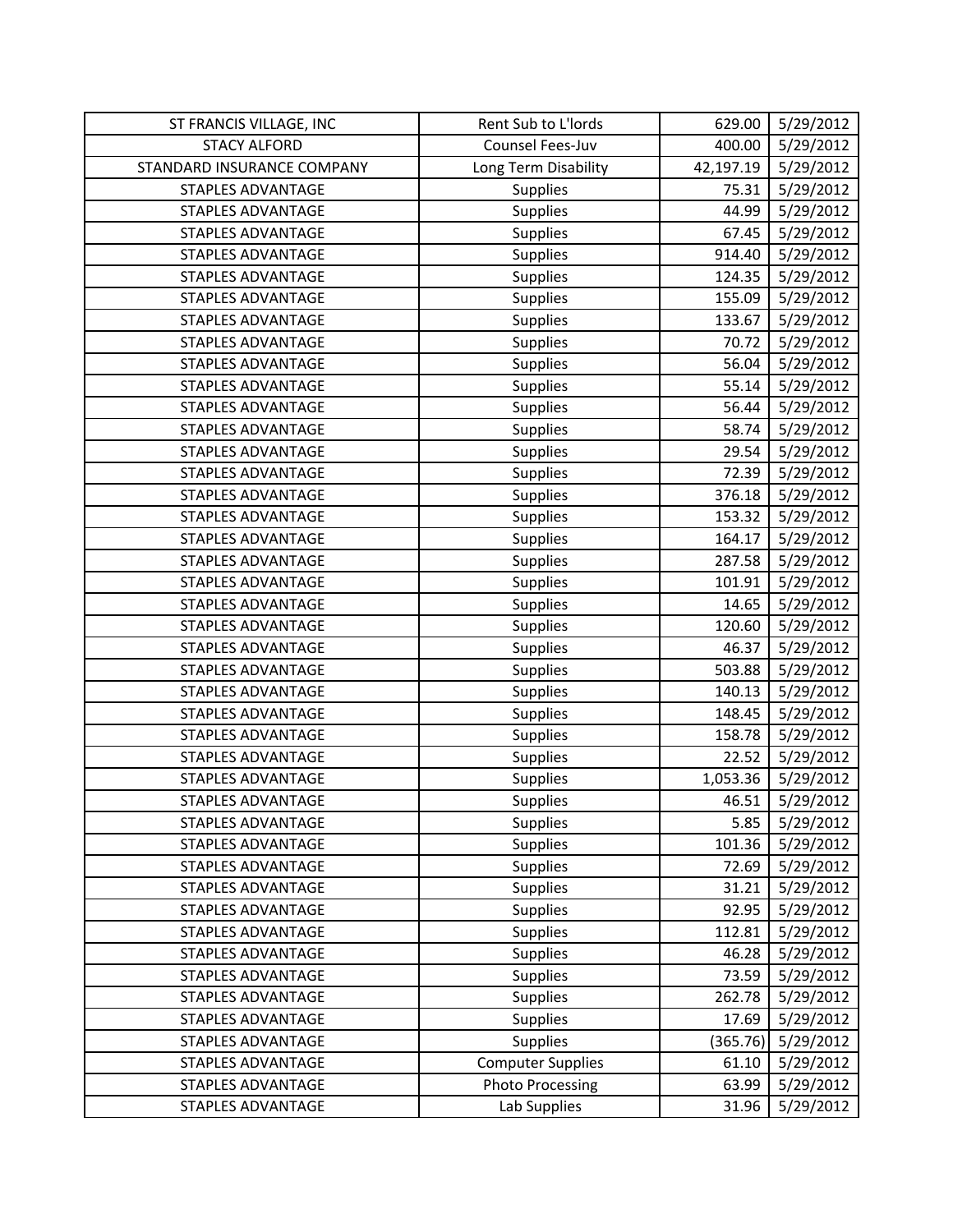| | | | |
|---|---|---|---|
| ST FRANCIS VILLAGE, INC | Rent Sub to L'lords | 629.00 | 5/29/2012 |
| STACY ALFORD | Counsel Fees-Juv | 400.00 | 5/29/2012 |
| STANDARD INSURANCE COMPANY | Long Term Disability | 42,197.19 | 5/29/2012 |
| STAPLES ADVANTAGE | Supplies | 75.31 | 5/29/2012 |
| STAPLES ADVANTAGE | Supplies | 44.99 | 5/29/2012 |
| STAPLES ADVANTAGE | Supplies | 67.45 | 5/29/2012 |
| STAPLES ADVANTAGE | Supplies | 914.40 | 5/29/2012 |
| STAPLES ADVANTAGE | Supplies | 124.35 | 5/29/2012 |
| STAPLES ADVANTAGE | Supplies | 155.09 | 5/29/2012 |
| STAPLES ADVANTAGE | Supplies | 133.67 | 5/29/2012 |
| STAPLES ADVANTAGE | Supplies | 70.72 | 5/29/2012 |
| STAPLES ADVANTAGE | Supplies | 56.04 | 5/29/2012 |
| STAPLES ADVANTAGE | Supplies | 55.14 | 5/29/2012 |
| STAPLES ADVANTAGE | Supplies | 56.44 | 5/29/2012 |
| STAPLES ADVANTAGE | Supplies | 58.74 | 5/29/2012 |
| STAPLES ADVANTAGE | Supplies | 29.54 | 5/29/2012 |
| STAPLES ADVANTAGE | Supplies | 72.39 | 5/29/2012 |
| STAPLES ADVANTAGE | Supplies | 376.18 | 5/29/2012 |
| STAPLES ADVANTAGE | Supplies | 153.32 | 5/29/2012 |
| STAPLES ADVANTAGE | Supplies | 164.17 | 5/29/2012 |
| STAPLES ADVANTAGE | Supplies | 287.58 | 5/29/2012 |
| STAPLES ADVANTAGE | Supplies | 101.91 | 5/29/2012 |
| STAPLES ADVANTAGE | Supplies | 14.65 | 5/29/2012 |
| STAPLES ADVANTAGE | Supplies | 120.60 | 5/29/2012 |
| STAPLES ADVANTAGE | Supplies | 46.37 | 5/29/2012 |
| STAPLES ADVANTAGE | Supplies | 503.88 | 5/29/2012 |
| STAPLES ADVANTAGE | Supplies | 140.13 | 5/29/2012 |
| STAPLES ADVANTAGE | Supplies | 148.45 | 5/29/2012 |
| STAPLES ADVANTAGE | Supplies | 158.78 | 5/29/2012 |
| STAPLES ADVANTAGE | Supplies | 22.52 | 5/29/2012 |
| STAPLES ADVANTAGE | Supplies | 1,053.36 | 5/29/2012 |
| STAPLES ADVANTAGE | Supplies | 46.51 | 5/29/2012 |
| STAPLES ADVANTAGE | Supplies | 5.85 | 5/29/2012 |
| STAPLES ADVANTAGE | Supplies | 101.36 | 5/29/2012 |
| STAPLES ADVANTAGE | Supplies | 72.69 | 5/29/2012 |
| STAPLES ADVANTAGE | Supplies | 31.21 | 5/29/2012 |
| STAPLES ADVANTAGE | Supplies | 92.95 | 5/29/2012 |
| STAPLES ADVANTAGE | Supplies | 112.81 | 5/29/2012 |
| STAPLES ADVANTAGE | Supplies | 46.28 | 5/29/2012 |
| STAPLES ADVANTAGE | Supplies | 73.59 | 5/29/2012 |
| STAPLES ADVANTAGE | Supplies | 262.78 | 5/29/2012 |
| STAPLES ADVANTAGE | Supplies | 17.69 | 5/29/2012 |
| STAPLES ADVANTAGE | Supplies | (365.76) | 5/29/2012 |
| STAPLES ADVANTAGE | Computer Supplies | 61.10 | 5/29/2012 |
| STAPLES ADVANTAGE | Photo Processing | 63.99 | 5/29/2012 |
| STAPLES ADVANTAGE | Lab Supplies | 31.96 | 5/29/2012 |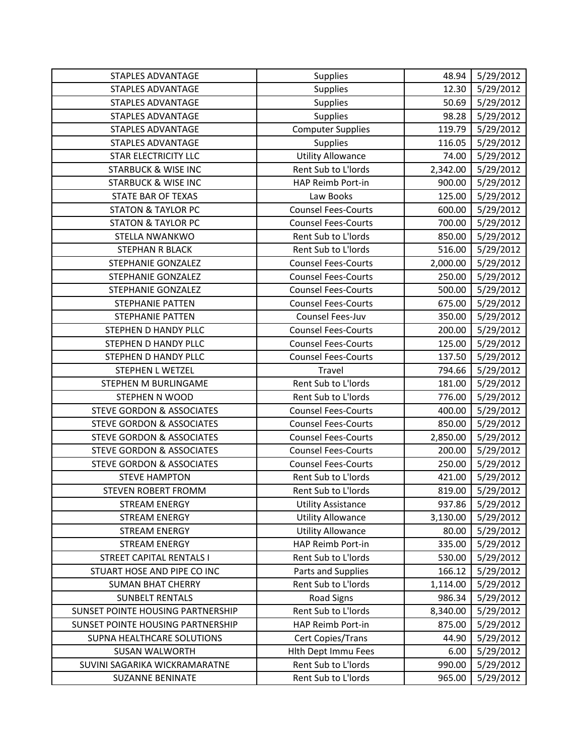| STAPLES ADVANTAGE | Supplies | 48.94 | 5/29/2012 |
|---|---|---|---|
| STAPLES ADVANTAGE | Supplies | 12.30 | 5/29/2012 |
| STAPLES ADVANTAGE | Supplies | 50.69 | 5/29/2012 |
| STAPLES ADVANTAGE | Supplies | 98.28 | 5/29/2012 |
| STAPLES ADVANTAGE | Computer Supplies | 119.79 | 5/29/2012 |
| STAPLES ADVANTAGE | Supplies | 116.05 | 5/29/2012 |
| STAR ELECTRICITY LLC | Utility Allowance | 74.00 | 5/29/2012 |
| STARBUCK & WISE INC | Rent Sub to L'lords | 2,342.00 | 5/29/2012 |
| STARBUCK & WISE INC | HAP Reimb Port-in | 900.00 | 5/29/2012 |
| STATE BAR OF TEXAS | Law Books | 125.00 | 5/29/2012 |
| STATON & TAYLOR PC | Counsel Fees-Courts | 600.00 | 5/29/2012 |
| STATON & TAYLOR PC | Counsel Fees-Courts | 700.00 | 5/29/2012 |
| STELLA NWANKWO | Rent Sub to L'lords | 850.00 | 5/29/2012 |
| STEPHAN R BLACK | Rent Sub to L'lords | 516.00 | 5/29/2012 |
| STEPHANIE GONZALEZ | Counsel Fees-Courts | 2,000.00 | 5/29/2012 |
| STEPHANIE GONZALEZ | Counsel Fees-Courts | 250.00 | 5/29/2012 |
| STEPHANIE GONZALEZ | Counsel Fees-Courts | 500.00 | 5/29/2012 |
| STEPHANIE PATTEN | Counsel Fees-Courts | 675.00 | 5/29/2012 |
| STEPHANIE PATTEN | Counsel Fees-Juv | 350.00 | 5/29/2012 |
| STEPHEN D HANDY PLLC | Counsel Fees-Courts | 200.00 | 5/29/2012 |
| STEPHEN D HANDY PLLC | Counsel Fees-Courts | 125.00 | 5/29/2012 |
| STEPHEN D HANDY PLLC | Counsel Fees-Courts | 137.50 | 5/29/2012 |
| STEPHEN L WETZEL | Travel | 794.66 | 5/29/2012 |
| STEPHEN M BURLINGAME | Rent Sub to L'lords | 181.00 | 5/29/2012 |
| STEPHEN N WOOD | Rent Sub to L'lords | 776.00 | 5/29/2012 |
| STEVE GORDON & ASSOCIATES | Counsel Fees-Courts | 400.00 | 5/29/2012 |
| STEVE GORDON & ASSOCIATES | Counsel Fees-Courts | 850.00 | 5/29/2012 |
| STEVE GORDON & ASSOCIATES | Counsel Fees-Courts | 2,850.00 | 5/29/2012 |
| STEVE GORDON & ASSOCIATES | Counsel Fees-Courts | 200.00 | 5/29/2012 |
| STEVE GORDON & ASSOCIATES | Counsel Fees-Courts | 250.00 | 5/29/2012 |
| STEVE HAMPTON | Rent Sub to L'lords | 421.00 | 5/29/2012 |
| STEVEN ROBERT FROMM | Rent Sub to L'lords | 819.00 | 5/29/2012 |
| STREAM ENERGY | Utility Assistance | 937.86 | 5/29/2012 |
| STREAM ENERGY | Utility Allowance | 3,130.00 | 5/29/2012 |
| STREAM ENERGY | Utility Allowance | 80.00 | 5/29/2012 |
| STREAM ENERGY | HAP Reimb Port-in | 335.00 | 5/29/2012 |
| STREET CAPITAL RENTALS I | Rent Sub to L'lords | 530.00 | 5/29/2012 |
| STUART HOSE AND PIPE CO INC | Parts and Supplies | 166.12 | 5/29/2012 |
| SUMAN BHAT CHERRY | Rent Sub to L'lords | 1,114.00 | 5/29/2012 |
| SUNBELT RENTALS | Road Signs | 986.34 | 5/29/2012 |
| SUNSET POINTE HOUSING PARTNERSHIP | Rent Sub to L'lords | 8,340.00 | 5/29/2012 |
| SUNSET POINTE HOUSING PARTNERSHIP | HAP Reimb Port-in | 875.00 | 5/29/2012 |
| SUPNA HEALTHCARE SOLUTIONS | Cert Copies/Trans | 44.90 | 5/29/2012 |
| SUSAN WALWORTH | Hlth Dept Immu Fees | 6.00 | 5/29/2012 |
| SUVINI SAGARIKA WICKRAMARATNE | Rent Sub to L'lords | 990.00 | 5/29/2012 |
| SUZANNE BENINATE | Rent Sub to L'lords | 965.00 | 5/29/2012 |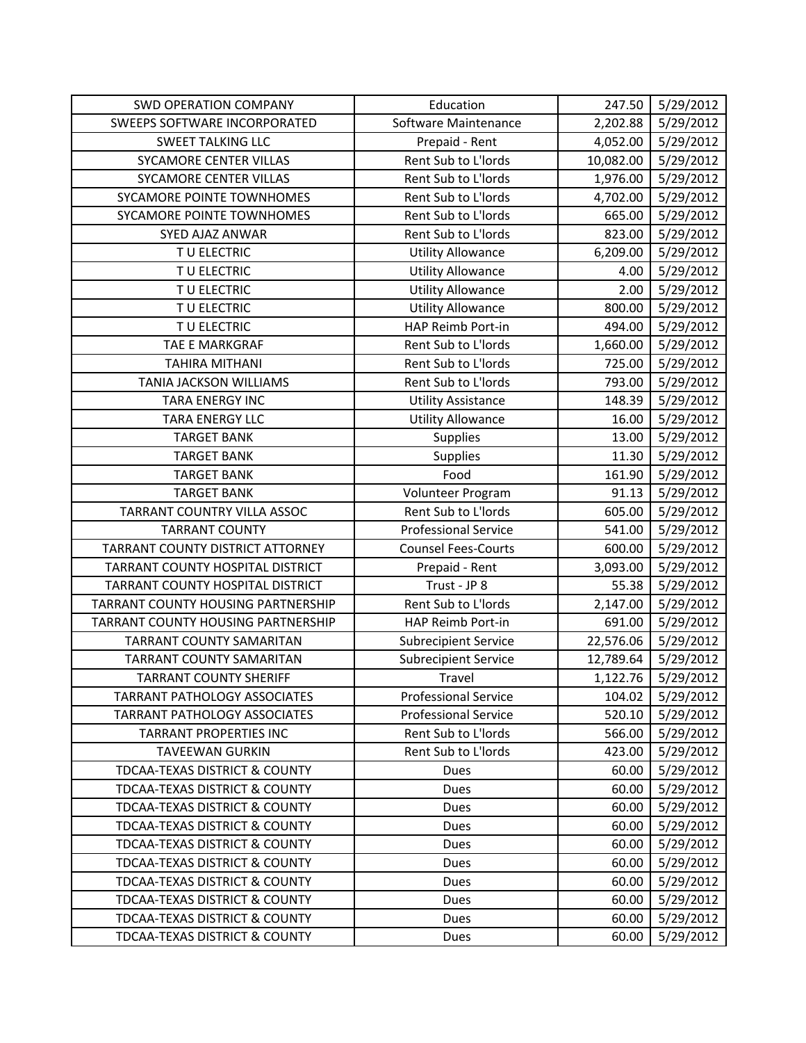| SWD OPERATION COMPANY | Education | 247.50 | 5/29/2012 |
|---|---|---|---|
| SWEEPS SOFTWARE INCORPORATED | Software Maintenance | 2,202.88 | 5/29/2012 |
| SWEET TALKING LLC | Prepaid - Rent | 4,052.00 | 5/29/2012 |
| SYCAMORE CENTER VILLAS | Rent Sub to L'lords | 10,082.00 | 5/29/2012 |
| SYCAMORE CENTER VILLAS | Rent Sub to L'lords | 1,976.00 | 5/29/2012 |
| SYCAMORE POINTE TOWNHOMES | Rent Sub to L'lords | 4,702.00 | 5/29/2012 |
| SYCAMORE POINTE TOWNHOMES | Rent Sub to L'lords | 665.00 | 5/29/2012 |
| SYED AJAZ ANWAR | Rent Sub to L'lords | 823.00 | 5/29/2012 |
| T U ELECTRIC | Utility Allowance | 6,209.00 | 5/29/2012 |
| T U ELECTRIC | Utility Allowance | 4.00 | 5/29/2012 |
| T U ELECTRIC | Utility Allowance | 2.00 | 5/29/2012 |
| T U ELECTRIC | Utility Allowance | 800.00 | 5/29/2012 |
| T U ELECTRIC | HAP Reimb Port-in | 494.00 | 5/29/2012 |
| TAE E MARKGRAF | Rent Sub to L'lords | 1,660.00 | 5/29/2012 |
| TAHIRA MITHANI | Rent Sub to L'lords | 725.00 | 5/29/2012 |
| TANIA JACKSON WILLIAMS | Rent Sub to L'lords | 793.00 | 5/29/2012 |
| TARA ENERGY INC | Utility Assistance | 148.39 | 5/29/2012 |
| TARA ENERGY LLC | Utility Allowance | 16.00 | 5/29/2012 |
| TARGET BANK | Supplies | 13.00 | 5/29/2012 |
| TARGET BANK | Supplies | 11.30 | 5/29/2012 |
| TARGET BANK | Food | 161.90 | 5/29/2012 |
| TARGET BANK | Volunteer Program | 91.13 | 5/29/2012 |
| TARRANT COUNTRY VILLA ASSOC | Rent Sub to L'lords | 605.00 | 5/29/2012 |
| TARRANT COUNTY | Professional Service | 541.00 | 5/29/2012 |
| TARRANT COUNTY DISTRICT ATTORNEY | Counsel Fees-Courts | 600.00 | 5/29/2012 |
| TARRANT COUNTY HOSPITAL DISTRICT | Prepaid - Rent | 3,093.00 | 5/29/2012 |
| TARRANT COUNTY HOSPITAL DISTRICT | Trust - JP 8 | 55.38 | 5/29/2012 |
| TARRANT COUNTY HOUSING PARTNERSHIP | Rent Sub to L'lords | 2,147.00 | 5/29/2012 |
| TARRANT COUNTY HOUSING PARTNERSHIP | HAP Reimb Port-in | 691.00 | 5/29/2012 |
| TARRANT COUNTY SAMARITAN | Subrecipient Service | 22,576.06 | 5/29/2012 |
| TARRANT COUNTY SAMARITAN | Subrecipient Service | 12,789.64 | 5/29/2012 |
| TARRANT COUNTY SHERIFF | Travel | 1,122.76 | 5/29/2012 |
| TARRANT PATHOLOGY ASSOCIATES | Professional Service | 104.02 | 5/29/2012 |
| TARRANT PATHOLOGY ASSOCIATES | Professional Service | 520.10 | 5/29/2012 |
| TARRANT PROPERTIES INC | Rent Sub to L'lords | 566.00 | 5/29/2012 |
| TAVEEWAN GURKIN | Rent Sub to L'lords | 423.00 | 5/29/2012 |
| TDCAA-TEXAS DISTRICT & COUNTY | Dues | 60.00 | 5/29/2012 |
| TDCAA-TEXAS DISTRICT & COUNTY | Dues | 60.00 | 5/29/2012 |
| TDCAA-TEXAS DISTRICT & COUNTY | Dues | 60.00 | 5/29/2012 |
| TDCAA-TEXAS DISTRICT & COUNTY | Dues | 60.00 | 5/29/2012 |
| TDCAA-TEXAS DISTRICT & COUNTY | Dues | 60.00 | 5/29/2012 |
| TDCAA-TEXAS DISTRICT & COUNTY | Dues | 60.00 | 5/29/2012 |
| TDCAA-TEXAS DISTRICT & COUNTY | Dues | 60.00 | 5/29/2012 |
| TDCAA-TEXAS DISTRICT & COUNTY | Dues | 60.00 | 5/29/2012 |
| TDCAA-TEXAS DISTRICT & COUNTY | Dues | 60.00 | 5/29/2012 |
| TDCAA-TEXAS DISTRICT & COUNTY | Dues | 60.00 | 5/29/2012 |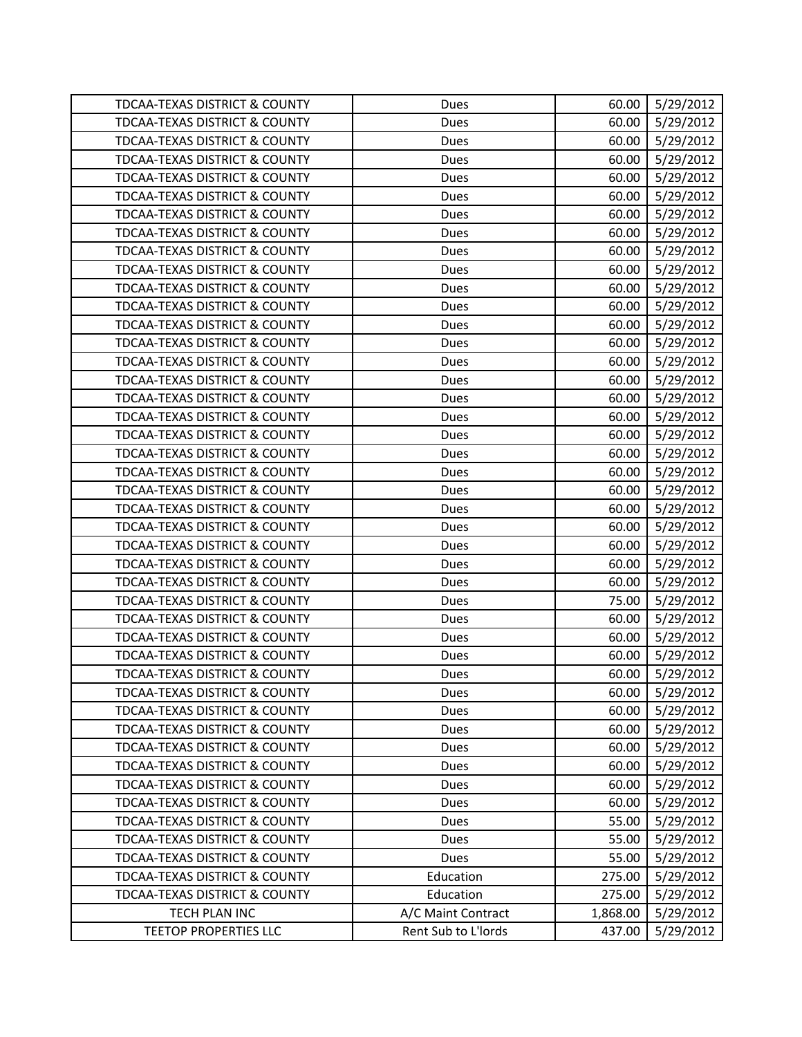| | | | |
|---|---|---|---|
| TDCAA-TEXAS DISTRICT & COUNTY | Dues | 60.00 | 5/29/2012 |
| TDCAA-TEXAS DISTRICT & COUNTY | Dues | 60.00 | 5/29/2012 |
| TDCAA-TEXAS DISTRICT & COUNTY | Dues | 60.00 | 5/29/2012 |
| TDCAA-TEXAS DISTRICT & COUNTY | Dues | 60.00 | 5/29/2012 |
| TDCAA-TEXAS DISTRICT & COUNTY | Dues | 60.00 | 5/29/2012 |
| TDCAA-TEXAS DISTRICT & COUNTY | Dues | 60.00 | 5/29/2012 |
| TDCAA-TEXAS DISTRICT & COUNTY | Dues | 60.00 | 5/29/2012 |
| TDCAA-TEXAS DISTRICT & COUNTY | Dues | 60.00 | 5/29/2012 |
| TDCAA-TEXAS DISTRICT & COUNTY | Dues | 60.00 | 5/29/2012 |
| TDCAA-TEXAS DISTRICT & COUNTY | Dues | 60.00 | 5/29/2012 |
| TDCAA-TEXAS DISTRICT & COUNTY | Dues | 60.00 | 5/29/2012 |
| TDCAA-TEXAS DISTRICT & COUNTY | Dues | 60.00 | 5/29/2012 |
| TDCAA-TEXAS DISTRICT & COUNTY | Dues | 60.00 | 5/29/2012 |
| TDCAA-TEXAS DISTRICT & COUNTY | Dues | 60.00 | 5/29/2012 |
| TDCAA-TEXAS DISTRICT & COUNTY | Dues | 60.00 | 5/29/2012 |
| TDCAA-TEXAS DISTRICT & COUNTY | Dues | 60.00 | 5/29/2012 |
| TDCAA-TEXAS DISTRICT & COUNTY | Dues | 60.00 | 5/29/2012 |
| TDCAA-TEXAS DISTRICT & COUNTY | Dues | 60.00 | 5/29/2012 |
| TDCAA-TEXAS DISTRICT & COUNTY | Dues | 60.00 | 5/29/2012 |
| TDCAA-TEXAS DISTRICT & COUNTY | Dues | 60.00 | 5/29/2012 |
| TDCAA-TEXAS DISTRICT & COUNTY | Dues | 60.00 | 5/29/2012 |
| TDCAA-TEXAS DISTRICT & COUNTY | Dues | 60.00 | 5/29/2012 |
| TDCAA-TEXAS DISTRICT & COUNTY | Dues | 60.00 | 5/29/2012 |
| TDCAA-TEXAS DISTRICT & COUNTY | Dues | 60.00 | 5/29/2012 |
| TDCAA-TEXAS DISTRICT & COUNTY | Dues | 60.00 | 5/29/2012 |
| TDCAA-TEXAS DISTRICT & COUNTY | Dues | 60.00 | 5/29/2012 |
| TDCAA-TEXAS DISTRICT & COUNTY | Dues | 60.00 | 5/29/2012 |
| TDCAA-TEXAS DISTRICT & COUNTY | Dues | 75.00 | 5/29/2012 |
| TDCAA-TEXAS DISTRICT & COUNTY | Dues | 60.00 | 5/29/2012 |
| TDCAA-TEXAS DISTRICT & COUNTY | Dues | 60.00 | 5/29/2012 |
| TDCAA-TEXAS DISTRICT & COUNTY | Dues | 60.00 | 5/29/2012 |
| TDCAA-TEXAS DISTRICT & COUNTY | Dues | 60.00 | 5/29/2012 |
| TDCAA-TEXAS DISTRICT & COUNTY | Dues | 60.00 | 5/29/2012 |
| TDCAA-TEXAS DISTRICT & COUNTY | Dues | 60.00 | 5/29/2012 |
| TDCAA-TEXAS DISTRICT & COUNTY | Dues | 60.00 | 5/29/2012 |
| TDCAA-TEXAS DISTRICT & COUNTY | Dues | 60.00 | 5/29/2012 |
| TDCAA-TEXAS DISTRICT & COUNTY | Dues | 60.00 | 5/29/2012 |
| TDCAA-TEXAS DISTRICT & COUNTY | Dues | 60.00 | 5/29/2012 |
| TDCAA-TEXAS DISTRICT & COUNTY | Dues | 60.00 | 5/29/2012 |
| TDCAA-TEXAS DISTRICT & COUNTY | Dues | 55.00 | 5/29/2012 |
| TDCAA-TEXAS DISTRICT & COUNTY | Dues | 55.00 | 5/29/2012 |
| TDCAA-TEXAS DISTRICT & COUNTY | Dues | 55.00 | 5/29/2012 |
| TDCAA-TEXAS DISTRICT & COUNTY | Education | 275.00 | 5/29/2012 |
| TDCAA-TEXAS DISTRICT & COUNTY | Education | 275.00 | 5/29/2012 |
| TECH PLAN INC | A/C Maint Contract | 1,868.00 | 5/29/2012 |
| TEETOP PROPERTIES LLC | Rent Sub to L'lords | 437.00 | 5/29/2012 |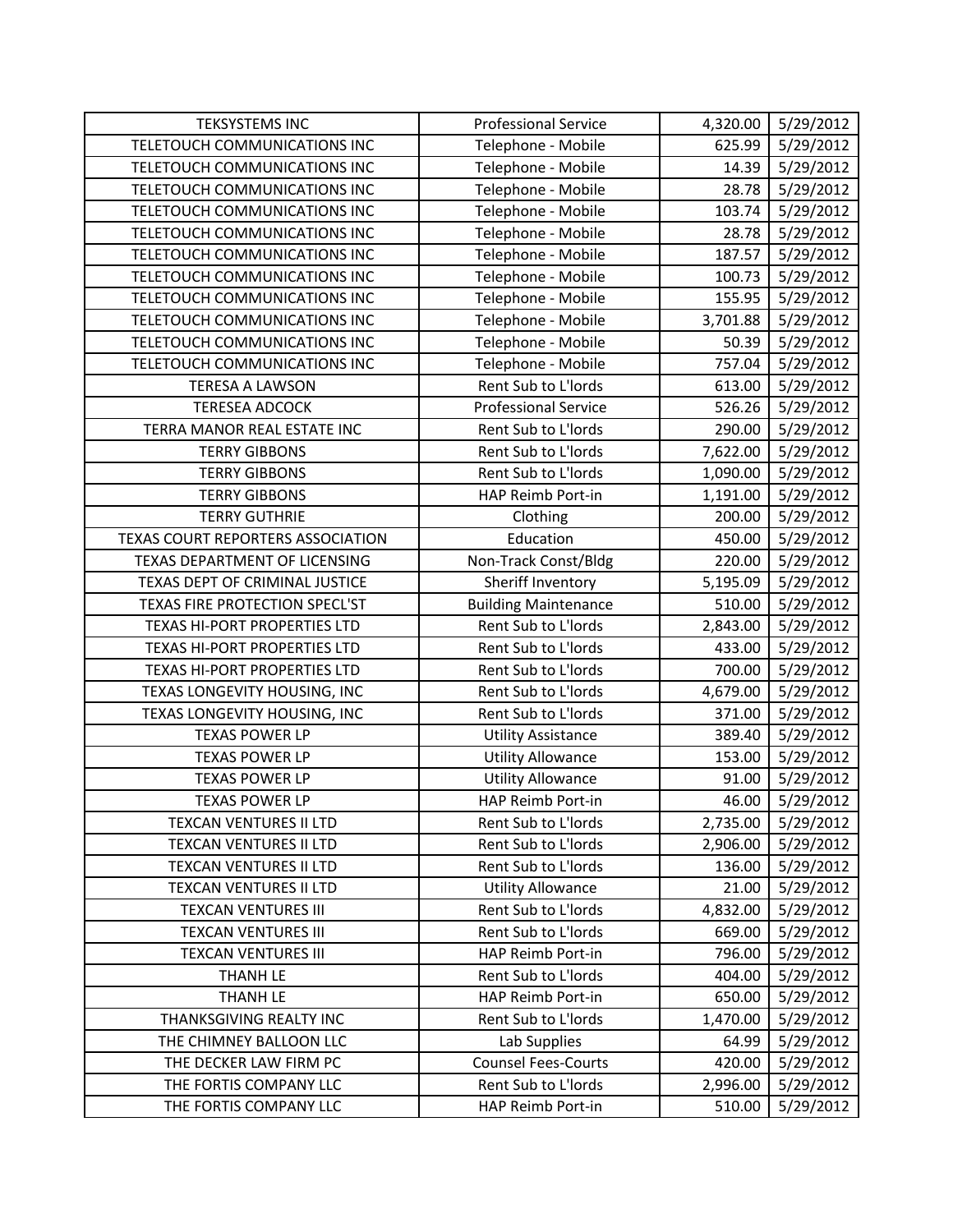| TEKSYSTEMS INC | Professional Service | 4,320.00 | 5/29/2012 |
|---|---|---|---|
| TELETOUCH COMMUNICATIONS INC | Telephone - Mobile | 625.99 | 5/29/2012 |
| TELETOUCH COMMUNICATIONS INC | Telephone - Mobile | 14.39 | 5/29/2012 |
| TELETOUCH COMMUNICATIONS INC | Telephone - Mobile | 28.78 | 5/29/2012 |
| TELETOUCH COMMUNICATIONS INC | Telephone - Mobile | 103.74 | 5/29/2012 |
| TELETOUCH COMMUNICATIONS INC | Telephone - Mobile | 28.78 | 5/29/2012 |
| TELETOUCH COMMUNICATIONS INC | Telephone - Mobile | 187.57 | 5/29/2012 |
| TELETOUCH COMMUNICATIONS INC | Telephone - Mobile | 100.73 | 5/29/2012 |
| TELETOUCH COMMUNICATIONS INC | Telephone - Mobile | 155.95 | 5/29/2012 |
| TELETOUCH COMMUNICATIONS INC | Telephone - Mobile | 3,701.88 | 5/29/2012 |
| TELETOUCH COMMUNICATIONS INC | Telephone - Mobile | 50.39 | 5/29/2012 |
| TELETOUCH COMMUNICATIONS INC | Telephone - Mobile | 757.04 | 5/29/2012 |
| TERESA A LAWSON | Rent Sub to L'lords | 613.00 | 5/29/2012 |
| TERESEA ADCOCK | Professional Service | 526.26 | 5/29/2012 |
| TERRA MANOR REAL ESTATE INC | Rent Sub to L'lords | 290.00 | 5/29/2012 |
| TERRY GIBBONS | Rent Sub to L'lords | 7,622.00 | 5/29/2012 |
| TERRY GIBBONS | Rent Sub to L'lords | 1,090.00 | 5/29/2012 |
| TERRY GIBBONS | HAP Reimb Port-in | 1,191.00 | 5/29/2012 |
| TERRY GUTHRIE | Clothing | 200.00 | 5/29/2012 |
| TEXAS COURT REPORTERS ASSOCIATION | Education | 450.00 | 5/29/2012 |
| TEXAS DEPARTMENT OF LICENSING | Non-Track Const/Bldg | 220.00 | 5/29/2012 |
| TEXAS DEPT OF CRIMINAL JUSTICE | Sheriff Inventory | 5,195.09 | 5/29/2012 |
| TEXAS FIRE PROTECTION SPECL'ST | Building Maintenance | 510.00 | 5/29/2012 |
| TEXAS HI-PORT PROPERTIES LTD | Rent Sub to L'lords | 2,843.00 | 5/29/2012 |
| TEXAS HI-PORT PROPERTIES LTD | Rent Sub to L'lords | 433.00 | 5/29/2012 |
| TEXAS HI-PORT PROPERTIES LTD | Rent Sub to L'lords | 700.00 | 5/29/2012 |
| TEXAS LONGEVITY HOUSING, INC | Rent Sub to L'lords | 4,679.00 | 5/29/2012 |
| TEXAS LONGEVITY HOUSING, INC | Rent Sub to L'lords | 371.00 | 5/29/2012 |
| TEXAS POWER LP | Utility Assistance | 389.40 | 5/29/2012 |
| TEXAS POWER LP | Utility Allowance | 153.00 | 5/29/2012 |
| TEXAS POWER LP | Utility Allowance | 91.00 | 5/29/2012 |
| TEXAS POWER LP | HAP Reimb Port-in | 46.00 | 5/29/2012 |
| TEXCAN VENTURES II LTD | Rent Sub to L'lords | 2,735.00 | 5/29/2012 |
| TEXCAN VENTURES II LTD | Rent Sub to L'lords | 2,906.00 | 5/29/2012 |
| TEXCAN VENTURES II LTD | Rent Sub to L'lords | 136.00 | 5/29/2012 |
| TEXCAN VENTURES II LTD | Utility Allowance | 21.00 | 5/29/2012 |
| TEXCAN VENTURES III | Rent Sub to L'lords | 4,832.00 | 5/29/2012 |
| TEXCAN VENTURES III | Rent Sub to L'lords | 669.00 | 5/29/2012 |
| TEXCAN VENTURES III | HAP Reimb Port-in | 796.00 | 5/29/2012 |
| THANH LE | Rent Sub to L'lords | 404.00 | 5/29/2012 |
| THANH LE | HAP Reimb Port-in | 650.00 | 5/29/2012 |
| THANKSGIVING REALTY INC | Rent Sub to L'lords | 1,470.00 | 5/29/2012 |
| THE CHIMNEY BALLOON LLC | Lab Supplies | 64.99 | 5/29/2012 |
| THE DECKER LAW FIRM PC | Counsel Fees-Courts | 420.00 | 5/29/2012 |
| THE FORTIS COMPANY LLC | Rent Sub to L'lords | 2,996.00 | 5/29/2012 |
| THE FORTIS COMPANY LLC | HAP Reimb Port-in | 510.00 | 5/29/2012 |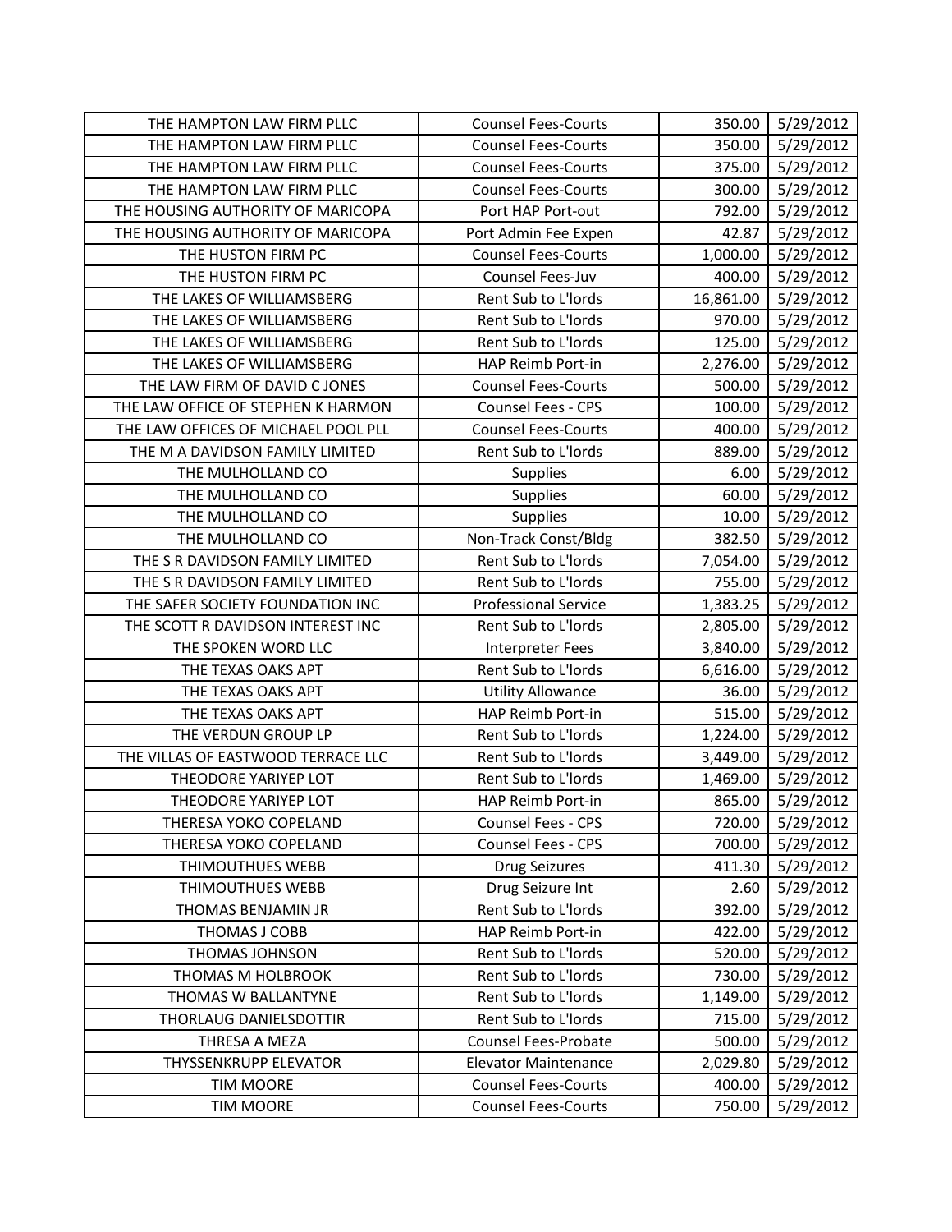| | | | |
|---|---|---|---|
| THE HAMPTON LAW FIRM PLLC | Counsel Fees-Courts | 350.00 | 5/29/2012 |
| THE HAMPTON LAW FIRM PLLC | Counsel Fees-Courts | 350.00 | 5/29/2012 |
| THE HAMPTON LAW FIRM PLLC | Counsel Fees-Courts | 375.00 | 5/29/2012 |
| THE HAMPTON LAW FIRM PLLC | Counsel Fees-Courts | 300.00 | 5/29/2012 |
| THE HOUSING AUTHORITY OF MARICOPA | Port HAP Port-out | 792.00 | 5/29/2012 |
| THE HOUSING AUTHORITY OF MARICOPA | Port Admin Fee Expen | 42.87 | 5/29/2012 |
| THE HUSTON FIRM PC | Counsel Fees-Courts | 1,000.00 | 5/29/2012 |
| THE HUSTON FIRM PC | Counsel Fees-Juv | 400.00 | 5/29/2012 |
| THE LAKES OF WILLIAMSBERG | Rent Sub to L'lords | 16,861.00 | 5/29/2012 |
| THE LAKES OF WILLIAMSBERG | Rent Sub to L'lords | 970.00 | 5/29/2012 |
| THE LAKES OF WILLIAMSBERG | Rent Sub to L'lords | 125.00 | 5/29/2012 |
| THE LAKES OF WILLIAMSBERG | HAP Reimb Port-in | 2,276.00 | 5/29/2012 |
| THE LAW FIRM OF DAVID C JONES | Counsel Fees-Courts | 500.00 | 5/29/2012 |
| THE LAW OFFICE OF STEPHEN K HARMON | Counsel Fees - CPS | 100.00 | 5/29/2012 |
| THE LAW OFFICES OF MICHAEL POOL PLL | Counsel Fees-Courts | 400.00 | 5/29/2012 |
| THE M A DAVIDSON FAMILY LIMITED | Rent Sub to L'lords | 889.00 | 5/29/2012 |
| THE MULHOLLAND CO | Supplies | 6.00 | 5/29/2012 |
| THE MULHOLLAND CO | Supplies | 60.00 | 5/29/2012 |
| THE MULHOLLAND CO | Supplies | 10.00 | 5/29/2012 |
| THE MULHOLLAND CO | Non-Track Const/Bldg | 382.50 | 5/29/2012 |
| THE S R DAVIDSON FAMILY LIMITED | Rent Sub to L'lords | 7,054.00 | 5/29/2012 |
| THE S R DAVIDSON FAMILY LIMITED | Rent Sub to L'lords | 755.00 | 5/29/2012 |
| THE SAFER SOCIETY FOUNDATION INC | Professional Service | 1,383.25 | 5/29/2012 |
| THE SCOTT R DAVIDSON INTEREST INC | Rent Sub to L'lords | 2,805.00 | 5/29/2012 |
| THE SPOKEN WORD LLC | Interpreter Fees | 3,840.00 | 5/29/2012 |
| THE TEXAS OAKS APT | Rent Sub to L'lords | 6,616.00 | 5/29/2012 |
| THE TEXAS OAKS APT | Utility Allowance | 36.00 | 5/29/2012 |
| THE TEXAS OAKS APT | HAP Reimb Port-in | 515.00 | 5/29/2012 |
| THE VERDUN GROUP LP | Rent Sub to L'lords | 1,224.00 | 5/29/2012 |
| THE VILLAS OF EASTWOOD TERRACE LLC | Rent Sub to L'lords | 3,449.00 | 5/29/2012 |
| THEODORE YARIYEP LOT | Rent Sub to L'lords | 1,469.00 | 5/29/2012 |
| THEODORE YARIYEP LOT | HAP Reimb Port-in | 865.00 | 5/29/2012 |
| THERESA YOKO COPELAND | Counsel Fees - CPS | 720.00 | 5/29/2012 |
| THERESA YOKO COPELAND | Counsel Fees - CPS | 700.00 | 5/29/2012 |
| THIMOUTHUES WEBB | Drug Seizures | 411.30 | 5/29/2012 |
| THIMOUTHUES WEBB | Drug Seizure Int | 2.60 | 5/29/2012 |
| THOMAS BENJAMIN JR | Rent Sub to L'lords | 392.00 | 5/29/2012 |
| THOMAS J COBB | HAP Reimb Port-in | 422.00 | 5/29/2012 |
| THOMAS JOHNSON | Rent Sub to L'lords | 520.00 | 5/29/2012 |
| THOMAS M HOLBROOK | Rent Sub to L'lords | 730.00 | 5/29/2012 |
| THOMAS W BALLANTYNE | Rent Sub to L'lords | 1,149.00 | 5/29/2012 |
| THORLAUG DANIELSDOTTIR | Rent Sub to L'lords | 715.00 | 5/29/2012 |
| THRESA A MEZA | Counsel Fees-Probate | 500.00 | 5/29/2012 |
| THYSSENKRUPP ELEVATOR | Elevator Maintenance | 2,029.80 | 5/29/2012 |
| TIM MOORE | Counsel Fees-Courts | 400.00 | 5/29/2012 |
| TIM MOORE | Counsel Fees-Courts | 750.00 | 5/29/2012 |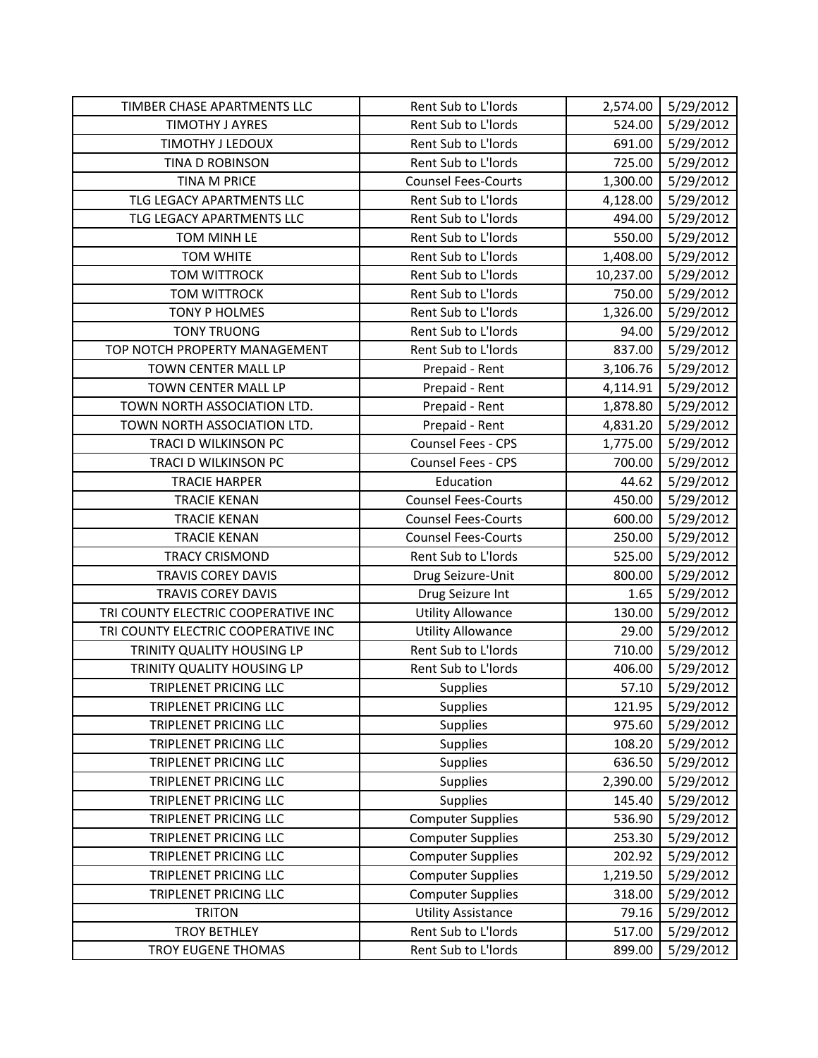| TIMBER CHASE APARTMENTS LLC | Rent Sub to L'lords | 2,574.00 | 5/29/2012 |
|---|---|---|---|
| TIMOTHY J AYRES | Rent Sub to L'lords | 524.00 | 5/29/2012 |
| TIMOTHY J LEDOUX | Rent Sub to L'lords | 691.00 | 5/29/2012 |
| TINA D ROBINSON | Rent Sub to L'lords | 725.00 | 5/29/2012 |
| TINA M PRICE | Counsel Fees-Courts | 1,300.00 | 5/29/2012 |
| TLG LEGACY APARTMENTS LLC | Rent Sub to L'lords | 4,128.00 | 5/29/2012 |
| TLG LEGACY APARTMENTS LLC | Rent Sub to L'lords | 494.00 | 5/29/2012 |
| TOM MINH LE | Rent Sub to L'lords | 550.00 | 5/29/2012 |
| TOM WHITE | Rent Sub to L'lords | 1,408.00 | 5/29/2012 |
| TOM WITTROCK | Rent Sub to L'lords | 10,237.00 | 5/29/2012 |
| TOM WITTROCK | Rent Sub to L'lords | 750.00 | 5/29/2012 |
| TONY P HOLMES | Rent Sub to L'lords | 1,326.00 | 5/29/2012 |
| TONY TRUONG | Rent Sub to L'lords | 94.00 | 5/29/2012 |
| TOP NOTCH PROPERTY MANAGEMENT | Rent Sub to L'lords | 837.00 | 5/29/2012 |
| TOWN CENTER MALL LP | Prepaid - Rent | 3,106.76 | 5/29/2012 |
| TOWN CENTER MALL LP | Prepaid - Rent | 4,114.91 | 5/29/2012 |
| TOWN NORTH ASSOCIATION LTD. | Prepaid - Rent | 1,878.80 | 5/29/2012 |
| TOWN NORTH ASSOCIATION LTD. | Prepaid - Rent | 4,831.20 | 5/29/2012 |
| TRACI D WILKINSON PC | Counsel Fees - CPS | 1,775.00 | 5/29/2012 |
| TRACI D WILKINSON PC | Counsel Fees - CPS | 700.00 | 5/29/2012 |
| TRACIE HARPER | Education | 44.62 | 5/29/2012 |
| TRACIE KENAN | Counsel Fees-Courts | 450.00 | 5/29/2012 |
| TRACIE KENAN | Counsel Fees-Courts | 600.00 | 5/29/2012 |
| TRACIE KENAN | Counsel Fees-Courts | 250.00 | 5/29/2012 |
| TRACY CRISMOND | Rent Sub to L'lords | 525.00 | 5/29/2012 |
| TRAVIS COREY DAVIS | Drug Seizure-Unit | 800.00 | 5/29/2012 |
| TRAVIS COREY DAVIS | Drug Seizure Int | 1.65 | 5/29/2012 |
| TRI COUNTY ELECTRIC COOPERATIVE INC | Utility Allowance | 130.00 | 5/29/2012 |
| TRI COUNTY ELECTRIC COOPERATIVE INC | Utility Allowance | 29.00 | 5/29/2012 |
| TRINITY QUALITY HOUSING LP | Rent Sub to L'lords | 710.00 | 5/29/2012 |
| TRINITY QUALITY HOUSING LP | Rent Sub to L'lords | 406.00 | 5/29/2012 |
| TRIPLENET PRICING LLC | Supplies | 57.10 | 5/29/2012 |
| TRIPLENET PRICING LLC | Supplies | 121.95 | 5/29/2012 |
| TRIPLENET PRICING LLC | Supplies | 975.60 | 5/29/2012 |
| TRIPLENET PRICING LLC | Supplies | 108.20 | 5/29/2012 |
| TRIPLENET PRICING LLC | Supplies | 636.50 | 5/29/2012 |
| TRIPLENET PRICING LLC | Supplies | 2,390.00 | 5/29/2012 |
| TRIPLENET PRICING LLC | Supplies | 145.40 | 5/29/2012 |
| TRIPLENET PRICING LLC | Computer Supplies | 536.90 | 5/29/2012 |
| TRIPLENET PRICING LLC | Computer Supplies | 253.30 | 5/29/2012 |
| TRIPLENET PRICING LLC | Computer Supplies | 202.92 | 5/29/2012 |
| TRIPLENET PRICING LLC | Computer Supplies | 1,219.50 | 5/29/2012 |
| TRIPLENET PRICING LLC | Computer Supplies | 318.00 | 5/29/2012 |
| TRITON | Utility Assistance | 79.16 | 5/29/2012 |
| TROY BETHLEY | Rent Sub to L'lords | 517.00 | 5/29/2012 |
| TROY EUGENE THOMAS | Rent Sub to L'lords | 899.00 | 5/29/2012 |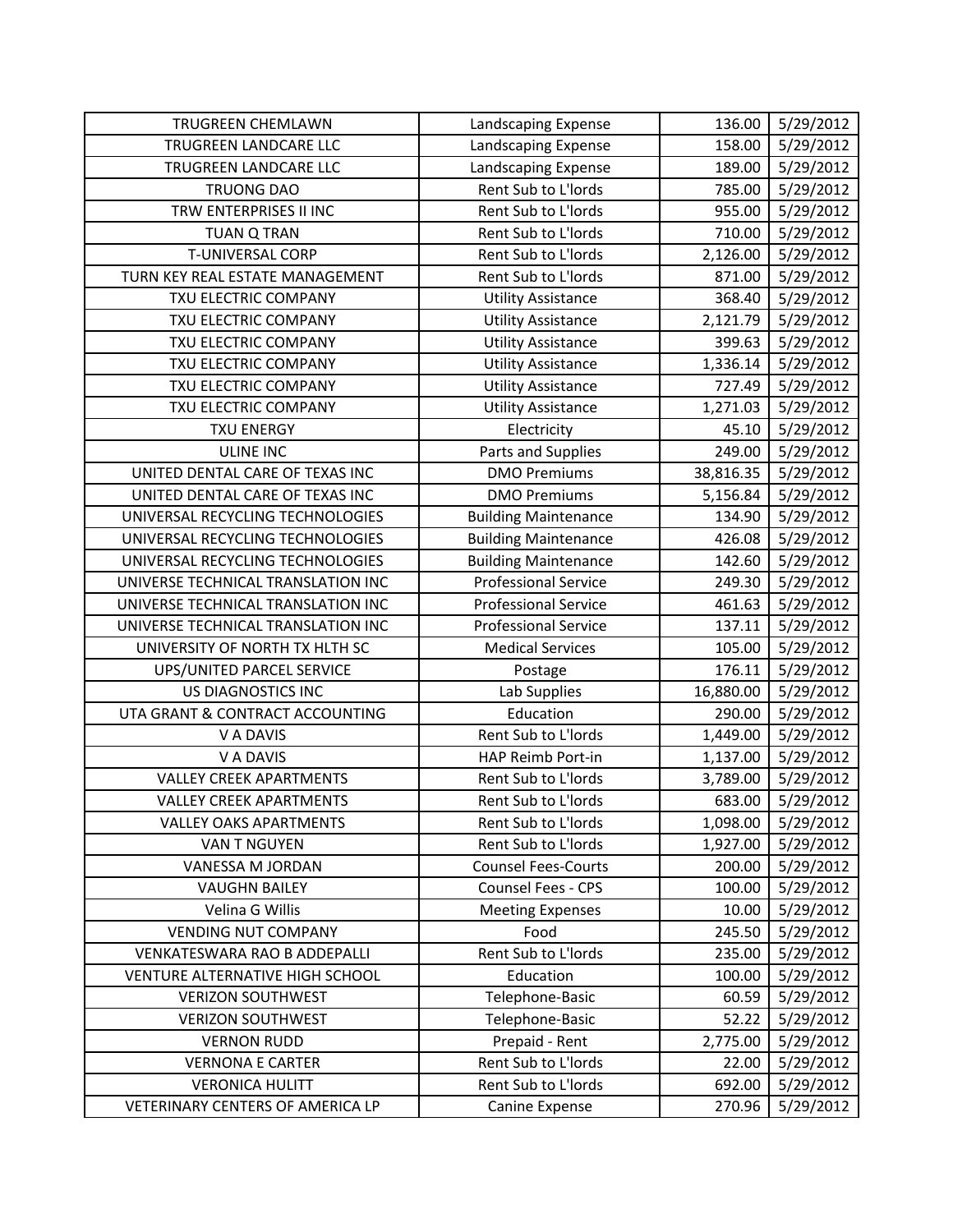| TRUGREEN CHEMLAWN | Landscaping Expense | 136.00 | 5/29/2012 |
|---|---|---|---|
| TRUGREEN LANDCARE LLC | Landscaping Expense | 158.00 | 5/29/2012 |
| TRUGREEN LANDCARE LLC | Landscaping Expense | 189.00 | 5/29/2012 |
| TRUONG DAO | Rent Sub to L'lords | 785.00 | 5/29/2012 |
| TRW ENTERPRISES II INC | Rent Sub to L'lords | 955.00 | 5/29/2012 |
| TUAN Q TRAN | Rent Sub to L'lords | 710.00 | 5/29/2012 |
| T-UNIVERSAL CORP | Rent Sub to L'lords | 2,126.00 | 5/29/2012 |
| TURN KEY REAL ESTATE MANAGEMENT | Rent Sub to L'lords | 871.00 | 5/29/2012 |
| TXU ELECTRIC COMPANY | Utility Assistance | 368.40 | 5/29/2012 |
| TXU ELECTRIC COMPANY | Utility Assistance | 2,121.79 | 5/29/2012 |
| TXU ELECTRIC COMPANY | Utility Assistance | 399.63 | 5/29/2012 |
| TXU ELECTRIC COMPANY | Utility Assistance | 1,336.14 | 5/29/2012 |
| TXU ELECTRIC COMPANY | Utility Assistance | 727.49 | 5/29/2012 |
| TXU ELECTRIC COMPANY | Utility Assistance | 1,271.03 | 5/29/2012 |
| TXU ENERGY | Electricity | 45.10 | 5/29/2012 |
| ULINE INC | Parts and Supplies | 249.00 | 5/29/2012 |
| UNITED DENTAL CARE OF TEXAS INC | DMO Premiums | 38,816.35 | 5/29/2012 |
| UNITED DENTAL CARE OF TEXAS INC | DMO Premiums | 5,156.84 | 5/29/2012 |
| UNIVERSAL RECYCLING TECHNOLOGIES | Building Maintenance | 134.90 | 5/29/2012 |
| UNIVERSAL RECYCLING TECHNOLOGIES | Building Maintenance | 426.08 | 5/29/2012 |
| UNIVERSAL RECYCLING TECHNOLOGIES | Building Maintenance | 142.60 | 5/29/2012 |
| UNIVERSE TECHNICAL TRANSLATION INC | Professional Service | 249.30 | 5/29/2012 |
| UNIVERSE TECHNICAL TRANSLATION INC | Professional Service | 461.63 | 5/29/2012 |
| UNIVERSE TECHNICAL TRANSLATION INC | Professional Service | 137.11 | 5/29/2012 |
| UNIVERSITY OF NORTH TX HLTH SC | Medical Services | 105.00 | 5/29/2012 |
| UPS/UNITED PARCEL SERVICE | Postage | 176.11 | 5/29/2012 |
| US DIAGNOSTICS INC | Lab Supplies | 16,880.00 | 5/29/2012 |
| UTA GRANT & CONTRACT ACCOUNTING | Education | 290.00 | 5/29/2012 |
| V A DAVIS | Rent Sub to L'lords | 1,449.00 | 5/29/2012 |
| V A DAVIS | HAP Reimb Port-in | 1,137.00 | 5/29/2012 |
| VALLEY CREEK APARTMENTS | Rent Sub to L'lords | 3,789.00 | 5/29/2012 |
| VALLEY CREEK APARTMENTS | Rent Sub to L'lords | 683.00 | 5/29/2012 |
| VALLEY OAKS APARTMENTS | Rent Sub to L'lords | 1,098.00 | 5/29/2012 |
| VAN T NGUYEN | Rent Sub to L'lords | 1,927.00 | 5/29/2012 |
| VANESSA M JORDAN | Counsel Fees-Courts | 200.00 | 5/29/2012 |
| VAUGHN BAILEY | Counsel Fees - CPS | 100.00 | 5/29/2012 |
| Velina G Willis | Meeting Expenses | 10.00 | 5/29/2012 |
| VENDING NUT COMPANY | Food | 245.50 | 5/29/2012 |
| VENKATESWARA RAO B ADDEPALLI | Rent Sub to L'lords | 235.00 | 5/29/2012 |
| VENTURE ALTERNATIVE HIGH SCHOOL | Education | 100.00 | 5/29/2012 |
| VERIZON SOUTHWEST | Telephone-Basic | 60.59 | 5/29/2012 |
| VERIZON SOUTHWEST | Telephone-Basic | 52.22 | 5/29/2012 |
| VERNON RUDD | Prepaid - Rent | 2,775.00 | 5/29/2012 |
| VERNONA E CARTER | Rent Sub to L'lords | 22.00 | 5/29/2012 |
| VERONICA HULITT | Rent Sub to L'lords | 692.00 | 5/29/2012 |
| VETERINARY CENTERS OF AMERICA LP | Canine Expense | 270.96 | 5/29/2012 |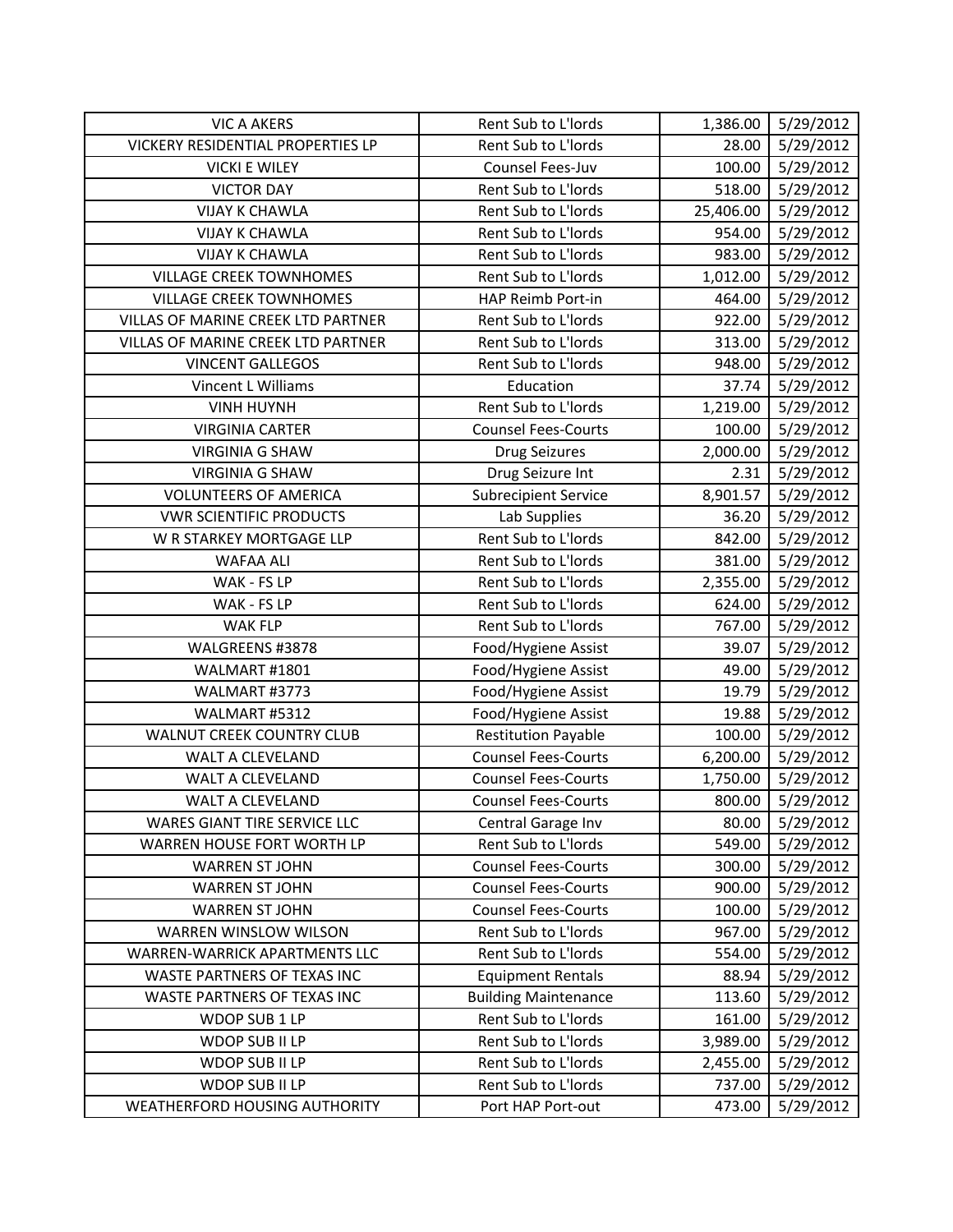| | | | |
|---|---|---|---|
| VIC A AKERS | Rent Sub to L'lords | 1,386.00 | 5/29/2012 |
| VICKERY RESIDENTIAL PROPERTIES LP | Rent Sub to L'lords | 28.00 | 5/29/2012 |
| VICKI E WILEY | Counsel Fees-Juv | 100.00 | 5/29/2012 |
| VICTOR DAY | Rent Sub to L'lords | 518.00 | 5/29/2012 |
| VIJAY K CHAWLA | Rent Sub to L'lords | 25,406.00 | 5/29/2012 |
| VIJAY K CHAWLA | Rent Sub to L'lords | 954.00 | 5/29/2012 |
| VIJAY K CHAWLA | Rent Sub to L'lords | 983.00 | 5/29/2012 |
| VILLAGE CREEK TOWNHOMES | Rent Sub to L'lords | 1,012.00 | 5/29/2012 |
| VILLAGE CREEK TOWNHOMES | HAP Reimb Port-in | 464.00 | 5/29/2012 |
| VILLAS OF MARINE CREEK LTD PARTNER | Rent Sub to L'lords | 922.00 | 5/29/2012 |
| VILLAS OF MARINE CREEK LTD PARTNER | Rent Sub to L'lords | 313.00 | 5/29/2012 |
| VINCENT GALLEGOS | Rent Sub to L'lords | 948.00 | 5/29/2012 |
| Vincent L Williams | Education | 37.74 | 5/29/2012 |
| VINH HUYNH | Rent Sub to L'lords | 1,219.00 | 5/29/2012 |
| VIRGINIA CARTER | Counsel Fees-Courts | 100.00 | 5/29/2012 |
| VIRGINIA G SHAW | Drug Seizures | 2,000.00 | 5/29/2012 |
| VIRGINIA G SHAW | Drug Seizure Int | 2.31 | 5/29/2012 |
| VOLUNTEERS OF AMERICA | Subrecipient Service | 8,901.57 | 5/29/2012 |
| VWR SCIENTIFIC PRODUCTS | Lab Supplies | 36.20 | 5/29/2012 |
| W R STARKEY MORTGAGE LLP | Rent Sub to L'lords | 842.00 | 5/29/2012 |
| WAFAA ALI | Rent Sub to L'lords | 381.00 | 5/29/2012 |
| WAK - FS LP | Rent Sub to L'lords | 2,355.00 | 5/29/2012 |
| WAK - FS LP | Rent Sub to L'lords | 624.00 | 5/29/2012 |
| WAK FLP | Rent Sub to L'lords | 767.00 | 5/29/2012 |
| WALGREENS #3878 | Food/Hygiene Assist | 39.07 | 5/29/2012 |
| WALMART #1801 | Food/Hygiene Assist | 49.00 | 5/29/2012 |
| WALMART #3773 | Food/Hygiene Assist | 19.79 | 5/29/2012 |
| WALMART #5312 | Food/Hygiene Assist | 19.88 | 5/29/2012 |
| WALNUT CREEK COUNTRY CLUB | Restitution Payable | 100.00 | 5/29/2012 |
| WALT A CLEVELAND | Counsel Fees-Courts | 6,200.00 | 5/29/2012 |
| WALT A CLEVELAND | Counsel Fees-Courts | 1,750.00 | 5/29/2012 |
| WALT A CLEVELAND | Counsel Fees-Courts | 800.00 | 5/29/2012 |
| WARES GIANT TIRE SERVICE LLC | Central Garage Inv | 80.00 | 5/29/2012 |
| WARREN HOUSE FORT WORTH LP | Rent Sub to L'lords | 549.00 | 5/29/2012 |
| WARREN ST JOHN | Counsel Fees-Courts | 300.00 | 5/29/2012 |
| WARREN ST JOHN | Counsel Fees-Courts | 900.00 | 5/29/2012 |
| WARREN ST JOHN | Counsel Fees-Courts | 100.00 | 5/29/2012 |
| WARREN WINSLOW WILSON | Rent Sub to L'lords | 967.00 | 5/29/2012 |
| WARREN-WARRICK APARTMENTS LLC | Rent Sub to L'lords | 554.00 | 5/29/2012 |
| WASTE PARTNERS OF TEXAS INC | Equipment Rentals | 88.94 | 5/29/2012 |
| WASTE PARTNERS OF TEXAS INC | Building Maintenance | 113.60 | 5/29/2012 |
| WDOP SUB 1 LP | Rent Sub to L'lords | 161.00 | 5/29/2012 |
| WDOP SUB II LP | Rent Sub to L'lords | 3,989.00 | 5/29/2012 |
| WDOP SUB II LP | Rent Sub to L'lords | 2,455.00 | 5/29/2012 |
| WDOP SUB II LP | Rent Sub to L'lords | 737.00 | 5/29/2012 |
| WEATHERFORD HOUSING AUTHORITY | Port HAP Port-out | 473.00 | 5/29/2012 |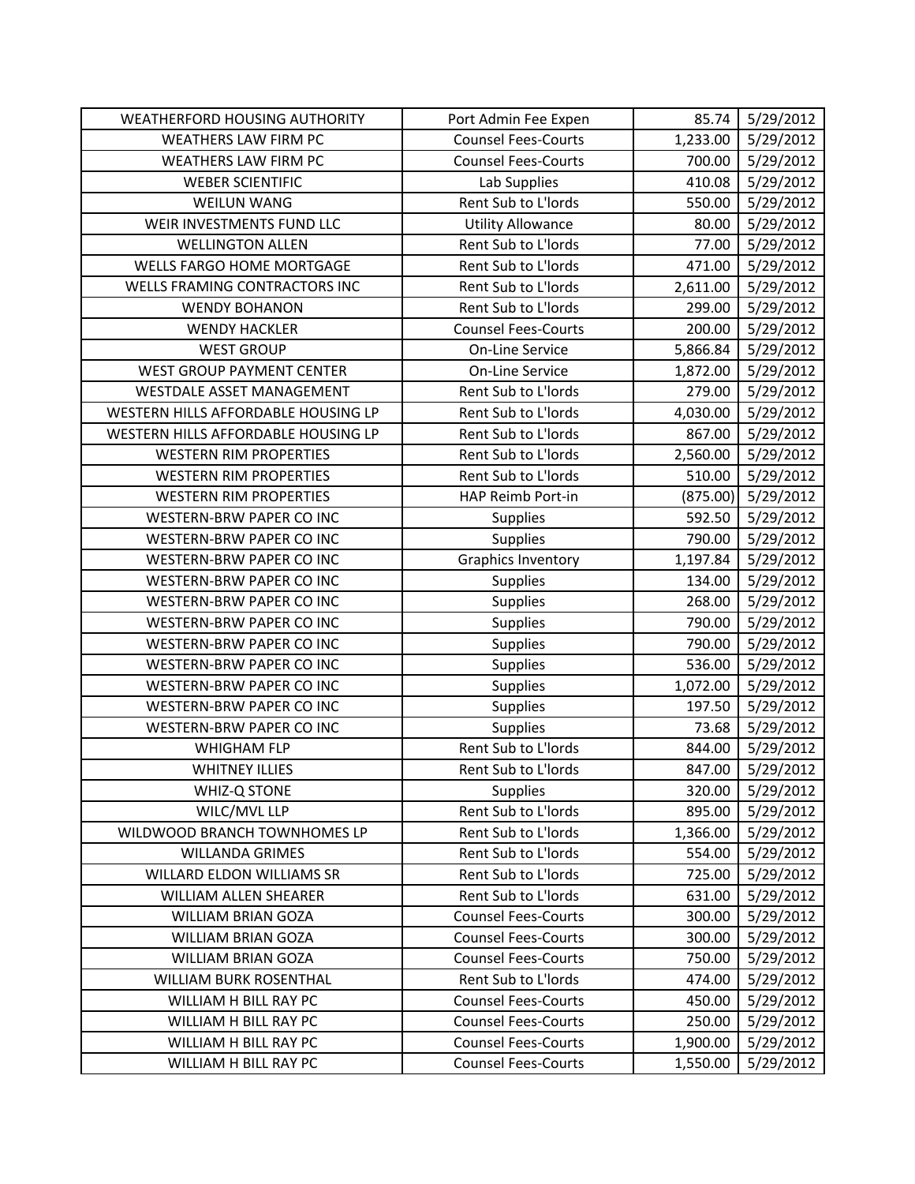| WEATHERFORD HOUSING AUTHORITY | Port Admin Fee Expen | 85.74 | 5/29/2012 |
|---|---|---|---|
| WEATHERS LAW FIRM PC | Counsel Fees-Courts | 1,233.00 | 5/29/2012 |
| WEATHERS LAW FIRM PC | Counsel Fees-Courts | 700.00 | 5/29/2012 |
| WEBER SCIENTIFIC | Lab Supplies | 410.08 | 5/29/2012 |
| WEILUN WANG | Rent Sub to L'lords | 550.00 | 5/29/2012 |
| WEIR INVESTMENTS FUND LLC | Utility Allowance | 80.00 | 5/29/2012 |
| WELLINGTON ALLEN | Rent Sub to L'lords | 77.00 | 5/29/2012 |
| WELLS FARGO HOME MORTGAGE | Rent Sub to L'lords | 471.00 | 5/29/2012 |
| WELLS FRAMING CONTRACTORS INC | Rent Sub to L'lords | 2,611.00 | 5/29/2012 |
| WENDY BOHANON | Rent Sub to L'lords | 299.00 | 5/29/2012 |
| WENDY HACKLER | Counsel Fees-Courts | 200.00 | 5/29/2012 |
| WEST GROUP | On-Line Service | 5,866.84 | 5/29/2012 |
| WEST GROUP PAYMENT CENTER | On-Line Service | 1,872.00 | 5/29/2012 |
| WESTDALE ASSET MANAGEMENT | Rent Sub to L'lords | 279.00 | 5/29/2012 |
| WESTERN HILLS AFFORDABLE HOUSING LP | Rent Sub to L'lords | 4,030.00 | 5/29/2012 |
| WESTERN HILLS AFFORDABLE HOUSING LP | Rent Sub to L'lords | 867.00 | 5/29/2012 |
| WESTERN RIM PROPERTIES | Rent Sub to L'lords | 2,560.00 | 5/29/2012 |
| WESTERN RIM PROPERTIES | Rent Sub to L'lords | 510.00 | 5/29/2012 |
| WESTERN RIM PROPERTIES | HAP Reimb Port-in | (875.00) | 5/29/2012 |
| WESTERN-BRW PAPER CO INC | Supplies | 592.50 | 5/29/2012 |
| WESTERN-BRW PAPER CO INC | Supplies | 790.00 | 5/29/2012 |
| WESTERN-BRW PAPER CO INC | Graphics Inventory | 1,197.84 | 5/29/2012 |
| WESTERN-BRW PAPER CO INC | Supplies | 134.00 | 5/29/2012 |
| WESTERN-BRW PAPER CO INC | Supplies | 268.00 | 5/29/2012 |
| WESTERN-BRW PAPER CO INC | Supplies | 790.00 | 5/29/2012 |
| WESTERN-BRW PAPER CO INC | Supplies | 790.00 | 5/29/2012 |
| WESTERN-BRW PAPER CO INC | Supplies | 536.00 | 5/29/2012 |
| WESTERN-BRW PAPER CO INC | Supplies | 1,072.00 | 5/29/2012 |
| WESTERN-BRW PAPER CO INC | Supplies | 197.50 | 5/29/2012 |
| WESTERN-BRW PAPER CO INC | Supplies | 73.68 | 5/29/2012 |
| WHIGHAM FLP | Rent Sub to L'lords | 844.00 | 5/29/2012 |
| WHITNEY ILLIES | Rent Sub to L'lords | 847.00 | 5/29/2012 |
| WHIZ-Q STONE | Supplies | 320.00 | 5/29/2012 |
| WILC/MVL LLP | Rent Sub to L'lords | 895.00 | 5/29/2012 |
| WILDWOOD BRANCH TOWNHOMES LP | Rent Sub to L'lords | 1,366.00 | 5/29/2012 |
| WILLANDA GRIMES | Rent Sub to L'lords | 554.00 | 5/29/2012 |
| WILLARD ELDON WILLIAMS SR | Rent Sub to L'lords | 725.00 | 5/29/2012 |
| WILLIAM ALLEN SHEARER | Rent Sub to L'lords | 631.00 | 5/29/2012 |
| WILLIAM BRIAN GOZA | Counsel Fees-Courts | 300.00 | 5/29/2012 |
| WILLIAM BRIAN GOZA | Counsel Fees-Courts | 300.00 | 5/29/2012 |
| WILLIAM BRIAN GOZA | Counsel Fees-Courts | 750.00 | 5/29/2012 |
| WILLIAM BURK ROSENTHAL | Rent Sub to L'lords | 474.00 | 5/29/2012 |
| WILLIAM H BILL RAY PC | Counsel Fees-Courts | 450.00 | 5/29/2012 |
| WILLIAM H BILL RAY PC | Counsel Fees-Courts | 250.00 | 5/29/2012 |
| WILLIAM H BILL RAY PC | Counsel Fees-Courts | 1,900.00 | 5/29/2012 |
| WILLIAM H BILL RAY PC | Counsel Fees-Courts | 1,550.00 | 5/29/2012 |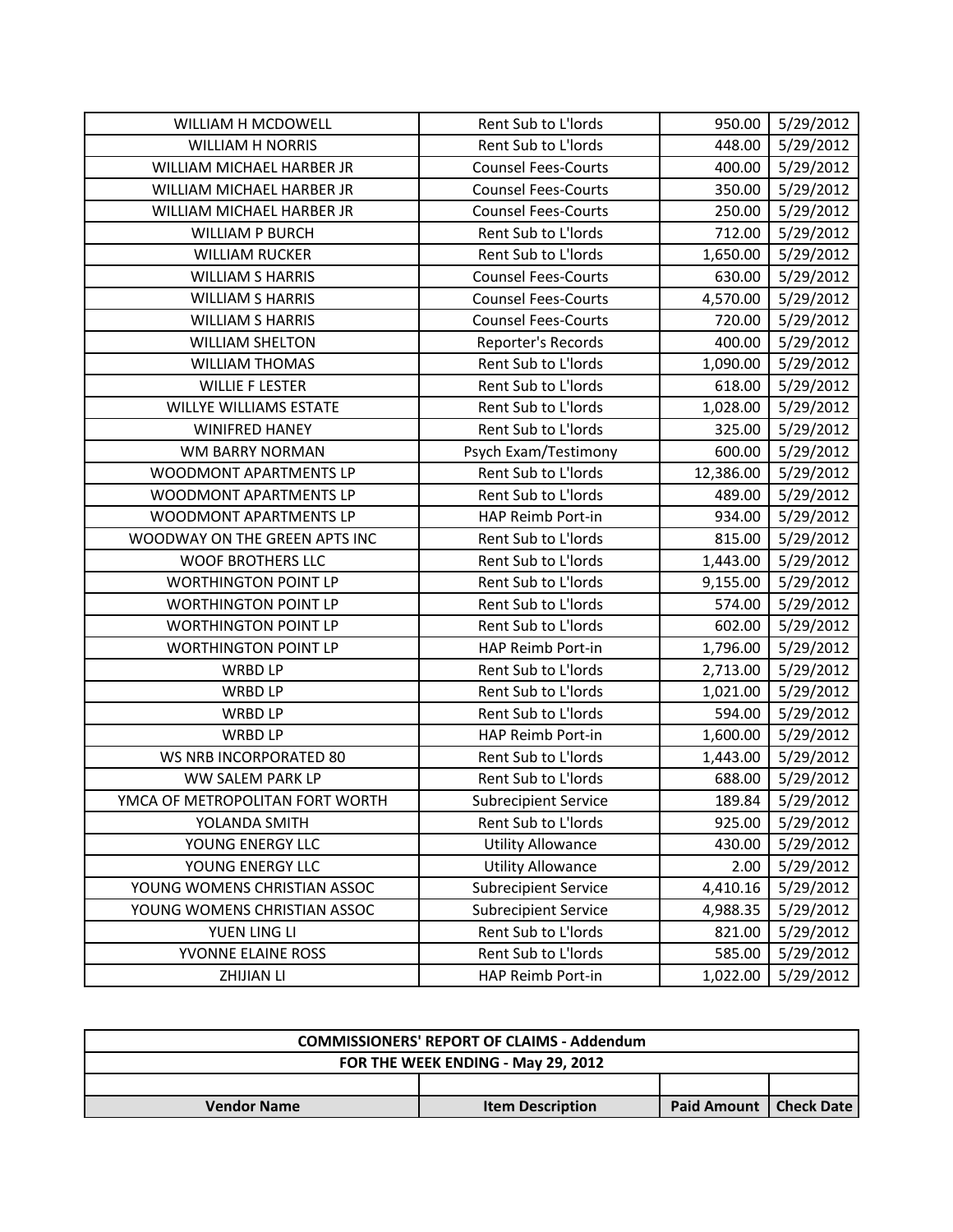| | | | |
|---|---|---|---|
| WILLIAM H MCDOWELL | Rent Sub to L'lords | 950.00 | 5/29/2012 |
| WILLIAM H NORRIS | Rent Sub to L'lords | 448.00 | 5/29/2012 |
| WILLIAM MICHAEL HARBER JR | Counsel Fees-Courts | 400.00 | 5/29/2012 |
| WILLIAM MICHAEL HARBER JR | Counsel Fees-Courts | 350.00 | 5/29/2012 |
| WILLIAM MICHAEL HARBER JR | Counsel Fees-Courts | 250.00 | 5/29/2012 |
| WILLIAM P BURCH | Rent Sub to L'lords | 712.00 | 5/29/2012 |
| WILLIAM RUCKER | Rent Sub to L'lords | 1,650.00 | 5/29/2012 |
| WILLIAM S HARRIS | Counsel Fees-Courts | 630.00 | 5/29/2012 |
| WILLIAM S HARRIS | Counsel Fees-Courts | 4,570.00 | 5/29/2012 |
| WILLIAM S HARRIS | Counsel Fees-Courts | 720.00 | 5/29/2012 |
| WILLIAM SHELTON | Reporter's Records | 400.00 | 5/29/2012 |
| WILLIAM THOMAS | Rent Sub to L'lords | 1,090.00 | 5/29/2012 |
| WILLIE F LESTER | Rent Sub to L'lords | 618.00 | 5/29/2012 |
| WILLYE WILLIAMS ESTATE | Rent Sub to L'lords | 1,028.00 | 5/29/2012 |
| WINIFRED HANEY | Rent Sub to L'lords | 325.00 | 5/29/2012 |
| WM BARRY NORMAN | Psych Exam/Testimony | 600.00 | 5/29/2012 |
| WOODMONT APARTMENTS LP | Rent Sub to L'lords | 12,386.00 | 5/29/2012 |
| WOODMONT APARTMENTS LP | Rent Sub to L'lords | 489.00 | 5/29/2012 |
| WOODMONT APARTMENTS LP | HAP Reimb Port-in | 934.00 | 5/29/2012 |
| WOODWAY ON THE GREEN APTS INC | Rent Sub to L'lords | 815.00 | 5/29/2012 |
| WOOF BROTHERS LLC | Rent Sub to L'lords | 1,443.00 | 5/29/2012 |
| WORTHINGTON POINT LP | Rent Sub to L'lords | 9,155.00 | 5/29/2012 |
| WORTHINGTON POINT LP | Rent Sub to L'lords | 574.00 | 5/29/2012 |
| WORTHINGTON POINT LP | Rent Sub to L'lords | 602.00 | 5/29/2012 |
| WORTHINGTON POINT LP | HAP Reimb Port-in | 1,796.00 | 5/29/2012 |
| WRBD LP | Rent Sub to L'lords | 2,713.00 | 5/29/2012 |
| WRBD LP | Rent Sub to L'lords | 1,021.00 | 5/29/2012 |
| WRBD LP | Rent Sub to L'lords | 594.00 | 5/29/2012 |
| WRBD LP | HAP Reimb Port-in | 1,600.00 | 5/29/2012 |
| WS NRB INCORPORATED 80 | Rent Sub to L'lords | 1,443.00 | 5/29/2012 |
| WW SALEM PARK LP | Rent Sub to L'lords | 688.00 | 5/29/2012 |
| YMCA OF METROPOLITAN FORT WORTH | Subrecipient Service | 189.84 | 5/29/2012 |
| YOLANDA SMITH | Rent Sub to L'lords | 925.00 | 5/29/2012 |
| YOUNG ENERGY LLC | Utility Allowance | 430.00 | 5/29/2012 |
| YOUNG ENERGY LLC | Utility Allowance | 2.00 | 5/29/2012 |
| YOUNG WOMENS CHRISTIAN ASSOC | Subrecipient Service | 4,410.16 | 5/29/2012 |
| YOUNG WOMENS CHRISTIAN ASSOC | Subrecipient Service | 4,988.35 | 5/29/2012 |
| YUEN LING LI | Rent Sub to L'lords | 821.00 | 5/29/2012 |
| YVONNE ELAINE ROSS | Rent Sub to L'lords | 585.00 | 5/29/2012 |
| ZHIJIAN LI | HAP Reimb Port-in | 1,022.00 | 5/29/2012 |

| COMMISSIONERS' REPORT OF CLAIMS - Addendum | | | |
|---|---|---|---|
| FOR THE WEEK ENDING - May 29, 2012 | | | |
| | | | |
| **Vendor Name** | **Item Description** | **Paid Amount** | **Check Date** |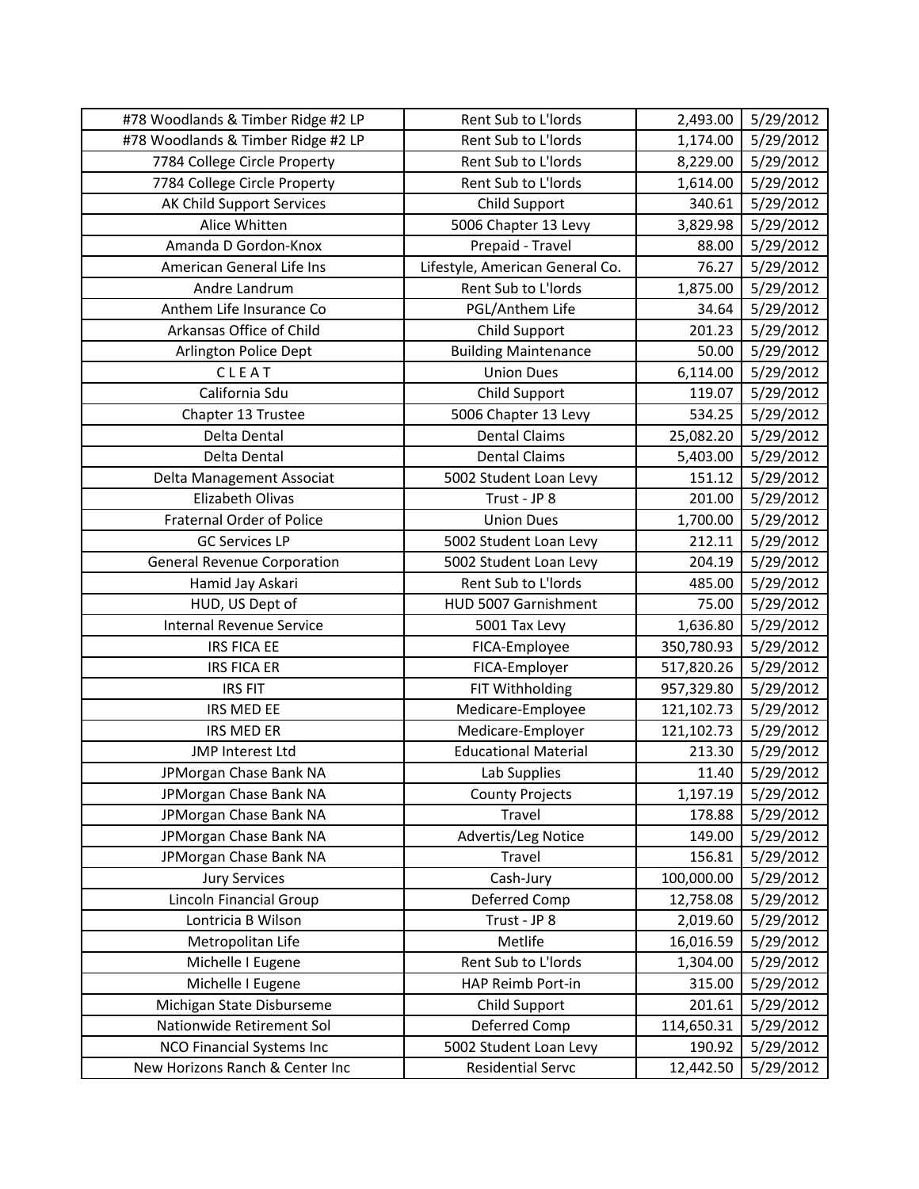| | | | |
|---|---|---|---|
| #78 Woodlands & Timber Ridge #2 LP | Rent Sub to L'lords | 2,493.00 | 5/29/2012 |
| #78 Woodlands & Timber Ridge #2 LP | Rent Sub to L'lords | 1,174.00 | 5/29/2012 |
| 7784 College Circle Property | Rent Sub to L'lords | 8,229.00 | 5/29/2012 |
| 7784 College Circle Property | Rent Sub to L'lords | 1,614.00 | 5/29/2012 |
| AK Child Support Services | Child Support | 340.61 | 5/29/2012 |
| Alice Whitten | 5006 Chapter 13 Levy | 3,829.98 | 5/29/2012 |
| Amanda D Gordon-Knox | Prepaid - Travel | 88.00 | 5/29/2012 |
| American General Life Ins | Lifestyle, American General Co. | 76.27 | 5/29/2012 |
| Andre Landrum | Rent Sub to L'lords | 1,875.00 | 5/29/2012 |
| Anthem Life Insurance Co | PGL/Anthem Life | 34.64 | 5/29/2012 |
| Arkansas Office of Child | Child Support | 201.23 | 5/29/2012 |
| Arlington Police Dept | Building Maintenance | 50.00 | 5/29/2012 |
| C L E A T | Union Dues | 6,114.00 | 5/29/2012 |
| California Sdu | Child Support | 119.07 | 5/29/2012 |
| Chapter 13 Trustee | 5006 Chapter 13 Levy | 534.25 | 5/29/2012 |
| Delta Dental | Dental Claims | 25,082.20 | 5/29/2012 |
| Delta Dental | Dental Claims | 5,403.00 | 5/29/2012 |
| Delta Management Associat | 5002 Student Loan Levy | 151.12 | 5/29/2012 |
| Elizabeth Olivas | Trust - JP 8 | 201.00 | 5/29/2012 |
| Fraternal Order of Police | Union Dues | 1,700.00 | 5/29/2012 |
| GC Services LP | 5002 Student Loan Levy | 212.11 | 5/29/2012 |
| General Revenue Corporation | 5002 Student Loan Levy | 204.19 | 5/29/2012 |
| Hamid Jay Askari | Rent Sub to L'lords | 485.00 | 5/29/2012 |
| HUD, US Dept of | HUD 5007 Garnishment | 75.00 | 5/29/2012 |
| Internal Revenue Service | 5001 Tax Levy | 1,636.80 | 5/29/2012 |
| IRS FICA EE | FICA-Employee | 350,780.93 | 5/29/2012 |
| IRS FICA ER | FICA-Employer | 517,820.26 | 5/29/2012 |
| IRS FIT | FIT Withholding | 957,329.80 | 5/29/2012 |
| IRS MED EE | Medicare-Employee | 121,102.73 | 5/29/2012 |
| IRS MED ER | Medicare-Employer | 121,102.73 | 5/29/2012 |
| JMP Interest Ltd | Educational Material | 213.30 | 5/29/2012 |
| JPMorgan Chase Bank NA | Lab Supplies | 11.40 | 5/29/2012 |
| JPMorgan Chase Bank NA | County Projects | 1,197.19 | 5/29/2012 |
| JPMorgan Chase Bank NA | Travel | 178.88 | 5/29/2012 |
| JPMorgan Chase Bank NA | Advertis/Leg Notice | 149.00 | 5/29/2012 |
| JPMorgan Chase Bank NA | Travel | 156.81 | 5/29/2012 |
| Jury Services | Cash-Jury | 100,000.00 | 5/29/2012 |
| Lincoln Financial Group | Deferred Comp | 12,758.08 | 5/29/2012 |
| Lontricia B Wilson | Trust - JP 8 | 2,019.60 | 5/29/2012 |
| Metropolitan Life | Metlife | 16,016.59 | 5/29/2012 |
| Michelle I Eugene | Rent Sub to L'lords | 1,304.00 | 5/29/2012 |
| Michelle I Eugene | HAP Reimb Port-in | 315.00 | 5/29/2012 |
| Michigan State Disburseme | Child Support | 201.61 | 5/29/2012 |
| Nationwide Retirement Sol | Deferred Comp | 114,650.31 | 5/29/2012 |
| NCO Financial Systems Inc | 5002 Student Loan Levy | 190.92 | 5/29/2012 |
| New Horizons Ranch & Center Inc | Residential Servc | 12,442.50 | 5/29/2012 |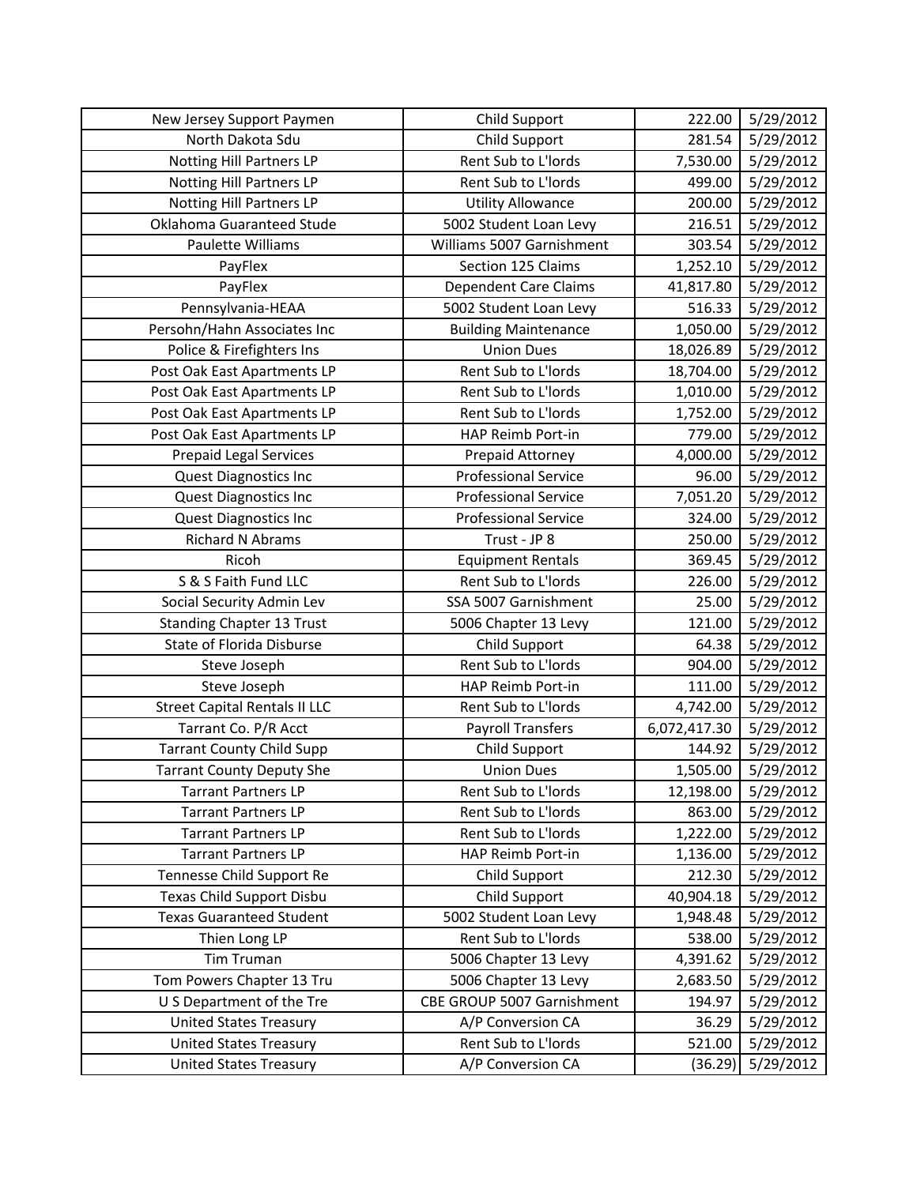| New Jersey Support Paymen | Child Support | 222.00 | 5/29/2012 |
|---|---|---|---|
| North Dakota Sdu | Child Support | 281.54 | 5/29/2012 |
| Notting Hill Partners LP | Rent Sub to L'lords | 7,530.00 | 5/29/2012 |
| Notting Hill Partners LP | Rent Sub to L'lords | 499.00 | 5/29/2012 |
| Notting Hill Partners LP | Utility Allowance | 200.00 | 5/29/2012 |
| Oklahoma Guaranteed Stude | 5002 Student Loan Levy | 216.51 | 5/29/2012 |
| Paulette Williams | Williams 5007 Garnishment | 303.54 | 5/29/2012 |
| PayFlex | Section 125 Claims | 1,252.10 | 5/29/2012 |
| PayFlex | Dependent Care Claims | 41,817.80 | 5/29/2012 |
| Pennsylvania-HEAA | 5002 Student Loan Levy | 516.33 | 5/29/2012 |
| Persohn/Hahn Associates Inc | Building Maintenance | 1,050.00 | 5/29/2012 |
| Police & Firefighters Ins | Union Dues | 18,026.89 | 5/29/2012 |
| Post Oak East Apartments LP | Rent Sub to L'lords | 18,704.00 | 5/29/2012 |
| Post Oak East Apartments LP | Rent Sub to L'lords | 1,010.00 | 5/29/2012 |
| Post Oak East Apartments LP | Rent Sub to L'lords | 1,752.00 | 5/29/2012 |
| Post Oak East Apartments LP | HAP Reimb Port-in | 779.00 | 5/29/2012 |
| Prepaid Legal Services | Prepaid Attorney | 4,000.00 | 5/29/2012 |
| Quest Diagnostics Inc | Professional Service | 96.00 | 5/29/2012 |
| Quest Diagnostics Inc | Professional Service | 7,051.20 | 5/29/2012 |
| Quest Diagnostics Inc | Professional Service | 324.00 | 5/29/2012 |
| Richard N Abrams | Trust - JP 8 | 250.00 | 5/29/2012 |
| Ricoh | Equipment Rentals | 369.45 | 5/29/2012 |
| S & S Faith Fund LLC | Rent Sub to L'lords | 226.00 | 5/29/2012 |
| Social Security Admin Lev | SSA 5007 Garnishment | 25.00 | 5/29/2012 |
| Standing Chapter 13 Trust | 5006 Chapter 13 Levy | 121.00 | 5/29/2012 |
| State of Florida Disburse | Child Support | 64.38 | 5/29/2012 |
| Steve Joseph | Rent Sub to L'lords | 904.00 | 5/29/2012 |
| Steve Joseph | HAP Reimb Port-in | 111.00 | 5/29/2012 |
| Street Capital Rentals II LLC | Rent Sub to L'lords | 4,742.00 | 5/29/2012 |
| Tarrant Co. P/R Acct | Payroll Transfers | 6,072,417.30 | 5/29/2012 |
| Tarrant County Child Supp | Child Support | 144.92 | 5/29/2012 |
| Tarrant County Deputy She | Union Dues | 1,505.00 | 5/29/2012 |
| Tarrant Partners LP | Rent Sub to L'lords | 12,198.00 | 5/29/2012 |
| Tarrant Partners LP | Rent Sub to L'lords | 863.00 | 5/29/2012 |
| Tarrant Partners LP | Rent Sub to L'lords | 1,222.00 | 5/29/2012 |
| Tarrant Partners LP | HAP Reimb Port-in | 1,136.00 | 5/29/2012 |
| Tennesse Child Support Re | Child Support | 212.30 | 5/29/2012 |
| Texas Child Support Disbu | Child Support | 40,904.18 | 5/29/2012 |
| Texas Guaranteed Student | 5002 Student Loan Levy | 1,948.48 | 5/29/2012 |
| Thien Long LP | Rent Sub to L'lords | 538.00 | 5/29/2012 |
| Tim Truman | 5006 Chapter 13 Levy | 4,391.62 | 5/29/2012 |
| Tom Powers Chapter 13 Tru | 5006 Chapter 13 Levy | 2,683.50 | 5/29/2012 |
| U S Department of the Tre | CBE GROUP 5007 Garnishment | 194.97 | 5/29/2012 |
| United States Treasury | A/P Conversion CA | 36.29 | 5/29/2012 |
| United States Treasury | Rent Sub to L'lords | 521.00 | 5/29/2012 |
| United States Treasury | A/P Conversion CA | (36.29) | 5/29/2012 |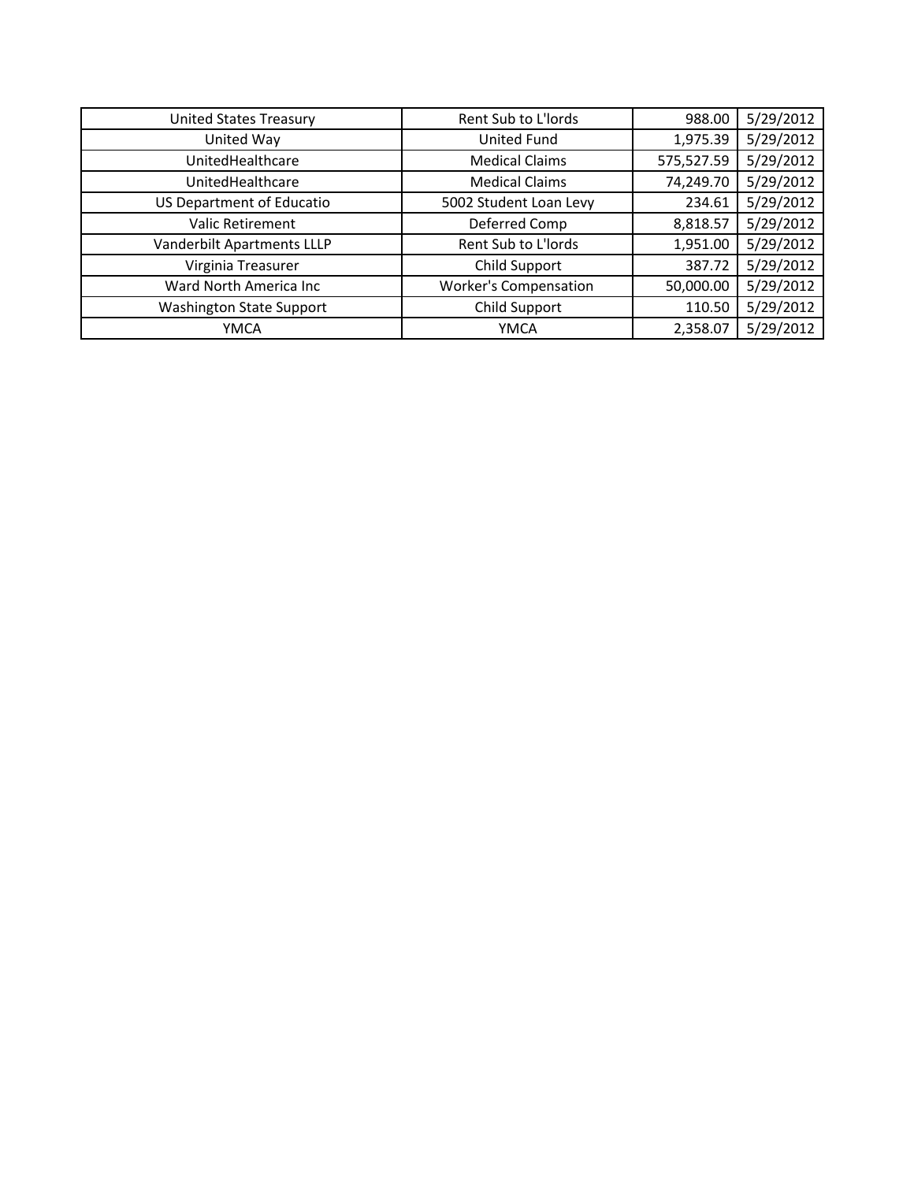| | | | |
|---|---|---|---|
| United States Treasury | Rent Sub to L'lords | 988.00 | 5/29/2012 |
| United Way | United Fund | 1,975.39 | 5/29/2012 |
| UnitedHealthcare | Medical Claims | 575,527.59 | 5/29/2012 |
| UnitedHealthcare | Medical Claims | 74,249.70 | 5/29/2012 |
| US Department of Educatio | 5002 Student Loan Levy | 234.61 | 5/29/2012 |
| Valic Retirement | Deferred Comp | 8,818.57 | 5/29/2012 |
| Vanderbilt Apartments LLLP | Rent Sub to L'lords | 1,951.00 | 5/29/2012 |
| Virginia Treasurer | Child Support | 387.72 | 5/29/2012 |
| Ward North America Inc | Worker's Compensation | 50,000.00 | 5/29/2012 |
| Washington State Support | Child Support | 110.50 | 5/29/2012 |
| YMCA | YMCA | 2,358.07 | 5/29/2012 |